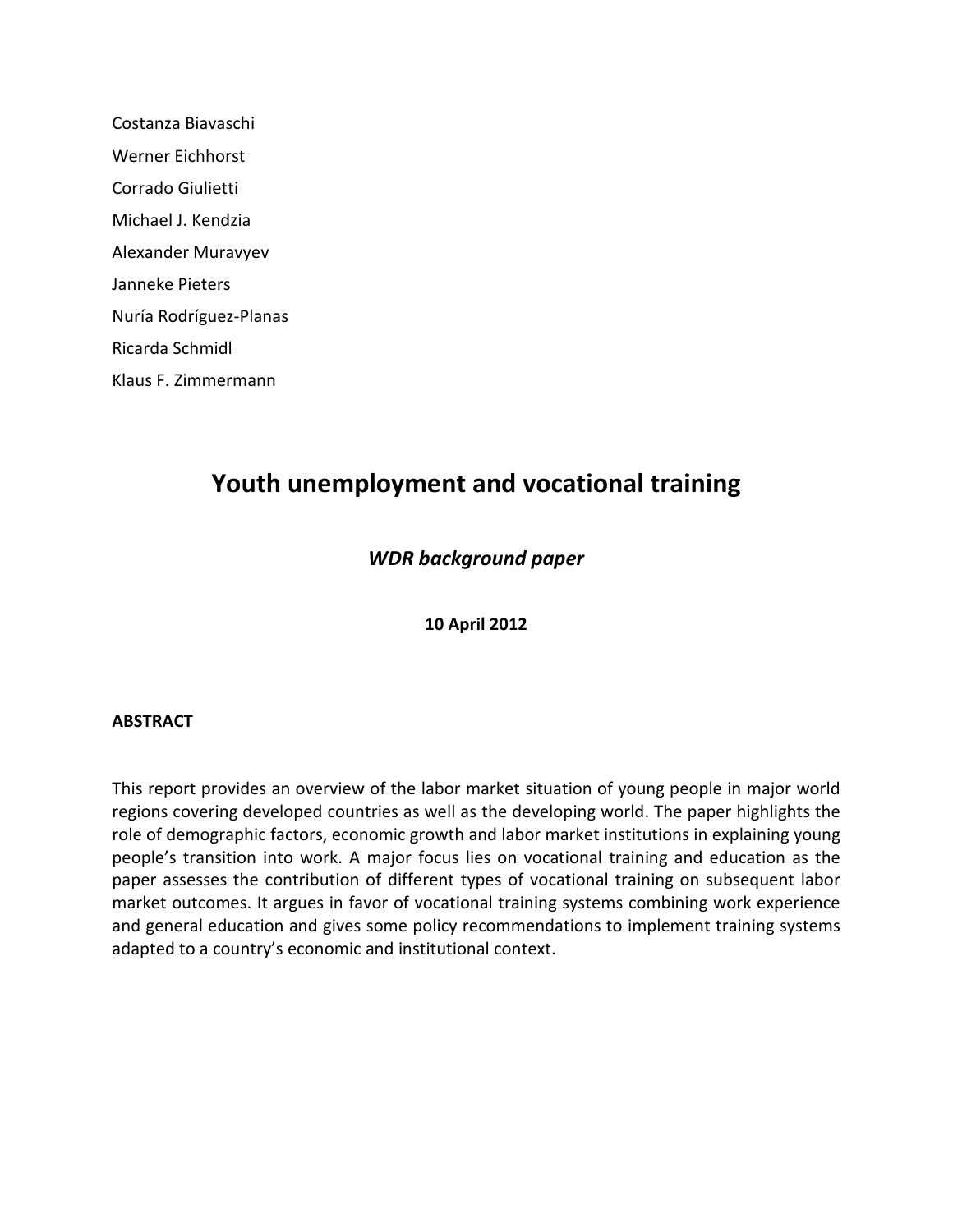Costanza Biavaschi

Werner Eichhorst

Corrado Giulietti

Michael J. Kendzia

Alexander Muravyev

Janneke Pieters

Nuría Rodríguez-Planas

Ricarda Schmidl

Klaus F. Zimmermann

# Youth unemployment and vocational training

***WDR background paper***

**10 April 2012**

**ABSTRACT**

This report provides an overview of the labor market situation of young people in major world regions covering developed countries as well as the developing world. The paper highlights the role of demographic factors, economic growth and labor market institutions in explaining young people's transition into work. A major focus lies on vocational training and education as the paper assesses the contribution of different types of vocational training on subsequent labor market outcomes. It argues in favor of vocational training systems combining work experience and general education and gives some policy recommendations to implement training systems adapted to a country's economic and institutional context.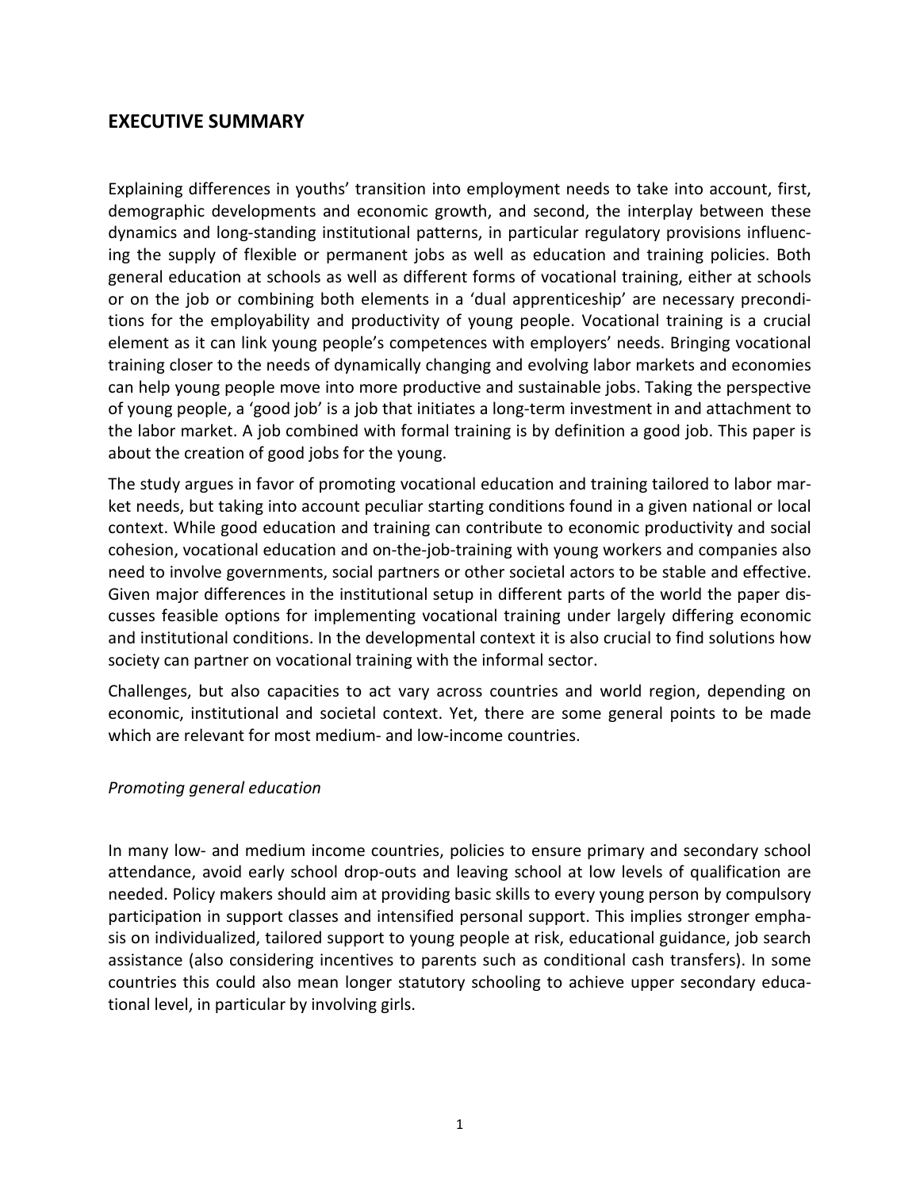## EXECUTIVE SUMMARY

Explaining differences in youths' transition into employment needs to take into account, first, demographic developments and economic growth, and second, the interplay between these dynamics and long-standing institutional patterns, in particular regulatory provisions influencing the supply of flexible or permanent jobs as well as education and training policies. Both general education at schools as well as different forms of vocational training, either at schools or on the job or combining both elements in a 'dual apprenticeship' are necessary preconditions for the employability and productivity of young people. Vocational training is a crucial element as it can link young people's competences with employers' needs. Bringing vocational training closer to the needs of dynamically changing and evolving labor markets and economies can help young people move into more productive and sustainable jobs. Taking the perspective of young people, a 'good job' is a job that initiates a long-term investment in and attachment to the labor market. A job combined with formal training is by definition a good job. This paper is about the creation of good jobs for the young.

The study argues in favor of promoting vocational education and training tailored to labor market needs, but taking into account peculiar starting conditions found in a given national or local context. While good education and training can contribute to economic productivity and social cohesion, vocational education and on-the-job-training with young workers and companies also need to involve governments, social partners or other societal actors to be stable and effective. Given major differences in the institutional setup in different parts of the world the paper discusses feasible options for implementing vocational training under largely differing economic and institutional conditions. In the developmental context it is also crucial to find solutions how society can partner on vocational training with the informal sector.

Challenges, but also capacities to act vary across countries and world region, depending on economic, institutional and societal context. Yet, there are some general points to be made which are relevant for most medium- and low-income countries.

*Promoting general education*

In many low- and medium income countries, policies to ensure primary and secondary school attendance, avoid early school drop-outs and leaving school at low levels of qualification are needed. Policy makers should aim at providing basic skills to every young person by compulsory participation in support classes and intensified personal support. This implies stronger emphasis on individualized, tailored support to young people at risk, educational guidance, job search assistance (also considering incentives to parents such as conditional cash transfers). In some countries this could also mean longer statutory schooling to achieve upper secondary educational level, in particular by involving girls.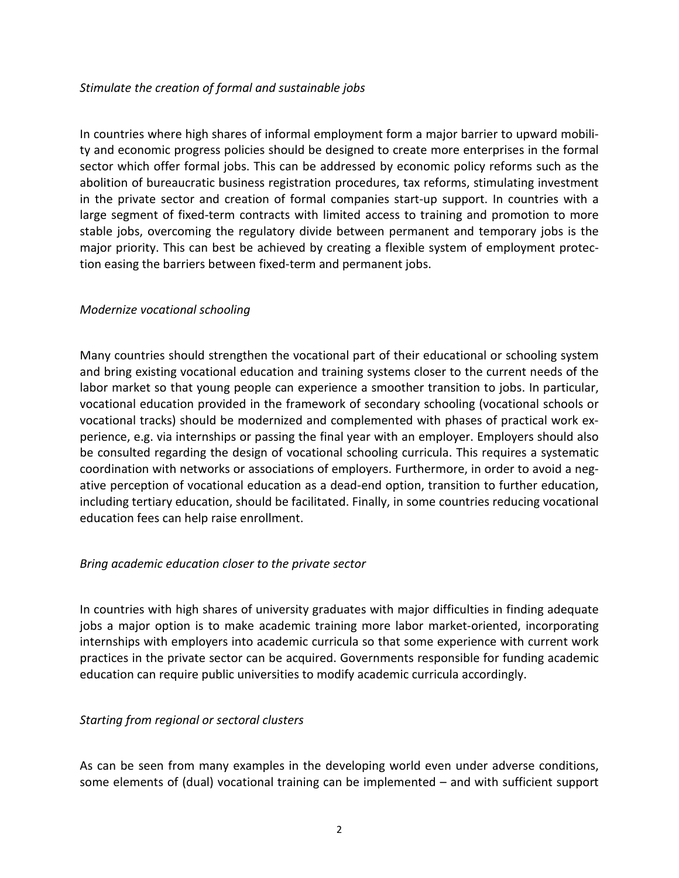*Stimulate the creation of formal and sustainable jobs*

In countries where high shares of informal employment form a major barrier to upward mobility and economic progress policies should be designed to create more enterprises in the formal sector which offer formal jobs. This can be addressed by economic policy reforms such as the abolition of bureaucratic business registration procedures, tax reforms, stimulating investment in the private sector and creation of formal companies start-up support. In countries with a large segment of fixed-term contracts with limited access to training and promotion to more stable jobs, overcoming the regulatory divide between permanent and temporary jobs is the major priority. This can best be achieved by creating a flexible system of employment protection easing the barriers between fixed-term and permanent jobs.

*Modernize vocational schooling*

Many countries should strengthen the vocational part of their educational or schooling system and bring existing vocational education and training systems closer to the current needs of the labor market so that young people can experience a smoother transition to jobs. In particular, vocational education provided in the framework of secondary schooling (vocational schools or vocational tracks) should be modernized and complemented with phases of practical work experience, e.g. via internships or passing the final year with an employer. Employers should also be consulted regarding the design of vocational schooling curricula. This requires a systematic coordination with networks or associations of employers. Furthermore, in order to avoid a negative perception of vocational education as a dead-end option, transition to further education, including tertiary education, should be facilitated. Finally, in some countries reducing vocational education fees can help raise enrollment.

*Bring academic education closer to the private sector*

In countries with high shares of university graduates with major difficulties in finding adequate jobs a major option is to make academic training more labor market-oriented, incorporating internships with employers into academic curricula so that some experience with current work practices in the private sector can be acquired. Governments responsible for funding academic education can require public universities to modify academic curricula accordingly.

*Starting from regional or sectoral clusters*

As can be seen from many examples in the developing world even under adverse conditions, some elements of (dual) vocational training can be implemented – and with sufficient support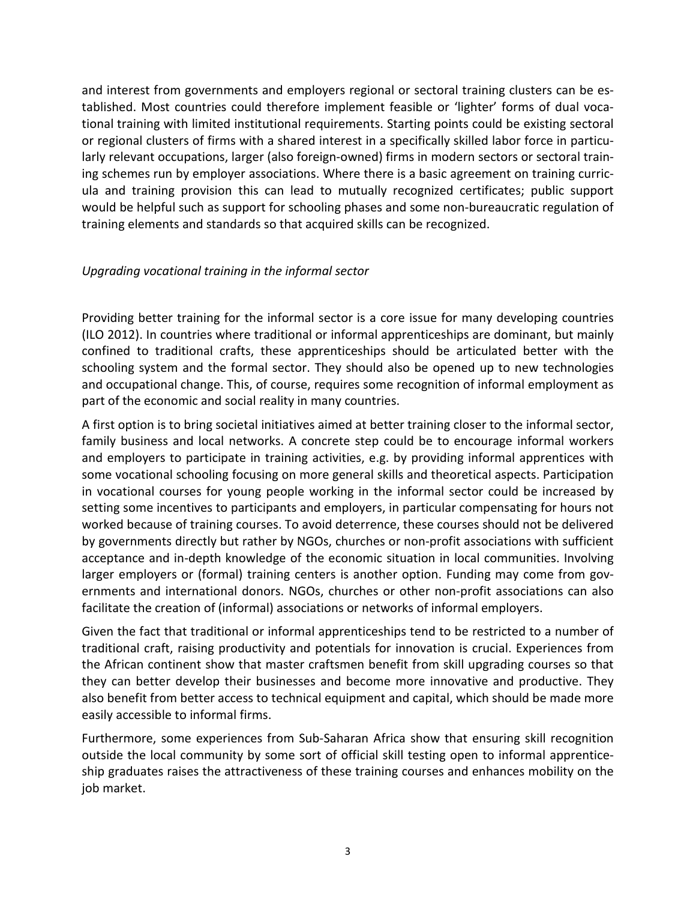and interest from governments and employers regional or sectoral training clusters can be established. Most countries could therefore implement feasible or 'lighter' forms of dual vocational training with limited institutional requirements. Starting points could be existing sectoral or regional clusters of firms with a shared interest in a specifically skilled labor force in particularly relevant occupations, larger (also foreign-owned) firms in modern sectors or sectoral training schemes run by employer associations. Where there is a basic agreement on training curricula and training provision this can lead to mutually recognized certificates; public support would be helpful such as support for schooling phases and some non-bureaucratic regulation of training elements and standards so that acquired skills can be recognized.

*Upgrading vocational training in the informal sector*

Providing better training for the informal sector is a core issue for many developing countries (ILO 2012). In countries where traditional or informal apprenticeships are dominant, but mainly confined to traditional crafts, these apprenticeships should be articulated better with the schooling system and the formal sector. They should also be opened up to new technologies and occupational change. This, of course, requires some recognition of informal employment as part of the economic and social reality in many countries.

A first option is to bring societal initiatives aimed at better training closer to the informal sector, family business and local networks. A concrete step could be to encourage informal workers and employers to participate in training activities, e.g. by providing informal apprentices with some vocational schooling focusing on more general skills and theoretical aspects. Participation in vocational courses for young people working in the informal sector could be increased by setting some incentives to participants and employers, in particular compensating for hours not worked because of training courses. To avoid deterrence, these courses should not be delivered by governments directly but rather by NGOs, churches or non-profit associations with sufficient acceptance and in-depth knowledge of the economic situation in local communities. Involving larger employers or (formal) training centers is another option. Funding may come from governments and international donors. NGOs, churches or other non-profit associations can also facilitate the creation of (informal) associations or networks of informal employers.

Given the fact that traditional or informal apprenticeships tend to be restricted to a number of traditional craft, raising productivity and potentials for innovation is crucial. Experiences from the African continent show that master craftsmen benefit from skill upgrading courses so that they can better develop their businesses and become more innovative and productive. They also benefit from better access to technical equipment and capital, which should be made more easily accessible to informal firms.

Furthermore, some experiences from Sub-Saharan Africa show that ensuring skill recognition outside the local community by some sort of official skill testing open to informal apprenticeship graduates raises the attractiveness of these training courses and enhances mobility on the job market.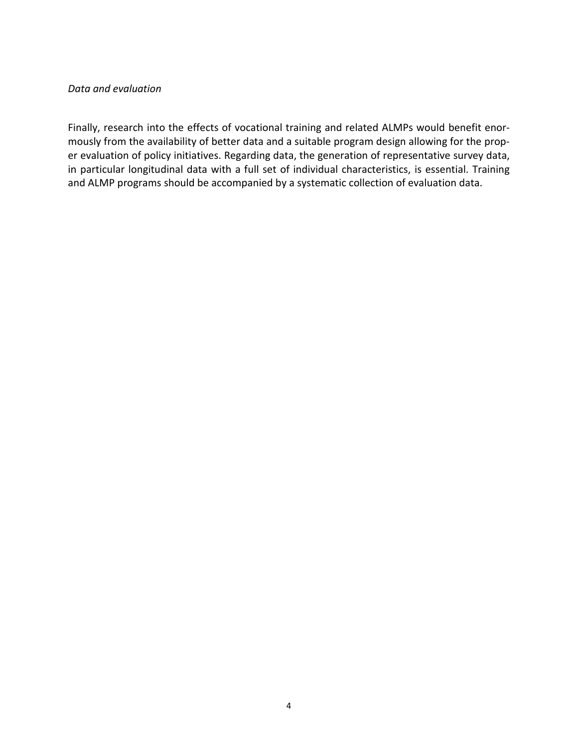*Data and evaluation*

Finally, research into the effects of vocational training and related ALMPs would benefit enormously from the availability of better data and a suitable program design allowing for the proper evaluation of policy initiatives. Regarding data, the generation of representative survey data, in particular longitudinal data with a full set of individual characteristics, is essential. Training and ALMP programs should be accompanied by a systematic collection of evaluation data.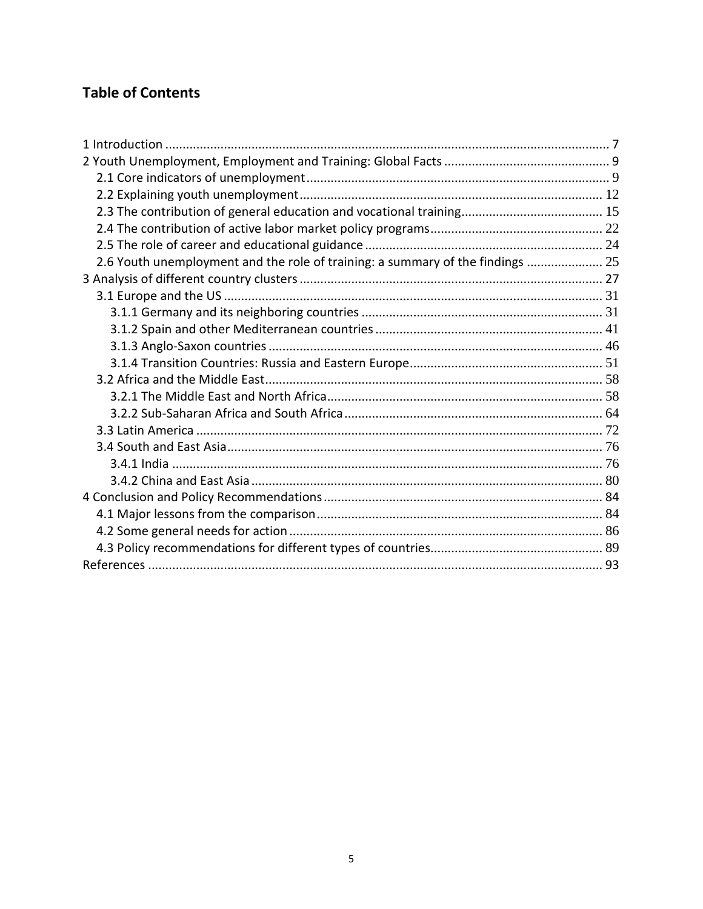## Table of Contents

1 Introduction ..... 7
2 Youth Unemployment, Employment and Training: Global Facts ..... 9
  2.1 Core indicators of unemployment ..... 9
  2.2 Explaining youth unemployment ..... 12
  2.3 The contribution of general education and vocational training ..... 15
  2.4 The contribution of active labor market policy programs ..... 22
  2.5 The role of career and educational guidance ..... 24
  2.6 Youth unemployment and the role of training: a summary of the findings ..... 25
3 Analysis of different country clusters ..... 27
  3.1 Europe and the US ..... 31
    3.1.1 Germany and its neighboring countries ..... 31
    3.1.2 Spain and other Mediterranean countries ..... 41
    3.1.3 Anglo-Saxon countries ..... 46
    3.1.4 Transition Countries: Russia and Eastern Europe ..... 51
  3.2 Africa and the Middle East ..... 58
    3.2.1 The Middle East and North Africa ..... 58
    3.2.2 Sub-Saharan Africa and South Africa ..... 64
  3.3 Latin America ..... 72
  3.4 South and East Asia ..... 76
    3.4.1 India ..... 76
    3.4.2 China and East Asia ..... 80
4 Conclusion and Policy Recommendations ..... 84
  4.1 Major lessons from the comparison ..... 84
  4.2 Some general needs for action ..... 86
  4.3 Policy recommendations for different types of countries ..... 89
References ..... 93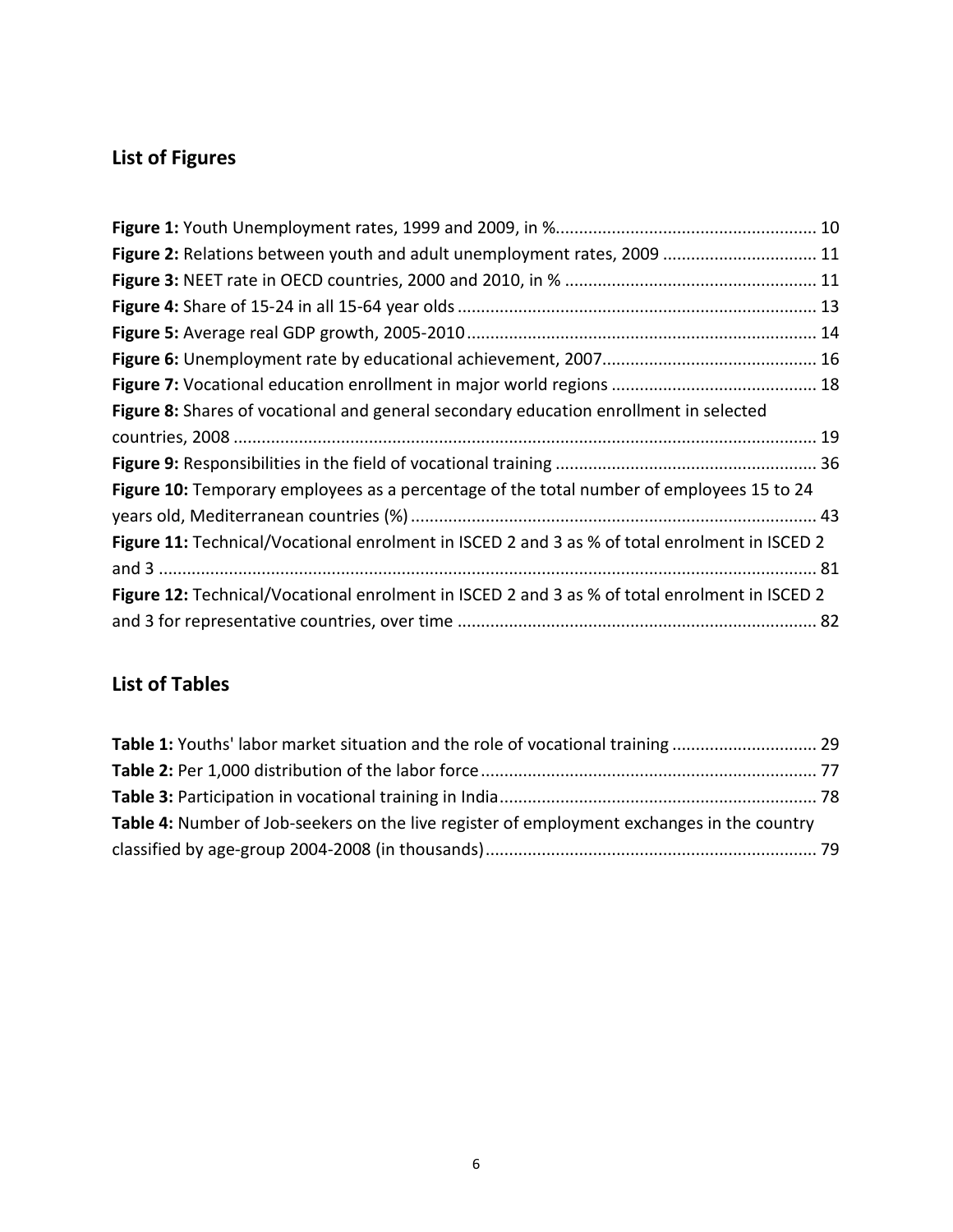## List of Figures

**Figure 1:** Youth Unemployment rates, 1999 and 2009, in %........................................................ 10
**Figure 2:** Relations between youth and adult unemployment rates, 2009 ................................. 11
**Figure 3:** NEET rate in OECD countries, 2000 and 2010, in % ...................................................... 11
**Figure 4:** Share of 15-24 in all 15-64 year olds ............................................................................ 13
**Figure 5:** Average real GDP growth, 2005-2010 ........................................................................... 14
**Figure 6:** Unemployment rate by educational achievement, 2007.............................................. 16
**Figure 7:** Vocational education enrollment in major world regions ............................................ 18
**Figure 8:** Shares of vocational and general secondary education enrollment in selected countries, 2008 ............................................................................................................................ 19
**Figure 9:** Responsibilities in the field of vocational training ........................................................ 36
**Figure 10:** Temporary employees as a percentage of the total number of employees 15 to 24 years old, Mediterranean countries (%) ...................................................................................... 43
**Figure 11:** Technical/Vocational enrolment in ISCED 2 and 3 as % of total enrolment in ISCED 2 and 3 ............................................................................................................................................ 81
**Figure 12:** Technical/Vocational enrolment in ISCED 2 and 3 as % of total enrolment in ISCED 2 and 3 for representative countries, over time ............................................................................ 82

## List of Tables

**Table 1:** Youths' labor market situation and the role of vocational training ............................... 29
**Table 2:** Per 1,000 distribution of the labor force ....................................................................... 77
**Table 3:** Participation in vocational training in India ................................................................... 78
**Table 4:** Number of Job-seekers on the live register of employment exchanges in the country classified by age-group 2004-2008 (in thousands) ...................................................................... 79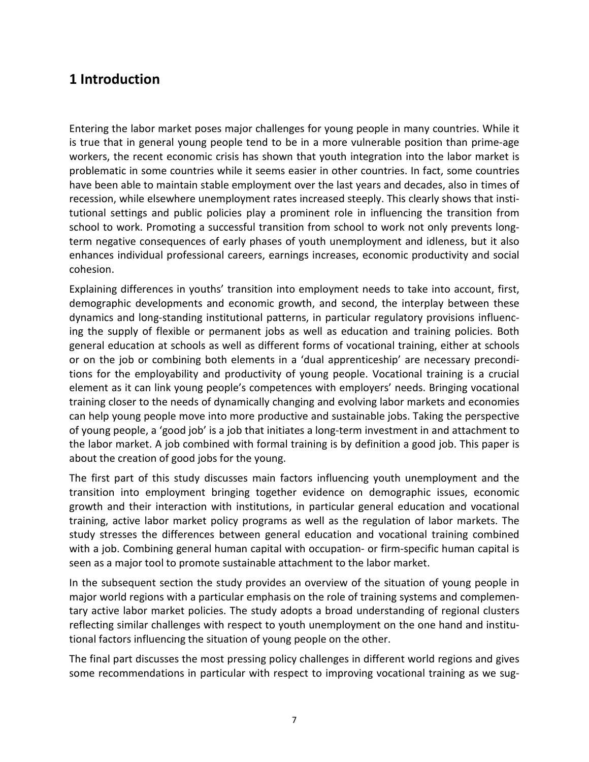# 1 Introduction

Entering the labor market poses major challenges for young people in many countries. While it is true that in general young people tend to be in a more vulnerable position than prime-age workers, the recent economic crisis has shown that youth integration into the labor market is problematic in some countries while it seems easier in other countries. In fact, some countries have been able to maintain stable employment over the last years and decades, also in times of recession, while elsewhere unemployment rates increased steeply. This clearly shows that institutional settings and public policies play a prominent role in influencing the transition from school to work. Promoting a successful transition from school to work not only prevents long-term negative consequences of early phases of youth unemployment and idleness, but it also enhances individual professional careers, earnings increases, economic productivity and social cohesion.

Explaining differences in youths' transition into employment needs to take into account, first, demographic developments and economic growth, and second, the interplay between these dynamics and long-standing institutional patterns, in particular regulatory provisions influencing the supply of flexible or permanent jobs as well as education and training policies. Both general education at schools as well as different forms of vocational training, either at schools or on the job or combining both elements in a 'dual apprenticeship' are necessary preconditions for the employability and productivity of young people. Vocational training is a crucial element as it can link young people's competences with employers' needs. Bringing vocational training closer to the needs of dynamically changing and evolving labor markets and economies can help young people move into more productive and sustainable jobs. Taking the perspective of young people, a 'good job' is a job that initiates a long-term investment in and attachment to the labor market. A job combined with formal training is by definition a good job. This paper is about the creation of good jobs for the young.

The first part of this study discusses main factors influencing youth unemployment and the transition into employment bringing together evidence on demographic issues, economic growth and their interaction with institutions, in particular general education and vocational training, active labor market policy programs as well as the regulation of labor markets. The study stresses the differences between general education and vocational training combined with a job. Combining general human capital with occupation- or firm-specific human capital is seen as a major tool to promote sustainable attachment to the labor market.

In the subsequent section the study provides an overview of the situation of young people in major world regions with a particular emphasis on the role of training systems and complementary active labor market policies. The study adopts a broad understanding of regional clusters reflecting similar challenges with respect to youth unemployment on the one hand and institutional factors influencing the situation of young people on the other.

The final part discusses the most pressing policy challenges in different world regions and gives some recommendations in particular with respect to improving vocational training as we sug-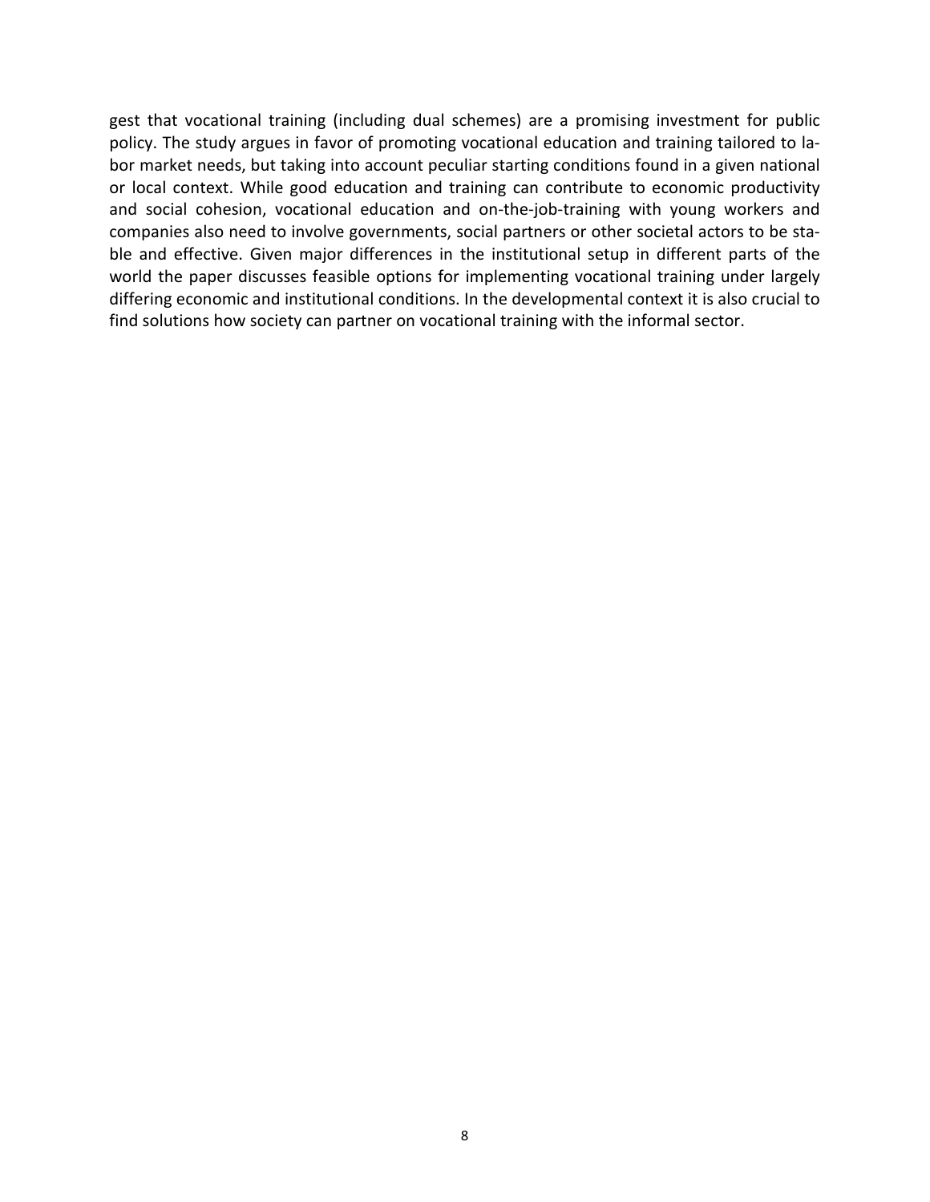gest that vocational training (including dual schemes) are a promising investment for public policy. The study argues in favor of promoting vocational education and training tailored to labor market needs, but taking into account peculiar starting conditions found in a given national or local context. While good education and training can contribute to economic productivity and social cohesion, vocational education and on-the-job-training with young workers and companies also need to involve governments, social partners or other societal actors to be stable and effective. Given major differences in the institutional setup in different parts of the world the paper discusses feasible options for implementing vocational training under largely differing economic and institutional conditions. In the developmental context it is also crucial to find solutions how society can partner on vocational training with the informal sector.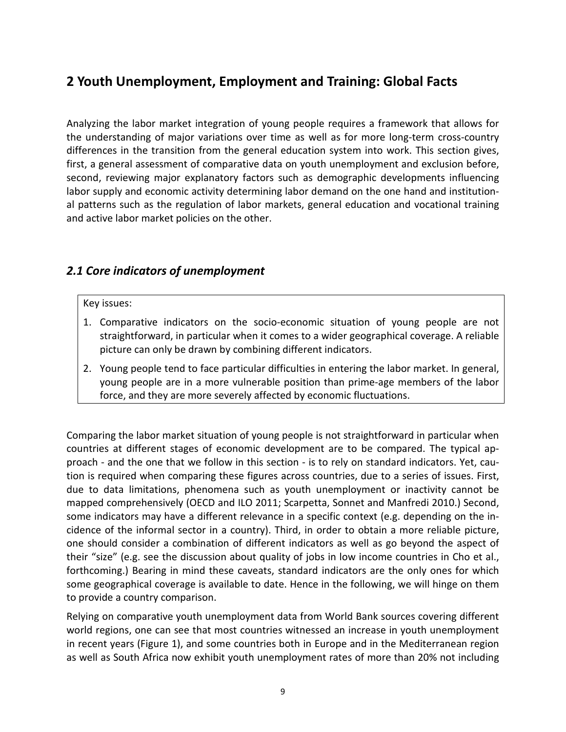## 2 Youth Unemployment, Employment and Training: Global Facts

Analyzing the labor market integration of young people requires a framework that allows for the understanding of major variations over time as well as for more long-term cross-country differences in the transition from the general education system into work. This section gives, first, a general assessment of comparative data on youth unemployment and exclusion before, second, reviewing major explanatory factors such as demographic developments influencing labor supply and economic activity determining labor demand on the one hand and institutional patterns such as the regulation of labor markets, general education and vocational training and active labor market policies on the other.

### *2.1 Core indicators of unemployment*

> Key issues:
>
> 1. Comparative indicators on the socio-economic situation of young people are not straightforward, in particular when it comes to a wider geographical coverage. A reliable picture can only be drawn by combining different indicators.
> 2. Young people tend to face particular difficulties in entering the labor market. In general, young people are in a more vulnerable position than prime-age members of the labor force, and they are more severely affected by economic fluctuations.

Comparing the labor market situation of young people is not straightforward in particular when countries at different stages of economic development are to be compared. The typical approach - and the one that we follow in this section - is to rely on standard indicators. Yet, caution is required when comparing these figures across countries, due to a series of issues. First, due to data limitations, phenomena such as youth unemployment or inactivity cannot be mapped comprehensively (OECD and ILO 2011; Scarpetta, Sonnet and Manfredi 2010.) Second, some indicators may have a different relevance in a specific context (e.g. depending on the incidence of the informal sector in a country). Third, in order to obtain a more reliable picture, one should consider a combination of different indicators as well as go beyond the aspect of their "size" (e.g. see the discussion about quality of jobs in low income countries in Cho et al., forthcoming.) Bearing in mind these caveats, standard indicators are the only ones for which some geographical coverage is available to date. Hence in the following, we will hinge on them to provide a country comparison.

Relying on comparative youth unemployment data from World Bank sources covering different world regions, one can see that most countries witnessed an increase in youth unemployment in recent years (Figure 1), and some countries both in Europe and in the Mediterranean region as well as South Africa now exhibit youth unemployment rates of more than 20% not including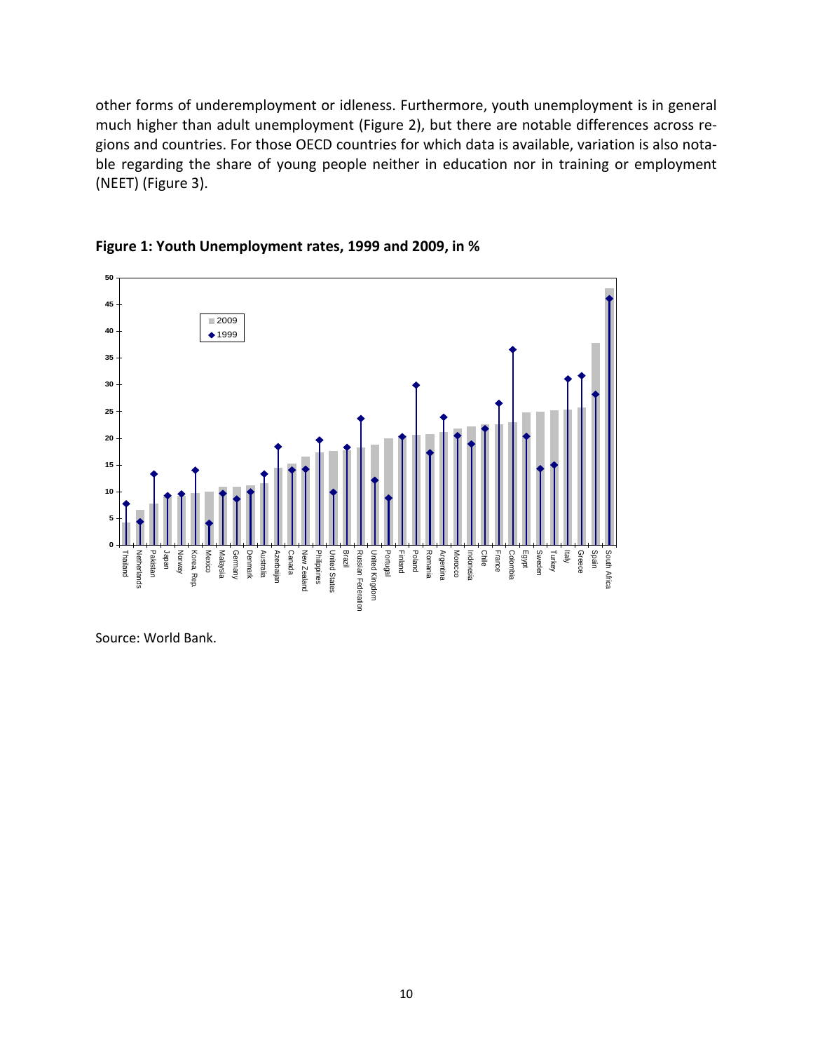other forms of underemployment or idleness. Furthermore, youth unemployment is in general much higher than adult unemployment (Figure 2), but there are notable differences across regions and countries. For those OECD countries for which data is available, variation is also notable regarding the share of young people neither in education nor in training or employment (NEET) (Figure 3).

**Figure 1: Youth Unemployment rates, 1999 and 2009, in %**

Source: World Bank.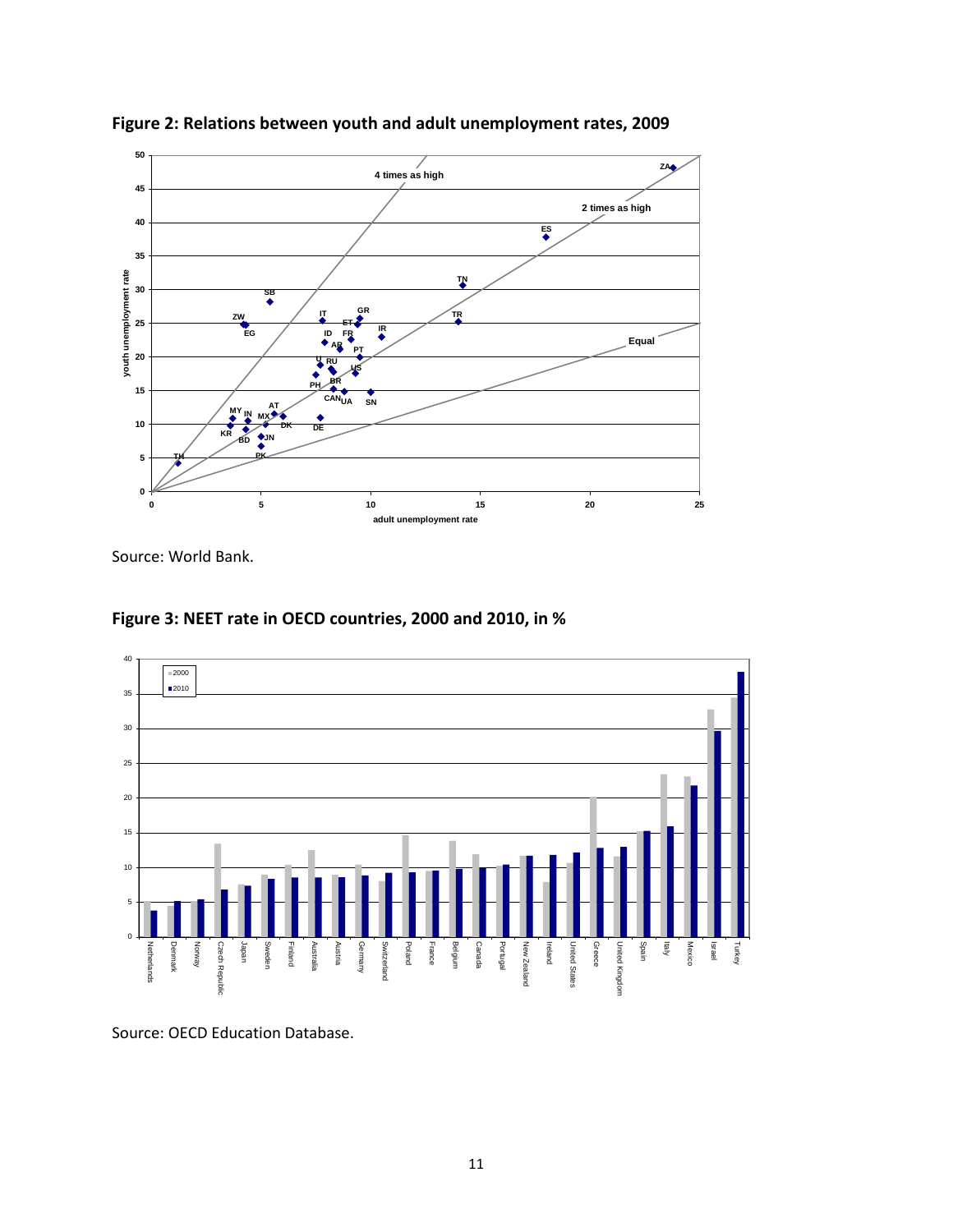**Figure 2: Relations between youth and adult unemployment rates, 2009**

Source: World Bank.

**Figure 3: NEET rate in OECD countries, 2000 and 2010, in %**

Source: OECD Education Database.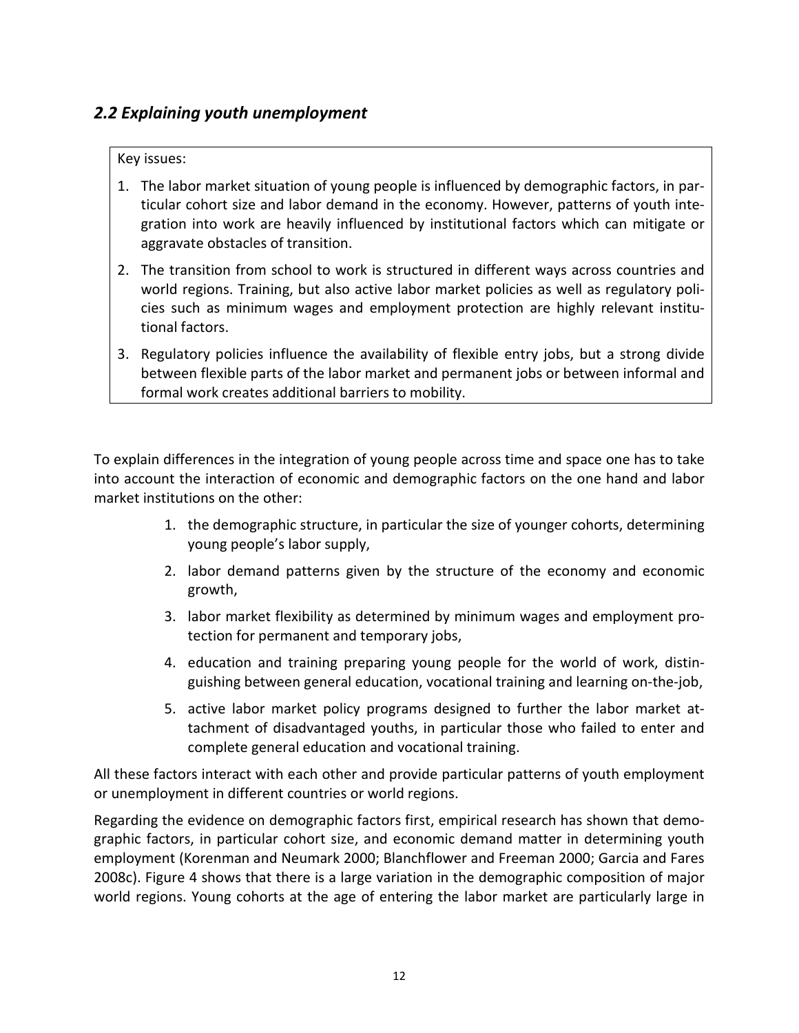## *2.2 Explaining youth unemployment*

Key issues:

1. The labor market situation of young people is influenced by demographic factors, in particular cohort size and labor demand in the economy. However, patterns of youth integration into work are heavily influenced by institutional factors which can mitigate or aggravate obstacles of transition.
2. The transition from school to work is structured in different ways across countries and world regions. Training, but also active labor market policies as well as regulatory policies such as minimum wages and employment protection are highly relevant institutional factors.
3. Regulatory policies influence the availability of flexible entry jobs, but a strong divide between flexible parts of the labor market and permanent jobs or between informal and formal work creates additional barriers to mobility.

To explain differences in the integration of young people across time and space one has to take into account the interaction of economic and demographic factors on the one hand and labor market institutions on the other:

1. the demographic structure, in particular the size of younger cohorts, determining young people's labor supply,
2. labor demand patterns given by the structure of the economy and economic growth,
3. labor market flexibility as determined by minimum wages and employment protection for permanent and temporary jobs,
4. education and training preparing young people for the world of work, distinguishing between general education, vocational training and learning on-the-job,
5. active labor market policy programs designed to further the labor market attachment of disadvantaged youths, in particular those who failed to enter and complete general education and vocational training.

All these factors interact with each other and provide particular patterns of youth employment or unemployment in different countries or world regions.

Regarding the evidence on demographic factors first, empirical research has shown that demographic factors, in particular cohort size, and economic demand matter in determining youth employment (Korenman and Neumark 2000; Blanchflower and Freeman 2000; Garcia and Fares 2008c). Figure 4 shows that there is a large variation in the demographic composition of major world regions. Young cohorts at the age of entering the labor market are particularly large in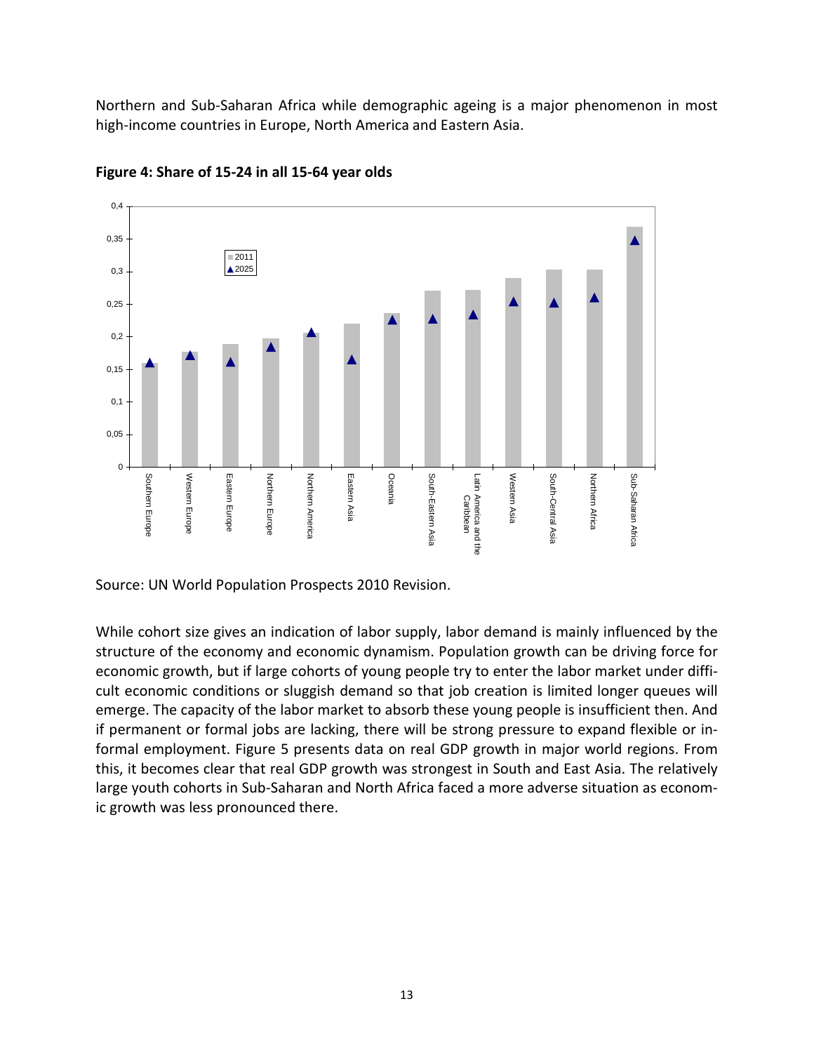Northern and Sub-Saharan Africa while demographic ageing is a major phenomenon in most high-income countries in Europe, North America and Eastern Asia.

**Figure 4: Share of 15-24 in all 15-64 year olds**

Source: UN World Population Prospects 2010 Revision.

While cohort size gives an indication of labor supply, labor demand is mainly influenced by the structure of the economy and economic dynamism. Population growth can be driving force for economic growth, but if large cohorts of young people try to enter the labor market under difficult economic conditions or sluggish demand so that job creation is limited longer queues will emerge. The capacity of the labor market to absorb these young people is insufficient then. And if permanent or formal jobs are lacking, there will be strong pressure to expand flexible or informal employment. Figure 5 presents data on real GDP growth in major world regions. From this, it becomes clear that real GDP growth was strongest in South and East Asia. The relatively large youth cohorts in Sub-Saharan and North Africa faced a more adverse situation as economic growth was less pronounced there.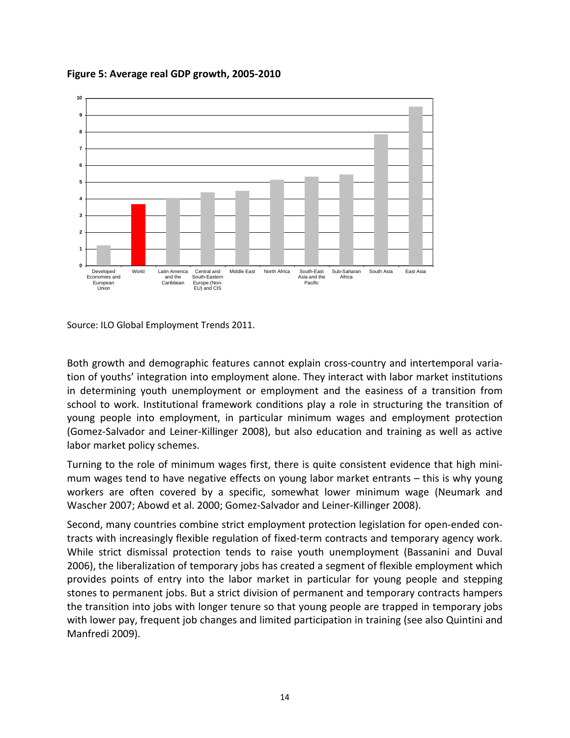**Figure 5: Average real GDP growth, 2005-2010**

Source: ILO Global Employment Trends 2011.

Both growth and demographic features cannot explain cross-country and intertemporal variation of youths' integration into employment alone. They interact with labor market institutions in determining youth unemployment or employment and the easiness of a transition from school to work. Institutional framework conditions play a role in structuring the transition of young people into employment, in particular minimum wages and employment protection (Gomez-Salvador and Leiner-Killinger 2008), but also education and training as well as active labor market policy schemes.

Turning to the role of minimum wages first, there is quite consistent evidence that high minimum wages tend to have negative effects on young labor market entrants – this is why young workers are often covered by a specific, somewhat lower minimum wage (Neumark and Wascher 2007; Abowd et al. 2000; Gomez-Salvador and Leiner-Killinger 2008).

Second, many countries combine strict employment protection legislation for open-ended contracts with increasingly flexible regulation of fixed-term contracts and temporary agency work. While strict dismissal protection tends to raise youth unemployment (Bassanini and Duval 2006), the liberalization of temporary jobs has created a segment of flexible employment which provides points of entry into the labor market in particular for young people and stepping stones to permanent jobs. But a strict division of permanent and temporary contracts hampers the transition into jobs with longer tenure so that young people are trapped in temporary jobs with lower pay, frequent job changes and limited participation in training (see also Quintini and Manfredi 2009).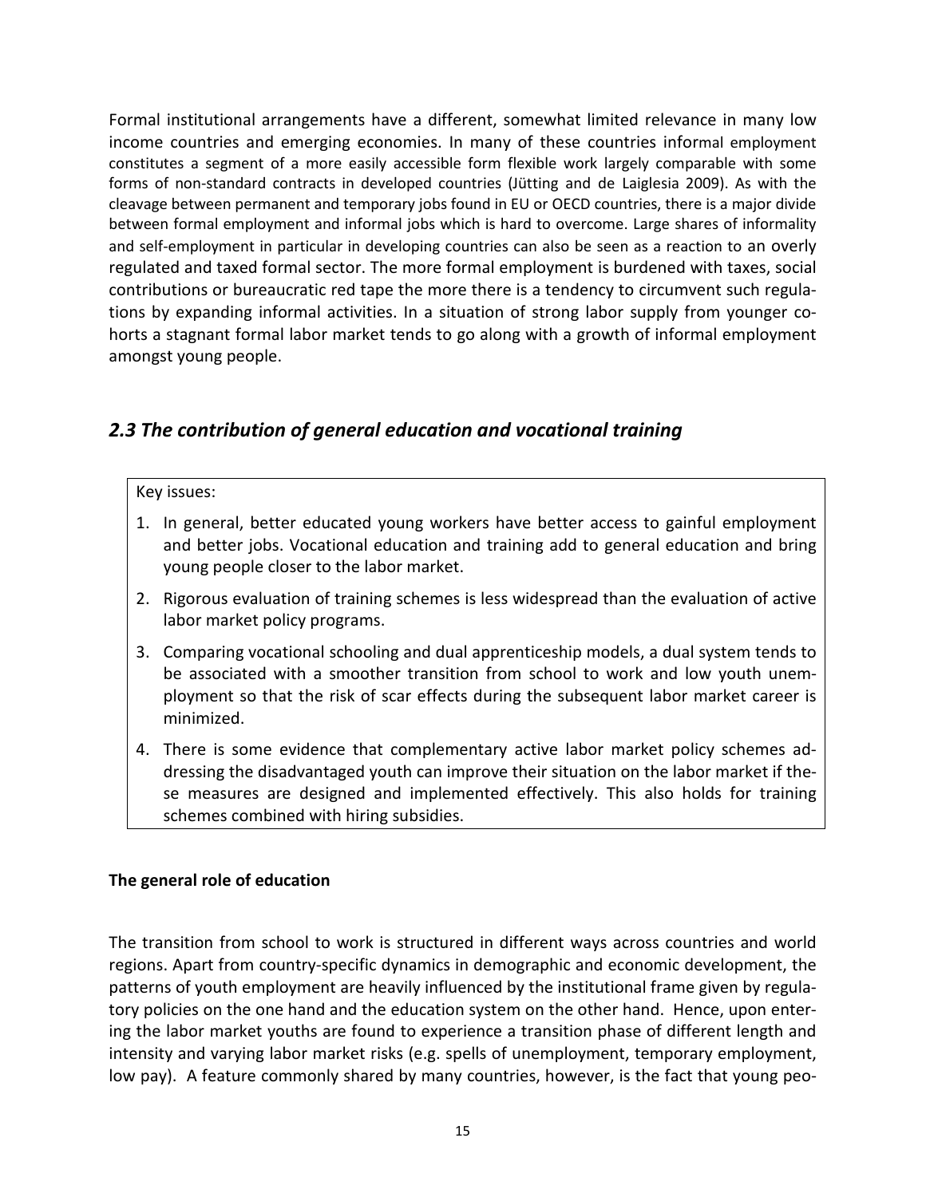Formal institutional arrangements have a different, somewhat limited relevance in many low income countries and emerging economies. In many of these countries informal employment constitutes a segment of a more easily accessible form flexible work largely comparable with some forms of non-standard contracts in developed countries (Jütting and de Laiglesia 2009). As with the cleavage between permanent and temporary jobs found in EU or OECD countries, there is a major divide between formal employment and informal jobs which is hard to overcome. Large shares of informality and self-employment in particular in developing countries can also be seen as a reaction to an overly regulated and taxed formal sector. The more formal employment is burdened with taxes, social contributions or bureaucratic red tape the more there is a tendency to circumvent such regulations by expanding informal activities. In a situation of strong labor supply from younger cohorts a stagnant formal labor market tends to go along with a growth of informal employment amongst young people.

## *2.3 The contribution of general education and vocational training*

Key issues:

1. In general, better educated young workers have better access to gainful employment and better jobs. Vocational education and training add to general education and bring young people closer to the labor market.
2. Rigorous evaluation of training schemes is less widespread than the evaluation of active labor market policy programs.
3. Comparing vocational schooling and dual apprenticeship models, a dual system tends to be associated with a smoother transition from school to work and low youth unemployment so that the risk of scar effects during the subsequent labor market career is minimized.
4. There is some evidence that complementary active labor market policy schemes addressing the disadvantaged youth can improve their situation on the labor market if these measures are designed and implemented effectively. This also holds for training schemes combined with hiring subsidies.

**The general role of education**

The transition from school to work is structured in different ways across countries and world regions. Apart from country-specific dynamics in demographic and economic development, the patterns of youth employment are heavily influenced by the institutional frame given by regulatory policies on the one hand and the education system on the other hand. Hence, upon entering the labor market youths are found to experience a transition phase of different length and intensity and varying labor market risks (e.g. spells of unemployment, temporary employment, low pay). A feature commonly shared by many countries, however, is the fact that young peo-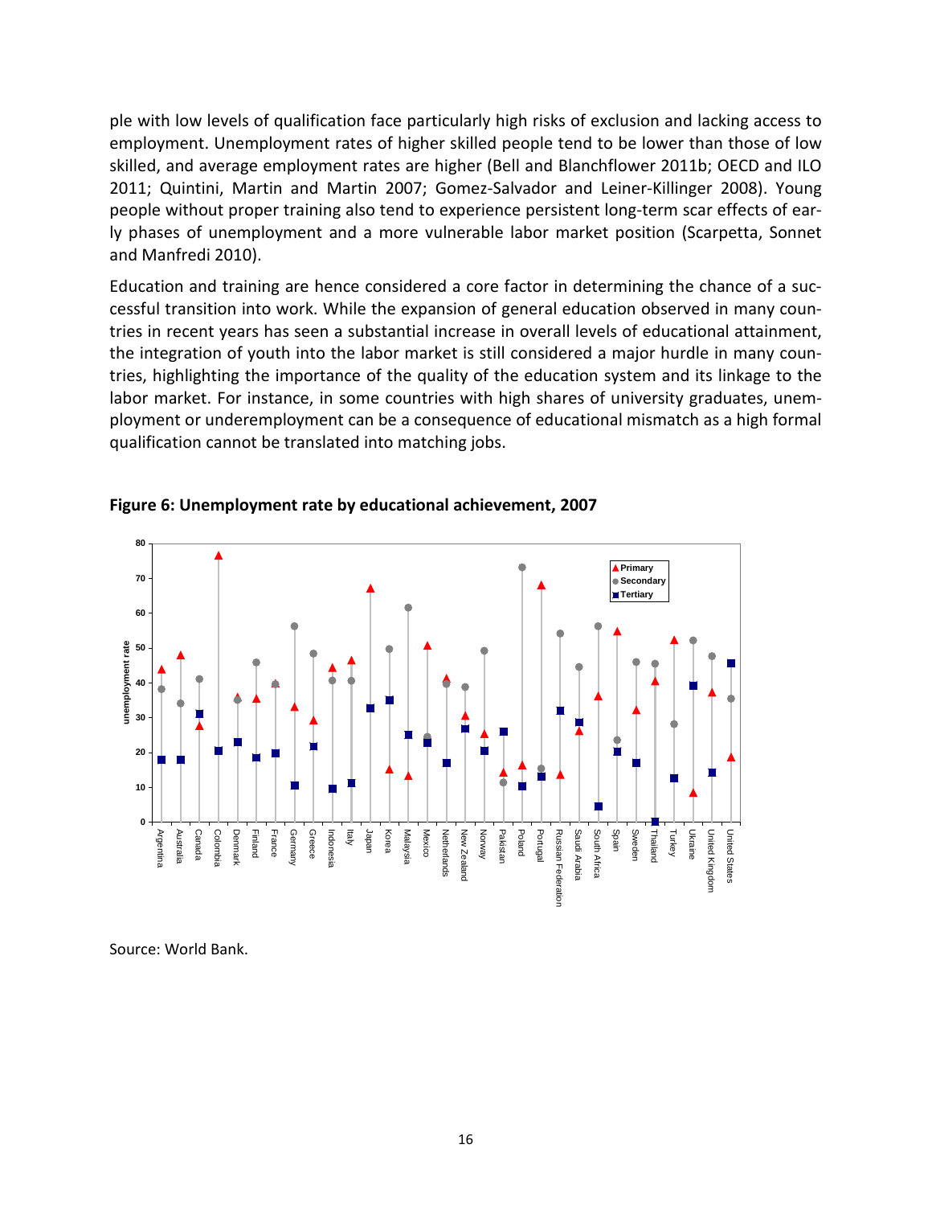ple with low levels of qualification face particularly high risks of exclusion and lacking access to employment. Unemployment rates of higher skilled people tend to be lower than those of low skilled, and average employment rates are higher (Bell and Blanchflower 2011b; OECD and ILO 2011; Quintini, Martin and Martin 2007; Gomez-Salvador and Leiner-Killinger 2008). Young people without proper training also tend to experience persistent long-term scar effects of early phases of unemployment and a more vulnerable labor market position (Scarpetta, Sonnet and Manfredi 2010).

Education and training are hence considered a core factor in determining the chance of a successful transition into work. While the expansion of general education observed in many countries in recent years has seen a substantial increase in overall levels of educational attainment, the integration of youth into the labor market is still considered a major hurdle in many countries, highlighting the importance of the quality of the education system and its linkage to the labor market. For instance, in some countries with high shares of university graduates, unemployment or underemployment can be a consequence of educational mismatch as a high formal qualification cannot be translated into matching jobs.

**Figure 6: Unemployment rate by educational achievement, 2007**

Source: World Bank.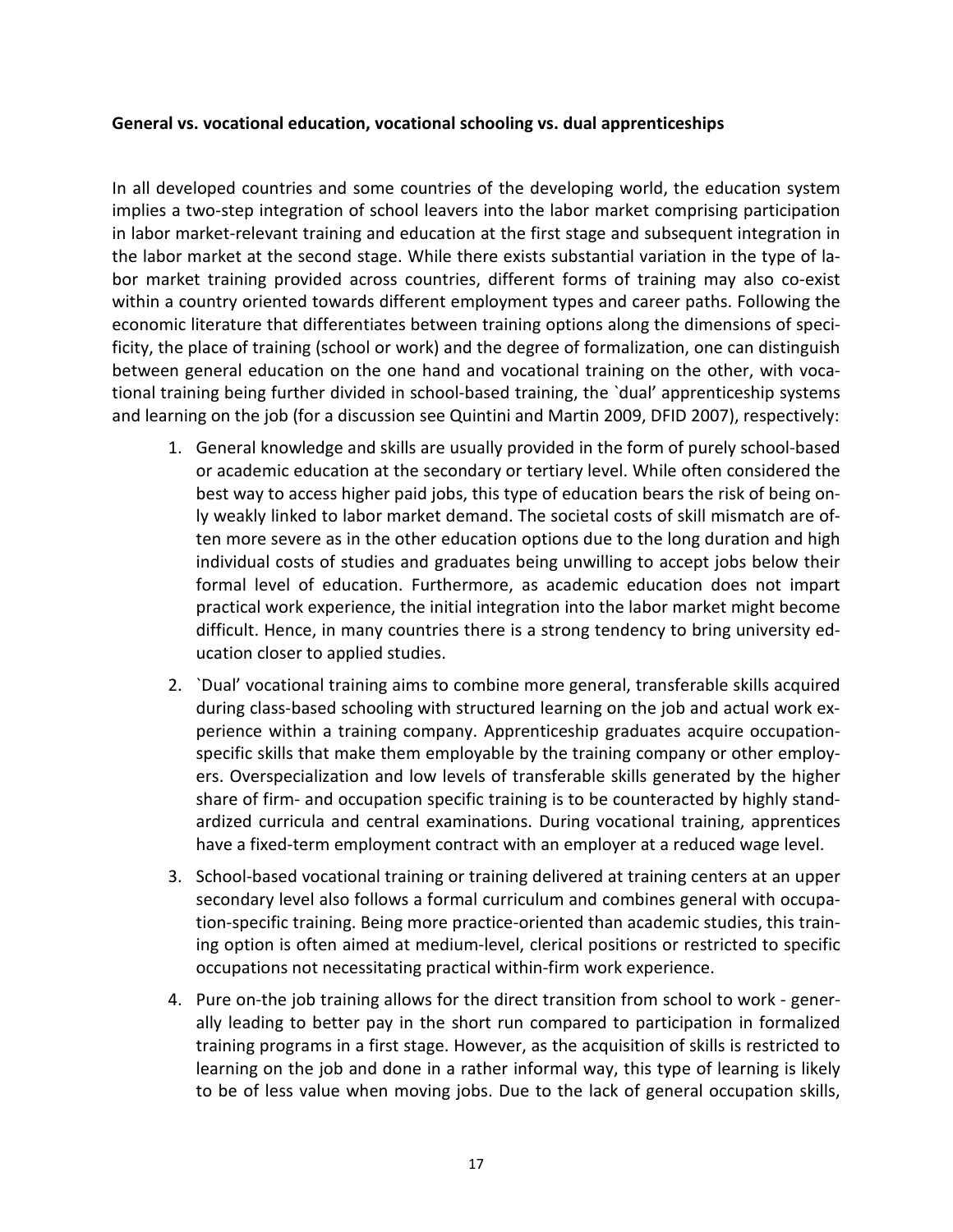**General vs. vocational education, vocational schooling vs. dual apprenticeships**

In all developed countries and some countries of the developing world, the education system implies a two-step integration of school leavers into the labor market comprising participation in labor market-relevant training and education at the first stage and subsequent integration in the labor market at the second stage. While there exists substantial variation in the type of labor market training provided across countries, different forms of training may also co-exist within a country oriented towards different employment types and career paths. Following the economic literature that differentiates between training options along the dimensions of specificity, the place of training (school or work) and the degree of formalization, one can distinguish between general education on the one hand and vocational training on the other, with vocational training being further divided in school-based training, the `dual' apprenticeship systems and learning on the job (for a discussion see Quintini and Martin 2009, DFID 2007), respectively:

1. General knowledge and skills are usually provided in the form of purely school-based or academic education at the secondary or tertiary level. While often considered the best way to access higher paid jobs, this type of education bears the risk of being only weakly linked to labor market demand. The societal costs of skill mismatch are often more severe as in the other education options due to the long duration and high individual costs of studies and graduates being unwilling to accept jobs below their formal level of education. Furthermore, as academic education does not impart practical work experience, the initial integration into the labor market might become difficult. Hence, in many countries there is a strong tendency to bring university education closer to applied studies.
2. `Dual' vocational training aims to combine more general, transferable skills acquired during class-based schooling with structured learning on the job and actual work experience within a training company. Apprenticeship graduates acquire occupation-specific skills that make them employable by the training company or other employers. Overspecialization and low levels of transferable skills generated by the higher share of firm- and occupation specific training is to be counteracted by highly standardized curricula and central examinations. During vocational training, apprentices have a fixed-term employment contract with an employer at a reduced wage level.
3. School-based vocational training or training delivered at training centers at an upper secondary level also follows a formal curriculum and combines general with occupation-specific training. Being more practice-oriented than academic studies, this training option is often aimed at medium-level, clerical positions or restricted to specific occupations not necessitating practical within-firm work experience.
4. Pure on-the job training allows for the direct transition from school to work - generally leading to better pay in the short run compared to participation in formalized training programs in a first stage. However, as the acquisition of skills is restricted to learning on the job and done in a rather informal way, this type of learning is likely to be of less value when moving jobs. Due to the lack of general occupation skills,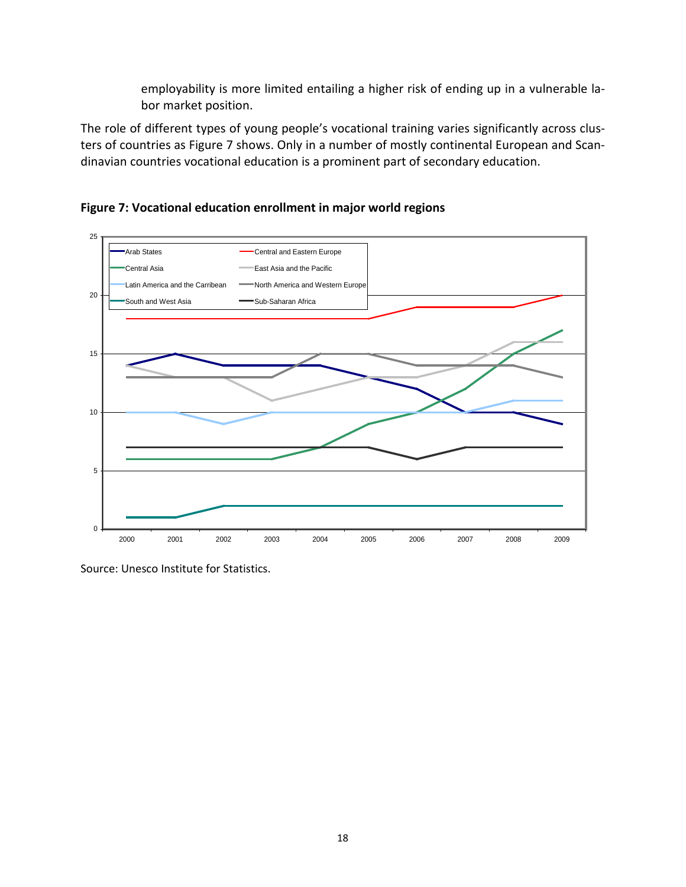employability is more limited entailing a higher risk of ending up in a vulnerable labor market position.

The role of different types of young people's vocational training varies significantly across clusters of countries as Figure 7 shows. Only in a number of mostly continental European and Scandinavian countries vocational education is a prominent part of secondary education.

**Figure 7: Vocational education enrollment in major world regions**

Source: Unesco Institute for Statistics.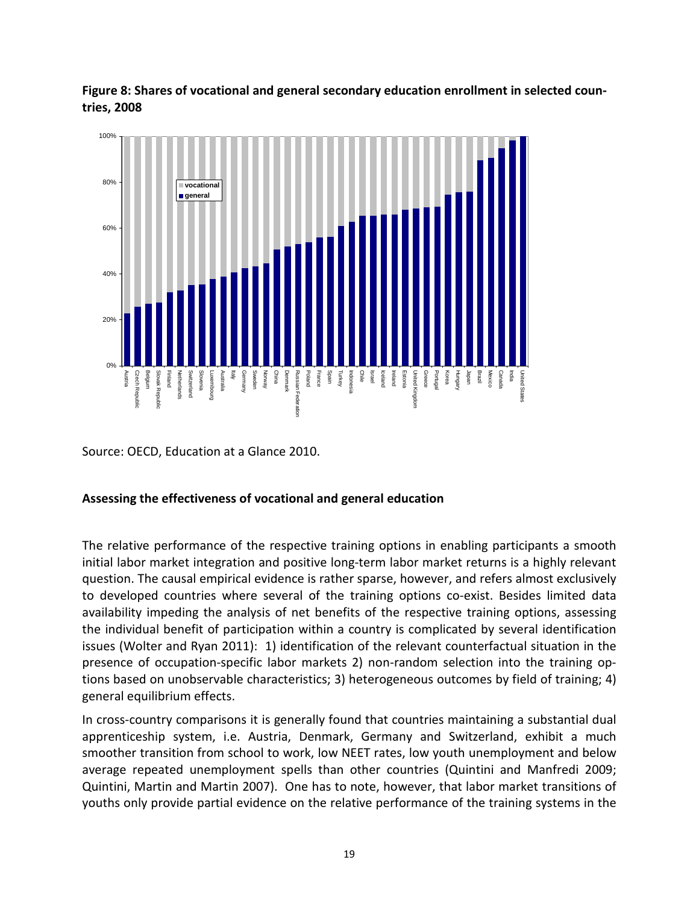**Figure 8: Shares of vocational and general secondary education enrollment in selected countries, 2008**

Source: OECD, Education at a Glance 2010.

### Assessing the effectiveness of vocational and general education

The relative performance of the respective training options in enabling participants a smooth initial labor market integration and positive long-term labor market returns is a highly relevant question. The causal empirical evidence is rather sparse, however, and refers almost exclusively to developed countries where several of the training options co-exist. Besides limited data availability impeding the analysis of net benefits of the respective training options, assessing the individual benefit of participation within a country is complicated by several identification issues (Wolter and Ryan 2011): 1) identification of the relevant counterfactual situation in the presence of occupation-specific labor markets 2) non-random selection into the training options based on unobservable characteristics; 3) heterogeneous outcomes by field of training; 4) general equilibrium effects.

In cross-country comparisons it is generally found that countries maintaining a substantial dual apprenticeship system, i.e. Austria, Denmark, Germany and Switzerland, exhibit a much smoother transition from school to work, low NEET rates, low youth unemployment and below average repeated unemployment spells than other countries (Quintini and Manfredi 2009; Quintini, Martin and Martin 2007). One has to note, however, that labor market transitions of youths only provide partial evidence on the relative performance of the training systems in the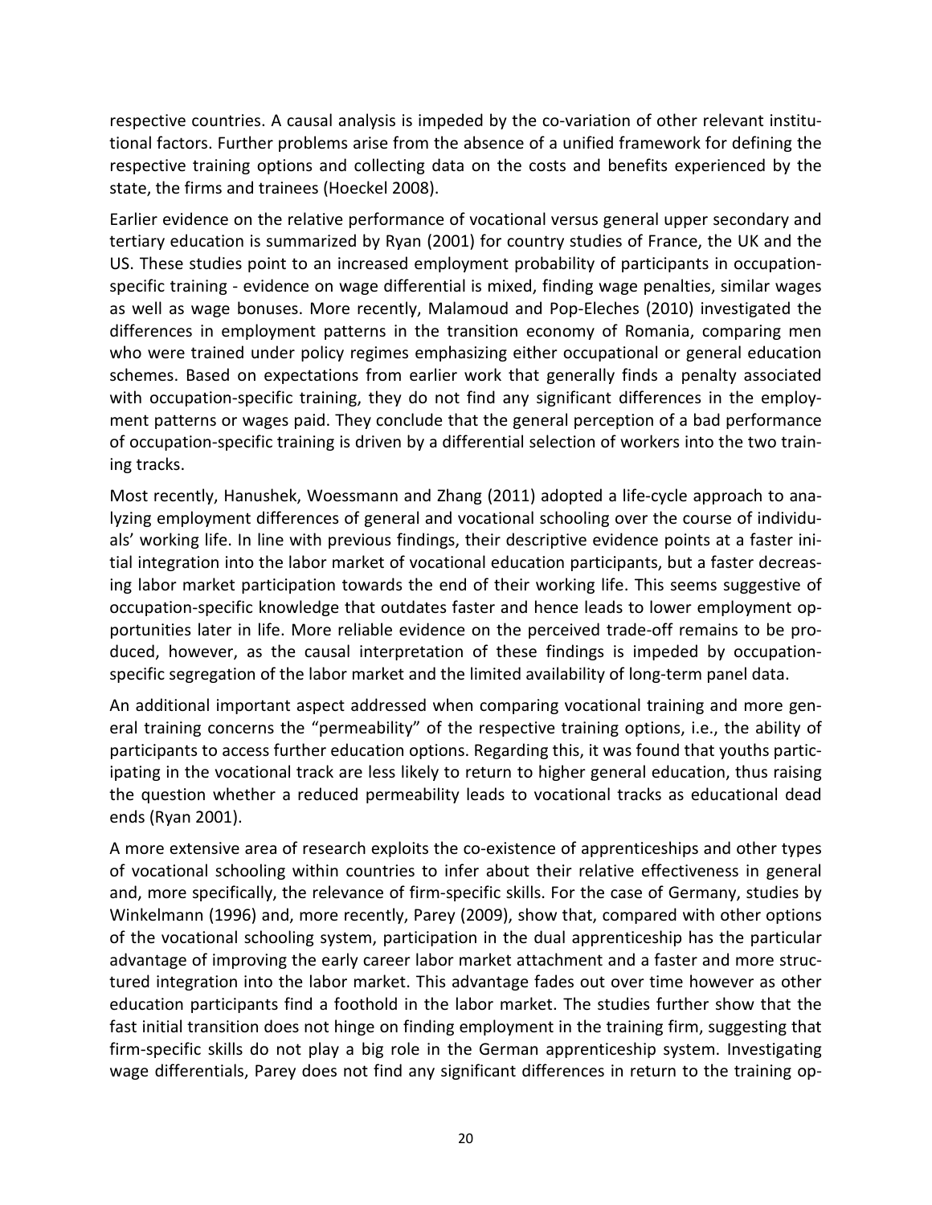respective countries. A causal analysis is impeded by the co-variation of other relevant institutional factors. Further problems arise from the absence of a unified framework for defining the respective training options and collecting data on the costs and benefits experienced by the state, the firms and trainees (Hoeckel 2008).

Earlier evidence on the relative performance of vocational versus general upper secondary and tertiary education is summarized by Ryan (2001) for country studies of France, the UK and the US. These studies point to an increased employment probability of participants in occupation-specific training - evidence on wage differential is mixed, finding wage penalties, similar wages as well as wage bonuses. More recently, Malamoud and Pop-Eleches (2010) investigated the differences in employment patterns in the transition economy of Romania, comparing men who were trained under policy regimes emphasizing either occupational or general education schemes. Based on expectations from earlier work that generally finds a penalty associated with occupation-specific training, they do not find any significant differences in the employment patterns or wages paid. They conclude that the general perception of a bad performance of occupation-specific training is driven by a differential selection of workers into the two training tracks.

Most recently, Hanushek, Woessmann and Zhang (2011) adopted a life-cycle approach to analyzing employment differences of general and vocational schooling over the course of individuals' working life. In line with previous findings, their descriptive evidence points at a faster initial integration into the labor market of vocational education participants, but a faster decreasing labor market participation towards the end of their working life. This seems suggestive of occupation-specific knowledge that outdates faster and hence leads to lower employment opportunities later in life. More reliable evidence on the perceived trade-off remains to be produced, however, as the causal interpretation of these findings is impeded by occupation-specific segregation of the labor market and the limited availability of long-term panel data.

An additional important aspect addressed when comparing vocational training and more general training concerns the "permeability" of the respective training options, i.e., the ability of participants to access further education options. Regarding this, it was found that youths participating in the vocational track are less likely to return to higher general education, thus raising the question whether a reduced permeability leads to vocational tracks as educational dead ends (Ryan 2001).

A more extensive area of research exploits the co-existence of apprenticeships and other types of vocational schooling within countries to infer about their relative effectiveness in general and, more specifically, the relevance of firm-specific skills. For the case of Germany, studies by Winkelmann (1996) and, more recently, Parey (2009), show that, compared with other options of the vocational schooling system, participation in the dual apprenticeship has the particular advantage of improving the early career labor market attachment and a faster and more structured integration into the labor market. This advantage fades out over time however as other education participants find a foothold in the labor market. The studies further show that the fast initial transition does not hinge on finding employment in the training firm, suggesting that firm-specific skills do not play a big role in the German apprenticeship system. Investigating wage differentials, Parey does not find any significant differences in return to the training op-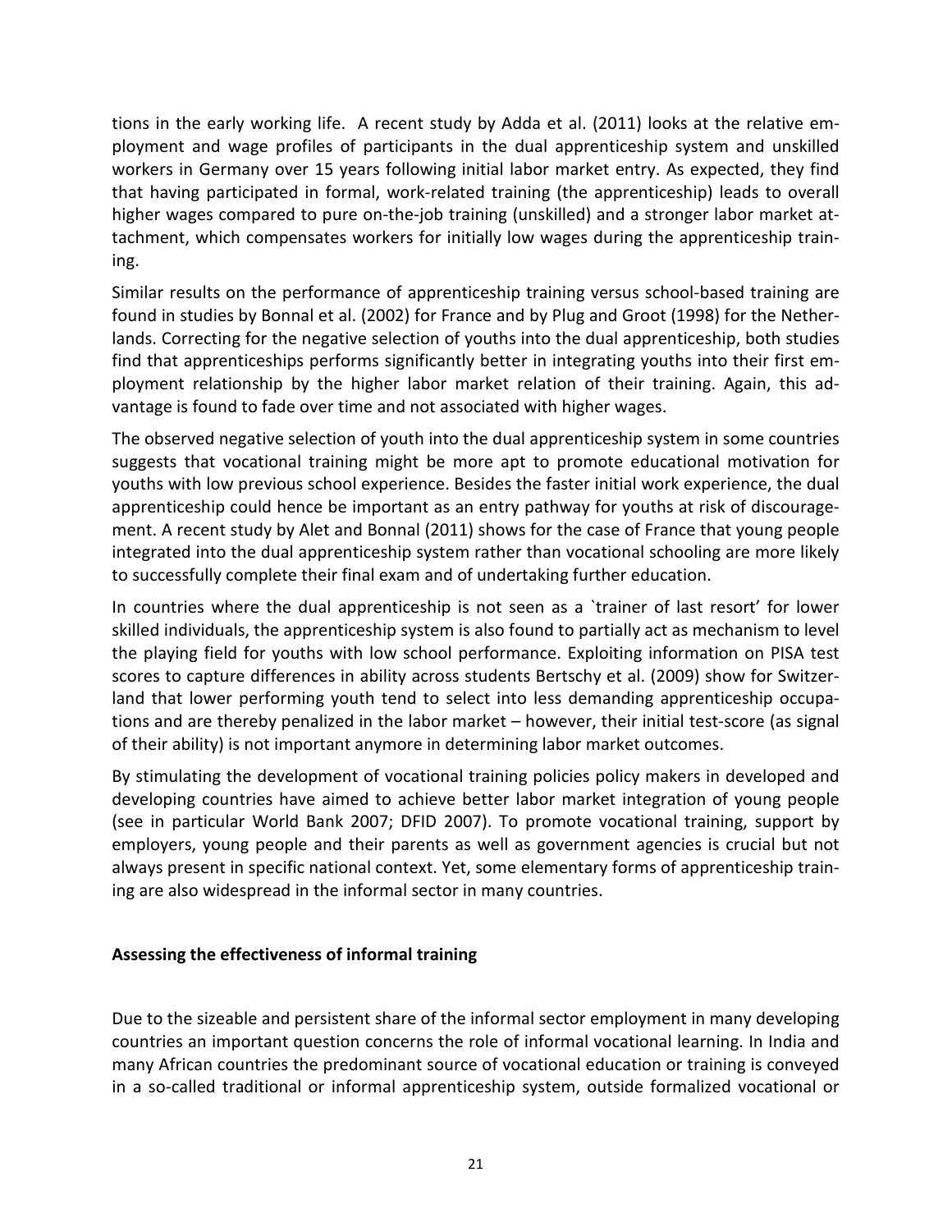tions in the early working life. A recent study by Adda et al. (2011) looks at the relative employment and wage profiles of participants in the dual apprenticeship system and unskilled workers in Germany over 15 years following initial labor market entry. As expected, they find that having participated in formal, work-related training (the apprenticeship) leads to overall higher wages compared to pure on-the-job training (unskilled) and a stronger labor market attachment, which compensates workers for initially low wages during the apprenticeship training.

Similar results on the performance of apprenticeship training versus school-based training are found in studies by Bonnal et al. (2002) for France and by Plug and Groot (1998) for the Netherlands. Correcting for the negative selection of youths into the dual apprenticeship, both studies find that apprenticeships performs significantly better in integrating youths into their first employment relationship by the higher labor market relation of their training. Again, this advantage is found to fade over time and not associated with higher wages.

The observed negative selection of youth into the dual apprenticeship system in some countries suggests that vocational training might be more apt to promote educational motivation for youths with low previous school experience. Besides the faster initial work experience, the dual apprenticeship could hence be important as an entry pathway for youths at risk of discouragement. A recent study by Alet and Bonnal (2011) shows for the case of France that young people integrated into the dual apprenticeship system rather than vocational schooling are more likely to successfully complete their final exam and of undertaking further education.

In countries where the dual apprenticeship is not seen as a `trainer of last resort' for lower skilled individuals, the apprenticeship system is also found to partially act as mechanism to level the playing field for youths with low school performance. Exploiting information on PISA test scores to capture differences in ability across students Bertschy et al. (2009) show for Switzerland that lower performing youth tend to select into less demanding apprenticeship occupations and are thereby penalized in the labor market – however, their initial test-score (as signal of their ability) is not important anymore in determining labor market outcomes.

By stimulating the development of vocational training policies policy makers in developed and developing countries have aimed to achieve better labor market integration of young people (see in particular World Bank 2007; DFID 2007). To promote vocational training, support by employers, young people and their parents as well as government agencies is crucial but not always present in specific national context. Yet, some elementary forms of apprenticeship training are also widespread in the informal sector in many countries.

### Assessing the effectiveness of informal training

Due to the sizeable and persistent share of the informal sector employment in many developing countries an important question concerns the role of informal vocational learning. In India and many African countries the predominant source of vocational education or training is conveyed in a so-called traditional or informal apprenticeship system, outside formalized vocational or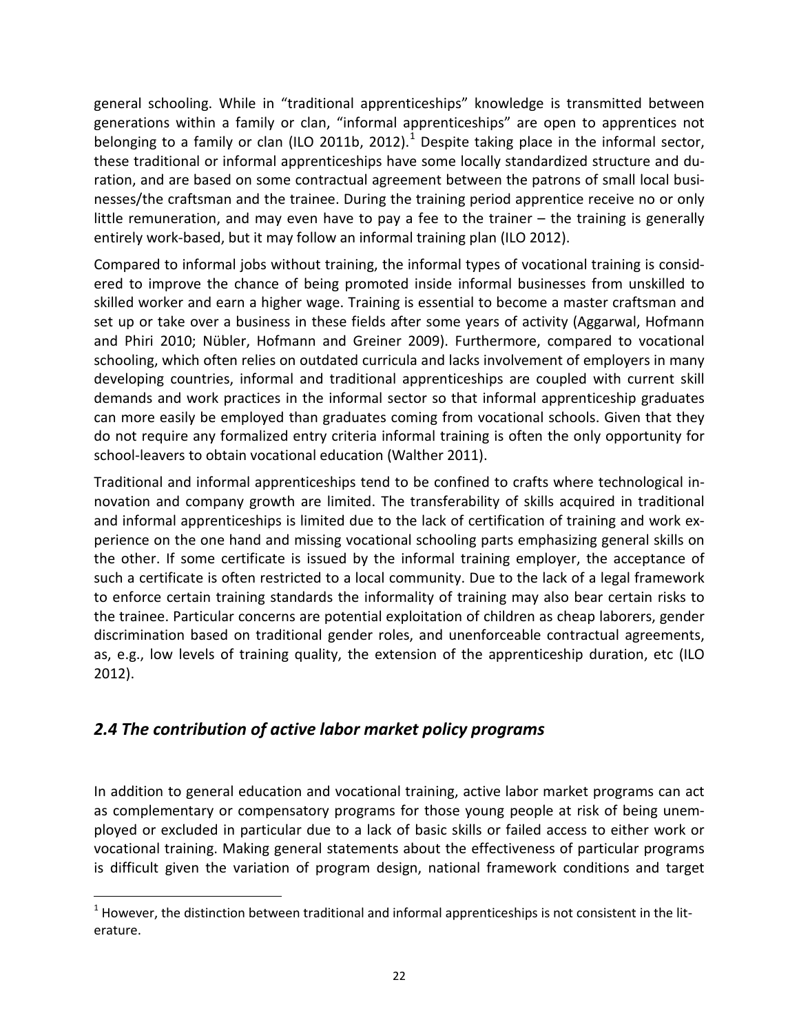general schooling. While in "traditional apprenticeships" knowledge is transmitted between generations within a family or clan, "informal apprenticeships" are open to apprentices not belonging to a family or clan (ILO 2011b, 2012).[1] Despite taking place in the informal sector, these traditional or informal apprenticeships have some locally standardized structure and duration, and are based on some contractual agreement between the patrons of small local businesses/the craftsman and the trainee. During the training period apprentice receive no or only little remuneration, and may even have to pay a fee to the trainer – the training is generally entirely work-based, but it may follow an informal training plan (ILO 2012).

Compared to informal jobs without training, the informal types of vocational training is considered to improve the chance of being promoted inside informal businesses from unskilled to skilled worker and earn a higher wage. Training is essential to become a master craftsman and set up or take over a business in these fields after some years of activity (Aggarwal, Hofmann and Phiri 2010; Nübler, Hofmann and Greiner 2009). Furthermore, compared to vocational schooling, which often relies on outdated curricula and lacks involvement of employers in many developing countries, informal and traditional apprenticeships are coupled with current skill demands and work practices in the informal sector so that informal apprenticeship graduates can more easily be employed than graduates coming from vocational schools. Given that they do not require any formalized entry criteria informal training is often the only opportunity for school-leavers to obtain vocational education (Walther 2011).

Traditional and informal apprenticeships tend to be confined to crafts where technological innovation and company growth are limited. The transferability of skills acquired in traditional and informal apprenticeships is limited due to the lack of certification of training and work experience on the one hand and missing vocational schooling parts emphasizing general skills on the other. If some certificate is issued by the informal training employer, the acceptance of such a certificate is often restricted to a local community. Due to the lack of a legal framework to enforce certain training standards the informality of training may also bear certain risks to the trainee. Particular concerns are potential exploitation of children as cheap laborers, gender discrimination based on traditional gender roles, and unenforceable contractual agreements, as, e.g., low levels of training quality, the extension of the apprenticeship duration, etc (ILO 2012).

## *2.4 The contribution of active labor market policy programs*

In addition to general education and vocational training, active labor market programs can act as complementary or compensatory programs for those young people at risk of being unemployed or excluded in particular due to a lack of basic skills or failed access to either work or vocational training. Making general statements about the effectiveness of particular programs is difficult given the variation of program design, national framework conditions and target

[1] However, the distinction between traditional and informal apprenticeships is not consistent in the literature.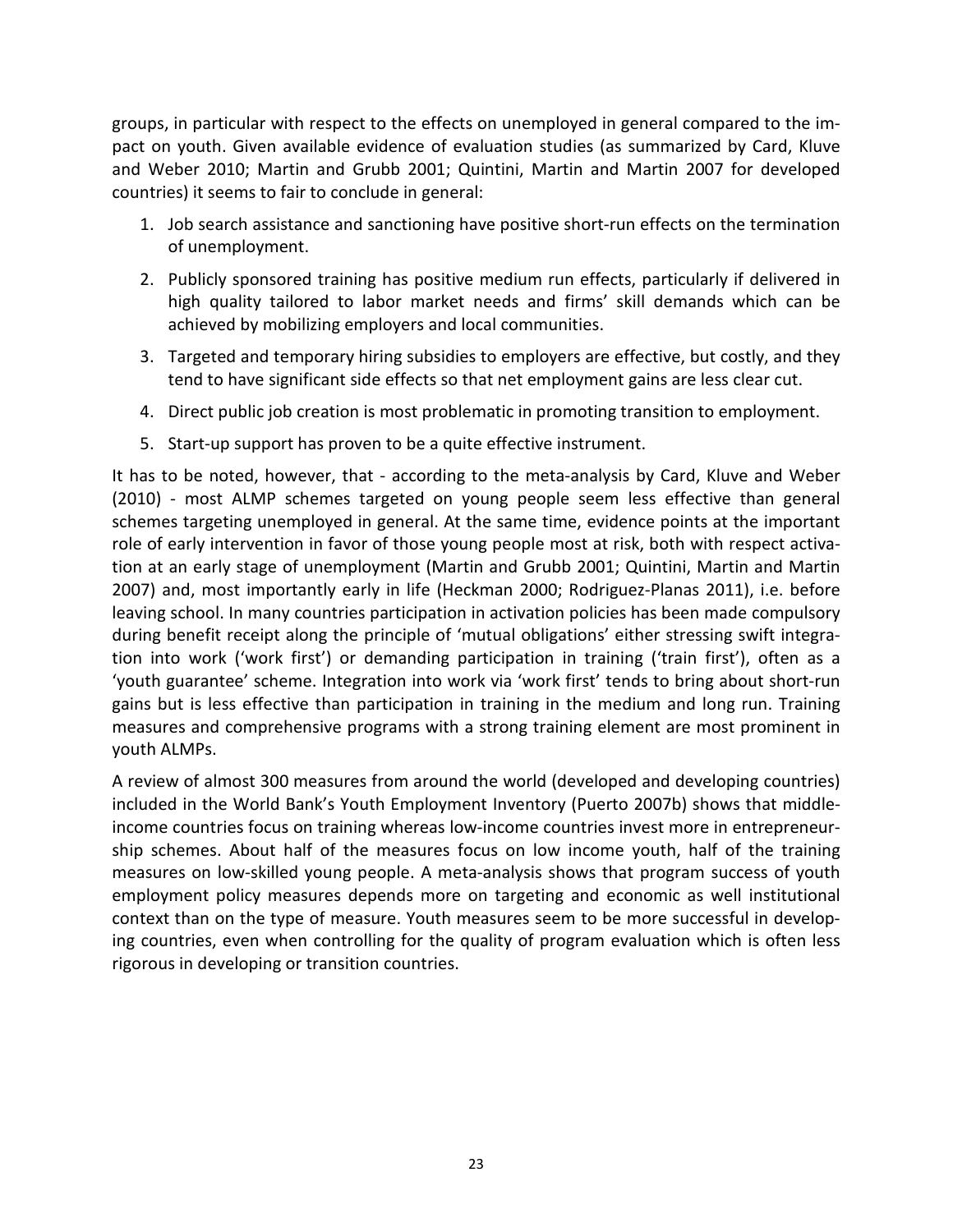groups, in particular with respect to the effects on unemployed in general compared to the impact on youth. Given available evidence of evaluation studies (as summarized by Card, Kluve and Weber 2010; Martin and Grubb 2001; Quintini, Martin and Martin 2007 for developed countries) it seems to fair to conclude in general:

1. Job search assistance and sanctioning have positive short-run effects on the termination of unemployment.
2. Publicly sponsored training has positive medium run effects, particularly if delivered in high quality tailored to labor market needs and firms' skill demands which can be achieved by mobilizing employers and local communities.
3. Targeted and temporary hiring subsidies to employers are effective, but costly, and they tend to have significant side effects so that net employment gains are less clear cut.
4. Direct public job creation is most problematic in promoting transition to employment.
5. Start-up support has proven to be a quite effective instrument.

It has to be noted, however, that - according to the meta-analysis by Card, Kluve and Weber (2010) - most ALMP schemes targeted on young people seem less effective than general schemes targeting unemployed in general. At the same time, evidence points at the important role of early intervention in favor of those young people most at risk, both with respect activation at an early stage of unemployment (Martin and Grubb 2001; Quintini, Martin and Martin 2007) and, most importantly early in life (Heckman 2000; Rodriguez-Planas 2011), i.e. before leaving school. In many countries participation in activation policies has been made compulsory during benefit receipt along the principle of 'mutual obligations' either stressing swift integration into work ('work first') or demanding participation in training ('train first'), often as a 'youth guarantee' scheme. Integration into work via 'work first' tends to bring about short-run gains but is less effective than participation in training in the medium and long run. Training measures and comprehensive programs with a strong training element are most prominent in youth ALMPs.

A review of almost 300 measures from around the world (developed and developing countries) included in the World Bank's Youth Employment Inventory (Puerto 2007b) shows that middle-income countries focus on training whereas low-income countries invest more in entrepreneurship schemes. About half of the measures focus on low income youth, half of the training measures on low-skilled young people. A meta-analysis shows that program success of youth employment policy measures depends more on targeting and economic as well institutional context than on the type of measure. Youth measures seem to be more successful in developing countries, even when controlling for the quality of program evaluation which is often less rigorous in developing or transition countries.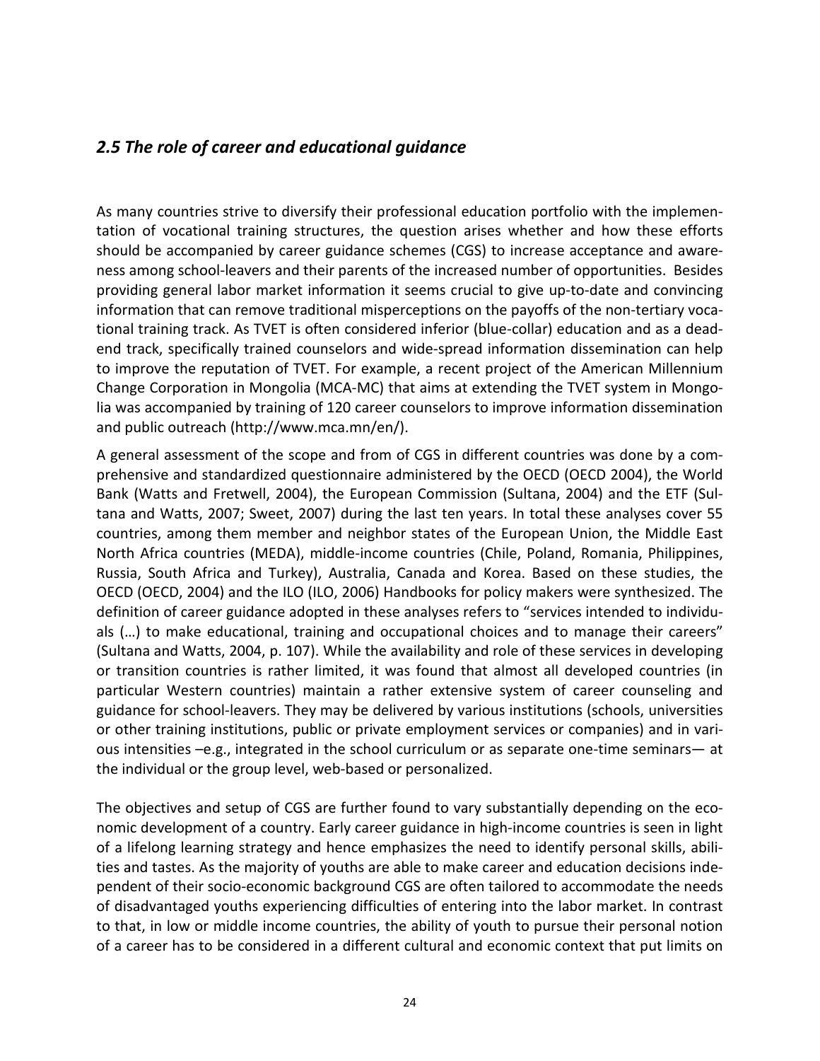## *2.5 The role of career and educational guidance*

As many countries strive to diversify their professional education portfolio with the implementation of vocational training structures, the question arises whether and how these efforts should be accompanied by career guidance schemes (CGS) to increase acceptance and awareness among school-leavers and their parents of the increased number of opportunities. Besides providing general labor market information it seems crucial to give up-to-date and convincing information that can remove traditional misperceptions on the payoffs of the non-tertiary vocational training track. As TVET is often considered inferior (blue-collar) education and as a dead-end track, specifically trained counselors and wide-spread information dissemination can help to improve the reputation of TVET. For example, a recent project of the American Millennium Change Corporation in Mongolia (MCA-MC) that aims at extending the TVET system in Mongolia was accompanied by training of 120 career counselors to improve information dissemination and public outreach (http://www.mca.mn/en/).

A general assessment of the scope and from of CGS in different countries was done by a comprehensive and standardized questionnaire administered by the OECD (OECD 2004), the World Bank (Watts and Fretwell, 2004), the European Commission (Sultana, 2004) and the ETF (Sultana and Watts, 2007; Sweet, 2007) during the last ten years. In total these analyses cover 55 countries, among them member and neighbor states of the European Union, the Middle East North Africa countries (MEDA), middle-income countries (Chile, Poland, Romania, Philippines, Russia, South Africa and Turkey), Australia, Canada and Korea. Based on these studies, the OECD (OECD, 2004) and the ILO (ILO, 2006) Handbooks for policy makers were synthesized. The definition of career guidance adopted in these analyses refers to "services intended to individuals (…) to make educational, training and occupational choices and to manage their careers" (Sultana and Watts, 2004, p. 107). While the availability and role of these services in developing or transition countries is rather limited, it was found that almost all developed countries (in particular Western countries) maintain a rather extensive system of career counseling and guidance for school-leavers. They may be delivered by various institutions (schools, universities or other training institutions, public or private employment services or companies) and in various intensities –e.g., integrated in the school curriculum or as separate one-time seminars— at the individual or the group level, web-based or personalized.

The objectives and setup of CGS are further found to vary substantially depending on the economic development of a country. Early career guidance in high-income countries is seen in light of a lifelong learning strategy and hence emphasizes the need to identify personal skills, abilities and tastes. As the majority of youths are able to make career and education decisions independent of their socio-economic background CGS are often tailored to accommodate the needs of disadvantaged youths experiencing difficulties of entering into the labor market. In contrast to that, in low or middle income countries, the ability of youth to pursue their personal notion of a career has to be considered in a different cultural and economic context that put limits on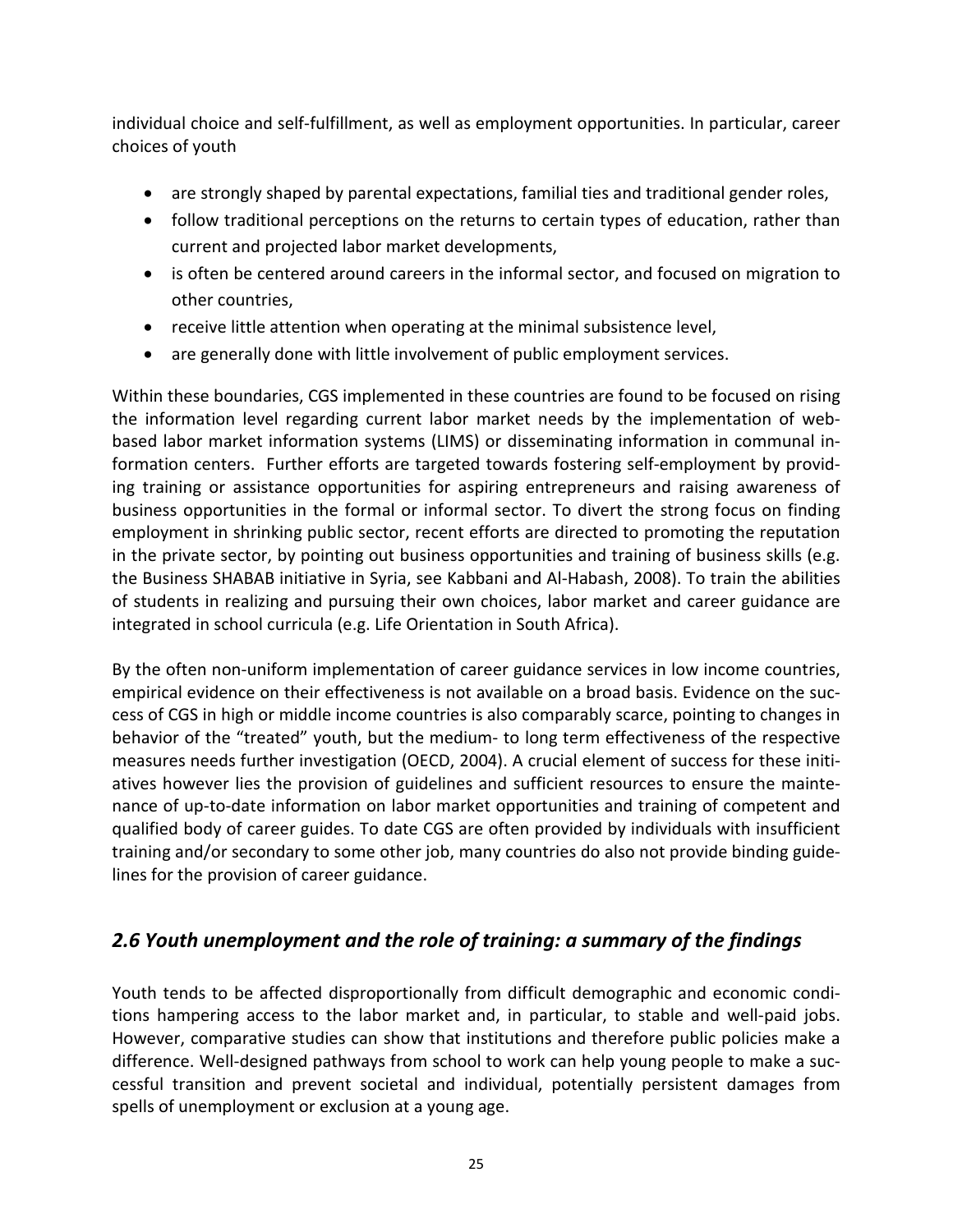individual choice and self-fulfillment, as well as employment opportunities. In particular, career choices of youth

- are strongly shaped by parental expectations, familial ties and traditional gender roles,
- follow traditional perceptions on the returns to certain types of education, rather than current and projected labor market developments,
- is often be centered around careers in the informal sector, and focused on migration to other countries,
- receive little attention when operating at the minimal subsistence level,
- are generally done with little involvement of public employment services.

Within these boundaries, CGS implemented in these countries are found to be focused on rising the information level regarding current labor market needs by the implementation of web-based labor market information systems (LIMS) or disseminating information in communal information centers. Further efforts are targeted towards fostering self-employment by providing training or assistance opportunities for aspiring entrepreneurs and raising awareness of business opportunities in the formal or informal sector. To divert the strong focus on finding employment in shrinking public sector, recent efforts are directed to promoting the reputation in the private sector, by pointing out business opportunities and training of business skills (e.g. the Business SHABAB initiative in Syria, see Kabbani and Al-Habash, 2008). To train the abilities of students in realizing and pursuing their own choices, labor market and career guidance are integrated in school curricula (e.g. Life Orientation in South Africa).

By the often non-uniform implementation of career guidance services in low income countries, empirical evidence on their effectiveness is not available on a broad basis. Evidence on the success of CGS in high or middle income countries is also comparably scarce, pointing to changes in behavior of the "treated" youth, but the medium- to long term effectiveness of the respective measures needs further investigation (OECD, 2004). A crucial element of success for these initiatives however lies the provision of guidelines and sufficient resources to ensure the maintenance of up-to-date information on labor market opportunities and training of competent and qualified body of career guides. To date CGS are often provided by individuals with insufficient training and/or secondary to some other job, many countries do also not provide binding guidelines for the provision of career guidance.

## *2.6 Youth unemployment and the role of training: a summary of the findings*

Youth tends to be affected disproportionally from difficult demographic and economic conditions hampering access to the labor market and, in particular, to stable and well-paid jobs. However, comparative studies can show that institutions and therefore public policies make a difference. Well-designed pathways from school to work can help young people to make a successful transition and prevent societal and individual, potentially persistent damages from spells of unemployment or exclusion at a young age.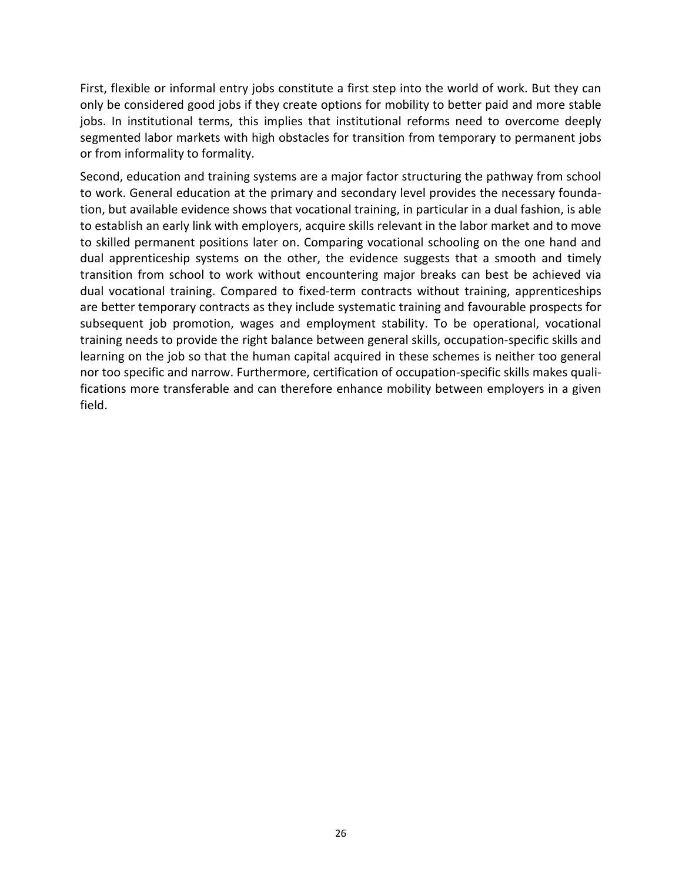First, flexible or informal entry jobs constitute a first step into the world of work. But they can only be considered good jobs if they create options for mobility to better paid and more stable jobs. In institutional terms, this implies that institutional reforms need to overcome deeply segmented labor markets with high obstacles for transition from temporary to permanent jobs or from informality to formality.

Second, education and training systems are a major factor structuring the pathway from school to work. General education at the primary and secondary level provides the necessary foundation, but available evidence shows that vocational training, in particular in a dual fashion, is able to establish an early link with employers, acquire skills relevant in the labor market and to move to skilled permanent positions later on. Comparing vocational schooling on the one hand and dual apprenticeship systems on the other, the evidence suggests that a smooth and timely transition from school to work without encountering major breaks can best be achieved via dual vocational training. Compared to fixed-term contracts without training, apprenticeships are better temporary contracts as they include systematic training and favourable prospects for subsequent job promotion, wages and employment stability. To be operational, vocational training needs to provide the right balance between general skills, occupation-specific skills and learning on the job so that the human capital acquired in these schemes is neither too general nor too specific and narrow. Furthermore, certification of occupation-specific skills makes qualifications more transferable and can therefore enhance mobility between employers in a given field.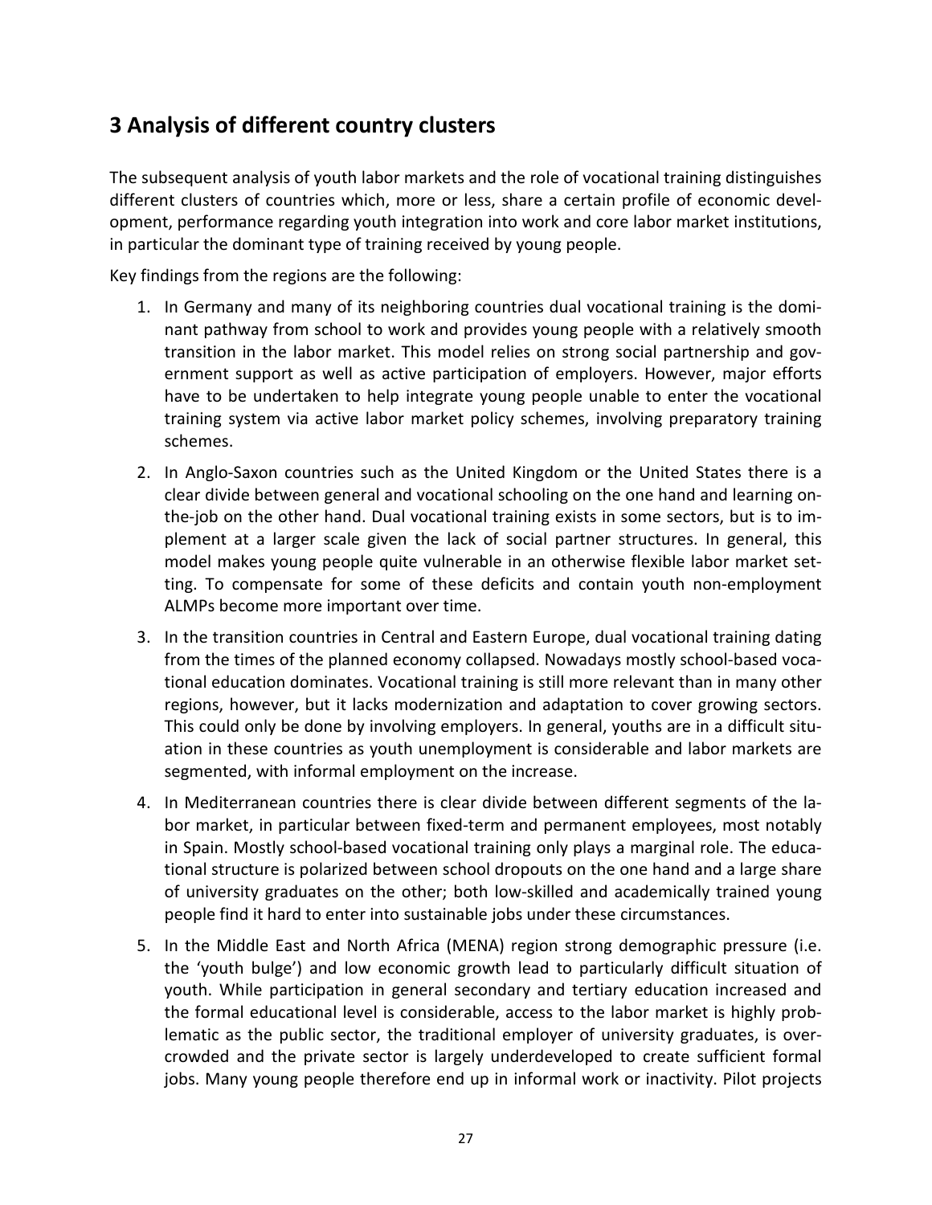## 3 Analysis of different country clusters

The subsequent analysis of youth labor markets and the role of vocational training distinguishes different clusters of countries which, more or less, share a certain profile of economic development, performance regarding youth integration into work and core labor market institutions, in particular the dominant type of training received by young people.

Key findings from the regions are the following:

1. In Germany and many of its neighboring countries dual vocational training is the dominant pathway from school to work and provides young people with a relatively smooth transition in the labor market. This model relies on strong social partnership and government support as well as active participation of employers. However, major efforts have to be undertaken to help integrate young people unable to enter the vocational training system via active labor market policy schemes, involving preparatory training schemes.
2. In Anglo-Saxon countries such as the United Kingdom or the United States there is a clear divide between general and vocational schooling on the one hand and learning on-the-job on the other hand. Dual vocational training exists in some sectors, but is to implement at a larger scale given the lack of social partner structures. In general, this model makes young people quite vulnerable in an otherwise flexible labor market setting. To compensate for some of these deficits and contain youth non-employment ALMPs become more important over time.
3. In the transition countries in Central and Eastern Europe, dual vocational training dating from the times of the planned economy collapsed. Nowadays mostly school-based vocational education dominates. Vocational training is still more relevant than in many other regions, however, but it lacks modernization and adaptation to cover growing sectors. This could only be done by involving employers. In general, youths are in a difficult situation in these countries as youth unemployment is considerable and labor markets are segmented, with informal employment on the increase.
4. In Mediterranean countries there is clear divide between different segments of the labor market, in particular between fixed-term and permanent employees, most notably in Spain. Mostly school-based vocational training only plays a marginal role. The educational structure is polarized between school dropouts on the one hand and a large share of university graduates on the other; both low-skilled and academically trained young people find it hard to enter into sustainable jobs under these circumstances.
5. In the Middle East and North Africa (MENA) region strong demographic pressure (i.e. the 'youth bulge') and low economic growth lead to particularly difficult situation of youth. While participation in general secondary and tertiary education increased and the formal educational level is considerable, access to the labor market is highly problematic as the public sector, the traditional employer of university graduates, is overcrowded and the private sector is largely underdeveloped to create sufficient formal jobs. Many young people therefore end up in informal work or inactivity. Pilot projects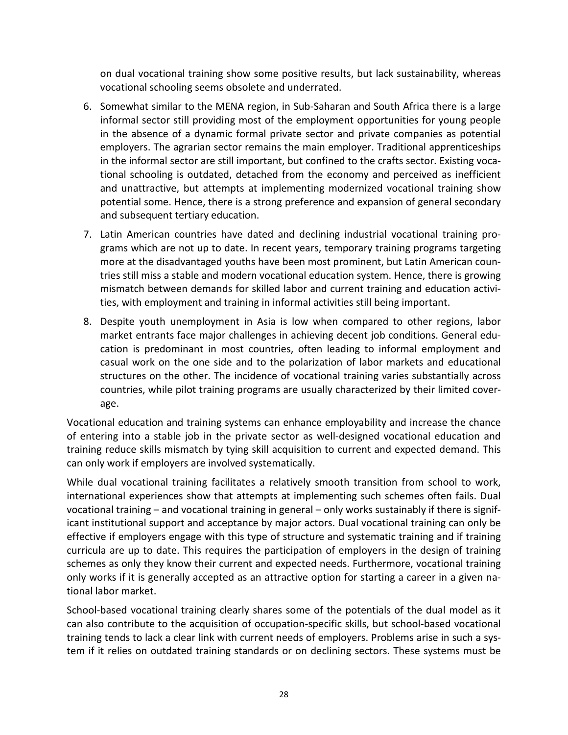on dual vocational training show some positive results, but lack sustainability, whereas vocational schooling seems obsolete and underrated.

6. Somewhat similar to the MENA region, in Sub-Saharan and South Africa there is a large informal sector still providing most of the employment opportunities for young people in the absence of a dynamic formal private sector and private companies as potential employers. The agrarian sector remains the main employer. Traditional apprenticeships in the informal sector are still important, but confined to the crafts sector. Existing vocational schooling is outdated, detached from the economy and perceived as inefficient and unattractive, but attempts at implementing modernized vocational training show potential some. Hence, there is a strong preference and expansion of general secondary and subsequent tertiary education.
7. Latin American countries have dated and declining industrial vocational training programs which are not up to date. In recent years, temporary training programs targeting more at the disadvantaged youths have been most prominent, but Latin American countries still miss a stable and modern vocational education system. Hence, there is growing mismatch between demands for skilled labor and current training and education activities, with employment and training in informal activities still being important.
8. Despite youth unemployment in Asia is low when compared to other regions, labor market entrants face major challenges in achieving decent job conditions. General education is predominant in most countries, often leading to informal employment and casual work on the one side and to the polarization of labor markets and educational structures on the other. The incidence of vocational training varies substantially across countries, while pilot training programs are usually characterized by their limited coverage.

Vocational education and training systems can enhance employability and increase the chance of entering into a stable job in the private sector as well-designed vocational education and training reduce skills mismatch by tying skill acquisition to current and expected demand. This can only work if employers are involved systematically.

While dual vocational training facilitates a relatively smooth transition from school to work, international experiences show that attempts at implementing such schemes often fails. Dual vocational training – and vocational training in general – only works sustainably if there is significant institutional support and acceptance by major actors. Dual vocational training can only be effective if employers engage with this type of structure and systematic training and if training curricula are up to date. This requires the participation of employers in the design of training schemes as only they know their current and expected needs. Furthermore, vocational training only works if it is generally accepted as an attractive option for starting a career in a given national labor market.

School-based vocational training clearly shares some of the potentials of the dual model as it can also contribute to the acquisition of occupation-specific skills, but school-based vocational training tends to lack a clear link with current needs of employers. Problems arise in such a system if it relies on outdated training standards or on declining sectors. These systems must be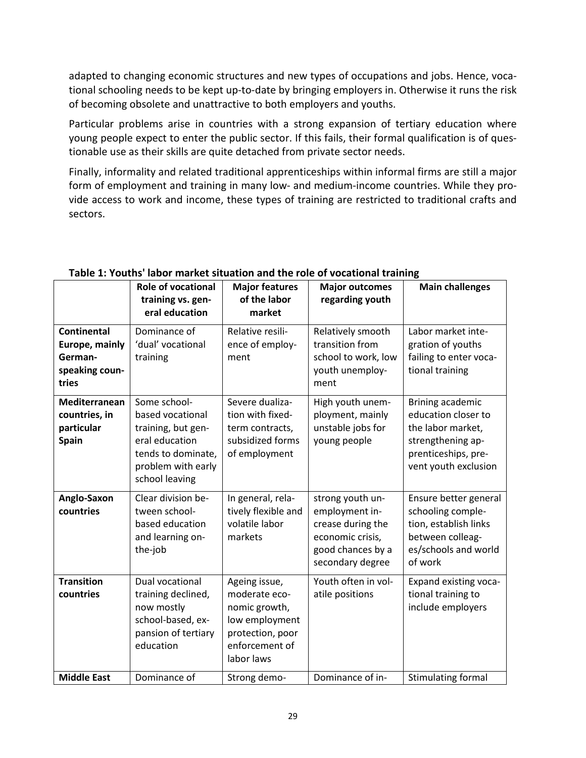adapted to changing economic structures and new types of occupations and jobs. Hence, vocational schooling needs to be kept up-to-date by bringing employers in. Otherwise it runs the risk of becoming obsolete and unattractive to both employers and youths.

Particular problems arise in countries with a strong expansion of tertiary education where young people expect to enter the public sector. If this fails, their formal qualification is of questionable use as their skills are quite detached from private sector needs.

Finally, informality and related traditional apprenticeships within informal firms are still a major form of employment and training in many low- and medium-income countries. While they provide access to work and income, these types of training are restricted to traditional crafts and sectors.

**Table 1: Youths' labor market situation and the role of vocational training**

| | Role of vocational training vs. general education | Major features of the labor market | Major outcomes regarding youth | Main challenges |
|---|---|---|---|---|
| **Continental Europe, mainly German-speaking countries** | Dominance of 'dual' vocational training | Relative resilience of employment | Relatively smooth transition from school to work, low youth unemployment | Labor market integration of youths failing to enter vocational training |
| **Mediterranean countries, in particular Spain** | Some school-based vocational training, but general education tends to dominate, problem with early school leaving | Severe dualization with fixed-term contracts, subsidized forms of employment | High youth unemployment, mainly unstable jobs for young people | Brining academic education closer to the labor market, strengthening apprenticeships, prevent youth exclusion |
| **Anglo-Saxon countries** | Clear division between school-based education and learning on-the-job | In general, relatively flexible and volatile labor markets | strong youth unemployment increase during the economic crisis, good chances by a secondary degree | Ensure better general schooling completion, establish links between colleges/schools and world of work |
| **Transition countries** | Dual vocational training declined, now mostly school-based, expansion of tertiary education | Ageing issue, moderate economic growth, low employment protection, poor enforcement of labor laws | Youth often in volatile positions | Expand existing vocational training to include employers |
| **Middle East** | Dominance of | Strong demo- | Dominance of in- | Stimulating formal |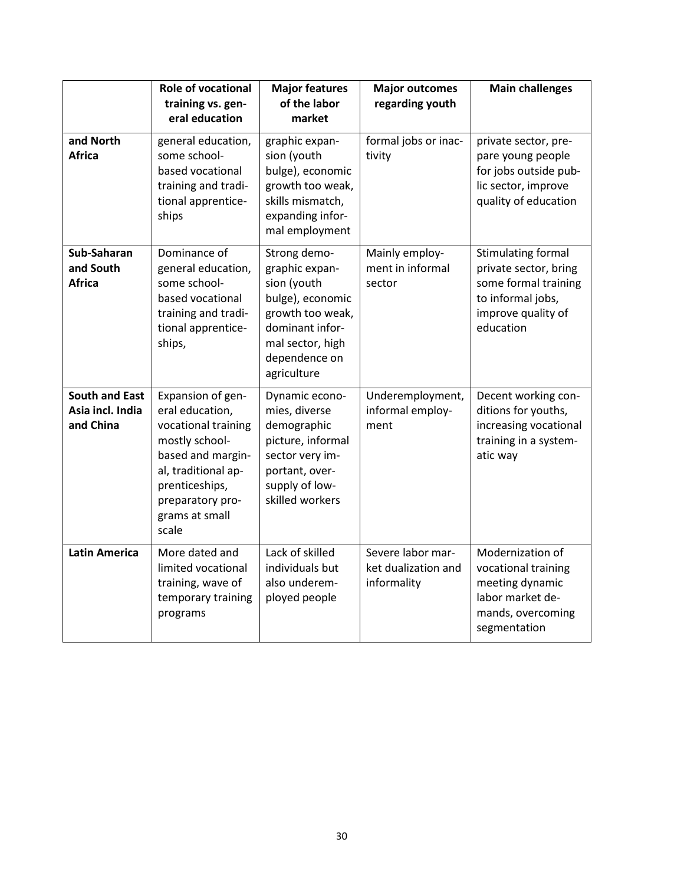| | Role of vocational training vs. general education | Major features of the labor market | Major outcomes regarding youth | Main challenges |
|---|---|---|---|---|
| **and North Africa** | general education, some school-based vocational training and traditional apprenticeships | graphic expansion (youth bulge), economic growth too weak, skills mismatch, expanding informal employment | formal jobs or inactivity | private sector, prepare young people for jobs outside public sector, improve quality of education |
| **Sub-Saharan and South Africa** | Dominance of general education, some school-based vocational training and traditional apprenticeships, | Strong demographic expansion (youth bulge), economic growth too weak, dominant informal sector, high dependence on agriculture | Mainly employment in informal sector | Stimulating formal private sector, bring some formal training to informal jobs, improve quality of education |
| **South and East Asia incl. India and China** | Expansion of general education, vocational training mostly school-based and marginal, traditional apprenticeships, preparatory programs at small scale | Dynamic economies, diverse demographic picture, informal sector very important, oversupply of low-skilled workers | Underemployment, informal employment | Decent working conditions for youths, increasing vocational training in a systematic way |
| **Latin America** | More dated and limited vocational training, wave of temporary training programs | Lack of skilled individuals but also underemployed people | Severe labor market dualization and informality | Modernization of vocational training meeting dynamic labor market demands, overcoming segmentation |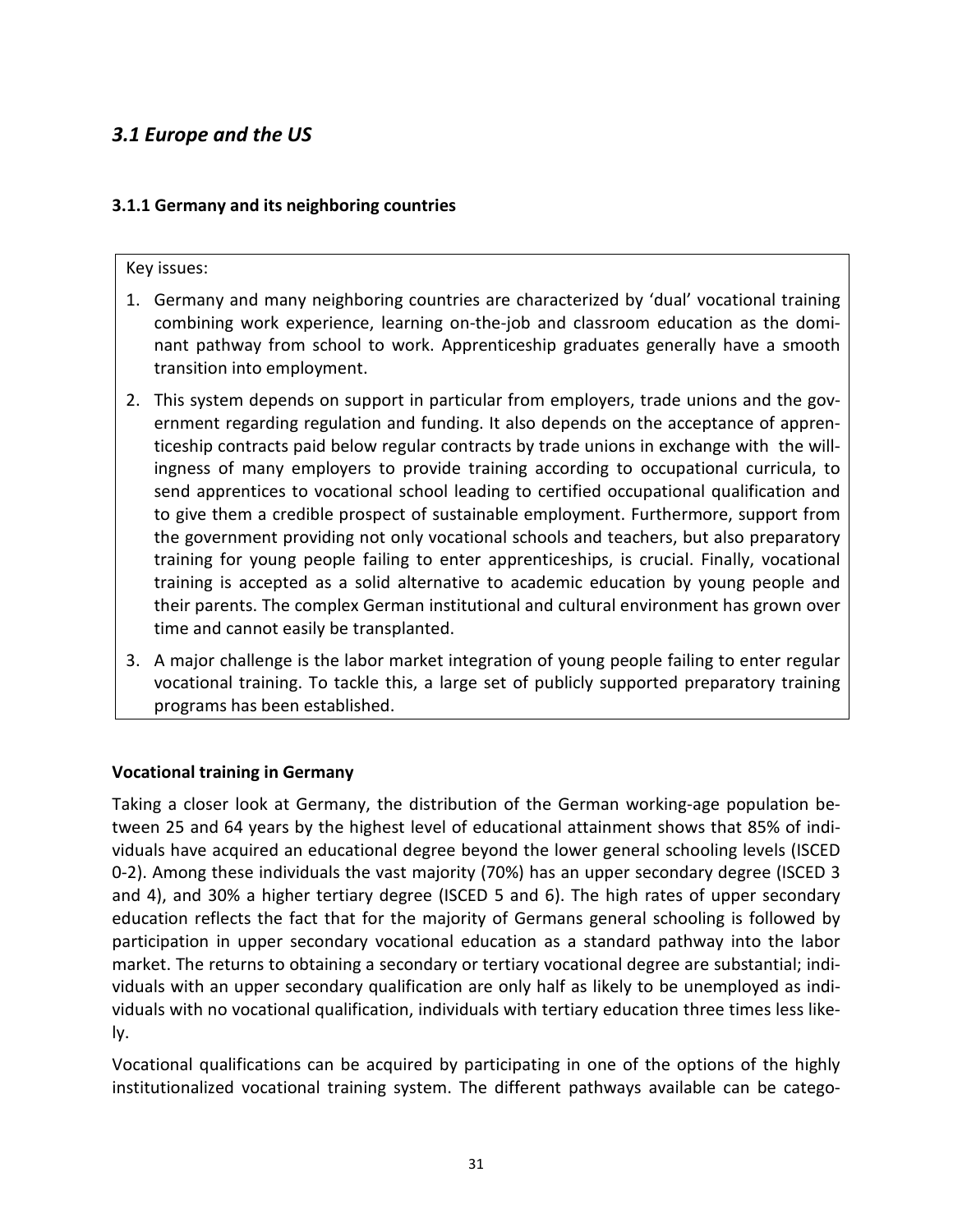## *3.1 Europe and the US*

### 3.1.1 Germany and its neighboring countries

Key issues:

1. Germany and many neighboring countries are characterized by 'dual' vocational training combining work experience, learning on-the-job and classroom education as the dominant pathway from school to work. Apprenticeship graduates generally have a smooth transition into employment.
2. This system depends on support in particular from employers, trade unions and the government regarding regulation and funding. It also depends on the acceptance of apprenticeship contracts paid below regular contracts by trade unions in exchange with the willingness of many employers to provide training according to occupational curricula, to send apprentices to vocational school leading to certified occupational qualification and to give them a credible prospect of sustainable employment. Furthermore, support from the government providing not only vocational schools and teachers, but also preparatory training for young people failing to enter apprenticeships, is crucial. Finally, vocational training is accepted as a solid alternative to academic education by young people and their parents. The complex German institutional and cultural environment has grown over time and cannot easily be transplanted.
3. A major challenge is the labor market integration of young people failing to enter regular vocational training. To tackle this, a large set of publicly supported preparatory training programs has been established.

**Vocational training in Germany**

Taking a closer look at Germany, the distribution of the German working-age population between 25 and 64 years by the highest level of educational attainment shows that 85% of individuals have acquired an educational degree beyond the lower general schooling levels (ISCED 0-2). Among these individuals the vast majority (70%) has an upper secondary degree (ISCED 3 and 4), and 30% a higher tertiary degree (ISCED 5 and 6). The high rates of upper secondary education reflects the fact that for the majority of Germans general schooling is followed by participation in upper secondary vocational education as a standard pathway into the labor market. The returns to obtaining a secondary or tertiary vocational degree are substantial; individuals with an upper secondary qualification are only half as likely to be unemployed as individuals with no vocational qualification, individuals with tertiary education three times less likely.

Vocational qualifications can be acquired by participating in one of the options of the highly institutionalized vocational training system. The different pathways available can be catego-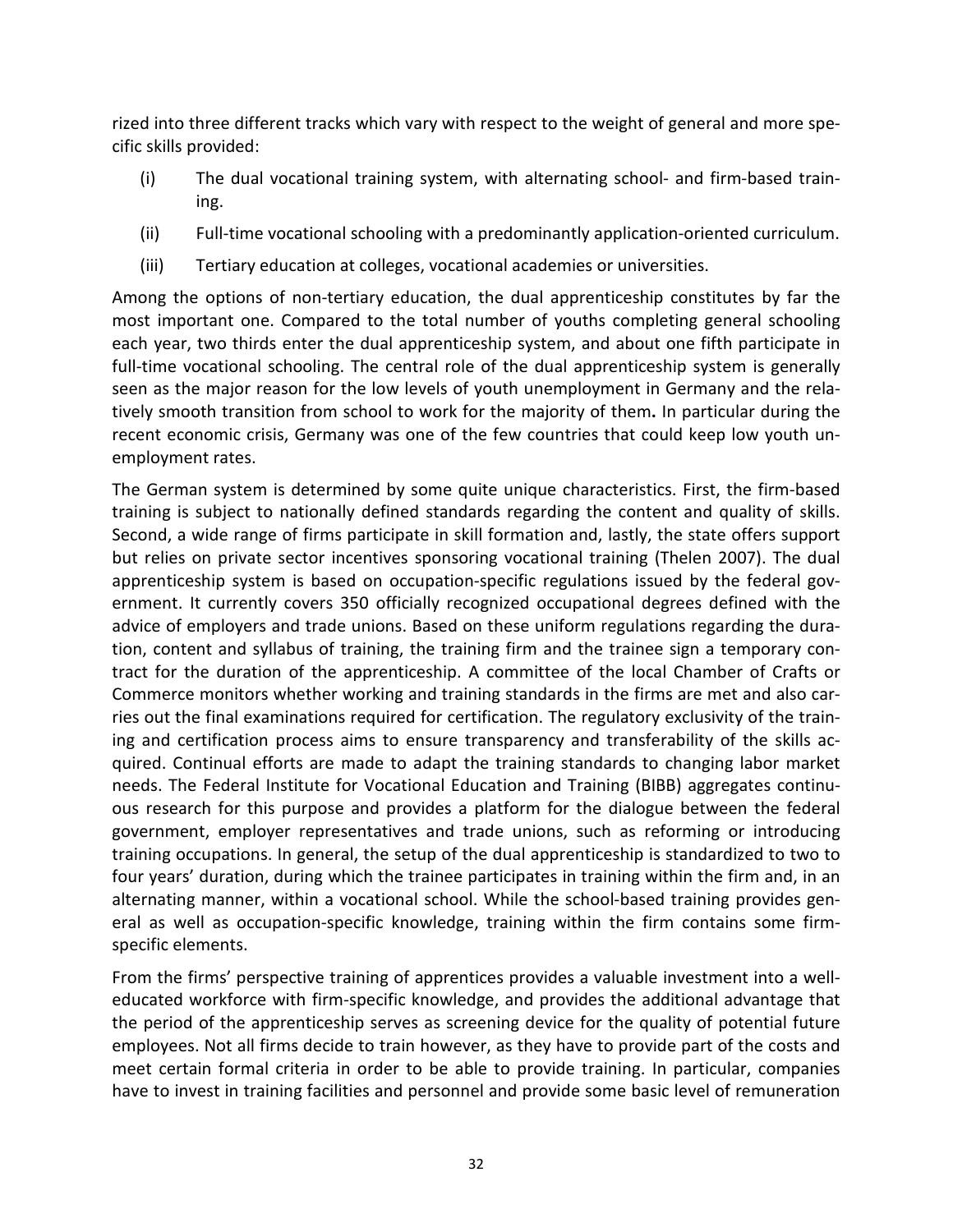rized into three different tracks which vary with respect to the weight of general and more specific skills provided:

(i) The dual vocational training system, with alternating school- and firm-based training.

(ii) Full-time vocational schooling with a predominantly application-oriented curriculum.

(iii) Tertiary education at colleges, vocational academies or universities.

Among the options of non-tertiary education, the dual apprenticeship constitutes by far the most important one. Compared to the total number of youths completing general schooling each year, two thirds enter the dual apprenticeship system, and about one fifth participate in full-time vocational schooling. The central role of the dual apprenticeship system is generally seen as the major reason for the low levels of youth unemployment in Germany and the relatively smooth transition from school to work for the majority of them**.** In particular during the recent economic crisis, Germany was one of the few countries that could keep low youth unemployment rates.

The German system is determined by some quite unique characteristics. First, the firm-based training is subject to nationally defined standards regarding the content and quality of skills. Second, a wide range of firms participate in skill formation and, lastly, the state offers support but relies on private sector incentives sponsoring vocational training (Thelen 2007). The dual apprenticeship system is based on occupation-specific regulations issued by the federal government. It currently covers 350 officially recognized occupational degrees defined with the advice of employers and trade unions. Based on these uniform regulations regarding the duration, content and syllabus of training, the training firm and the trainee sign a temporary contract for the duration of the apprenticeship. A committee of the local Chamber of Crafts or Commerce monitors whether working and training standards in the firms are met and also carries out the final examinations required for certification. The regulatory exclusivity of the training and certification process aims to ensure transparency and transferability of the skills acquired. Continual efforts are made to adapt the training standards to changing labor market needs. The Federal Institute for Vocational Education and Training (BIBB) aggregates continuous research for this purpose and provides a platform for the dialogue between the federal government, employer representatives and trade unions, such as reforming or introducing training occupations. In general, the setup of the dual apprenticeship is standardized to two to four years' duration, during which the trainee participates in training within the firm and, in an alternating manner, within a vocational school. While the school-based training provides general as well as occupation-specific knowledge, training within the firm contains some firm-specific elements.

From the firms' perspective training of apprentices provides a valuable investment into a well-educated workforce with firm-specific knowledge, and provides the additional advantage that the period of the apprenticeship serves as screening device for the quality of potential future employees. Not all firms decide to train however, as they have to provide part of the costs and meet certain formal criteria in order to be able to provide training. In particular, companies have to invest in training facilities and personnel and provide some basic level of remuneration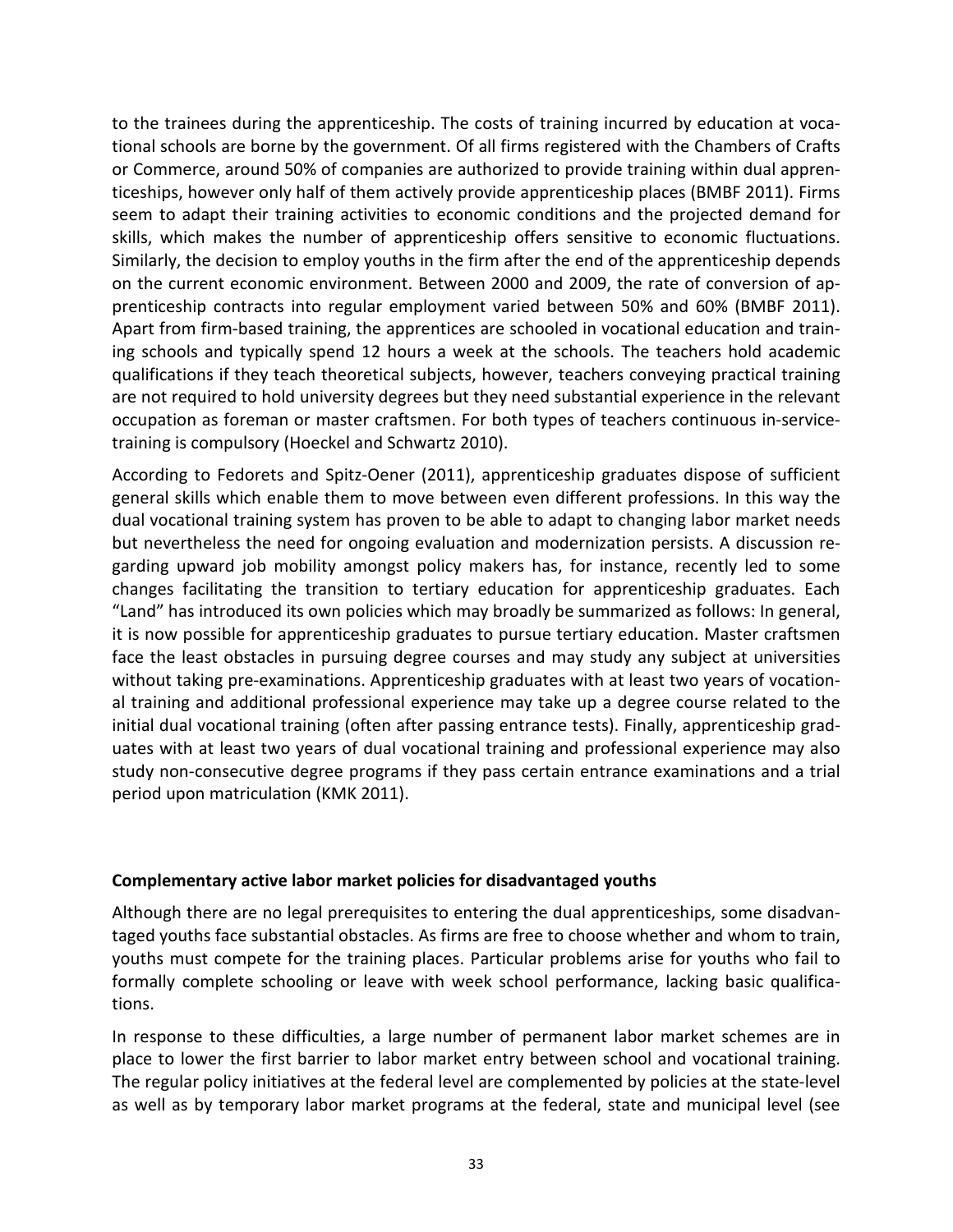to the trainees during the apprenticeship. The costs of training incurred by education at vocational schools are borne by the government. Of all firms registered with the Chambers of Crafts or Commerce, around 50% of companies are authorized to provide training within dual apprenticeships, however only half of them actively provide apprenticeship places (BMBF 2011). Firms seem to adapt their training activities to economic conditions and the projected demand for skills, which makes the number of apprenticeship offers sensitive to economic fluctuations. Similarly, the decision to employ youths in the firm after the end of the apprenticeship depends on the current economic environment. Between 2000 and 2009, the rate of conversion of apprenticeship contracts into regular employment varied between 50% and 60% (BMBF 2011). Apart from firm-based training, the apprentices are schooled in vocational education and training schools and typically spend 12 hours a week at the schools. The teachers hold academic qualifications if they teach theoretical subjects, however, teachers conveying practical training are not required to hold university degrees but they need substantial experience in the relevant occupation as foreman or master craftsmen. For both types of teachers continuous in-service-training is compulsory (Hoeckel and Schwartz 2010).

According to Fedorets and Spitz-Oener (2011), apprenticeship graduates dispose of sufficient general skills which enable them to move between even different professions. In this way the dual vocational training system has proven to be able to adapt to changing labor market needs but nevertheless the need for ongoing evaluation and modernization persists. A discussion regarding upward job mobility amongst policy makers has, for instance, recently led to some changes facilitating the transition to tertiary education for apprenticeship graduates. Each "Land" has introduced its own policies which may broadly be summarized as follows: In general, it is now possible for apprenticeship graduates to pursue tertiary education. Master craftsmen face the least obstacles in pursuing degree courses and may study any subject at universities without taking pre-examinations. Apprenticeship graduates with at least two years of vocational training and additional professional experience may take up a degree course related to the initial dual vocational training (often after passing entrance tests). Finally, apprenticeship graduates with at least two years of dual vocational training and professional experience may also study non-consecutive degree programs if they pass certain entrance examinations and a trial period upon matriculation (KMK 2011).

**Complementary active labor market policies for disadvantaged youths**

Although there are no legal prerequisites to entering the dual apprenticeships, some disadvantaged youths face substantial obstacles. As firms are free to choose whether and whom to train, youths must compete for the training places. Particular problems arise for youths who fail to formally complete schooling or leave with week school performance, lacking basic qualifications.

In response to these difficulties, a large number of permanent labor market schemes are in place to lower the first barrier to labor market entry between school and vocational training. The regular policy initiatives at the federal level are complemented by policies at the state-level as well as by temporary labor market programs at the federal, state and municipal level (see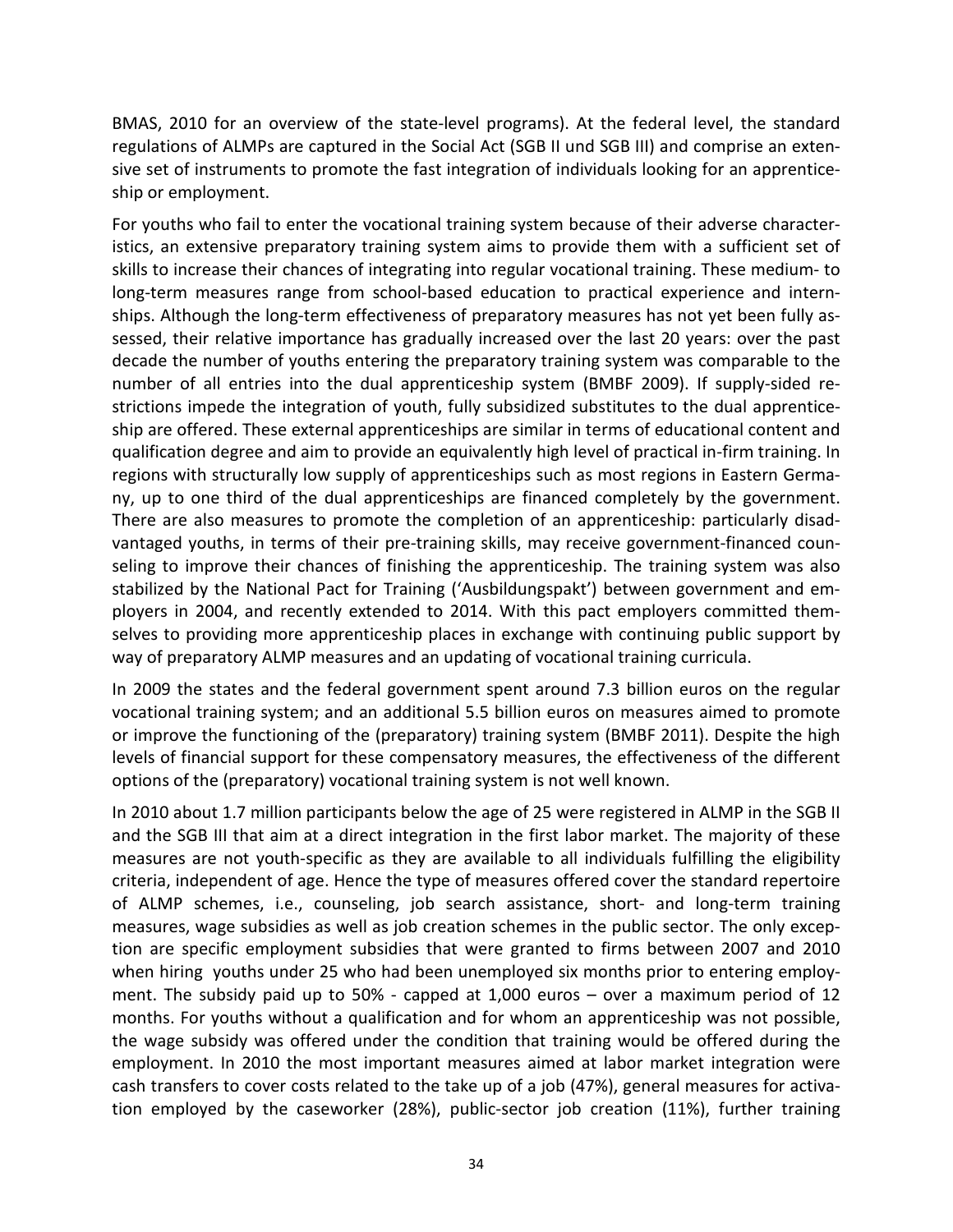BMAS, 2010 for an overview of the state-level programs). At the federal level, the standard regulations of ALMPs are captured in the Social Act (SGB II und SGB III) and comprise an extensive set of instruments to promote the fast integration of individuals looking for an apprenticeship or employment.

For youths who fail to enter the vocational training system because of their adverse characteristics, an extensive preparatory training system aims to provide them with a sufficient set of skills to increase their chances of integrating into regular vocational training. These medium- to long-term measures range from school-based education to practical experience and internships. Although the long-term effectiveness of preparatory measures has not yet been fully assessed, their relative importance has gradually increased over the last 20 years: over the past decade the number of youths entering the preparatory training system was comparable to the number of all entries into the dual apprenticeship system (BMBF 2009). If supply-sided restrictions impede the integration of youth, fully subsidized substitutes to the dual apprenticeship are offered. These external apprenticeships are similar in terms of educational content and qualification degree and aim to provide an equivalently high level of practical in-firm training. In regions with structurally low supply of apprenticeships such as most regions in Eastern Germany, up to one third of the dual apprenticeships are financed completely by the government. There are also measures to promote the completion of an apprenticeship: particularly disadvantaged youths, in terms of their pre-training skills, may receive government-financed counseling to improve their chances of finishing the apprenticeship. The training system was also stabilized by the National Pact for Training ('Ausbildungspakt') between government and employers in 2004, and recently extended to 2014. With this pact employers committed themselves to providing more apprenticeship places in exchange with continuing public support by way of preparatory ALMP measures and an updating of vocational training curricula.

In 2009 the states and the federal government spent around 7.3 billion euros on the regular vocational training system; and an additional 5.5 billion euros on measures aimed to promote or improve the functioning of the (preparatory) training system (BMBF 2011). Despite the high levels of financial support for these compensatory measures, the effectiveness of the different options of the (preparatory) vocational training system is not well known.

In 2010 about 1.7 million participants below the age of 25 were registered in ALMP in the SGB II and the SGB III that aim at a direct integration in the first labor market. The majority of these measures are not youth-specific as they are available to all individuals fulfilling the eligibility criteria, independent of age. Hence the type of measures offered cover the standard repertoire of ALMP schemes, i.e., counseling, job search assistance, short- and long-term training measures, wage subsidies as well as job creation schemes in the public sector. The only exception are specific employment subsidies that were granted to firms between 2007 and 2010 when hiring youths under 25 who had been unemployed six months prior to entering employment. The subsidy paid up to 50% - capped at 1,000 euros – over a maximum period of 12 months. For youths without a qualification and for whom an apprenticeship was not possible, the wage subsidy was offered under the condition that training would be offered during the employment. In 2010 the most important measures aimed at labor market integration were cash transfers to cover costs related to the take up of a job (47%), general measures for activation employed by the caseworker (28%), public-sector job creation (11%), further training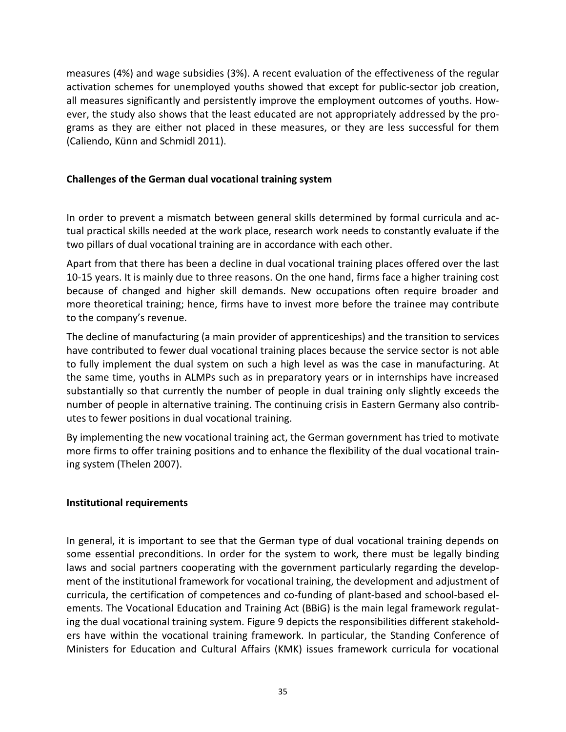measures (4%) and wage subsidies (3%). A recent evaluation of the effectiveness of the regular activation schemes for unemployed youths showed that except for public-sector job creation, all measures significantly and persistently improve the employment outcomes of youths. However, the study also shows that the least educated are not appropriately addressed by the programs as they are either not placed in these measures, or they are less successful for them (Caliendo, Künn and Schmidl 2011).

### Challenges of the German dual vocational training system

In order to prevent a mismatch between general skills determined by formal curricula and actual practical skills needed at the work place, research work needs to constantly evaluate if the two pillars of dual vocational training are in accordance with each other.

Apart from that there has been a decline in dual vocational training places offered over the last 10-15 years. It is mainly due to three reasons. On the one hand, firms face a higher training cost because of changed and higher skill demands. New occupations often require broader and more theoretical training; hence, firms have to invest more before the trainee may contribute to the company's revenue.

The decline of manufacturing (a main provider of apprenticeships) and the transition to services have contributed to fewer dual vocational training places because the service sector is not able to fully implement the dual system on such a high level as was the case in manufacturing. At the same time, youths in ALMPs such as in preparatory years or in internships have increased substantially so that currently the number of people in dual training only slightly exceeds the number of people in alternative training. The continuing crisis in Eastern Germany also contributes to fewer positions in dual vocational training.

By implementing the new vocational training act, the German government has tried to motivate more firms to offer training positions and to enhance the flexibility of the dual vocational training system (Thelen 2007).

### Institutional requirements

In general, it is important to see that the German type of dual vocational training depends on some essential preconditions. In order for the system to work, there must be legally binding laws and social partners cooperating with the government particularly regarding the development of the institutional framework for vocational training, the development and adjustment of curricula, the certification of competences and co-funding of plant-based and school-based elements. The Vocational Education and Training Act (BBiG) is the main legal framework regulating the dual vocational training system. Figure 9 depicts the responsibilities different stakeholders have within the vocational training framework. In particular, the Standing Conference of Ministers for Education and Cultural Affairs (KMK) issues framework curricula for vocational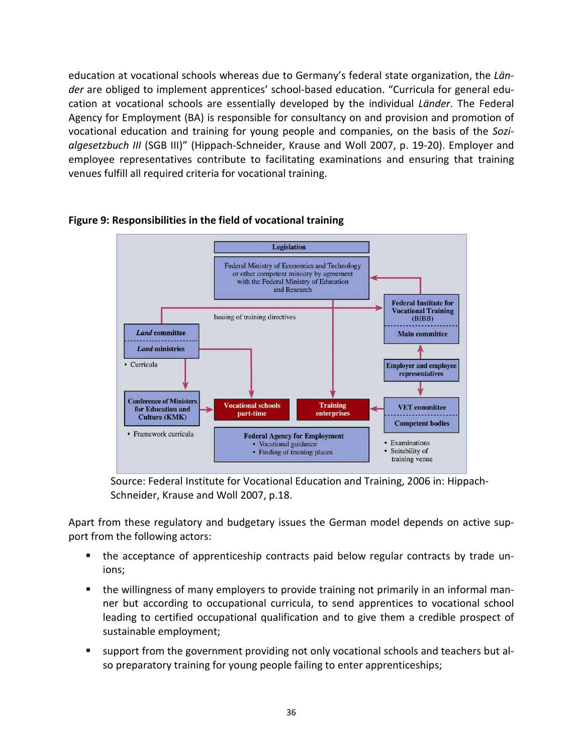education at vocational schools whereas due to Germany's federal state organization, the *Länder* are obliged to implement apprentices' school-based education. "Curricula for general education at vocational schools are essentially developed by the individual *Länder*. The Federal Agency for Employment (BA) is responsible for consultancy on and provision and promotion of vocational education and training for young people and companies, on the basis of the *Sozialgesetzbuch III* (SGB III)" (Hippach-Schneider, Krause and Woll 2007, p. 19-20). Employer and employee representatives contribute to facilitating examinations and ensuring that training venues fulfill all required criteria for vocational training.

**Figure 9: Responsibilities in the field of vocational training**

Legislation

Federal Ministry of Economics and Technology or other competent ministry by agreement with the Federal Ministry of Education and Research

Issuing of training directives

Federal Institute for Vocational Training (BIBB)

Main committee

*Land* committee

*Land* ministries

- Curricula

Employer and employee representatives

Conference of Ministers for Education and Culture (KMK)

- Framework curricula

Vocational schools part-time

Training enterprises

VET committee

Competent bodies

- Examinations
- Suitability of training venue

Federal Agency for Employment

- Vocational guidance
- Finding of training places

Source: Federal Institute for Vocational Education and Training, 2006 in: Hippach-Schneider, Krause and Woll 2007, p.18.

Apart from these regulatory and budgetary issues the German model depends on active support from the following actors:

- the acceptance of apprenticeship contracts paid below regular contracts by trade unions;
- the willingness of many employers to provide training not primarily in an informal manner but according to occupational curricula, to send apprentices to vocational school leading to certified occupational qualification and to give them a credible prospect of sustainable employment;
- support from the government providing not only vocational schools and teachers but also preparatory training for young people failing to enter apprenticeships;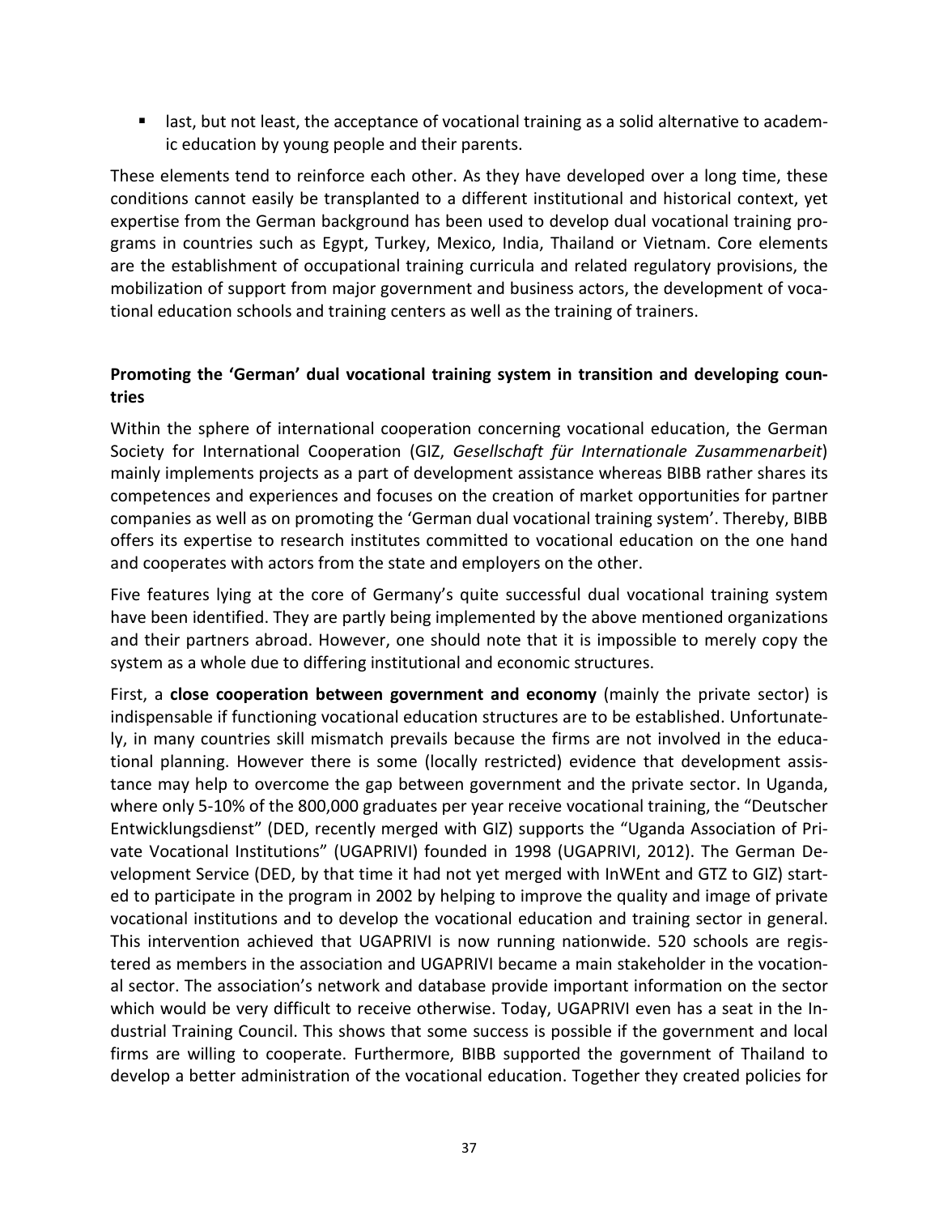- last, but not least, the acceptance of vocational training as a solid alternative to academic education by young people and their parents.

These elements tend to reinforce each other. As they have developed over a long time, these conditions cannot easily be transplanted to a different institutional and historical context, yet expertise from the German background has been used to develop dual vocational training programs in countries such as Egypt, Turkey, Mexico, India, Thailand or Vietnam. Core elements are the establishment of occupational training curricula and related regulatory provisions, the mobilization of support from major government and business actors, the development of vocational education schools and training centers as well as the training of trainers.

### Promoting the 'German' dual vocational training system in transition and developing countries

Within the sphere of international cooperation concerning vocational education, the German Society for International Cooperation (GIZ, *Gesellschaft für Internationale Zusammenarbeit*) mainly implements projects as a part of development assistance whereas BIBB rather shares its competences and experiences and focuses on the creation of market opportunities for partner companies as well as on promoting the 'German dual vocational training system'. Thereby, BIBB offers its expertise to research institutes committed to vocational education on the one hand and cooperates with actors from the state and employers on the other.

Five features lying at the core of Germany's quite successful dual vocational training system have been identified. They are partly being implemented by the above mentioned organizations and their partners abroad. However, one should note that it is impossible to merely copy the system as a whole due to differing institutional and economic structures.

First, a **close cooperation between government and economy** (mainly the private sector) is indispensable if functioning vocational education structures are to be established. Unfortunately, in many countries skill mismatch prevails because the firms are not involved in the educational planning. However there is some (locally restricted) evidence that development assistance may help to overcome the gap between government and the private sector. In Uganda, where only 5-10% of the 800,000 graduates per year receive vocational training, the "Deutscher Entwicklungsdienst" (DED, recently merged with GIZ) supports the "Uganda Association of Private Vocational Institutions" (UGAPRIVI) founded in 1998 (UGAPRIVI, 2012). The German Development Service (DED, by that time it had not yet merged with InWEnt and GTZ to GIZ) started to participate in the program in 2002 by helping to improve the quality and image of private vocational institutions and to develop the vocational education and training sector in general. This intervention achieved that UGAPRIVI is now running nationwide. 520 schools are registered as members in the association and UGAPRIVI became a main stakeholder in the vocational sector. The association's network and database provide important information on the sector which would be very difficult to receive otherwise. Today, UGAPRIVI even has a seat in the Industrial Training Council. This shows that some success is possible if the government and local firms are willing to cooperate. Furthermore, BIBB supported the government of Thailand to develop a better administration of the vocational education. Together they created policies for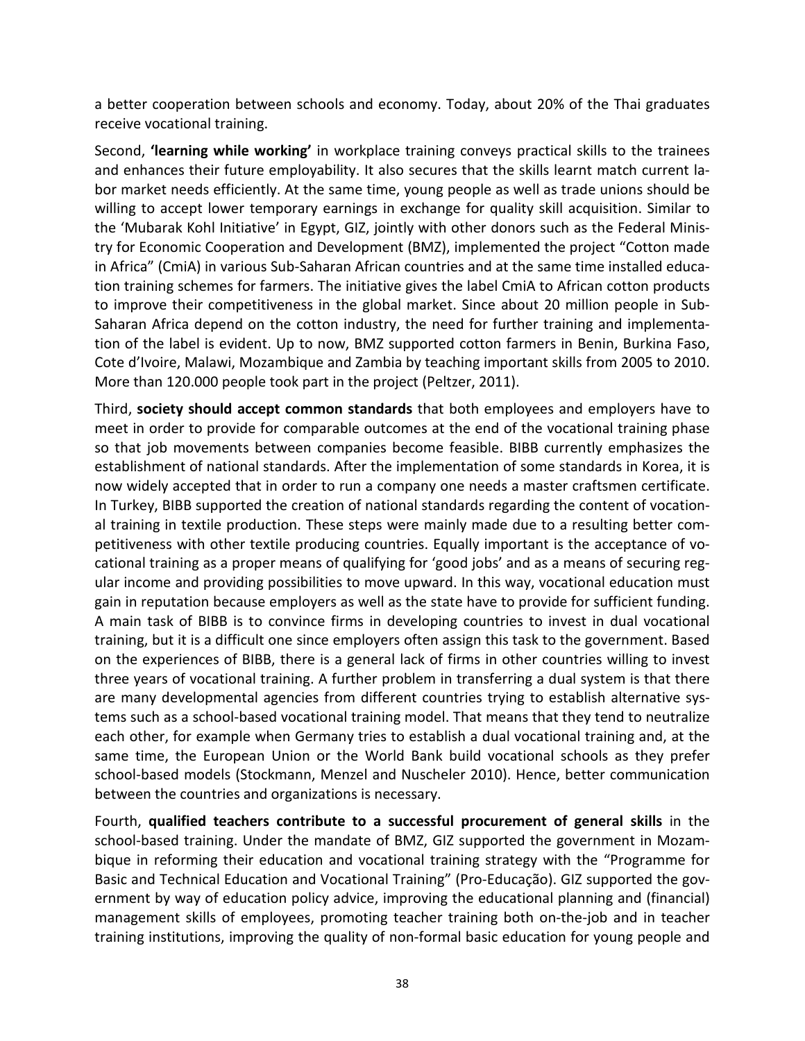a better cooperation between schools and economy. Today, about 20% of the Thai graduates receive vocational training.

Second, **'learning while working'** in workplace training conveys practical skills to the trainees and enhances their future employability. It also secures that the skills learnt match current labor market needs efficiently. At the same time, young people as well as trade unions should be willing to accept lower temporary earnings in exchange for quality skill acquisition. Similar to the 'Mubarak Kohl Initiative' in Egypt, GIZ, jointly with other donors such as the Federal Ministry for Economic Cooperation and Development (BMZ), implemented the project "Cotton made in Africa" (CmiA) in various Sub-Saharan African countries and at the same time installed education training schemes for farmers. The initiative gives the label CmiA to African cotton products to improve their competitiveness in the global market. Since about 20 million people in Sub-Saharan Africa depend on the cotton industry, the need for further training and implementation of the label is evident. Up to now, BMZ supported cotton farmers in Benin, Burkina Faso, Cote d'Ivoire, Malawi, Mozambique and Zambia by teaching important skills from 2005 to 2010. More than 120.000 people took part in the project (Peltzer, 2011).

Third, **society should accept common standards** that both employees and employers have to meet in order to provide for comparable outcomes at the end of the vocational training phase so that job movements between companies become feasible. BIBB currently emphasizes the establishment of national standards. After the implementation of some standards in Korea, it is now widely accepted that in order to run a company one needs a master craftsmen certificate. In Turkey, BIBB supported the creation of national standards regarding the content of vocational training in textile production. These steps were mainly made due to a resulting better competitiveness with other textile producing countries. Equally important is the acceptance of vocational training as a proper means of qualifying for 'good jobs' and as a means of securing regular income and providing possibilities to move upward. In this way, vocational education must gain in reputation because employers as well as the state have to provide for sufficient funding. A main task of BIBB is to convince firms in developing countries to invest in dual vocational training, but it is a difficult one since employers often assign this task to the government. Based on the experiences of BIBB, there is a general lack of firms in other countries willing to invest three years of vocational training. A further problem in transferring a dual system is that there are many developmental agencies from different countries trying to establish alternative systems such as a school-based vocational training model. That means that they tend to neutralize each other, for example when Germany tries to establish a dual vocational training and, at the same time, the European Union or the World Bank build vocational schools as they prefer school-based models (Stockmann, Menzel and Nuscheler 2010). Hence, better communication between the countries and organizations is necessary.

Fourth, **qualified teachers contribute to a successful procurement of general skills** in the school-based training. Under the mandate of BMZ, GIZ supported the government in Mozambique in reforming their education and vocational training strategy with the "Programme for Basic and Technical Education and Vocational Training" (Pro-Educação). GIZ supported the government by way of education policy advice, improving the educational planning and (financial) management skills of employees, promoting teacher training both on-the-job and in teacher training institutions, improving the quality of non-formal basic education for young people and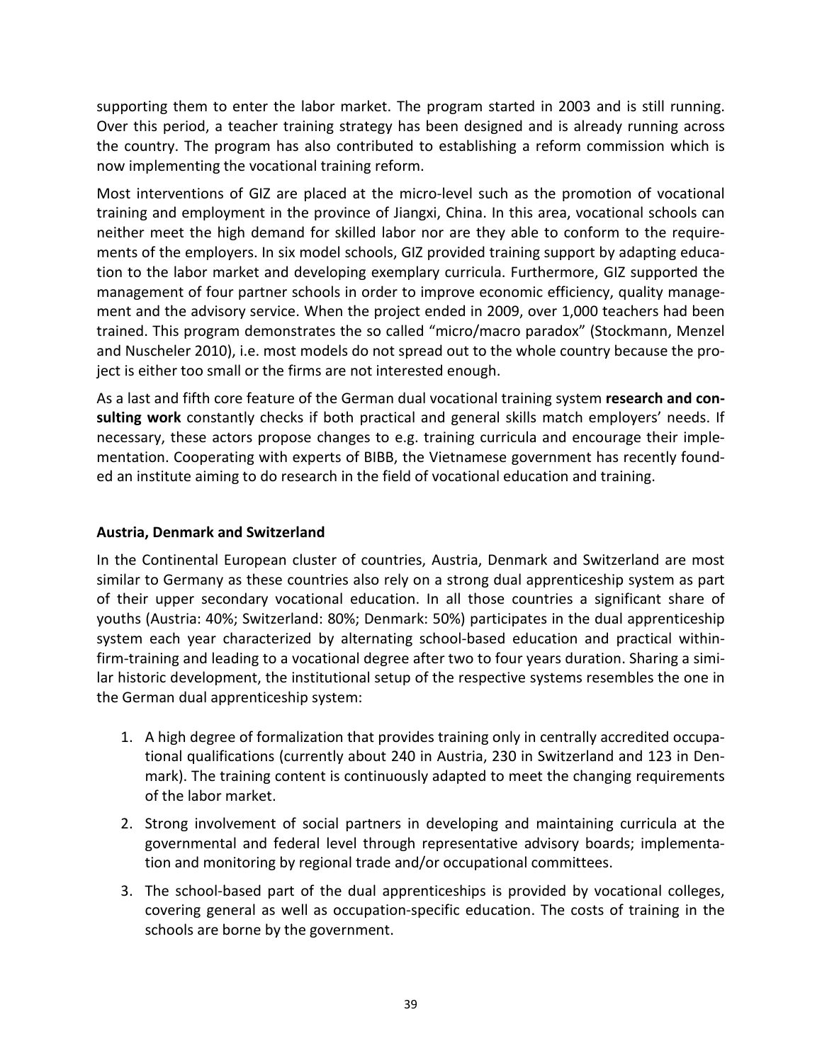supporting them to enter the labor market. The program started in 2003 and is still running. Over this period, a teacher training strategy has been designed and is already running across the country. The program has also contributed to establishing a reform commission which is now implementing the vocational training reform.

Most interventions of GIZ are placed at the micro-level such as the promotion of vocational training and employment in the province of Jiangxi, China. In this area, vocational schools can neither meet the high demand for skilled labor nor are they able to conform to the requirements of the employers. In six model schools, GIZ provided training support by adapting education to the labor market and developing exemplary curricula. Furthermore, GIZ supported the management of four partner schools in order to improve economic efficiency, quality management and the advisory service. When the project ended in 2009, over 1,000 teachers had been trained. This program demonstrates the so called "micro/macro paradox" (Stockmann, Menzel and Nuscheler 2010), i.e. most models do not spread out to the whole country because the project is either too small or the firms are not interested enough.

As a last and fifth core feature of the German dual vocational training system **research and consulting work** constantly checks if both practical and general skills match employers' needs. If necessary, these actors propose changes to e.g. training curricula and encourage their implementation. Cooperating with experts of BIBB, the Vietnamese government has recently founded an institute aiming to do research in the field of vocational education and training.

**Austria, Denmark and Switzerland**

In the Continental European cluster of countries, Austria, Denmark and Switzerland are most similar to Germany as these countries also rely on a strong dual apprenticeship system as part of their upper secondary vocational education. In all those countries a significant share of youths (Austria: 40%; Switzerland: 80%; Denmark: 50%) participates in the dual apprenticeship system each year characterized by alternating school-based education and practical within-firm-training and leading to a vocational degree after two to four years duration. Sharing a similar historic development, the institutional setup of the respective systems resembles the one in the German dual apprenticeship system:

1. A high degree of formalization that provides training only in centrally accredited occupational qualifications (currently about 240 in Austria, 230 in Switzerland and 123 in Denmark). The training content is continuously adapted to meet the changing requirements of the labor market.
2. Strong involvement of social partners in developing and maintaining curricula at the governmental and federal level through representative advisory boards; implementation and monitoring by regional trade and/or occupational committees.
3. The school-based part of the dual apprenticeships is provided by vocational colleges, covering general as well as occupation-specific education. The costs of training in the schools are borne by the government.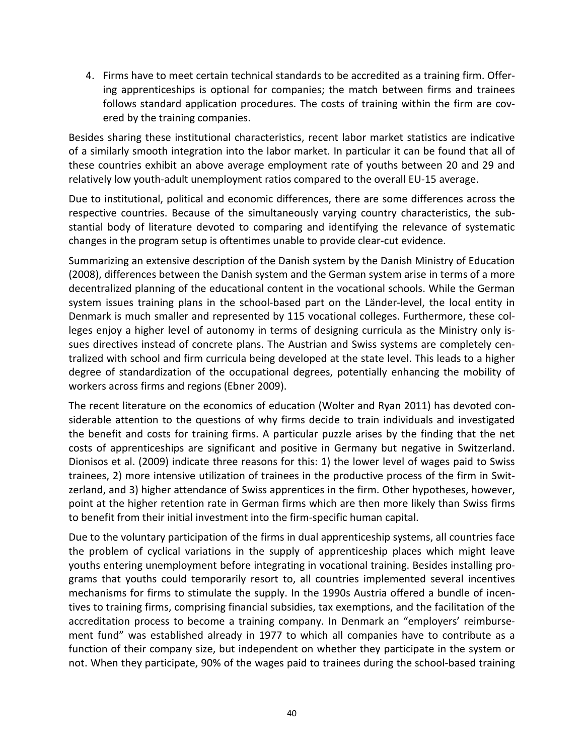4. Firms have to meet certain technical standards to be accredited as a training firm. Offering apprenticeships is optional for companies; the match between firms and trainees follows standard application procedures. The costs of training within the firm are covered by the training companies.

Besides sharing these institutional characteristics, recent labor market statistics are indicative of a similarly smooth integration into the labor market. In particular it can be found that all of these countries exhibit an above average employment rate of youths between 20 and 29 and relatively low youth-adult unemployment ratios compared to the overall EU-15 average.

Due to institutional, political and economic differences, there are some differences across the respective countries. Because of the simultaneously varying country characteristics, the substantial body of literature devoted to comparing and identifying the relevance of systematic changes in the program setup is oftentimes unable to provide clear-cut evidence.

Summarizing an extensive description of the Danish system by the Danish Ministry of Education (2008), differences between the Danish system and the German system arise in terms of a more decentralized planning of the educational content in the vocational schools. While the German system issues training plans in the school-based part on the Länder-level, the local entity in Denmark is much smaller and represented by 115 vocational colleges. Furthermore, these colleges enjoy a higher level of autonomy in terms of designing curricula as the Ministry only issues directives instead of concrete plans. The Austrian and Swiss systems are completely centralized with school and firm curricula being developed at the state level. This leads to a higher degree of standardization of the occupational degrees, potentially enhancing the mobility of workers across firms and regions (Ebner 2009).

The recent literature on the economics of education (Wolter and Ryan 2011) has devoted considerable attention to the questions of why firms decide to train individuals and investigated the benefit and costs for training firms. A particular puzzle arises by the finding that the net costs of apprenticeships are significant and positive in Germany but negative in Switzerland. Dionisos et al. (2009) indicate three reasons for this: 1) the lower level of wages paid to Swiss trainees, 2) more intensive utilization of trainees in the productive process of the firm in Switzerland, and 3) higher attendance of Swiss apprentices in the firm. Other hypotheses, however, point at the higher retention rate in German firms which are then more likely than Swiss firms to benefit from their initial investment into the firm-specific human capital.

Due to the voluntary participation of the firms in dual apprenticeship systems, all countries face the problem of cyclical variations in the supply of apprenticeship places which might leave youths entering unemployment before integrating in vocational training. Besides installing programs that youths could temporarily resort to, all countries implemented several incentives mechanisms for firms to stimulate the supply. In the 1990s Austria offered a bundle of incentives to training firms, comprising financial subsidies, tax exemptions, and the facilitation of the accreditation process to become a training company. In Denmark an "employers' reimbursement fund" was established already in 1977 to which all companies have to contribute as a function of their company size, but independent on whether they participate in the system or not. When they participate, 90% of the wages paid to trainees during the school-based training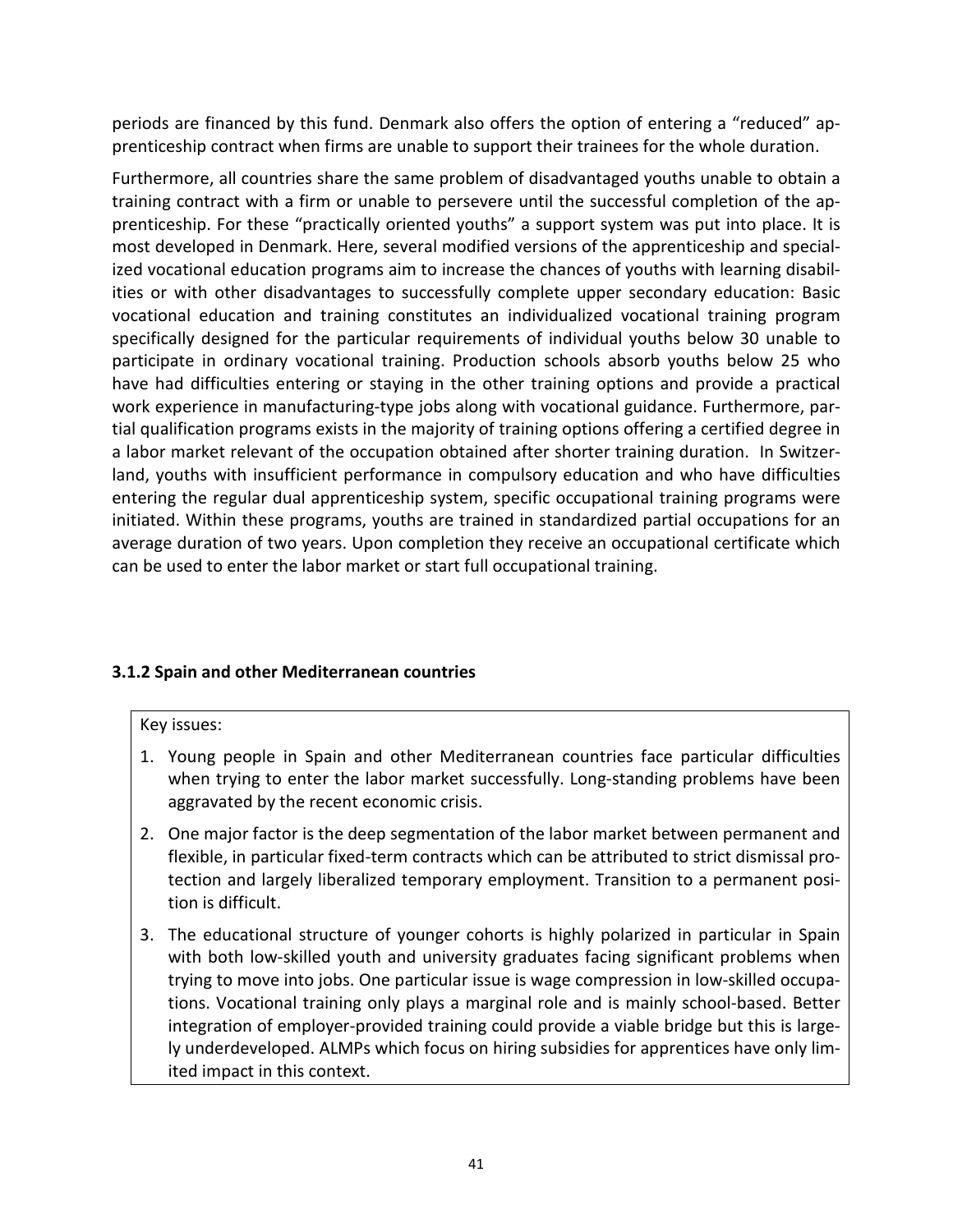periods are financed by this fund. Denmark also offers the option of entering a "reduced" apprenticeship contract when firms are unable to support their trainees for the whole duration.

Furthermore, all countries share the same problem of disadvantaged youths unable to obtain a training contract with a firm or unable to persevere until the successful completion of the apprenticeship. For these "practically oriented youths" a support system was put into place. It is most developed in Denmark. Here, several modified versions of the apprenticeship and specialized vocational education programs aim to increase the chances of youths with learning disabilities or with other disadvantages to successfully complete upper secondary education: Basic vocational education and training constitutes an individualized vocational training program specifically designed for the particular requirements of individual youths below 30 unable to participate in ordinary vocational training. Production schools absorb youths below 25 who have had difficulties entering or staying in the other training options and provide a practical work experience in manufacturing-type jobs along with vocational guidance. Furthermore, partial qualification programs exists in the majority of training options offering a certified degree in a labor market relevant of the occupation obtained after shorter training duration. In Switzerland, youths with insufficient performance in compulsory education and who have difficulties entering the regular dual apprenticeship system, specific occupational training programs were initiated. Within these programs, youths are trained in standardized partial occupations for an average duration of two years. Upon completion they receive an occupational certificate which can be used to enter the labor market or start full occupational training.

### 3.1.2 Spain and other Mediterranean countries

Key issues:

1. Young people in Spain and other Mediterranean countries face particular difficulties when trying to enter the labor market successfully. Long-standing problems have been aggravated by the recent economic crisis.
2. One major factor is the deep segmentation of the labor market between permanent and flexible, in particular fixed-term contracts which can be attributed to strict dismissal protection and largely liberalized temporary employment. Transition to a permanent position is difficult.
3. The educational structure of younger cohorts is highly polarized in particular in Spain with both low-skilled youth and university graduates facing significant problems when trying to move into jobs. One particular issue is wage compression in low-skilled occupations. Vocational training only plays a marginal role and is mainly school-based. Better integration of employer-provided training could provide a viable bridge but this is largely underdeveloped. ALMPs which focus on hiring subsidies for apprentices have only limited impact in this context.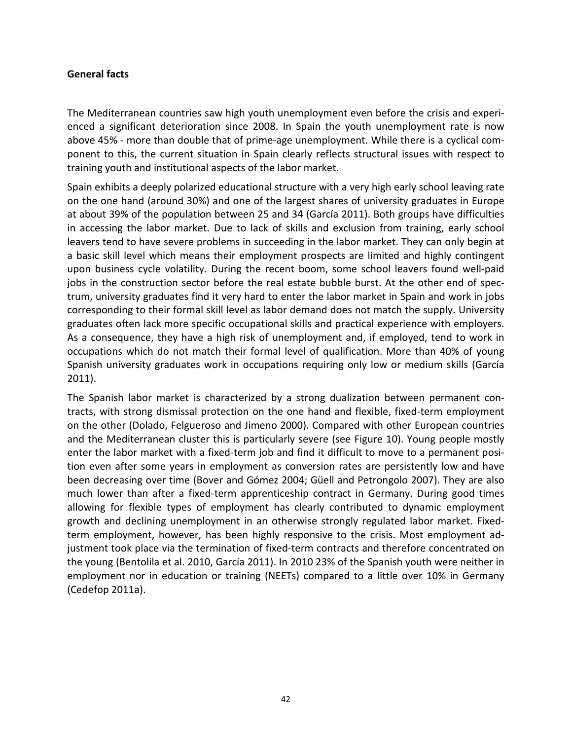**General facts**

The Mediterranean countries saw high youth unemployment even before the crisis and experienced a significant deterioration since 2008. In Spain the youth unemployment rate is now above 45% - more than double that of prime-age unemployment. While there is a cyclical component to this, the current situation in Spain clearly reflects structural issues with respect to training youth and institutional aspects of the labor market.

Spain exhibits a deeply polarized educational structure with a very high early school leaving rate on the one hand (around 30%) and one of the largest shares of university graduates in Europe at about 39% of the population between 25 and 34 (García 2011). Both groups have difficulties in accessing the labor market. Due to lack of skills and exclusion from training, early school leavers tend to have severe problems in succeeding in the labor market. They can only begin at a basic skill level which means their employment prospects are limited and highly contingent upon business cycle volatility. During the recent boom, some school leavers found well-paid jobs in the construction sector before the real estate bubble burst. At the other end of spectrum, university graduates find it very hard to enter the labor market in Spain and work in jobs corresponding to their formal skill level as labor demand does not match the supply. University graduates often lack more specific occupational skills and practical experience with employers. As a consequence, they have a high risk of unemployment and, if employed, tend to work in occupations which do not match their formal level of qualification. More than 40% of young Spanish university graduates work in occupations requiring only low or medium skills (García 2011).

The Spanish labor market is characterized by a strong dualization between permanent contracts, with strong dismissal protection on the one hand and flexible, fixed-term employment on the other (Dolado, Felgueroso and Jimeno 2000). Compared with other European countries and the Mediterranean cluster this is particularly severe (see Figure 10). Young people mostly enter the labor market with a fixed-term job and find it difficult to move to a permanent position even after some years in employment as conversion rates are persistently low and have been decreasing over time (Bover and Gómez 2004; Güell and Petrongolo 2007). They are also much lower than after a fixed-term apprenticeship contract in Germany. During good times allowing for flexible types of employment has clearly contributed to dynamic employment growth and declining unemployment in an otherwise strongly regulated labor market. Fixed-term employment, however, has been highly responsive to the crisis. Most employment adjustment took place via the termination of fixed-term contracts and therefore concentrated on the young (Bentolila et al. 2010, García 2011). In 2010 23% of the Spanish youth were neither in employment nor in education or training (NEETs) compared to a little over 10% in Germany (Cedefop 2011a).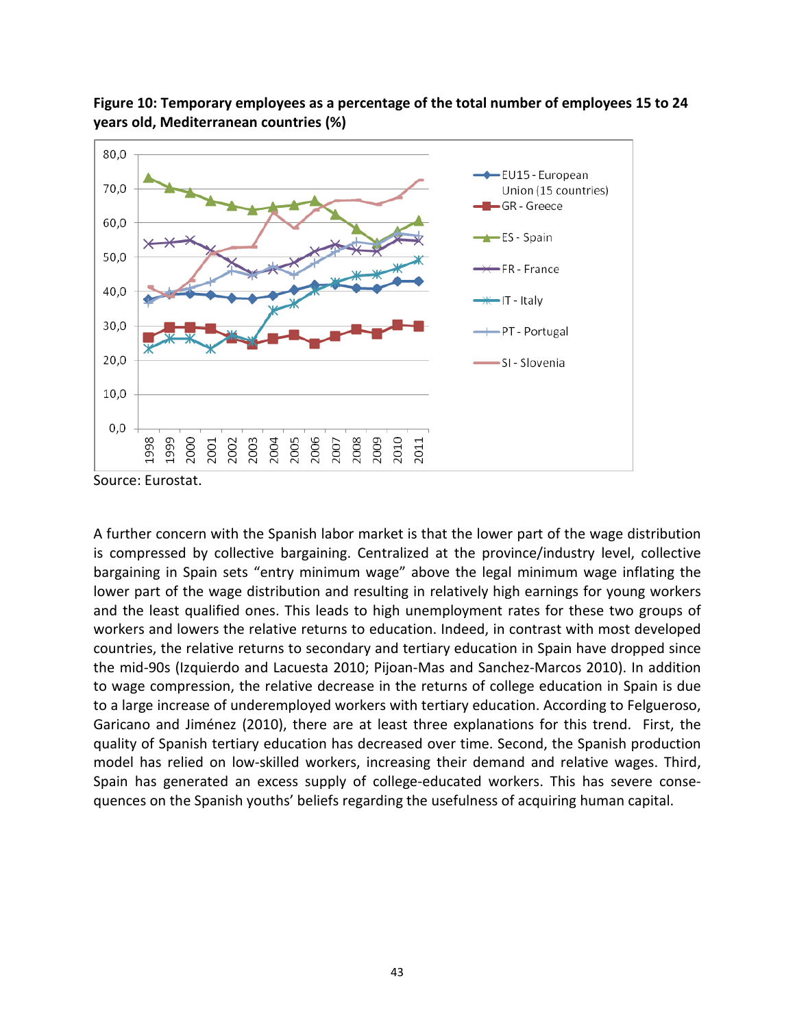**Figure 10: Temporary employees as a percentage of the total number of employees 15 to 24 years old, Mediterranean countries (%)**

Source: Eurostat.

A further concern with the Spanish labor market is that the lower part of the wage distribution is compressed by collective bargaining. Centralized at the province/industry level, collective bargaining in Spain sets “entry minimum wage” above the legal minimum wage inflating the lower part of the wage distribution and resulting in relatively high earnings for young workers and the least qualified ones. This leads to high unemployment rates for these two groups of workers and lowers the relative returns to education. Indeed, in contrast with most developed countries, the relative returns to secondary and tertiary education in Spain have dropped since the mid-90s (Izquierdo and Lacuesta 2010; Pijoan-Mas and Sanchez-Marcos 2010). In addition to wage compression, the relative decrease in the returns of college education in Spain is due to a large increase of underemployed workers with tertiary education. According to Felgueroso, Garicano and Jiménez (2010), there are at least three explanations for this trend. First, the quality of Spanish tertiary education has decreased over time. Second, the Spanish production model has relied on low-skilled workers, increasing their demand and relative wages. Third, Spain has generated an excess supply of college-educated workers. This has severe consequences on the Spanish youths’ beliefs regarding the usefulness of acquiring human capital.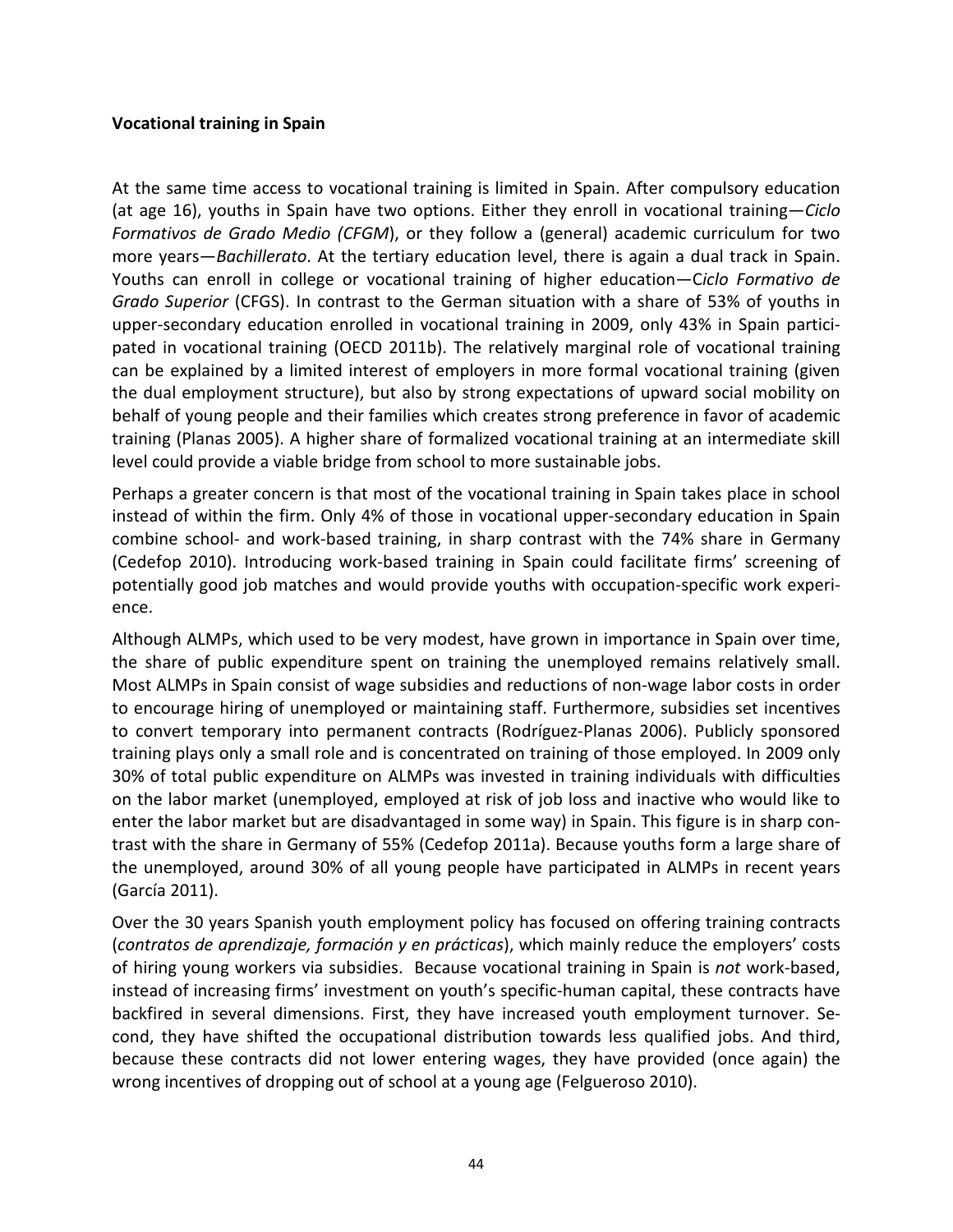**Vocational training in Spain**

At the same time access to vocational training is limited in Spain. After compulsory education (at age 16), youths in Spain have two options. Either they enroll in vocational training—*Ciclo Formativos de Grado Medio (CFGM*), or they follow a (general) academic curriculum for two more years—*Bachillerato*. At the tertiary education level, there is again a dual track in Spain. Youths can enroll in college or vocational training of higher education—C*iclo Formativo de Grado Superior* (CFGS). In contrast to the German situation with a share of 53% of youths in upper-secondary education enrolled in vocational training in 2009, only 43% in Spain participated in vocational training (OECD 2011b). The relatively marginal role of vocational training can be explained by a limited interest of employers in more formal vocational training (given the dual employment structure), but also by strong expectations of upward social mobility on behalf of young people and their families which creates strong preference in favor of academic training (Planas 2005). A higher share of formalized vocational training at an intermediate skill level could provide a viable bridge from school to more sustainable jobs.

Perhaps a greater concern is that most of the vocational training in Spain takes place in school instead of within the firm. Only 4% of those in vocational upper-secondary education in Spain combine school- and work-based training, in sharp contrast with the 74% share in Germany (Cedefop 2010). Introducing work-based training in Spain could facilitate firms' screening of potentially good job matches and would provide youths with occupation-specific work experience.

Although ALMPs, which used to be very modest, have grown in importance in Spain over time, the share of public expenditure spent on training the unemployed remains relatively small. Most ALMPs in Spain consist of wage subsidies and reductions of non-wage labor costs in order to encourage hiring of unemployed or maintaining staff. Furthermore, subsidies set incentives to convert temporary into permanent contracts (Rodríguez-Planas 2006). Publicly sponsored training plays only a small role and is concentrated on training of those employed. In 2009 only 30% of total public expenditure on ALMPs was invested in training individuals with difficulties on the labor market (unemployed, employed at risk of job loss and inactive who would like to enter the labor market but are disadvantaged in some way) in Spain. This figure is in sharp contrast with the share in Germany of 55% (Cedefop 2011a). Because youths form a large share of the unemployed, around 30% of all young people have participated in ALMPs in recent years (García 2011).

Over the 30 years Spanish youth employment policy has focused on offering training contracts (*contratos de aprendizaje, formación y en prácticas*), which mainly reduce the employers' costs of hiring young workers via subsidies. Because vocational training in Spain is *not* work-based, instead of increasing firms' investment on youth's specific-human capital, these contracts have backfired in several dimensions. First, they have increased youth employment turnover. Second, they have shifted the occupational distribution towards less qualified jobs. And third, because these contracts did not lower entering wages, they have provided (once again) the wrong incentives of dropping out of school at a young age (Felgueroso 2010).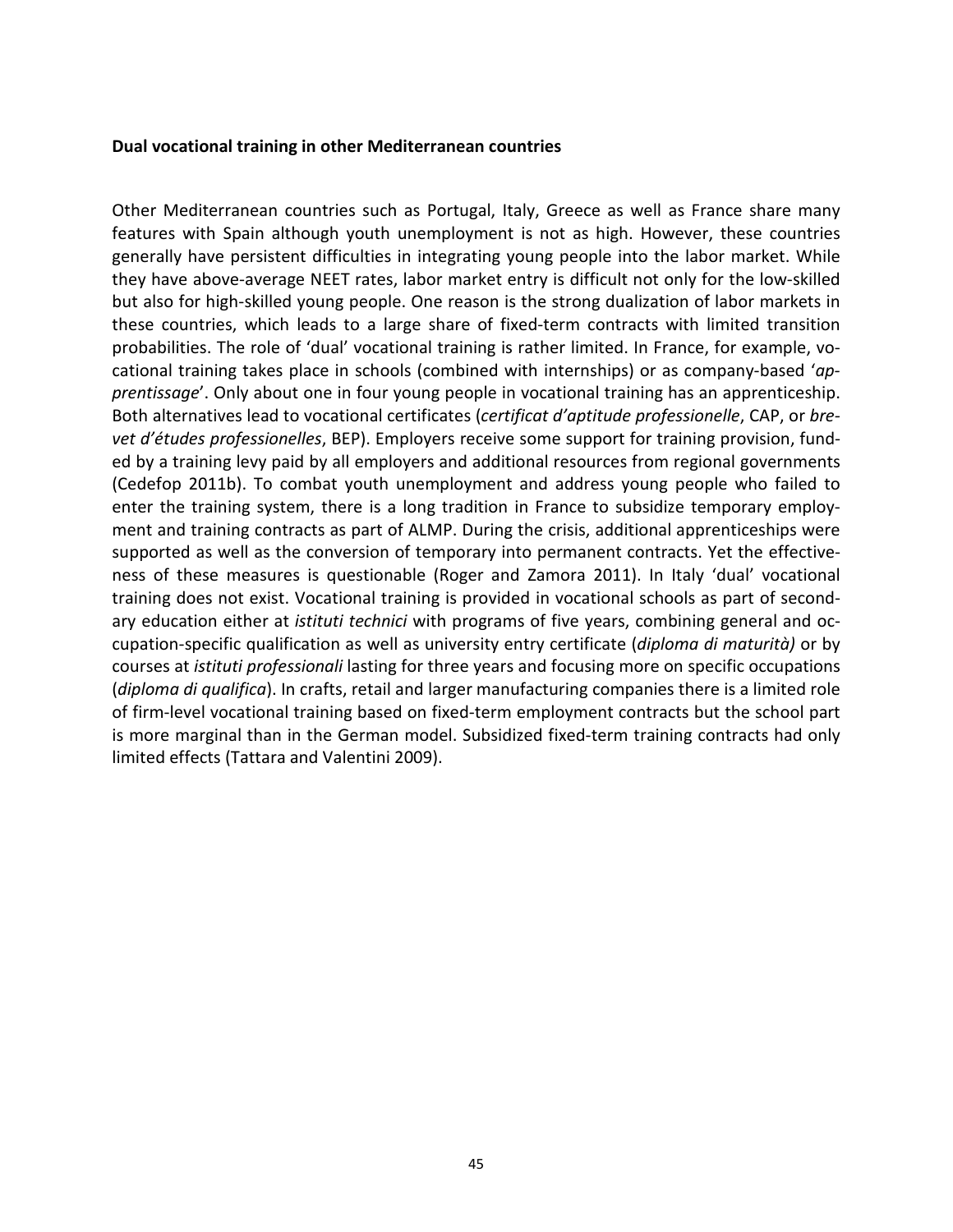**Dual vocational training in other Mediterranean countries**

Other Mediterranean countries such as Portugal, Italy, Greece as well as France share many features with Spain although youth unemployment is not as high. However, these countries generally have persistent difficulties in integrating young people into the labor market. While they have above-average NEET rates, labor market entry is difficult not only for the low-skilled but also for high-skilled young people. One reason is the strong dualization of labor markets in these countries, which leads to a large share of fixed-term contracts with limited transition probabilities. The role of 'dual' vocational training is rather limited. In France, for example, vocational training takes place in schools (combined with internships) or as company-based '*apprentissage*'. Only about one in four young people in vocational training has an apprenticeship. Both alternatives lead to vocational certificates (*certificat d'aptitude professionelle*, CAP, or *brevet d'études professionelles*, BEP). Employers receive some support for training provision, funded by a training levy paid by all employers and additional resources from regional governments (Cedefop 2011b). To combat youth unemployment and address young people who failed to enter the training system, there is a long tradition in France to subsidize temporary employment and training contracts as part of ALMP. During the crisis, additional apprenticeships were supported as well as the conversion of temporary into permanent contracts. Yet the effectiveness of these measures is questionable (Roger and Zamora 2011). In Italy 'dual' vocational training does not exist. Vocational training is provided in vocational schools as part of secondary education either at *istituti technici* with programs of five years, combining general and occupation-specific qualification as well as university entry certificate (*diploma di maturità)* or by courses at *istituti professionali* lasting for three years and focusing more on specific occupations (*diploma di qualifica*). In crafts, retail and larger manufacturing companies there is a limited role of firm-level vocational training based on fixed-term employment contracts but the school part is more marginal than in the German model. Subsidized fixed-term training contracts had only limited effects (Tattara and Valentini 2009).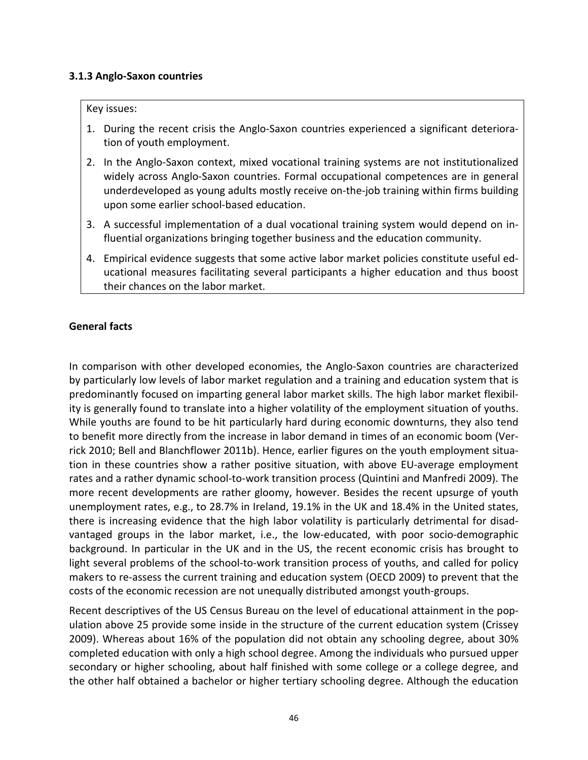### 3.1.3 Anglo-Saxon countries

Key issues:

1. During the recent crisis the Anglo-Saxon countries experienced a significant deterioration of youth employment.
2. In the Anglo-Saxon context, mixed vocational training systems are not institutionalized widely across Anglo-Saxon countries. Formal occupational competences are in general underdeveloped as young adults mostly receive on-the-job training within firms building upon some earlier school-based education.
3. A successful implementation of a dual vocational training system would depend on influential organizations bringing together business and the education community.
4. Empirical evidence suggests that some active labor market policies constitute useful educational measures facilitating several participants a higher education and thus boost their chances on the labor market.

**General facts**

In comparison with other developed economies, the Anglo-Saxon countries are characterized by particularly low levels of labor market regulation and a training and education system that is predominantly focused on imparting general labor market skills. The high labor market flexibility is generally found to translate into a higher volatility of the employment situation of youths. While youths are found to be hit particularly hard during economic downturns, they also tend to benefit more directly from the increase in labor demand in times of an economic boom (Verrick 2010; Bell and Blanchflower 2011b). Hence, earlier figures on the youth employment situation in these countries show a rather positive situation, with above EU-average employment rates and a rather dynamic school-to-work transition process (Quintini and Manfredi 2009). The more recent developments are rather gloomy, however. Besides the recent upsurge of youth unemployment rates, e.g., to 28.7% in Ireland, 19.1% in the UK and 18.4% in the United states, there is increasing evidence that the high labor volatility is particularly detrimental for disadvantaged groups in the labor market, i.e., the low-educated, with poor socio-demographic background. In particular in the UK and in the US, the recent economic crisis has brought to light several problems of the school-to-work transition process of youths, and called for policy makers to re-assess the current training and education system (OECD 2009) to prevent that the costs of the economic recession are not unequally distributed amongst youth-groups.

Recent descriptives of the US Census Bureau on the level of educational attainment in the population above 25 provide some inside in the structure of the current education system (Crissey 2009). Whereas about 16% of the population did not obtain any schooling degree, about 30% completed education with only a high school degree. Among the individuals who pursued upper secondary or higher schooling, about half finished with some college or a college degree, and the other half obtained a bachelor or higher tertiary schooling degree. Although the education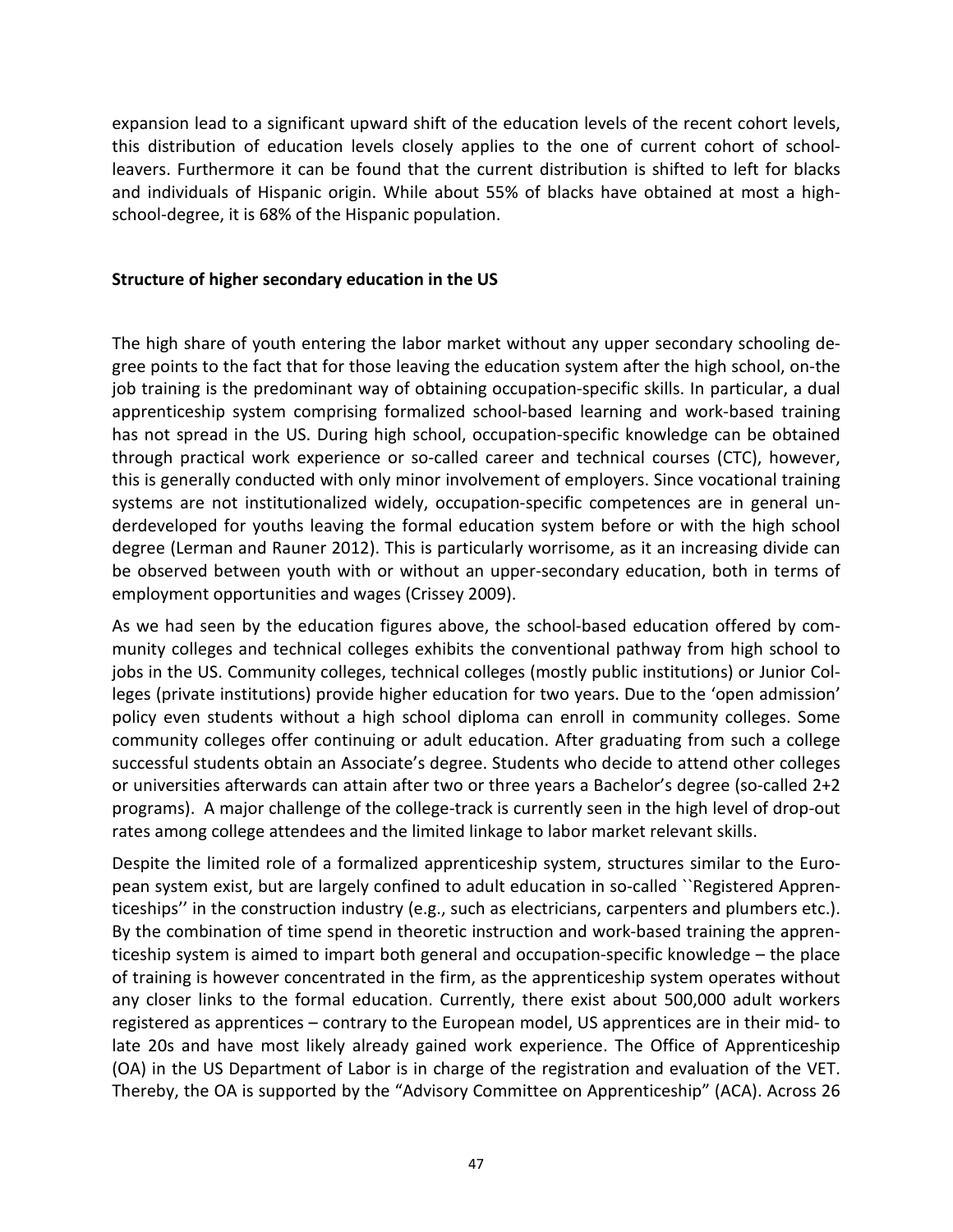expansion lead to a significant upward shift of the education levels of the recent cohort levels, this distribution of education levels closely applies to the one of current cohort of school-leavers. Furthermore it can be found that the current distribution is shifted to left for blacks and individuals of Hispanic origin. While about 55% of blacks have obtained at most a high-school-degree, it is 68% of the Hispanic population.

**Structure of higher secondary education in the US**

The high share of youth entering the labor market without any upper secondary schooling degree points to the fact that for those leaving the education system after the high school, on-the job training is the predominant way of obtaining occupation-specific skills. In particular, a dual apprenticeship system comprising formalized school-based learning and work-based training has not spread in the US. During high school, occupation-specific knowledge can be obtained through practical work experience or so-called career and technical courses (CTC), however, this is generally conducted with only minor involvement of employers. Since vocational training systems are not institutionalized widely, occupation-specific competences are in general underdeveloped for youths leaving the formal education system before or with the high school degree (Lerman and Rauner 2012). This is particularly worrisome, as it an increasing divide can be observed between youth with or without an upper-secondary education, both in terms of employment opportunities and wages (Crissey 2009).

As we had seen by the education figures above, the school-based education offered by community colleges and technical colleges exhibits the conventional pathway from high school to jobs in the US. Community colleges, technical colleges (mostly public institutions) or Junior Colleges (private institutions) provide higher education for two years. Due to the 'open admission' policy even students without a high school diploma can enroll in community colleges. Some community colleges offer continuing or adult education. After graduating from such a college successful students obtain an Associate's degree. Students who decide to attend other colleges or universities afterwards can attain after two or three years a Bachelor's degree (so-called 2+2 programs). A major challenge of the college-track is currently seen in the high level of drop-out rates among college attendees and the limited linkage to labor market relevant skills.

Despite the limited role of a formalized apprenticeship system, structures similar to the European system exist, but are largely confined to adult education in so-called ``Registered Apprenticeships'' in the construction industry (e.g., such as electricians, carpenters and plumbers etc.). By the combination of time spend in theoretic instruction and work-based training the apprenticeship system is aimed to impart both general and occupation-specific knowledge – the place of training is however concentrated in the firm, as the apprenticeship system operates without any closer links to the formal education. Currently, there exist about 500,000 adult workers registered as apprentices – contrary to the European model, US apprentices are in their mid- to late 20s and have most likely already gained work experience. The Office of Apprenticeship (OA) in the US Department of Labor is in charge of the registration and evaluation of the VET. Thereby, the OA is supported by the "Advisory Committee on Apprenticeship" (ACA). Across 26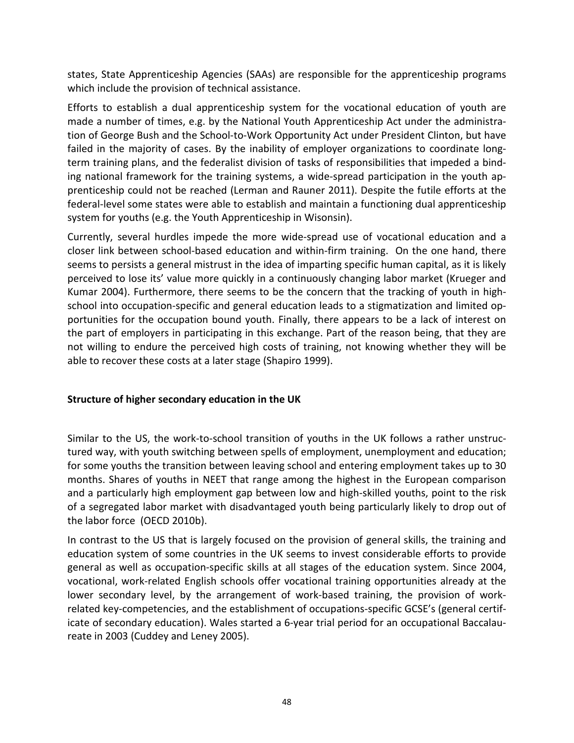states, State Apprenticeship Agencies (SAAs) are responsible for the apprenticeship programs which include the provision of technical assistance.

Efforts to establish a dual apprenticeship system for the vocational education of youth are made a number of times, e.g. by the National Youth Apprenticeship Act under the administration of George Bush and the School-to-Work Opportunity Act under President Clinton, but have failed in the majority of cases. By the inability of employer organizations to coordinate long-term training plans, and the federalist division of tasks of responsibilities that impeded a binding national framework for the training systems, a wide-spread participation in the youth apprenticeship could not be reached (Lerman and Rauner 2011). Despite the futile efforts at the federal-level some states were able to establish and maintain a functioning dual apprenticeship system for youths (e.g. the Youth Apprenticeship in Wisonsin).

Currently, several hurdles impede the more wide-spread use of vocational education and a closer link between school-based education and within-firm training. On the one hand, there seems to persists a general mistrust in the idea of imparting specific human capital, as it is likely perceived to lose its' value more quickly in a continuously changing labor market (Krueger and Kumar 2004). Furthermore, there seems to be the concern that the tracking of youth in high-school into occupation-specific and general education leads to a stigmatization and limited opportunities for the occupation bound youth. Finally, there appears to be a lack of interest on the part of employers in participating in this exchange. Part of the reason being, that they are not willing to endure the perceived high costs of training, not knowing whether they will be able to recover these costs at a later stage (Shapiro 1999).

**Structure of higher secondary education in the UK**

Similar to the US, the work-to-school transition of youths in the UK follows a rather unstructured way, with youth switching between spells of employment, unemployment and education; for some youths the transition between leaving school and entering employment takes up to 30 months. Shares of youths in NEET that range among the highest in the European comparison and a particularly high employment gap between low and high-skilled youths, point to the risk of a segregated labor market with disadvantaged youth being particularly likely to drop out of the labor force (OECD 2010b).

In contrast to the US that is largely focused on the provision of general skills, the training and education system of some countries in the UK seems to invest considerable efforts to provide general as well as occupation-specific skills at all stages of the education system. Since 2004, vocational, work-related English schools offer vocational training opportunities already at the lower secondary level, by the arrangement of work-based training, the provision of work-related key-competencies, and the establishment of occupations-specific GCSE's (general certificate of secondary education). Wales started a 6-year trial period for an occupational Baccalaureate in 2003 (Cuddey and Leney 2005).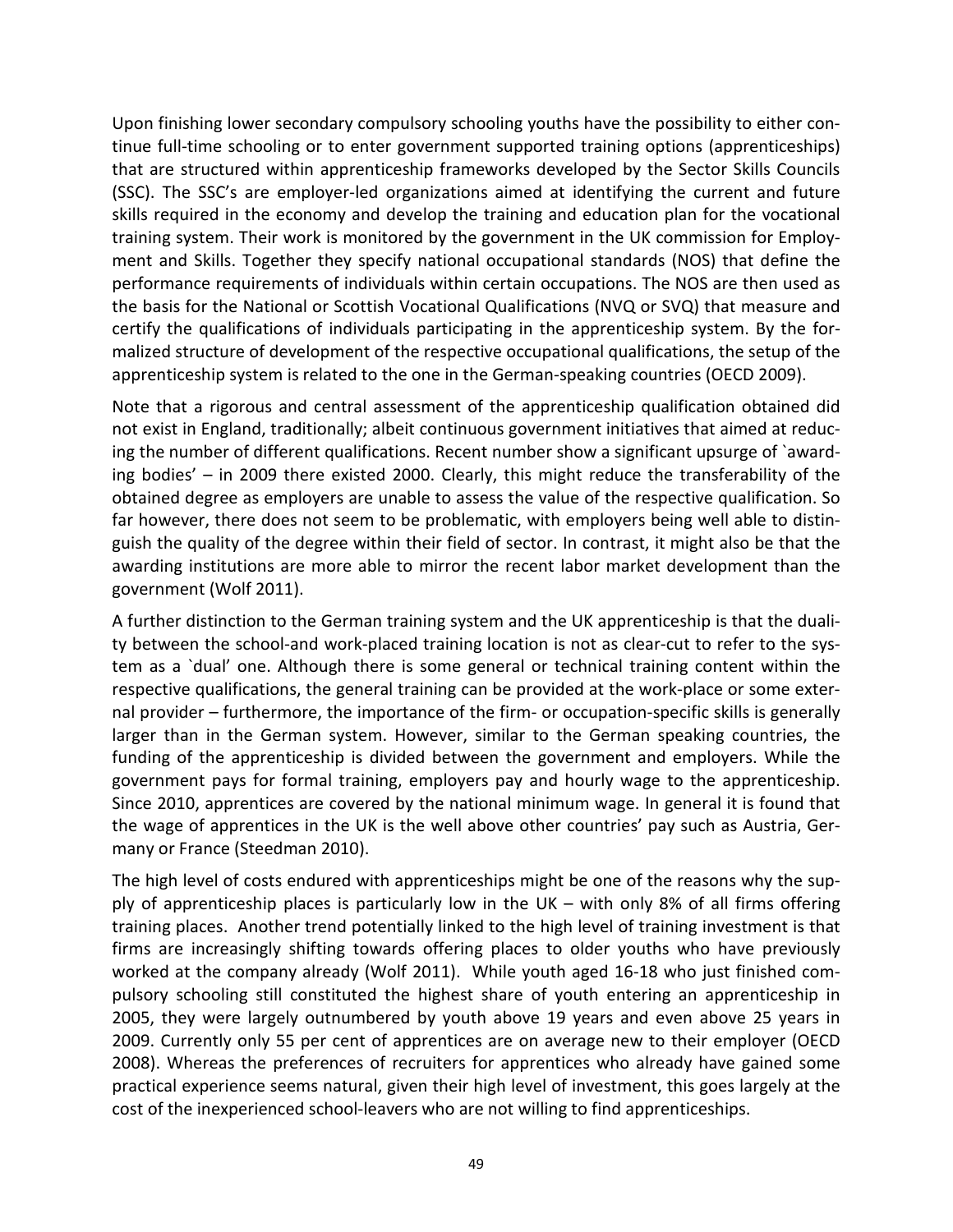Upon finishing lower secondary compulsory schooling youths have the possibility to either continue full-time schooling or to enter government supported training options (apprenticeships) that are structured within apprenticeship frameworks developed by the Sector Skills Councils (SSC). The SSC's are employer-led organizations aimed at identifying the current and future skills required in the economy and develop the training and education plan for the vocational training system. Their work is monitored by the government in the UK commission for Employment and Skills. Together they specify national occupational standards (NOS) that define the performance requirements of individuals within certain occupations. The NOS are then used as the basis for the National or Scottish Vocational Qualifications (NVQ or SVQ) that measure and certify the qualifications of individuals participating in the apprenticeship system. By the formalized structure of development of the respective occupational qualifications, the setup of the apprenticeship system is related to the one in the German-speaking countries (OECD 2009).

Note that a rigorous and central assessment of the apprenticeship qualification obtained did not exist in England, traditionally; albeit continuous government initiatives that aimed at reducing the number of different qualifications. Recent number show a significant upsurge of `awarding bodies' – in 2009 there existed 2000. Clearly, this might reduce the transferability of the obtained degree as employers are unable to assess the value of the respective qualification. So far however, there does not seem to be problematic, with employers being well able to distinguish the quality of the degree within their field of sector. In contrast, it might also be that the awarding institutions are more able to mirror the recent labor market development than the government (Wolf 2011).

A further distinction to the German training system and the UK apprenticeship is that the duality between the school-and work-placed training location is not as clear-cut to refer to the system as a `dual' one. Although there is some general or technical training content within the respective qualifications, the general training can be provided at the work-place or some external provider – furthermore, the importance of the firm- or occupation-specific skills is generally larger than in the German system. However, similar to the German speaking countries, the funding of the apprenticeship is divided between the government and employers. While the government pays for formal training, employers pay and hourly wage to the apprenticeship. Since 2010, apprentices are covered by the national minimum wage. In general it is found that the wage of apprentices in the UK is the well above other countries' pay such as Austria, Germany or France (Steedman 2010).

The high level of costs endured with apprenticeships might be one of the reasons why the supply of apprenticeship places is particularly low in the UK – with only 8% of all firms offering training places. Another trend potentially linked to the high level of training investment is that firms are increasingly shifting towards offering places to older youths who have previously worked at the company already (Wolf 2011). While youth aged 16-18 who just finished compulsory schooling still constituted the highest share of youth entering an apprenticeship in 2005, they were largely outnumbered by youth above 19 years and even above 25 years in 2009. Currently only 55 per cent of apprentices are on average new to their employer (OECD 2008). Whereas the preferences of recruiters for apprentices who already have gained some practical experience seems natural, given their high level of investment, this goes largely at the cost of the inexperienced school-leavers who are not willing to find apprenticeships.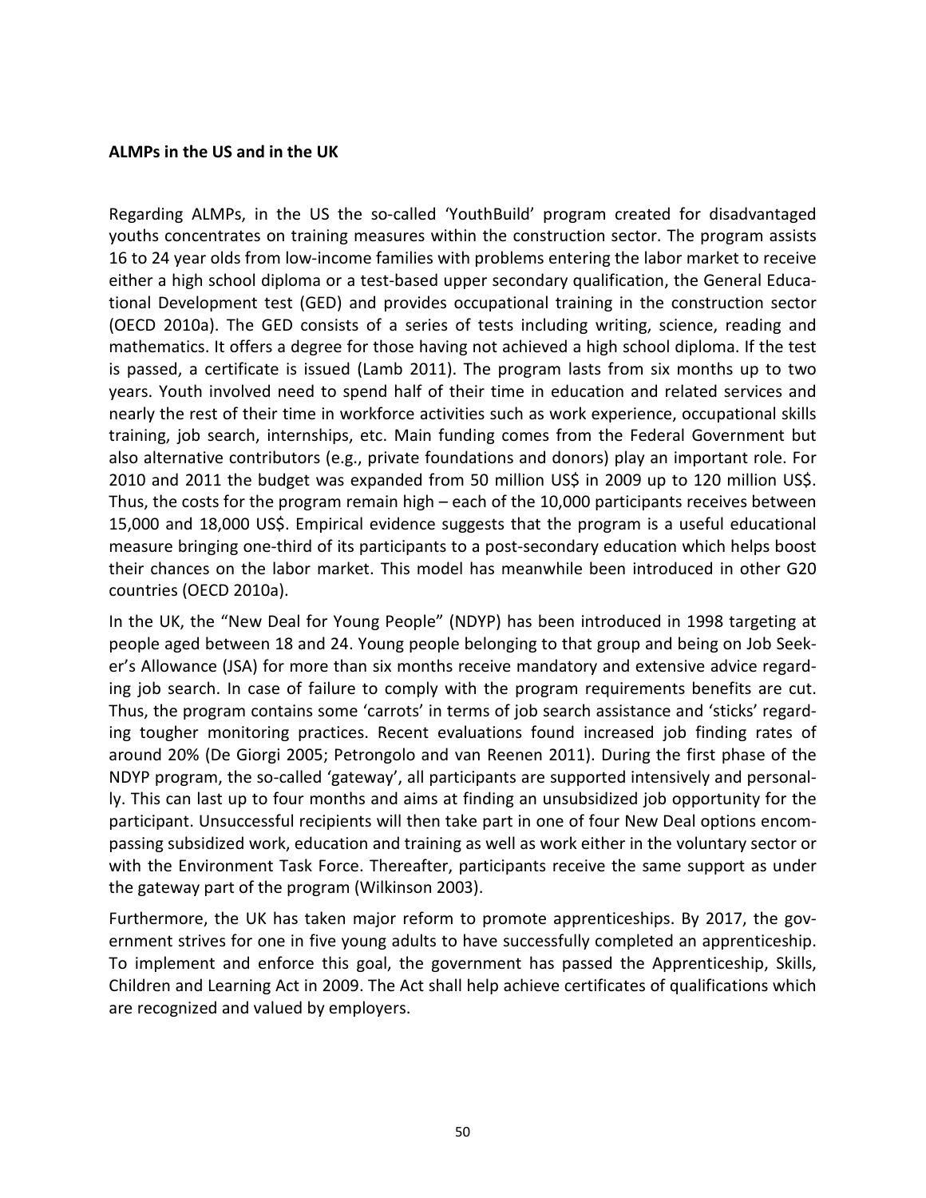**ALMPs in the US and in the UK**

Regarding ALMPs, in the US the so-called 'YouthBuild' program created for disadvantaged youths concentrates on training measures within the construction sector. The program assists 16 to 24 year olds from low-income families with problems entering the labor market to receive either a high school diploma or a test-based upper secondary qualification, the General Educational Development test (GED) and provides occupational training in the construction sector (OECD 2010a). The GED consists of a series of tests including writing, science, reading and mathematics. It offers a degree for those having not achieved a high school diploma. If the test is passed, a certificate is issued (Lamb 2011). The program lasts from six months up to two years. Youth involved need to spend half of their time in education and related services and nearly the rest of their time in workforce activities such as work experience, occupational skills training, job search, internships, etc. Main funding comes from the Federal Government but also alternative contributors (e.g., private foundations and donors) play an important role. For 2010 and 2011 the budget was expanded from 50 million US$ in 2009 up to 120 million US$. Thus, the costs for the program remain high – each of the 10,000 participants receives between 15,000 and 18,000 US$. Empirical evidence suggests that the program is a useful educational measure bringing one-third of its participants to a post-secondary education which helps boost their chances on the labor market. This model has meanwhile been introduced in other G20 countries (OECD 2010a).

In the UK, the "New Deal for Young People" (NDYP) has been introduced in 1998 targeting at people aged between 18 and 24. Young people belonging to that group and being on Job Seeker's Allowance (JSA) for more than six months receive mandatory and extensive advice regarding job search. In case of failure to comply with the program requirements benefits are cut. Thus, the program contains some 'carrots' in terms of job search assistance and 'sticks' regarding tougher monitoring practices. Recent evaluations found increased job finding rates of around 20% (De Giorgi 2005; Petrongolo and van Reenen 2011). During the first phase of the NDYP program, the so-called 'gateway', all participants are supported intensively and personally. This can last up to four months and aims at finding an unsubsidized job opportunity for the participant. Unsuccessful recipients will then take part in one of four New Deal options encompassing subsidized work, education and training as well as work either in the voluntary sector or with the Environment Task Force. Thereafter, participants receive the same support as under the gateway part of the program (Wilkinson 2003).

Furthermore, the UK has taken major reform to promote apprenticeships. By 2017, the government strives for one in five young adults to have successfully completed an apprenticeship. To implement and enforce this goal, the government has passed the Apprenticeship, Skills, Children and Learning Act in 2009. The Act shall help achieve certificates of qualifications which are recognized and valued by employers.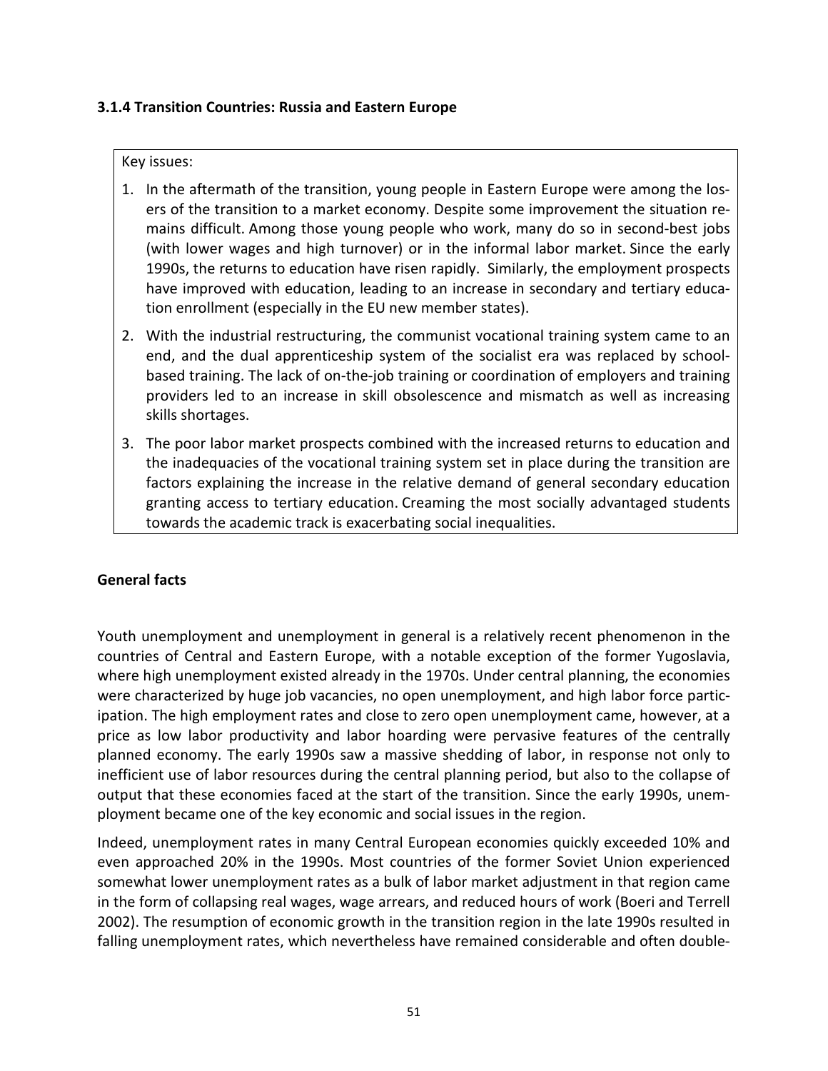### 3.1.4 Transition Countries: Russia and Eastern Europe

Key issues:

1. In the aftermath of the transition, young people in Eastern Europe were among the losers of the transition to a market economy. Despite some improvement the situation remains difficult. Among those young people who work, many do so in second-best jobs (with lower wages and high turnover) or in the informal labor market. Since the early 1990s, the returns to education have risen rapidly. Similarly, the employment prospects have improved with education, leading to an increase in secondary and tertiary education enrollment (especially in the EU new member states).
2. With the industrial restructuring, the communist vocational training system came to an end, and the dual apprenticeship system of the socialist era was replaced by school-based training. The lack of on-the-job training or coordination of employers and training providers led to an increase in skill obsolescence and mismatch as well as increasing skills shortages.
3. The poor labor market prospects combined with the increased returns to education and the inadequacies of the vocational training system set in place during the transition are factors explaining the increase in the relative demand of general secondary education granting access to tertiary education. Creaming the most socially advantaged students towards the academic track is exacerbating social inequalities.

**General facts**

Youth unemployment and unemployment in general is a relatively recent phenomenon in the countries of Central and Eastern Europe, with a notable exception of the former Yugoslavia, where high unemployment existed already in the 1970s. Under central planning, the economies were characterized by huge job vacancies, no open unemployment, and high labor force participation. The high employment rates and close to zero open unemployment came, however, at a price as low labor productivity and labor hoarding were pervasive features of the centrally planned economy. The early 1990s saw a massive shedding of labor, in response not only to inefficient use of labor resources during the central planning period, but also to the collapse of output that these economies faced at the start of the transition. Since the early 1990s, unemployment became one of the key economic and social issues in the region.

Indeed, unemployment rates in many Central European economies quickly exceeded 10% and even approached 20% in the 1990s. Most countries of the former Soviet Union experienced somewhat lower unemployment rates as a bulk of labor market adjustment in that region came in the form of collapsing real wages, wage arrears, and reduced hours of work (Boeri and Terrell 2002). The resumption of economic growth in the transition region in the late 1990s resulted in falling unemployment rates, which nevertheless have remained considerable and often double-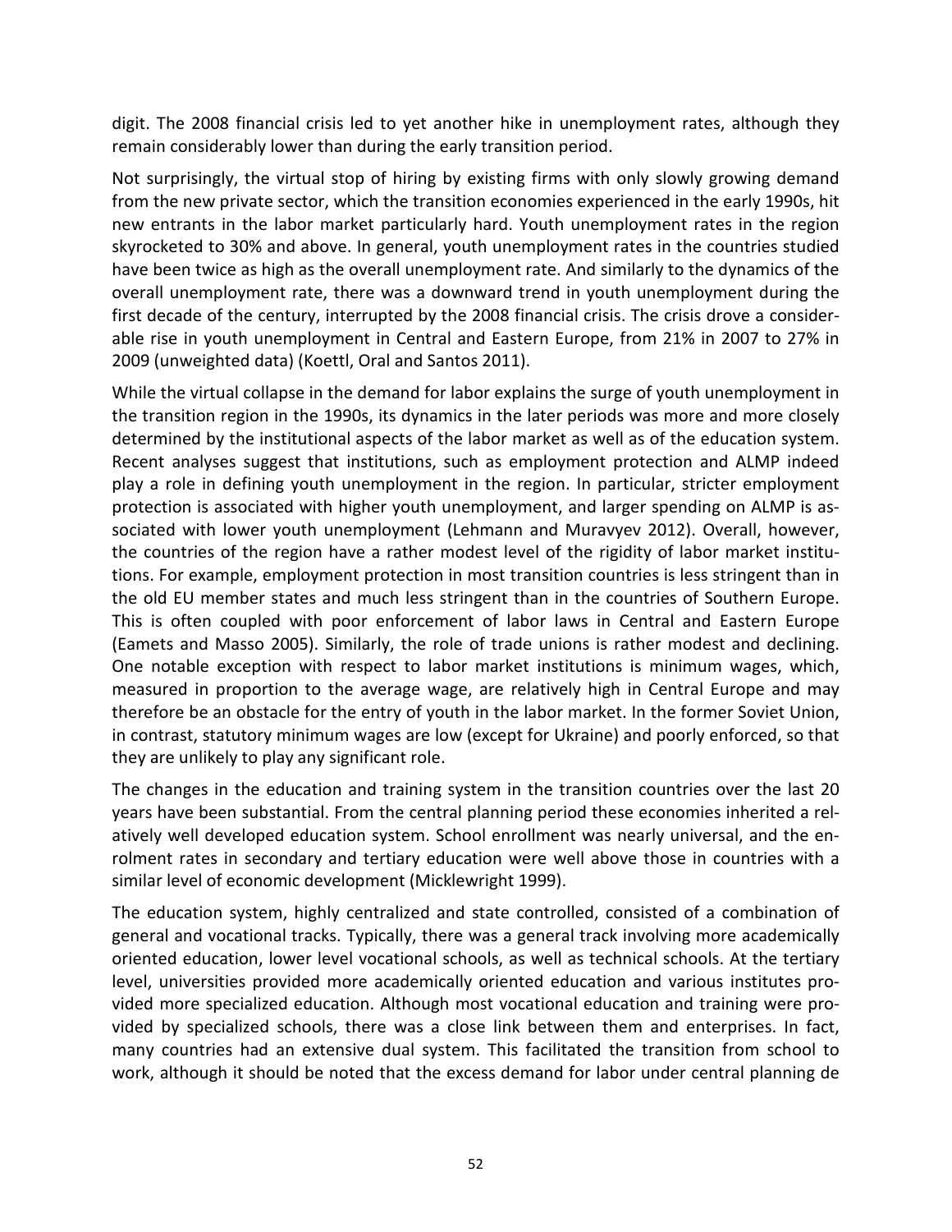digit. The 2008 financial crisis led to yet another hike in unemployment rates, although they remain considerably lower than during the early transition period.

Not surprisingly, the virtual stop of hiring by existing firms with only slowly growing demand from the new private sector, which the transition economies experienced in the early 1990s, hit new entrants in the labor market particularly hard. Youth unemployment rates in the region skyrocketed to 30% and above. In general, youth unemployment rates in the countries studied have been twice as high as the overall unemployment rate. And similarly to the dynamics of the overall unemployment rate, there was a downward trend in youth unemployment during the first decade of the century, interrupted by the 2008 financial crisis. The crisis drove a considerable rise in youth unemployment in Central and Eastern Europe, from 21% in 2007 to 27% in 2009 (unweighted data) (Koettl, Oral and Santos 2011).

While the virtual collapse in the demand for labor explains the surge of youth unemployment in the transition region in the 1990s, its dynamics in the later periods was more and more closely determined by the institutional aspects of the labor market as well as of the education system. Recent analyses suggest that institutions, such as employment protection and ALMP indeed play a role in defining youth unemployment in the region. In particular, stricter employment protection is associated with higher youth unemployment, and larger spending on ALMP is associated with lower youth unemployment (Lehmann and Muravyev 2012). Overall, however, the countries of the region have a rather modest level of the rigidity of labor market institutions. For example, employment protection in most transition countries is less stringent than in the old EU member states and much less stringent than in the countries of Southern Europe. This is often coupled with poor enforcement of labor laws in Central and Eastern Europe (Eamets and Masso 2005). Similarly, the role of trade unions is rather modest and declining. One notable exception with respect to labor market institutions is minimum wages, which, measured in proportion to the average wage, are relatively high in Central Europe and may therefore be an obstacle for the entry of youth in the labor market. In the former Soviet Union, in contrast, statutory minimum wages are low (except for Ukraine) and poorly enforced, so that they are unlikely to play any significant role.

The changes in the education and training system in the transition countries over the last 20 years have been substantial. From the central planning period these economies inherited a relatively well developed education system. School enrollment was nearly universal, and the enrolment rates in secondary and tertiary education were well above those in countries with a similar level of economic development (Micklewright 1999).

The education system, highly centralized and state controlled, consisted of a combination of general and vocational tracks. Typically, there was a general track involving more academically oriented education, lower level vocational schools, as well as technical schools. At the tertiary level, universities provided more academically oriented education and various institutes provided more specialized education. Although most vocational education and training were provided by specialized schools, there was a close link between them and enterprises. In fact, many countries had an extensive dual system. This facilitated the transition from school to work, although it should be noted that the excess demand for labor under central planning de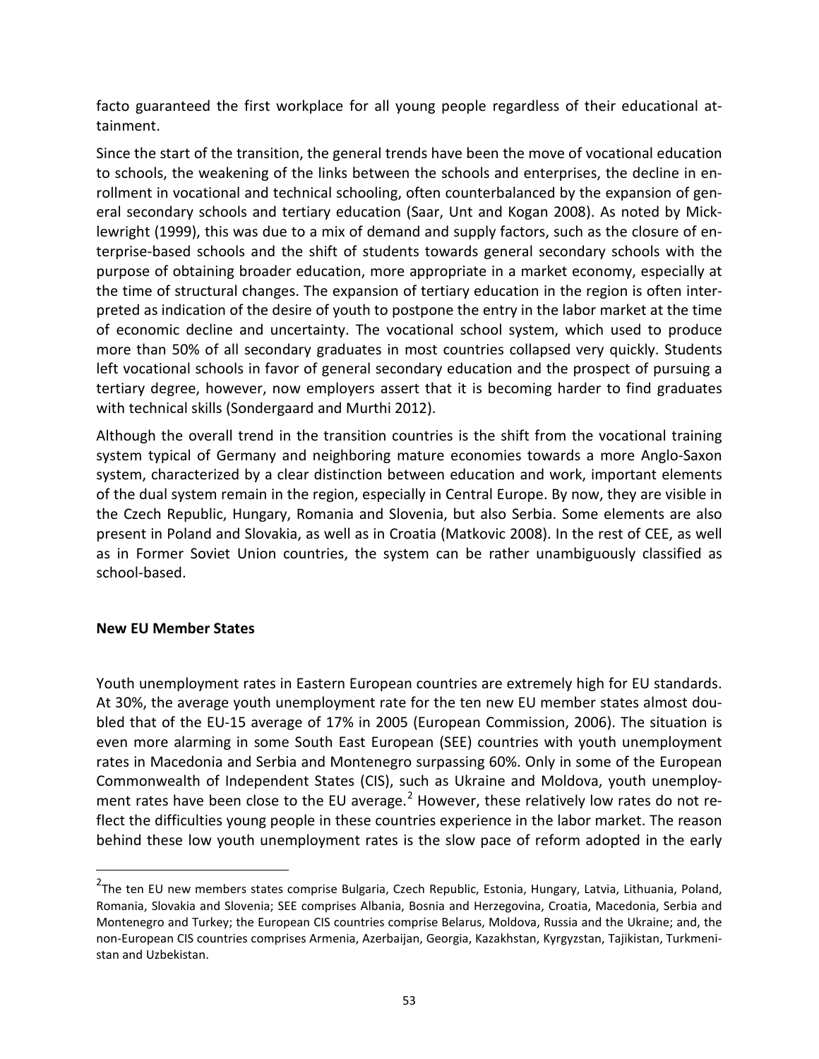facto guaranteed the first workplace for all young people regardless of their educational attainment.

Since the start of the transition, the general trends have been the move of vocational education to schools, the weakening of the links between the schools and enterprises, the decline in enrollment in vocational and technical schooling, often counterbalanced by the expansion of general secondary schools and tertiary education (Saar, Unt and Kogan 2008). As noted by Micklewright (1999), this was due to a mix of demand and supply factors, such as the closure of enterprise-based schools and the shift of students towards general secondary schools with the purpose of obtaining broader education, more appropriate in a market economy, especially at the time of structural changes. The expansion of tertiary education in the region is often interpreted as indication of the desire of youth to postpone the entry in the labor market at the time of economic decline and uncertainty. The vocational school system, which used to produce more than 50% of all secondary graduates in most countries collapsed very quickly. Students left vocational schools in favor of general secondary education and the prospect of pursuing a tertiary degree, however, now employers assert that it is becoming harder to find graduates with technical skills (Sondergaard and Murthi 2012).

Although the overall trend in the transition countries is the shift from the vocational training system typical of Germany and neighboring mature economies towards a more Anglo-Saxon system, characterized by a clear distinction between education and work, important elements of the dual system remain in the region, especially in Central Europe. By now, they are visible in the Czech Republic, Hungary, Romania and Slovenia, but also Serbia. Some elements are also present in Poland and Slovakia, as well as in Croatia (Matkovic 2008). In the rest of CEE, as well as in Former Soviet Union countries, the system can be rather unambiguously classified as school-based.

**New EU Member States**

Youth unemployment rates in Eastern European countries are extremely high for EU standards. At 30%, the average youth unemployment rate for the ten new EU member states almost doubled that of the EU-15 average of 17% in 2005 (European Commission, 2006). The situation is even more alarming in some South East European (SEE) countries with youth unemployment rates in Macedonia and Serbia and Montenegro surpassing 60%. Only in some of the European Commonwealth of Independent States (CIS), such as Ukraine and Moldova, youth unemployment rates have been close to the EU average.[2] However, these relatively low rates do not reflect the difficulties young people in these countries experience in the labor market. The reason behind these low youth unemployment rates is the slow pace of reform adopted in the early

---

[2] The ten EU new members states comprise Bulgaria, Czech Republic, Estonia, Hungary, Latvia, Lithuania, Poland, Romania, Slovakia and Slovenia; SEE comprises Albania, Bosnia and Herzegovina, Croatia, Macedonia, Serbia and Montenegro and Turkey; the European CIS countries comprise Belarus, Moldova, Russia and the Ukraine; and, the non-European CIS countries comprises Armenia, Azerbaijan, Georgia, Kazakhstan, Kyrgyzstan, Tajikistan, Turkmenistan and Uzbekistan.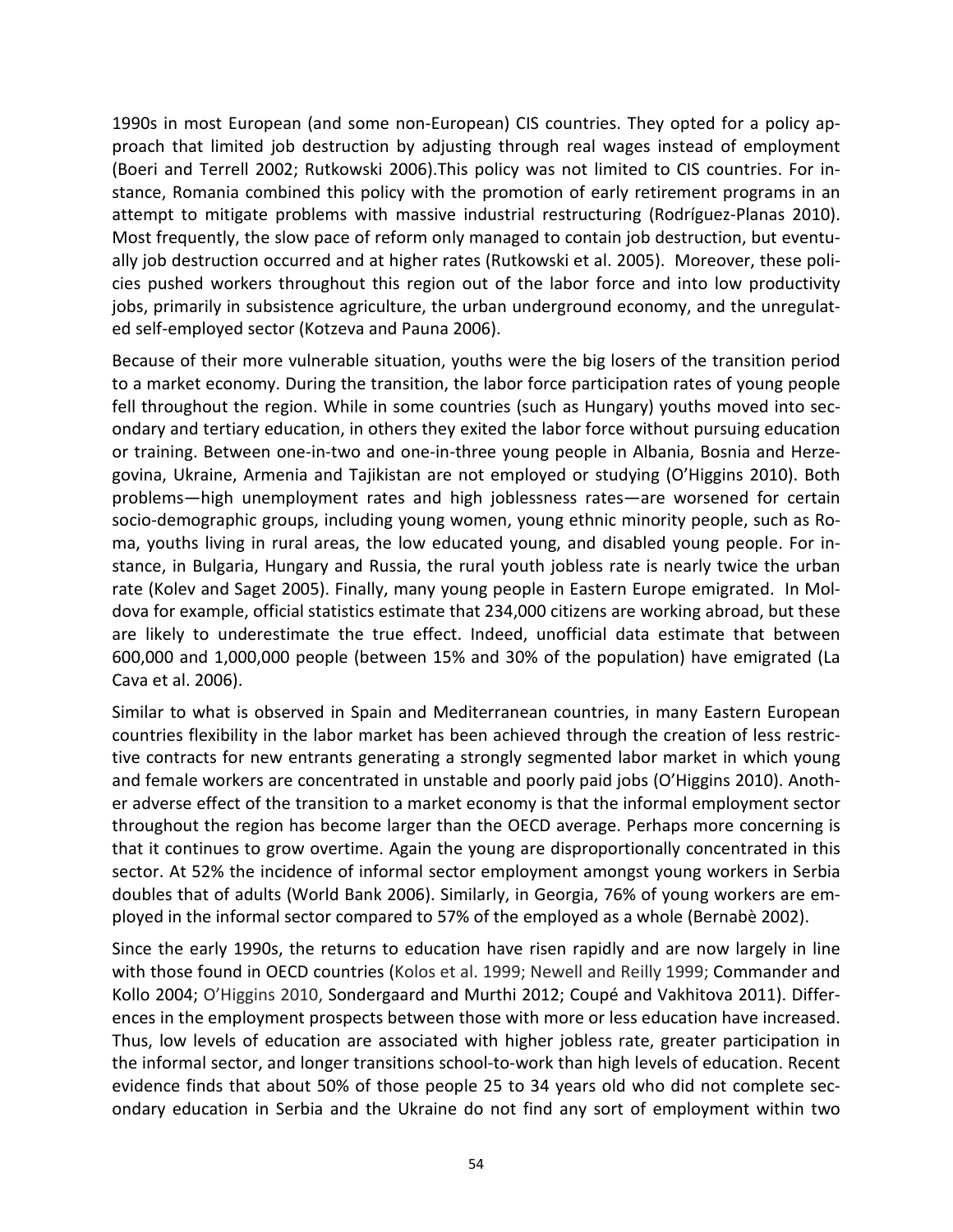1990s in most European (and some non-European) CIS countries. They opted for a policy approach that limited job destruction by adjusting through real wages instead of employment (Boeri and Terrell 2002; Rutkowski 2006).This policy was not limited to CIS countries. For instance, Romania combined this policy with the promotion of early retirement programs in an attempt to mitigate problems with massive industrial restructuring (Rodríguez-Planas 2010). Most frequently, the slow pace of reform only managed to contain job destruction, but eventually job destruction occurred and at higher rates (Rutkowski et al. 2005). Moreover, these policies pushed workers throughout this region out of the labor force and into low productivity jobs, primarily in subsistence agriculture, the urban underground economy, and the unregulated self-employed sector (Kotzeva and Pauna 2006).

Because of their more vulnerable situation, youths were the big losers of the transition period to a market economy. During the transition, the labor force participation rates of young people fell throughout the region. While in some countries (such as Hungary) youths moved into secondary and tertiary education, in others they exited the labor force without pursuing education or training. Between one-in-two and one-in-three young people in Albania, Bosnia and Herzegovina, Ukraine, Armenia and Tajikistan are not employed or studying (O'Higgins 2010). Both problems—high unemployment rates and high joblessness rates—are worsened for certain socio-demographic groups, including young women, young ethnic minority people, such as Roma, youths living in rural areas, the low educated young, and disabled young people. For instance, in Bulgaria, Hungary and Russia, the rural youth jobless rate is nearly twice the urban rate (Kolev and Saget 2005). Finally, many young people in Eastern Europe emigrated. In Moldova for example, official statistics estimate that 234,000 citizens are working abroad, but these are likely to underestimate the true effect. Indeed, unofficial data estimate that between 600,000 and 1,000,000 people (between 15% and 30% of the population) have emigrated (La Cava et al. 2006).

Similar to what is observed in Spain and Mediterranean countries, in many Eastern European countries flexibility in the labor market has been achieved through the creation of less restrictive contracts for new entrants generating a strongly segmented labor market in which young and female workers are concentrated in unstable and poorly paid jobs (O'Higgins 2010). Another adverse effect of the transition to a market economy is that the informal employment sector throughout the region has become larger than the OECD average. Perhaps more concerning is that it continues to grow overtime. Again the young are disproportionally concentrated in this sector. At 52% the incidence of informal sector employment amongst young workers in Serbia doubles that of adults (World Bank 2006). Similarly, in Georgia, 76% of young workers are employed in the informal sector compared to 57% of the employed as a whole (Bernabè 2002).

Since the early 1990s, the returns to education have risen rapidly and are now largely in line with those found in OECD countries (Kolos et al. 1999; Newell and Reilly 1999; Commander and Kollo 2004; O'Higgins 2010, Sondergaard and Murthi 2012; Coupé and Vakhitova 2011). Differences in the employment prospects between those with more or less education have increased. Thus, low levels of education are associated with higher jobless rate, greater participation in the informal sector, and longer transitions school-to-work than high levels of education. Recent evidence finds that about 50% of those people 25 to 34 years old who did not complete secondary education in Serbia and the Ukraine do not find any sort of employment within two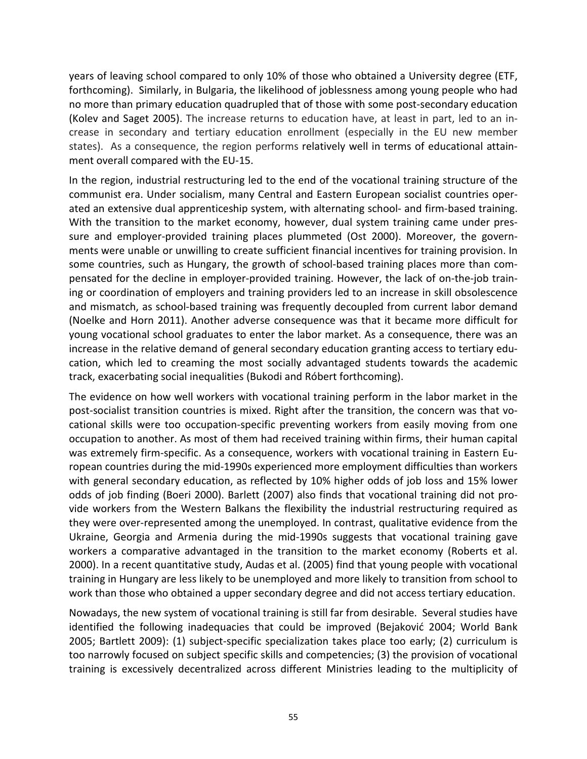years of leaving school compared to only 10% of those who obtained a University degree (ETF, forthcoming). Similarly, in Bulgaria, the likelihood of joblessness among young people who had no more than primary education quadrupled that of those with some post-secondary education (Kolev and Saget 2005). The increase returns to education have, at least in part, led to an increase in secondary and tertiary education enrollment (especially in the EU new member states). As a consequence, the region performs relatively well in terms of educational attainment overall compared with the EU-15.

In the region, industrial restructuring led to the end of the vocational training structure of the communist era. Under socialism, many Central and Eastern European socialist countries operated an extensive dual apprenticeship system, with alternating school- and firm-based training. With the transition to the market economy, however, dual system training came under pressure and employer-provided training places plummeted (Ost 2000). Moreover, the governments were unable or unwilling to create sufficient financial incentives for training provision. In some countries, such as Hungary, the growth of school-based training places more than compensated for the decline in employer-provided training. However, the lack of on-the-job training or coordination of employers and training providers led to an increase in skill obsolescence and mismatch, as school-based training was frequently decoupled from current labor demand (Noelke and Horn 2011). Another adverse consequence was that it became more difficult for young vocational school graduates to enter the labor market. As a consequence, there was an increase in the relative demand of general secondary education granting access to tertiary education, which led to creaming the most socially advantaged students towards the academic track, exacerbating social inequalities (Bukodi and Róbert forthcoming).

The evidence on how well workers with vocational training perform in the labor market in the post-socialist transition countries is mixed. Right after the transition, the concern was that vocational skills were too occupation-specific preventing workers from easily moving from one occupation to another. As most of them had received training within firms, their human capital was extremely firm-specific. As a consequence, workers with vocational training in Eastern European countries during the mid-1990s experienced more employment difficulties than workers with general secondary education, as reflected by 10% higher odds of job loss and 15% lower odds of job finding (Boeri 2000). Barlett (2007) also finds that vocational training did not provide workers from the Western Balkans the flexibility the industrial restructuring required as they were over-represented among the unemployed. In contrast, qualitative evidence from the Ukraine, Georgia and Armenia during the mid-1990s suggests that vocational training gave workers a comparative advantaged in the transition to the market economy (Roberts et al. 2000). In a recent quantitative study, Audas et al. (2005) find that young people with vocational training in Hungary are less likely to be unemployed and more likely to transition from school to work than those who obtained a upper secondary degree and did not access tertiary education.

Nowadays, the new system of vocational training is still far from desirable. Several studies have identified the following inadequacies that could be improved (Bejaković 2004; World Bank 2005; Bartlett 2009): (1) subject-specific specialization takes place too early; (2) curriculum is too narrowly focused on subject specific skills and competencies; (3) the provision of vocational training is excessively decentralized across different Ministries leading to the multiplicity of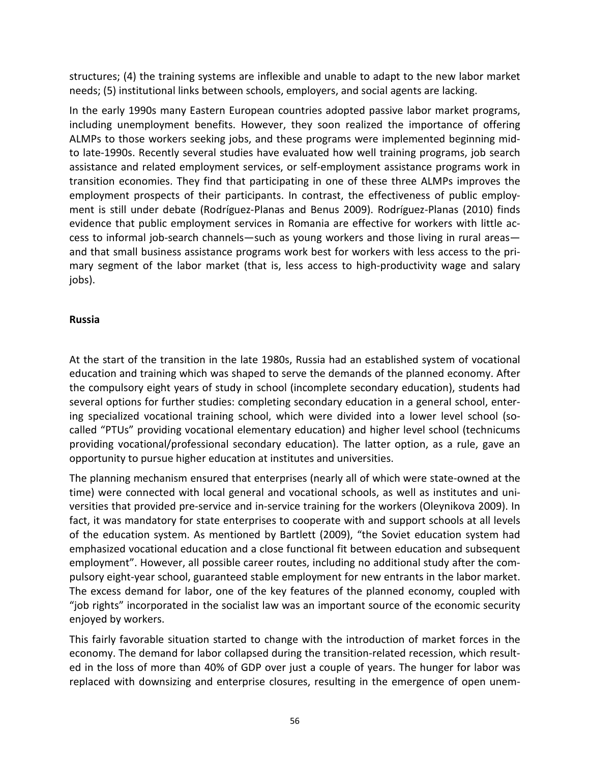structures; (4) the training systems are inflexible and unable to adapt to the new labor market needs; (5) institutional links between schools, employers, and social agents are lacking.

In the early 1990s many Eastern European countries adopted passive labor market programs, including unemployment benefits. However, they soon realized the importance of offering ALMPs to those workers seeking jobs, and these programs were implemented beginning mid- to late-1990s. Recently several studies have evaluated how well training programs, job search assistance and related employment services, or self-employment assistance programs work in transition economies. They find that participating in one of these three ALMPs improves the employment prospects of their participants. In contrast, the effectiveness of public employment is still under debate (Rodríguez-Planas and Benus 2009). Rodríguez-Planas (2010) finds evidence that public employment services in Romania are effective for workers with little access to informal job-search channels—such as young workers and those living in rural areas—and that small business assistance programs work best for workers with less access to the primary segment of the labor market (that is, less access to high-productivity wage and salary jobs).

**Russia**

At the start of the transition in the late 1980s, Russia had an established system of vocational education and training which was shaped to serve the demands of the planned economy. After the compulsory eight years of study in school (incomplete secondary education), students had several options for further studies: completing secondary education in a general school, entering specialized vocational training school, which were divided into a lower level school (so-called "PTUs" providing vocational elementary education) and higher level school (technicums providing vocational/professional secondary education). The latter option, as a rule, gave an opportunity to pursue higher education at institutes and universities.

The planning mechanism ensured that enterprises (nearly all of which were state-owned at the time) were connected with local general and vocational schools, as well as institutes and universities that provided pre-service and in-service training for the workers (Oleynikova 2009). In fact, it was mandatory for state enterprises to cooperate with and support schools at all levels of the education system. As mentioned by Bartlett (2009), "the Soviet education system had emphasized vocational education and a close functional fit between education and subsequent employment". However, all possible career routes, including no additional study after the compulsory eight-year school, guaranteed stable employment for new entrants in the labor market. The excess demand for labor, one of the key features of the planned economy, coupled with "job rights" incorporated in the socialist law was an important source of the economic security enjoyed by workers.

This fairly favorable situation started to change with the introduction of market forces in the economy. The demand for labor collapsed during the transition-related recession, which resulted in the loss of more than 40% of GDP over just a couple of years. The hunger for labor was replaced with downsizing and enterprise closures, resulting in the emergence of open unem-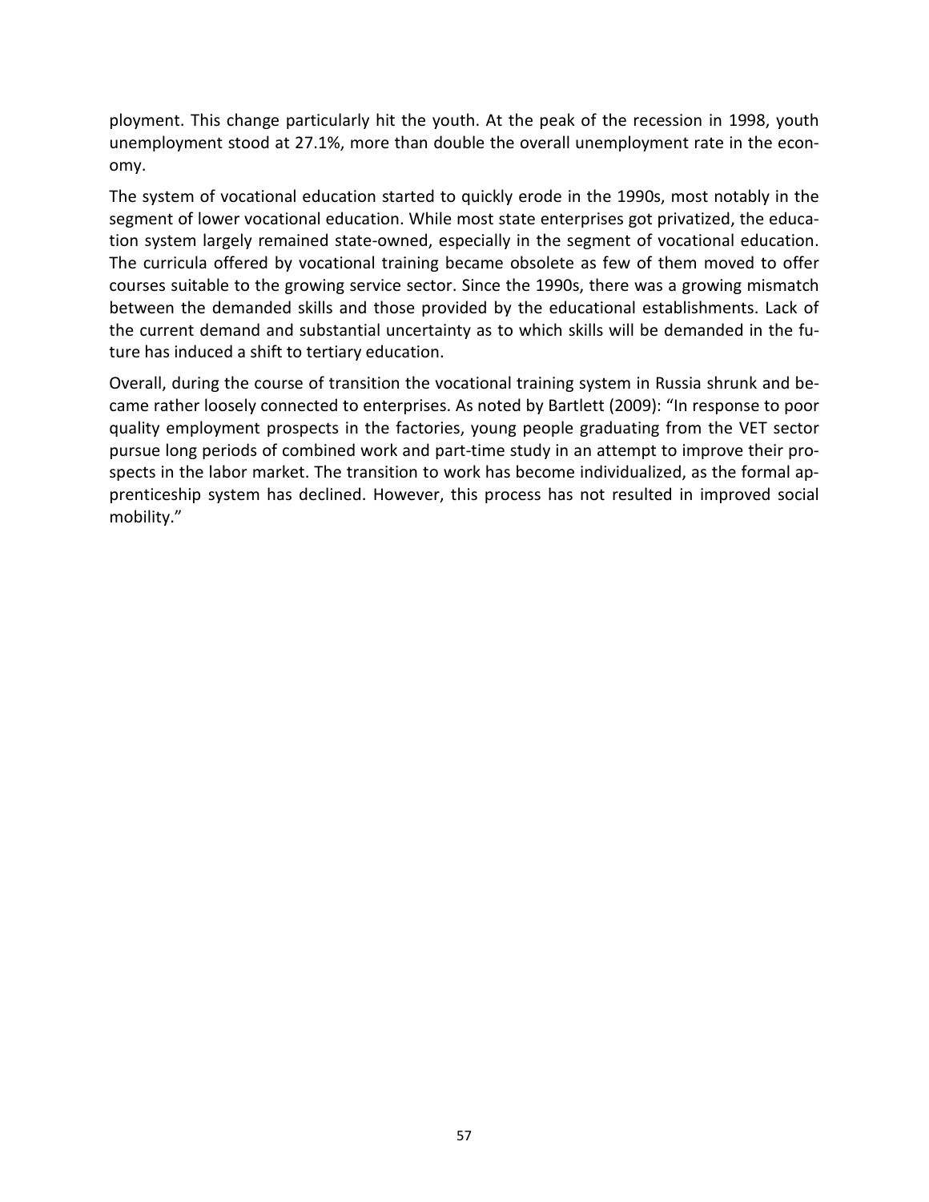ployment. This change particularly hit the youth. At the peak of the recession in 1998, youth unemployment stood at 27.1%, more than double the overall unemployment rate in the economy.

The system of vocational education started to quickly erode in the 1990s, most notably in the segment of lower vocational education. While most state enterprises got privatized, the education system largely remained state-owned, especially in the segment of vocational education. The curricula offered by vocational training became obsolete as few of them moved to offer courses suitable to the growing service sector. Since the 1990s, there was a growing mismatch between the demanded skills and those provided by the educational establishments. Lack of the current demand and substantial uncertainty as to which skills will be demanded in the future has induced a shift to tertiary education.

Overall, during the course of transition the vocational training system in Russia shrunk and became rather loosely connected to enterprises. As noted by Bartlett (2009): "In response to poor quality employment prospects in the factories, young people graduating from the VET sector pursue long periods of combined work and part-time study in an attempt to improve their prospects in the labor market. The transition to work has become individualized, as the formal apprenticeship system has declined. However, this process has not resulted in improved social mobility."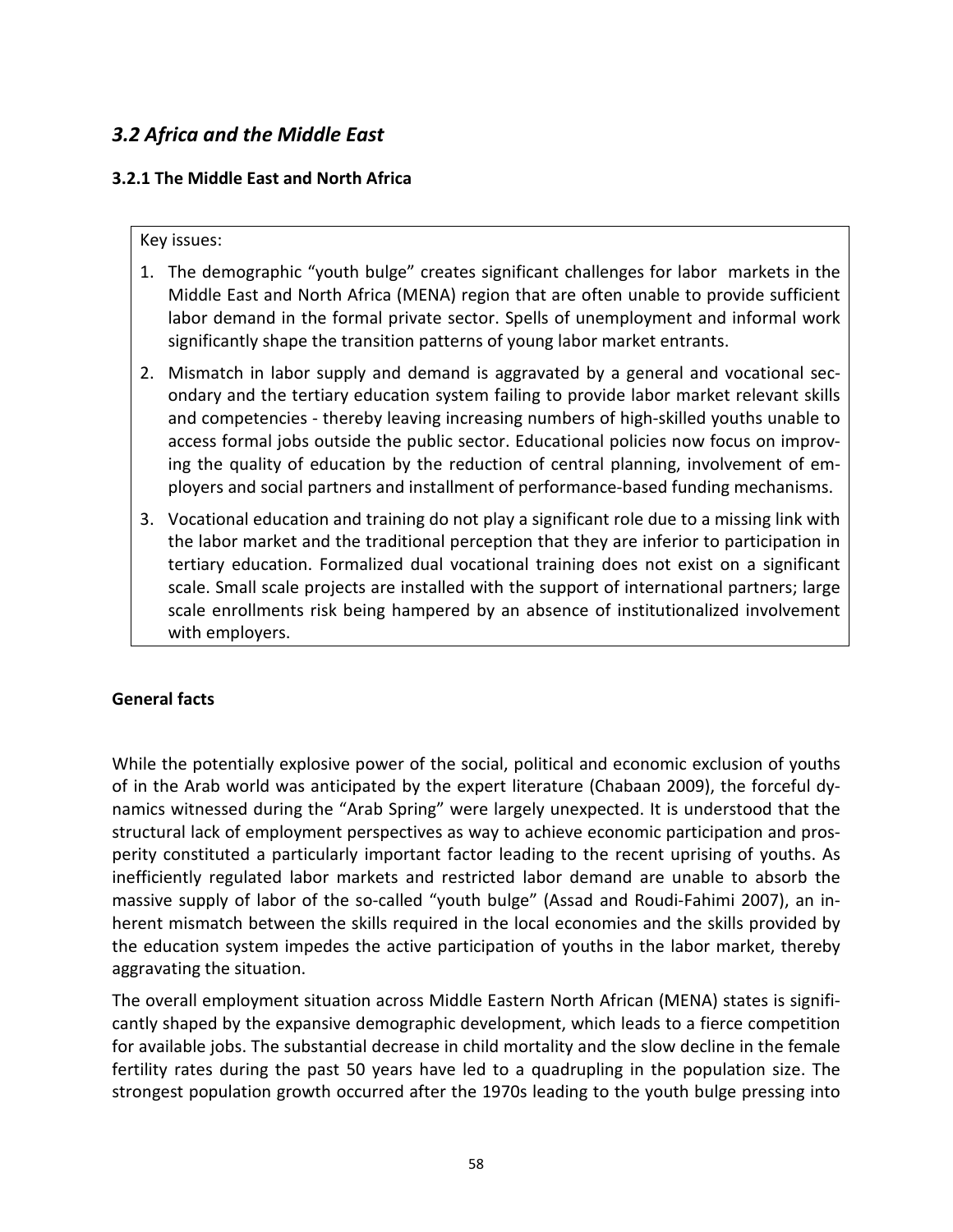## *3.2 Africa and the Middle East*

### 3.2.1 The Middle East and North Africa

Key issues:

1. The demographic "youth bulge" creates significant challenges for labor markets in the Middle East and North Africa (MENA) region that are often unable to provide sufficient labor demand in the formal private sector. Spells of unemployment and informal work significantly shape the transition patterns of young labor market entrants.
2. Mismatch in labor supply and demand is aggravated by a general and vocational secondary and the tertiary education system failing to provide labor market relevant skills and competencies - thereby leaving increasing numbers of high-skilled youths unable to access formal jobs outside the public sector. Educational policies now focus on improving the quality of education by the reduction of central planning, involvement of employers and social partners and installment of performance-based funding mechanisms.
3. Vocational education and training do not play a significant role due to a missing link with the labor market and the traditional perception that they are inferior to participation in tertiary education. Formalized dual vocational training does not exist on a significant scale. Small scale projects are installed with the support of international partners; large scale enrollments risk being hampered by an absence of institutionalized involvement with employers.

#### General facts

While the potentially explosive power of the social, political and economic exclusion of youths of in the Arab world was anticipated by the expert literature (Chabaan 2009), the forceful dynamics witnessed during the "Arab Spring" were largely unexpected. It is understood that the structural lack of employment perspectives as way to achieve economic participation and prosperity constituted a particularly important factor leading to the recent uprising of youths. As inefficiently regulated labor markets and restricted labor demand are unable to absorb the massive supply of labor of the so-called "youth bulge" (Assad and Roudi-Fahimi 2007), an inherent mismatch between the skills required in the local economies and the skills provided by the education system impedes the active participation of youths in the labor market, thereby aggravating the situation.

The overall employment situation across Middle Eastern North African (MENA) states is significantly shaped by the expansive demographic development, which leads to a fierce competition for available jobs. The substantial decrease in child mortality and the slow decline in the female fertility rates during the past 50 years have led to a quadrupling in the population size. The strongest population growth occurred after the 1970s leading to the youth bulge pressing into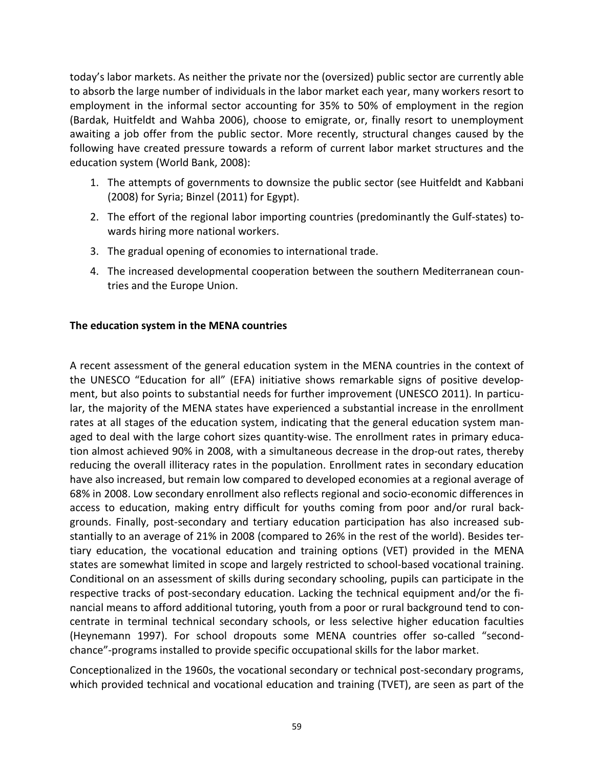today's labor markets. As neither the private nor the (oversized) public sector are currently able to absorb the large number of individuals in the labor market each year, many workers resort to employment in the informal sector accounting for 35% to 50% of employment in the region (Bardak, Huitfeldt and Wahba 2006), choose to emigrate, or, finally resort to unemployment awaiting a job offer from the public sector. More recently, structural changes caused by the following have created pressure towards a reform of current labor market structures and the education system (World Bank, 2008):

1. The attempts of governments to downsize the public sector (see Huitfeldt and Kabbani (2008) for Syria; Binzel (2011) for Egypt).
2. The effort of the regional labor importing countries (predominantly the Gulf-states) towards hiring more national workers.
3. The gradual opening of economies to international trade.
4. The increased developmental cooperation between the southern Mediterranean countries and the Europe Union.

**The education system in the MENA countries**

A recent assessment of the general education system in the MENA countries in the context of the UNESCO "Education for all" (EFA) initiative shows remarkable signs of positive development, but also points to substantial needs for further improvement (UNESCO 2011). In particular, the majority of the MENA states have experienced a substantial increase in the enrollment rates at all stages of the education system, indicating that the general education system managed to deal with the large cohort sizes quantity-wise. The enrollment rates in primary education almost achieved 90% in 2008, with a simultaneous decrease in the drop-out rates, thereby reducing the overall illiteracy rates in the population. Enrollment rates in secondary education have also increased, but remain low compared to developed economies at a regional average of 68% in 2008. Low secondary enrollment also reflects regional and socio-economic differences in access to education, making entry difficult for youths coming from poor and/or rural backgrounds. Finally, post-secondary and tertiary education participation has also increased substantially to an average of 21% in 2008 (compared to 26% in the rest of the world). Besides tertiary education, the vocational education and training options (VET) provided in the MENA states are somewhat limited in scope and largely restricted to school-based vocational training. Conditional on an assessment of skills during secondary schooling, pupils can participate in the respective tracks of post-secondary education. Lacking the technical equipment and/or the financial means to afford additional tutoring, youth from a poor or rural background tend to concentrate in terminal technical secondary schools, or less selective higher education faculties (Heynemann 1997). For school dropouts some MENA countries offer so-called "second-chance"-programs installed to provide specific occupational skills for the labor market.

Conceptionalized in the 1960s, the vocational secondary or technical post-secondary programs, which provided technical and vocational education and training (TVET), are seen as part of the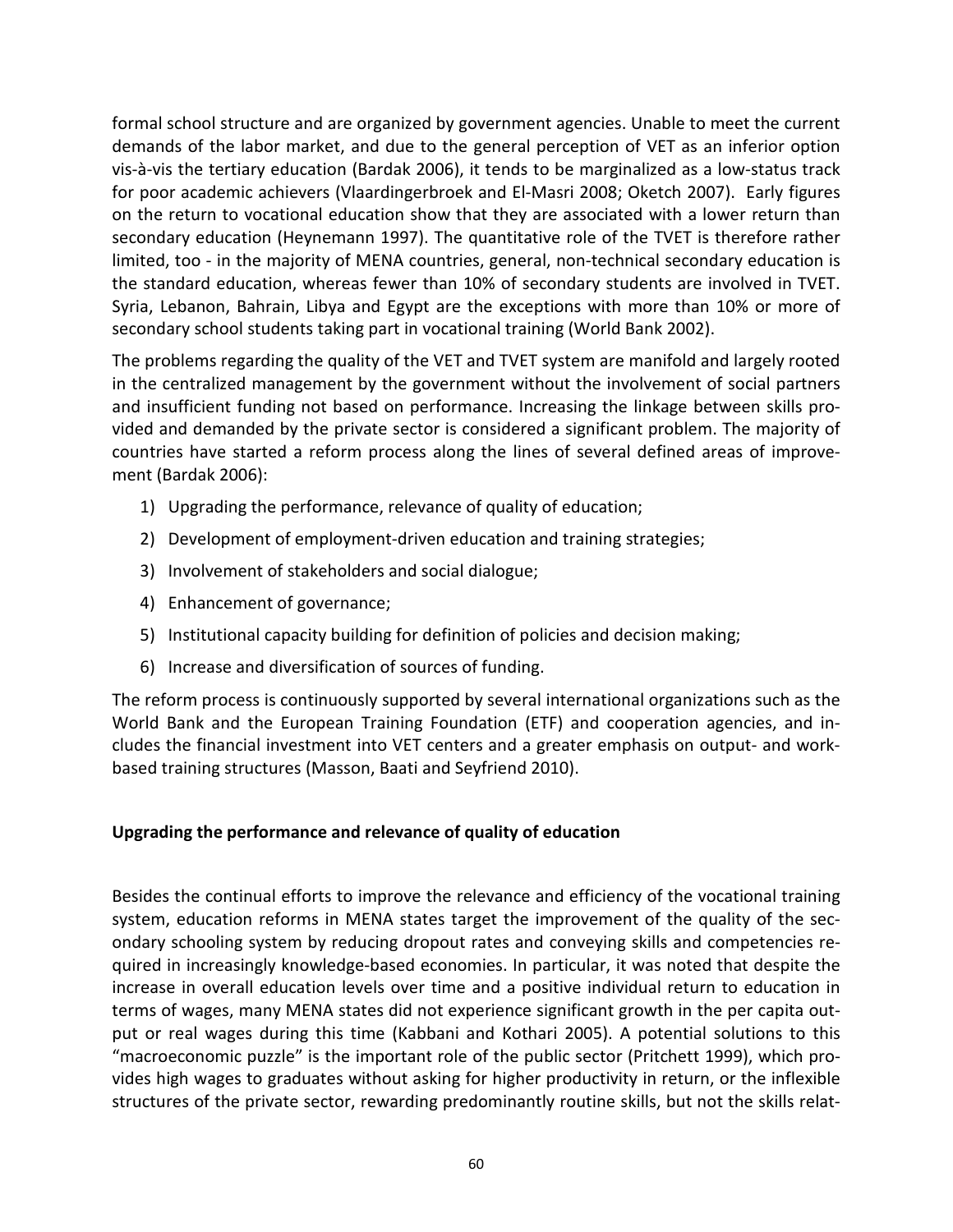formal school structure and are organized by government agencies. Unable to meet the current demands of the labor market, and due to the general perception of VET as an inferior option vis-à-vis the tertiary education (Bardak 2006), it tends to be marginalized as a low-status track for poor academic achievers (Vlaardingerbroek and El-Masri 2008; Oketch 2007). Early figures on the return to vocational education show that they are associated with a lower return than secondary education (Heynemann 1997). The quantitative role of the TVET is therefore rather limited, too - in the majority of MENA countries, general, non-technical secondary education is the standard education, whereas fewer than 10% of secondary students are involved in TVET. Syria, Lebanon, Bahrain, Libya and Egypt are the exceptions with more than 10% or more of secondary school students taking part in vocational training (World Bank 2002).

The problems regarding the quality of the VET and TVET system are manifold and largely rooted in the centralized management by the government without the involvement of social partners and insufficient funding not based on performance. Increasing the linkage between skills provided and demanded by the private sector is considered a significant problem. The majority of countries have started a reform process along the lines of several defined areas of improvement (Bardak 2006):

1) Upgrading the performance, relevance of quality of education;
2) Development of employment-driven education and training strategies;
3) Involvement of stakeholders and social dialogue;
4) Enhancement of governance;
5) Institutional capacity building for definition of policies and decision making;
6) Increase and diversification of sources of funding.

The reform process is continuously supported by several international organizations such as the World Bank and the European Training Foundation (ETF) and cooperation agencies, and includes the financial investment into VET centers and a greater emphasis on output- and work-based training structures (Masson, Baati and Seyfriend 2010).

**Upgrading the performance and relevance of quality of education**

Besides the continual efforts to improve the relevance and efficiency of the vocational training system, education reforms in MENA states target the improvement of the quality of the secondary schooling system by reducing dropout rates and conveying skills and competencies required in increasingly knowledge-based economies. In particular, it was noted that despite the increase in overall education levels over time and a positive individual return to education in terms of wages, many MENA states did not experience significant growth in the per capita output or real wages during this time (Kabbani and Kothari 2005). A potential solutions to this "macroeconomic puzzle" is the important role of the public sector (Pritchett 1999), which provides high wages to graduates without asking for higher productivity in return, or the inflexible structures of the private sector, rewarding predominantly routine skills, but not the skills relat-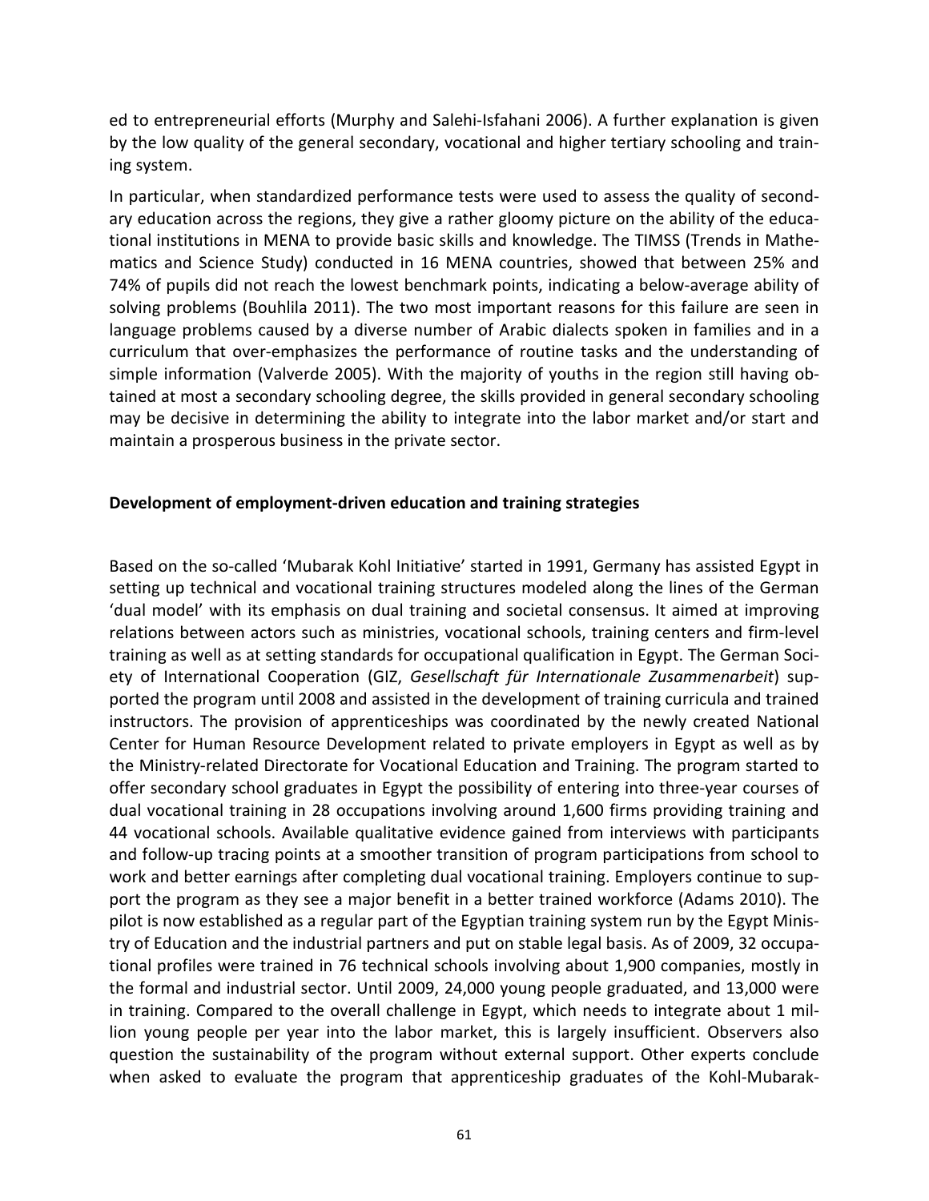ed to entrepreneurial efforts (Murphy and Salehi-Isfahani 2006). A further explanation is given by the low quality of the general secondary, vocational and higher tertiary schooling and training system.

In particular, when standardized performance tests were used to assess the quality of secondary education across the regions, they give a rather gloomy picture on the ability of the educational institutions in MENA to provide basic skills and knowledge. The TIMSS (Trends in Mathematics and Science Study) conducted in 16 MENA countries, showed that between 25% and 74% of pupils did not reach the lowest benchmark points, indicating a below-average ability of solving problems (Bouhlila 2011). The two most important reasons for this failure are seen in language problems caused by a diverse number of Arabic dialects spoken in families and in a curriculum that over-emphasizes the performance of routine tasks and the understanding of simple information (Valverde 2005). With the majority of youths in the region still having obtained at most a secondary schooling degree, the skills provided in general secondary schooling may be decisive in determining the ability to integrate into the labor market and/or start and maintain a prosperous business in the private sector.

**Development of employment-driven education and training strategies**

Based on the so-called 'Mubarak Kohl Initiative' started in 1991, Germany has assisted Egypt in setting up technical and vocational training structures modeled along the lines of the German 'dual model' with its emphasis on dual training and societal consensus. It aimed at improving relations between actors such as ministries, vocational schools, training centers and firm-level training as well as at setting standards for occupational qualification in Egypt. The German Society of International Cooperation (GIZ, *Gesellschaft für Internationale Zusammenarbeit*) supported the program until 2008 and assisted in the development of training curricula and trained instructors. The provision of apprenticeships was coordinated by the newly created National Center for Human Resource Development related to private employers in Egypt as well as by the Ministry-related Directorate for Vocational Education and Training. The program started to offer secondary school graduates in Egypt the possibility of entering into three-year courses of dual vocational training in 28 occupations involving around 1,600 firms providing training and 44 vocational schools. Available qualitative evidence gained from interviews with participants and follow-up tracing points at a smoother transition of program participations from school to work and better earnings after completing dual vocational training. Employers continue to support the program as they see a major benefit in a better trained workforce (Adams 2010). The pilot is now established as a regular part of the Egyptian training system run by the Egypt Ministry of Education and the industrial partners and put on stable legal basis. As of 2009, 32 occupational profiles were trained in 76 technical schools involving about 1,900 companies, mostly in the formal and industrial sector. Until 2009, 24,000 young people graduated, and 13,000 were in training. Compared to the overall challenge in Egypt, which needs to integrate about 1 million young people per year into the labor market, this is largely insufficient. Observers also question the sustainability of the program without external support. Other experts conclude when asked to evaluate the program that apprenticeship graduates of the Kohl-Mubarak-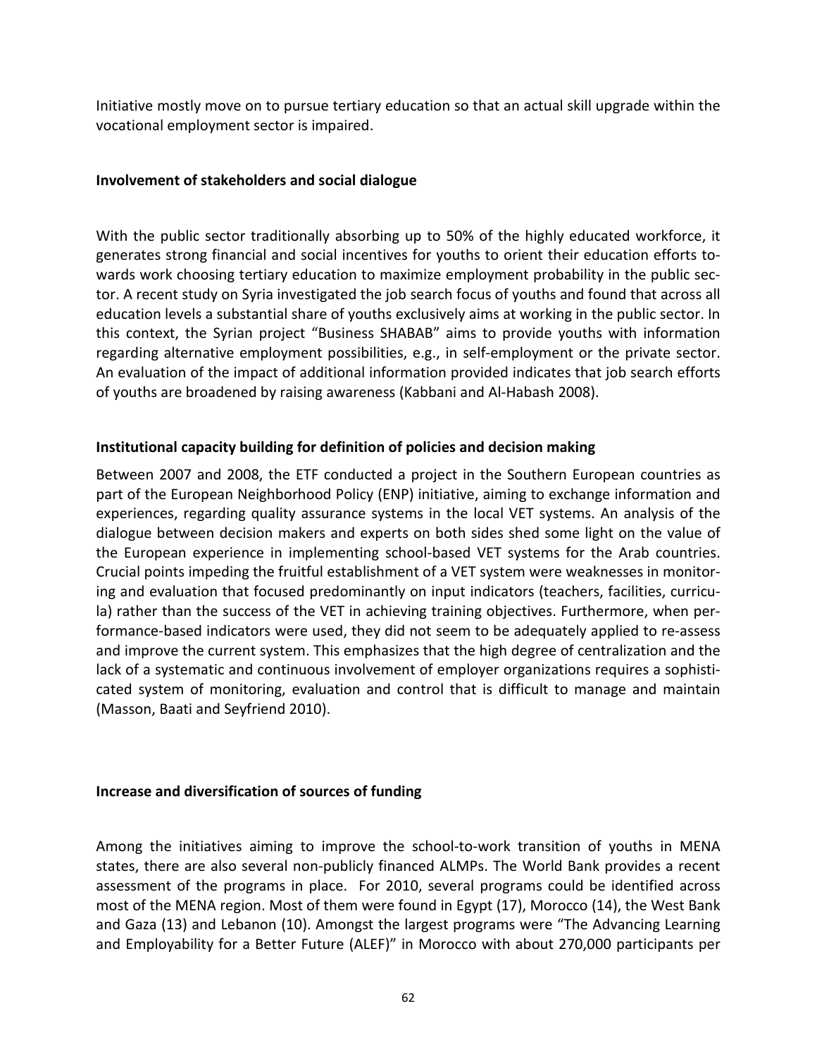Initiative mostly move on to pursue tertiary education so that an actual skill upgrade within the vocational employment sector is impaired.

**Involvement of stakeholders and social dialogue**

With the public sector traditionally absorbing up to 50% of the highly educated workforce, it generates strong financial and social incentives for youths to orient their education efforts towards work choosing tertiary education to maximize employment probability in the public sector. A recent study on Syria investigated the job search focus of youths and found that across all education levels a substantial share of youths exclusively aims at working in the public sector. In this context, the Syrian project "Business SHABAB" aims to provide youths with information regarding alternative employment possibilities, e.g., in self-employment or the private sector. An evaluation of the impact of additional information provided indicates that job search efforts of youths are broadened by raising awareness (Kabbani and Al-Habash 2008).

**Institutional capacity building for definition of policies and decision making**

Between 2007 and 2008, the ETF conducted a project in the Southern European countries as part of the European Neighborhood Policy (ENP) initiative, aiming to exchange information and experiences, regarding quality assurance systems in the local VET systems. An analysis of the dialogue between decision makers and experts on both sides shed some light on the value of the European experience in implementing school-based VET systems for the Arab countries. Crucial points impeding the fruitful establishment of a VET system were weaknesses in monitoring and evaluation that focused predominantly on input indicators (teachers, facilities, curricula) rather than the success of the VET in achieving training objectives. Furthermore, when performance-based indicators were used, they did not seem to be adequately applied to re-assess and improve the current system. This emphasizes that the high degree of centralization and the lack of a systematic and continuous involvement of employer organizations requires a sophisticated system of monitoring, evaluation and control that is difficult to manage and maintain (Masson, Baati and Seyfriend 2010).

**Increase and diversification of sources of funding**

Among the initiatives aiming to improve the school-to-work transition of youths in MENA states, there are also several non-publicly financed ALMPs. The World Bank provides a recent assessment of the programs in place. For 2010, several programs could be identified across most of the MENA region. Most of them were found in Egypt (17), Morocco (14), the West Bank and Gaza (13) and Lebanon (10). Amongst the largest programs were "The Advancing Learning and Employability for a Better Future (ALEF)" in Morocco with about 270,000 participants per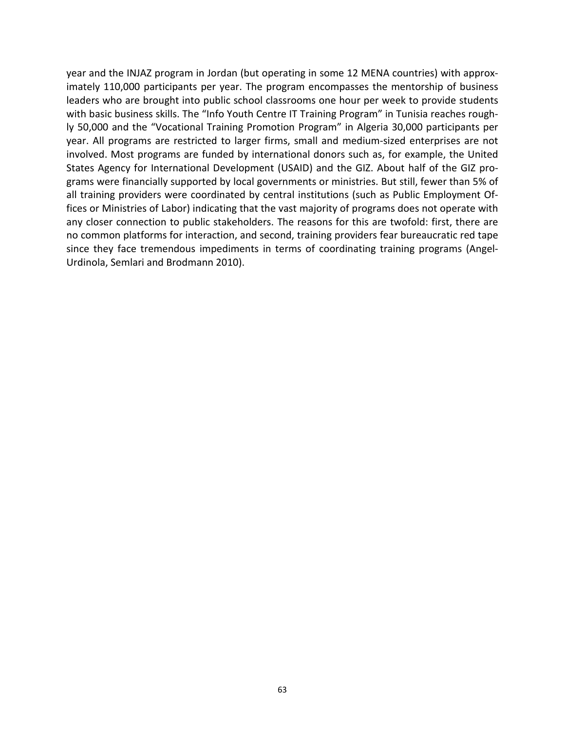year and the INJAZ program in Jordan (but operating in some 12 MENA countries) with approximately 110,000 participants per year. The program encompasses the mentorship of business leaders who are brought into public school classrooms one hour per week to provide students with basic business skills. The "Info Youth Centre IT Training Program" in Tunisia reaches roughly 50,000 and the "Vocational Training Promotion Program" in Algeria 30,000 participants per year. All programs are restricted to larger firms, small and medium-sized enterprises are not involved. Most programs are funded by international donors such as, for example, the United States Agency for International Development (USAID) and the GIZ. About half of the GIZ programs were financially supported by local governments or ministries. But still, fewer than 5% of all training providers were coordinated by central institutions (such as Public Employment Offices or Ministries of Labor) indicating that the vast majority of programs does not operate with any closer connection to public stakeholders. The reasons for this are twofold: first, there are no common platforms for interaction, and second, training providers fear bureaucratic red tape since they face tremendous impediments in terms of coordinating training programs (Angel-Urdinola, Semlari and Brodmann 2010).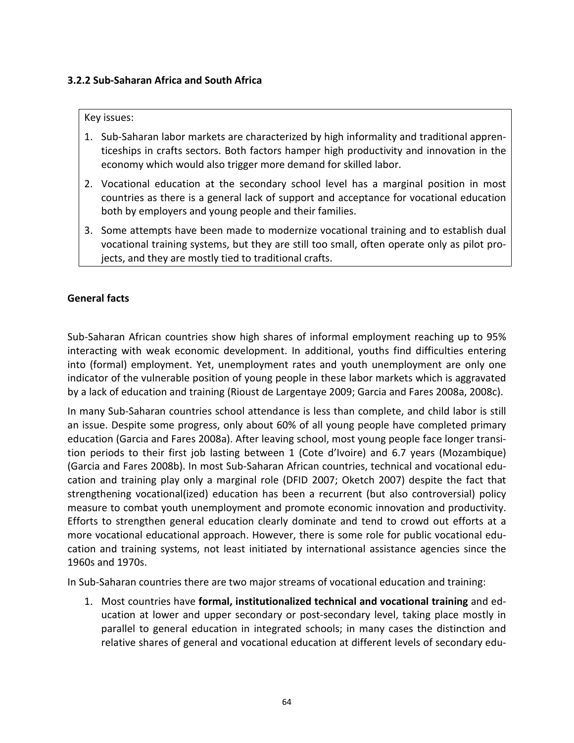### 3.2.2 Sub-Saharan Africa and South Africa

Key issues:

1. Sub-Saharan labor markets are characterized by high informality and traditional apprenticeships in crafts sectors. Both factors hamper high productivity and innovation in the economy which would also trigger more demand for skilled labor.
2. Vocational education at the secondary school level has a marginal position in most countries as there is a general lack of support and acceptance for vocational education both by employers and young people and their families.
3. Some attempts have been made to modernize vocational training and to establish dual vocational training systems, but they are still too small, often operate only as pilot projects, and they are mostly tied to traditional crafts.

**General facts**

Sub-Saharan African countries show high shares of informal employment reaching up to 95% interacting with weak economic development. In additional, youths find difficulties entering into (formal) employment. Yet, unemployment rates and youth unemployment are only one indicator of the vulnerable position of young people in these labor markets which is aggravated by a lack of education and training (Rioust de Largentaye 2009; Garcia and Fares 2008a, 2008c).

In many Sub-Saharan countries school attendance is less than complete, and child labor is still an issue. Despite some progress, only about 60% of all young people have completed primary education (Garcia and Fares 2008a). After leaving school, most young people face longer transition periods to their first job lasting between 1 (Cote d'Ivoire) and 6.7 years (Mozambique) (Garcia and Fares 2008b). In most Sub-Saharan African countries, technical and vocational education and training play only a marginal role (DFID 2007; Oketch 2007) despite the fact that strengthening vocational(ized) education has been a recurrent (but also controversial) policy measure to combat youth unemployment and promote economic innovation and productivity. Efforts to strengthen general education clearly dominate and tend to crowd out efforts at a more vocational educational approach. However, there is some role for public vocational education and training systems, not least initiated by international assistance agencies since the 1960s and 1970s.

In Sub-Saharan countries there are two major streams of vocational education and training:

1. Most countries have **formal, institutionalized technical and vocational training** and education at lower and upper secondary or post-secondary level, taking place mostly in parallel to general education in integrated schools; in many cases the distinction and relative shares of general and vocational education at different levels of secondary edu-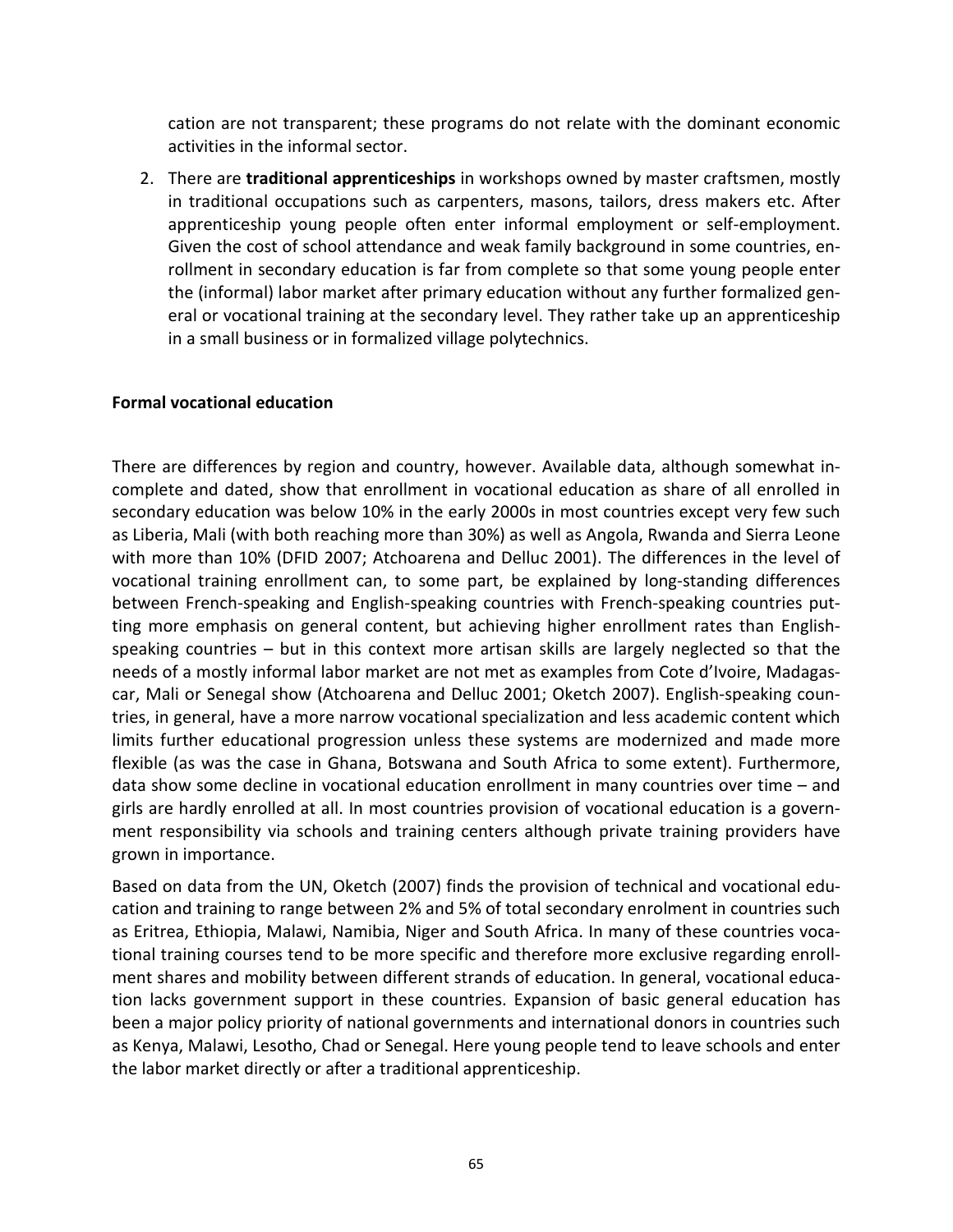cation are not transparent; these programs do not relate with the dominant economic activities in the informal sector.

2. There are **traditional apprenticeships** in workshops owned by master craftsmen, mostly in traditional occupations such as carpenters, masons, tailors, dress makers etc. After apprenticeship young people often enter informal employment or self-employment. Given the cost of school attendance and weak family background in some countries, enrollment in secondary education is far from complete so that some young people enter the (informal) labor market after primary education without any further formalized general or vocational training at the secondary level. They rather take up an apprenticeship in a small business or in formalized village polytechnics.

**Formal vocational education**

There are differences by region and country, however. Available data, although somewhat incomplete and dated, show that enrollment in vocational education as share of all enrolled in secondary education was below 10% in the early 2000s in most countries except very few such as Liberia, Mali (with both reaching more than 30%) as well as Angola, Rwanda and Sierra Leone with more than 10% (DFID 2007; Atchoarena and Delluc 2001). The differences in the level of vocational training enrollment can, to some part, be explained by long-standing differences between French-speaking and English-speaking countries with French-speaking countries putting more emphasis on general content, but achieving higher enrollment rates than English-speaking countries – but in this context more artisan skills are largely neglected so that the needs of a mostly informal labor market are not met as examples from Cote d'Ivoire, Madagascar, Mali or Senegal show (Atchoarena and Delluc 2001; Oketch 2007). English-speaking countries, in general, have a more narrow vocational specialization and less academic content which limits further educational progression unless these systems are modernized and made more flexible (as was the case in Ghana, Botswana and South Africa to some extent). Furthermore, data show some decline in vocational education enrollment in many countries over time – and girls are hardly enrolled at all. In most countries provision of vocational education is a government responsibility via schools and training centers although private training providers have grown in importance.

Based on data from the UN, Oketch (2007) finds the provision of technical and vocational education and training to range between 2% and 5% of total secondary enrolment in countries such as Eritrea, Ethiopia, Malawi, Namibia, Niger and South Africa. In many of these countries vocational training courses tend to be more specific and therefore more exclusive regarding enrollment shares and mobility between different strands of education. In general, vocational education lacks government support in these countries. Expansion of basic general education has been a major policy priority of national governments and international donors in countries such as Kenya, Malawi, Lesotho, Chad or Senegal. Here young people tend to leave schools and enter the labor market directly or after a traditional apprenticeship.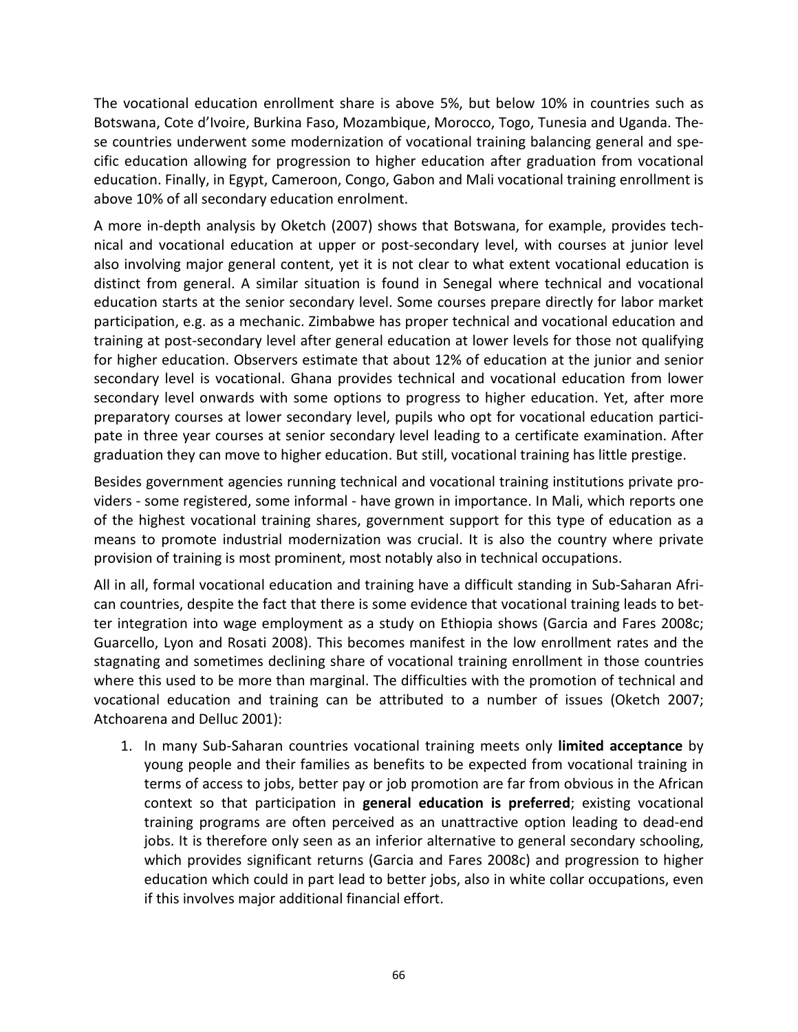The vocational education enrollment share is above 5%, but below 10% in countries such as Botswana, Cote d'Ivoire, Burkina Faso, Mozambique, Morocco, Togo, Tunesia and Uganda. These countries underwent some modernization of vocational training balancing general and specific education allowing for progression to higher education after graduation from vocational education. Finally, in Egypt, Cameroon, Congo, Gabon and Mali vocational training enrollment is above 10% of all secondary education enrolment.

A more in-depth analysis by Oketch (2007) shows that Botswana, for example, provides technical and vocational education at upper or post-secondary level, with courses at junior level also involving major general content, yet it is not clear to what extent vocational education is distinct from general. A similar situation is found in Senegal where technical and vocational education starts at the senior secondary level. Some courses prepare directly for labor market participation, e.g. as a mechanic. Zimbabwe has proper technical and vocational education and training at post-secondary level after general education at lower levels for those not qualifying for higher education. Observers estimate that about 12% of education at the junior and senior secondary level is vocational. Ghana provides technical and vocational education from lower secondary level onwards with some options to progress to higher education. Yet, after more preparatory courses at lower secondary level, pupils who opt for vocational education participate in three year courses at senior secondary level leading to a certificate examination. After graduation they can move to higher education. But still, vocational training has little prestige.

Besides government agencies running technical and vocational training institutions private providers - some registered, some informal - have grown in importance. In Mali, which reports one of the highest vocational training shares, government support for this type of education as a means to promote industrial modernization was crucial. It is also the country where private provision of training is most prominent, most notably also in technical occupations.

All in all, formal vocational education and training have a difficult standing in Sub-Saharan African countries, despite the fact that there is some evidence that vocational training leads to better integration into wage employment as a study on Ethiopia shows (Garcia and Fares 2008c; Guarcello, Lyon and Rosati 2008). This becomes manifest in the low enrollment rates and the stagnating and sometimes declining share of vocational training enrollment in those countries where this used to be more than marginal. The difficulties with the promotion of technical and vocational education and training can be attributed to a number of issues (Oketch 2007; Atchoarena and Delluc 2001):

1. In many Sub-Saharan countries vocational training meets only **limited acceptance** by young people and their families as benefits to be expected from vocational training in terms of access to jobs, better pay or job promotion are far from obvious in the African context so that participation in **general education is preferred**; existing vocational training programs are often perceived as an unattractive option leading to dead-end jobs. It is therefore only seen as an inferior alternative to general secondary schooling, which provides significant returns (Garcia and Fares 2008c) and progression to higher education which could in part lead to better jobs, also in white collar occupations, even if this involves major additional financial effort.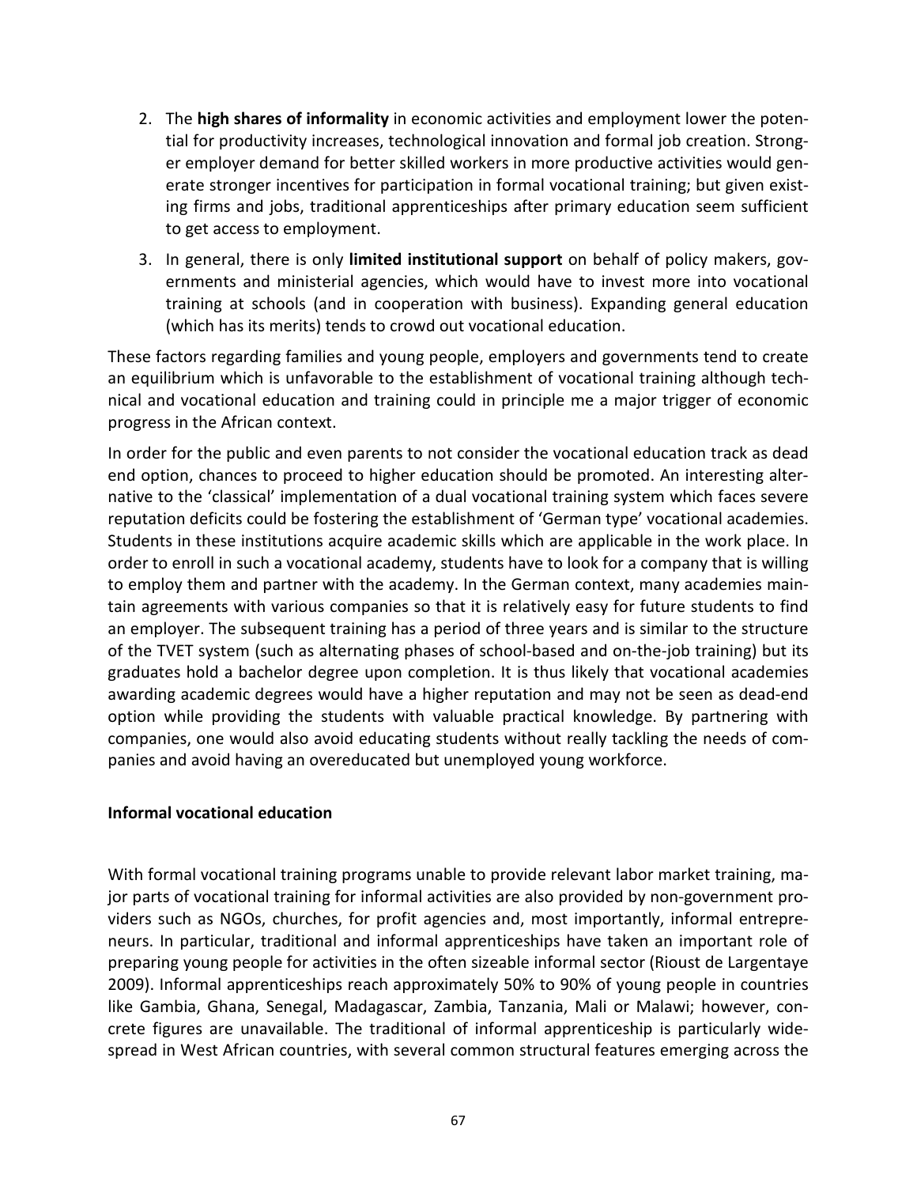2. The **high shares of informality** in economic activities and employment lower the potential for productivity increases, technological innovation and formal job creation. Stronger employer demand for better skilled workers in more productive activities would generate stronger incentives for participation in formal vocational training; but given existing firms and jobs, traditional apprenticeships after primary education seem sufficient to get access to employment.
3. In general, there is only **limited institutional support** on behalf of policy makers, governments and ministerial agencies, which would have to invest more into vocational training at schools (and in cooperation with business). Expanding general education (which has its merits) tends to crowd out vocational education.

These factors regarding families and young people, employers and governments tend to create an equilibrium which is unfavorable to the establishment of vocational training although technical and vocational education and training could in principle me a major trigger of economic progress in the African context.

In order for the public and even parents to not consider the vocational education track as dead end option, chances to proceed to higher education should be promoted. An interesting alternative to the 'classical' implementation of a dual vocational training system which faces severe reputation deficits could be fostering the establishment of 'German type' vocational academies. Students in these institutions acquire academic skills which are applicable in the work place. In order to enroll in such a vocational academy, students have to look for a company that is willing to employ them and partner with the academy. In the German context, many academies maintain agreements with various companies so that it is relatively easy for future students to find an employer. The subsequent training has a period of three years and is similar to the structure of the TVET system (such as alternating phases of school-based and on-the-job training) but its graduates hold a bachelor degree upon completion. It is thus likely that vocational academies awarding academic degrees would have a higher reputation and may not be seen as dead-end option while providing the students with valuable practical knowledge. By partnering with companies, one would also avoid educating students without really tackling the needs of companies and avoid having an overeducated but unemployed young workforce.

**Informal vocational education**

With formal vocational training programs unable to provide relevant labor market training, major parts of vocational training for informal activities are also provided by non-government providers such as NGOs, churches, for profit agencies and, most importantly, informal entrepreneurs. In particular, traditional and informal apprenticeships have taken an important role of preparing young people for activities in the often sizeable informal sector (Rioust de Largentaye 2009). Informal apprenticeships reach approximately 50% to 90% of young people in countries like Gambia, Ghana, Senegal, Madagascar, Zambia, Tanzania, Mali or Malawi; however, concrete figures are unavailable. The traditional of informal apprenticeship is particularly widespread in West African countries, with several common structural features emerging across the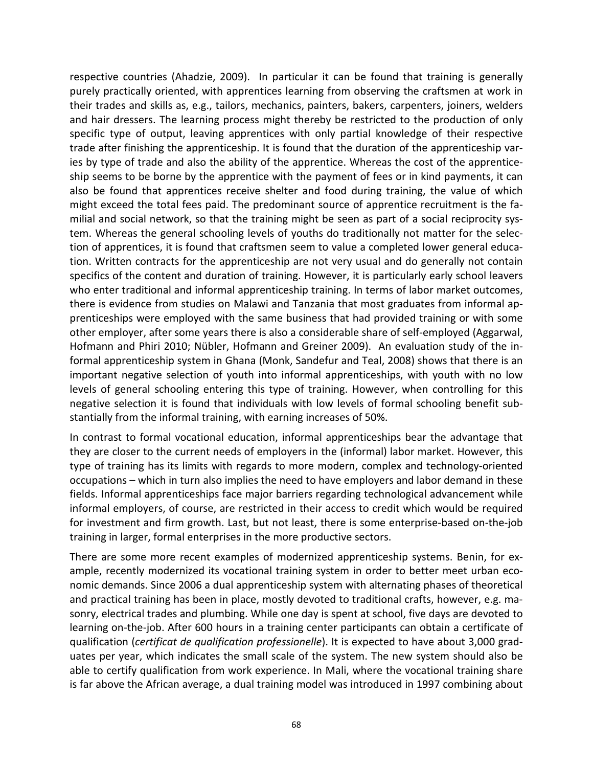respective countries (Ahadzie, 2009). In particular it can be found that training is generally purely practically oriented, with apprentices learning from observing the craftsmen at work in their trades and skills as, e.g., tailors, mechanics, painters, bakers, carpenters, joiners, welders and hair dressers. The learning process might thereby be restricted to the production of only specific type of output, leaving apprentices with only partial knowledge of their respective trade after finishing the apprenticeship. It is found that the duration of the apprenticeship varies by type of trade and also the ability of the apprentice. Whereas the cost of the apprenticeship seems to be borne by the apprentice with the payment of fees or in kind payments, it can also be found that apprentices receive shelter and food during training, the value of which might exceed the total fees paid. The predominant source of apprentice recruitment is the familial and social network, so that the training might be seen as part of a social reciprocity system. Whereas the general schooling levels of youths do traditionally not matter for the selection of apprentices, it is found that craftsmen seem to value a completed lower general education. Written contracts for the apprenticeship are not very usual and do generally not contain specifics of the content and duration of training. However, it is particularly early school leavers who enter traditional and informal apprenticeship training. In terms of labor market outcomes, there is evidence from studies on Malawi and Tanzania that most graduates from informal apprenticeships were employed with the same business that had provided training or with some other employer, after some years there is also a considerable share of self-employed (Aggarwal, Hofmann and Phiri 2010; Nübler, Hofmann and Greiner 2009). An evaluation study of the informal apprenticeship system in Ghana (Monk, Sandefur and Teal, 2008) shows that there is an important negative selection of youth into informal apprenticeships, with youth with no low levels of general schooling entering this type of training. However, when controlling for this negative selection it is found that individuals with low levels of formal schooling benefit substantially from the informal training, with earning increases of 50%.

In contrast to formal vocational education, informal apprenticeships bear the advantage that they are closer to the current needs of employers in the (informal) labor market. However, this type of training has its limits with regards to more modern, complex and technology-oriented occupations – which in turn also implies the need to have employers and labor demand in these fields. Informal apprenticeships face major barriers regarding technological advancement while informal employers, of course, are restricted in their access to credit which would be required for investment and firm growth. Last, but not least, there is some enterprise-based on-the-job training in larger, formal enterprises in the more productive sectors.

There are some more recent examples of modernized apprenticeship systems. Benin, for example, recently modernized its vocational training system in order to better meet urban economic demands. Since 2006 a dual apprenticeship system with alternating phases of theoretical and practical training has been in place, mostly devoted to traditional crafts, however, e.g. masonry, electrical trades and plumbing. While one day is spent at school, five days are devoted to learning on-the-job. After 600 hours in a training center participants can obtain a certificate of qualification (*certificat de qualification professionelle*). It is expected to have about 3,000 graduates per year, which indicates the small scale of the system. The new system should also be able to certify qualification from work experience. In Mali, where the vocational training share is far above the African average, a dual training model was introduced in 1997 combining about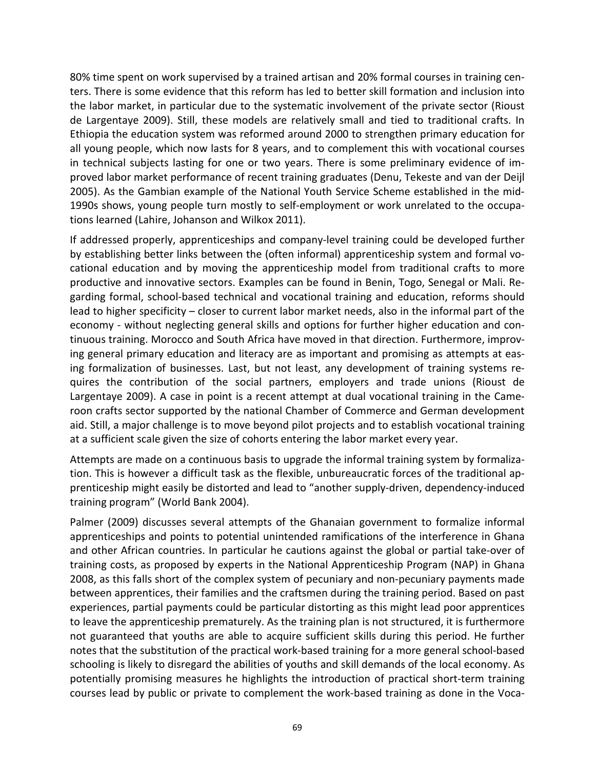80% time spent on work supervised by a trained artisan and 20% formal courses in training centers. There is some evidence that this reform has led to better skill formation and inclusion into the labor market, in particular due to the systematic involvement of the private sector (Rioust de Largentaye 2009). Still, these models are relatively small and tied to traditional crafts. In Ethiopia the education system was reformed around 2000 to strengthen primary education for all young people, which now lasts for 8 years, and to complement this with vocational courses in technical subjects lasting for one or two years. There is some preliminary evidence of improved labor market performance of recent training graduates (Denu, Tekeste and van der Deijl 2005). As the Gambian example of the National Youth Service Scheme established in the mid-1990s shows, young people turn mostly to self-employment or work unrelated to the occupations learned (Lahire, Johanson and Wilkox 2011).

If addressed properly, apprenticeships and company-level training could be developed further by establishing better links between the (often informal) apprenticeship system and formal vocational education and by moving the apprenticeship model from traditional crafts to more productive and innovative sectors. Examples can be found in Benin, Togo, Senegal or Mali. Regarding formal, school-based technical and vocational training and education, reforms should lead to higher specificity – closer to current labor market needs, also in the informal part of the economy - without neglecting general skills and options for further higher education and continuous training. Morocco and South Africa have moved in that direction. Furthermore, improving general primary education and literacy are as important and promising as attempts at easing formalization of businesses. Last, but not least, any development of training systems requires the contribution of the social partners, employers and trade unions (Rioust de Largentaye 2009). A case in point is a recent attempt at dual vocational training in the Cameroon crafts sector supported by the national Chamber of Commerce and German development aid. Still, a major challenge is to move beyond pilot projects and to establish vocational training at a sufficient scale given the size of cohorts entering the labor market every year.

Attempts are made on a continuous basis to upgrade the informal training system by formalization. This is however a difficult task as the flexible, unbureaucratic forces of the traditional apprenticeship might easily be distorted and lead to "another supply-driven, dependency-induced training program" (World Bank 2004).

Palmer (2009) discusses several attempts of the Ghanaian government to formalize informal apprenticeships and points to potential unintended ramifications of the interference in Ghana and other African countries. In particular he cautions against the global or partial take-over of training costs, as proposed by experts in the National Apprenticeship Program (NAP) in Ghana 2008, as this falls short of the complex system of pecuniary and non-pecuniary payments made between apprentices, their families and the craftsmen during the training period. Based on past experiences, partial payments could be particular distorting as this might lead poor apprentices to leave the apprenticeship prematurely. As the training plan is not structured, it is furthermore not guaranteed that youths are able to acquire sufficient skills during this period. He further notes that the substitution of the practical work-based training for a more general school-based schooling is likely to disregard the abilities of youths and skill demands of the local economy. As potentially promising measures he highlights the introduction of practical short-term training courses lead by public or private to complement the work-based training as done in the Voca-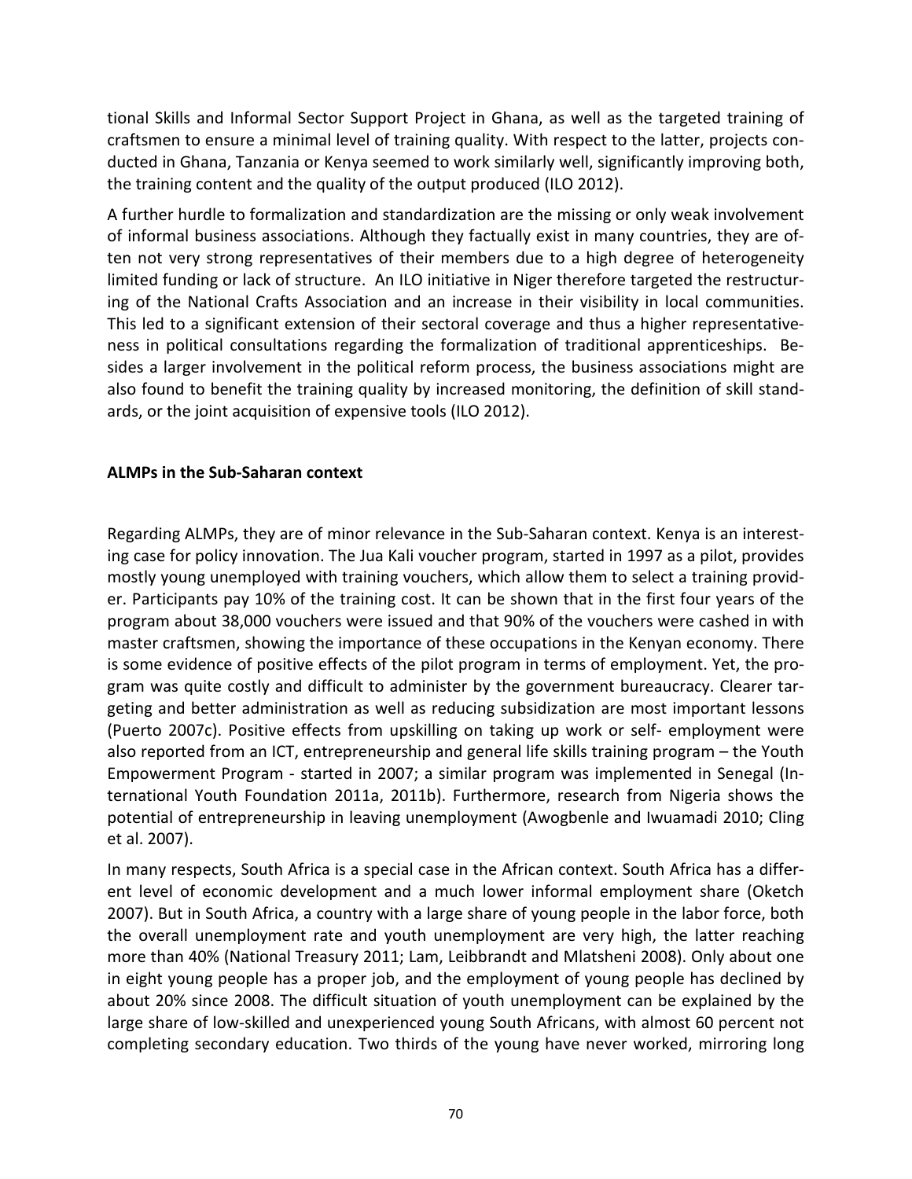tional Skills and Informal Sector Support Project in Ghana, as well as the targeted training of craftsmen to ensure a minimal level of training quality. With respect to the latter, projects conducted in Ghana, Tanzania or Kenya seemed to work similarly well, significantly improving both, the training content and the quality of the output produced (ILO 2012).

A further hurdle to formalization and standardization are the missing or only weak involvement of informal business associations. Although they factually exist in many countries, they are often not very strong representatives of their members due to a high degree of heterogeneity limited funding or lack of structure. An ILO initiative in Niger therefore targeted the restructuring of the National Crafts Association and an increase in their visibility in local communities. This led to a significant extension of their sectoral coverage and thus a higher representativeness in political consultations regarding the formalization of traditional apprenticeships. Besides a larger involvement in the political reform process, the business associations might are also found to benefit the training quality by increased monitoring, the definition of skill standards, or the joint acquisition of expensive tools (ILO 2012).

**ALMPs in the Sub-Saharan context**

Regarding ALMPs, they are of minor relevance in the Sub-Saharan context. Kenya is an interesting case for policy innovation. The Jua Kali voucher program, started in 1997 as a pilot, provides mostly young unemployed with training vouchers, which allow them to select a training provider. Participants pay 10% of the training cost. It can be shown that in the first four years of the program about 38,000 vouchers were issued and that 90% of the vouchers were cashed in with master craftsmen, showing the importance of these occupations in the Kenyan economy. There is some evidence of positive effects of the pilot program in terms of employment. Yet, the program was quite costly and difficult to administer by the government bureaucracy. Clearer targeting and better administration as well as reducing subsidization are most important lessons (Puerto 2007c). Positive effects from upskilling on taking up work or self- employment were also reported from an ICT, entrepreneurship and general life skills training program – the Youth Empowerment Program - started in 2007; a similar program was implemented in Senegal (International Youth Foundation 2011a, 2011b). Furthermore, research from Nigeria shows the potential of entrepreneurship in leaving unemployment (Awogbenle and Iwuamadi 2010; Cling et al. 2007).

In many respects, South Africa is a special case in the African context. South Africa has a different level of economic development and a much lower informal employment share (Oketch 2007). But in South Africa, a country with a large share of young people in the labor force, both the overall unemployment rate and youth unemployment are very high, the latter reaching more than 40% (National Treasury 2011; Lam, Leibbrandt and Mlatsheni 2008). Only about one in eight young people has a proper job, and the employment of young people has declined by about 20% since 2008. The difficult situation of youth unemployment can be explained by the large share of low-skilled and unexperienced young South Africans, with almost 60 percent not completing secondary education. Two thirds of the young have never worked, mirroring long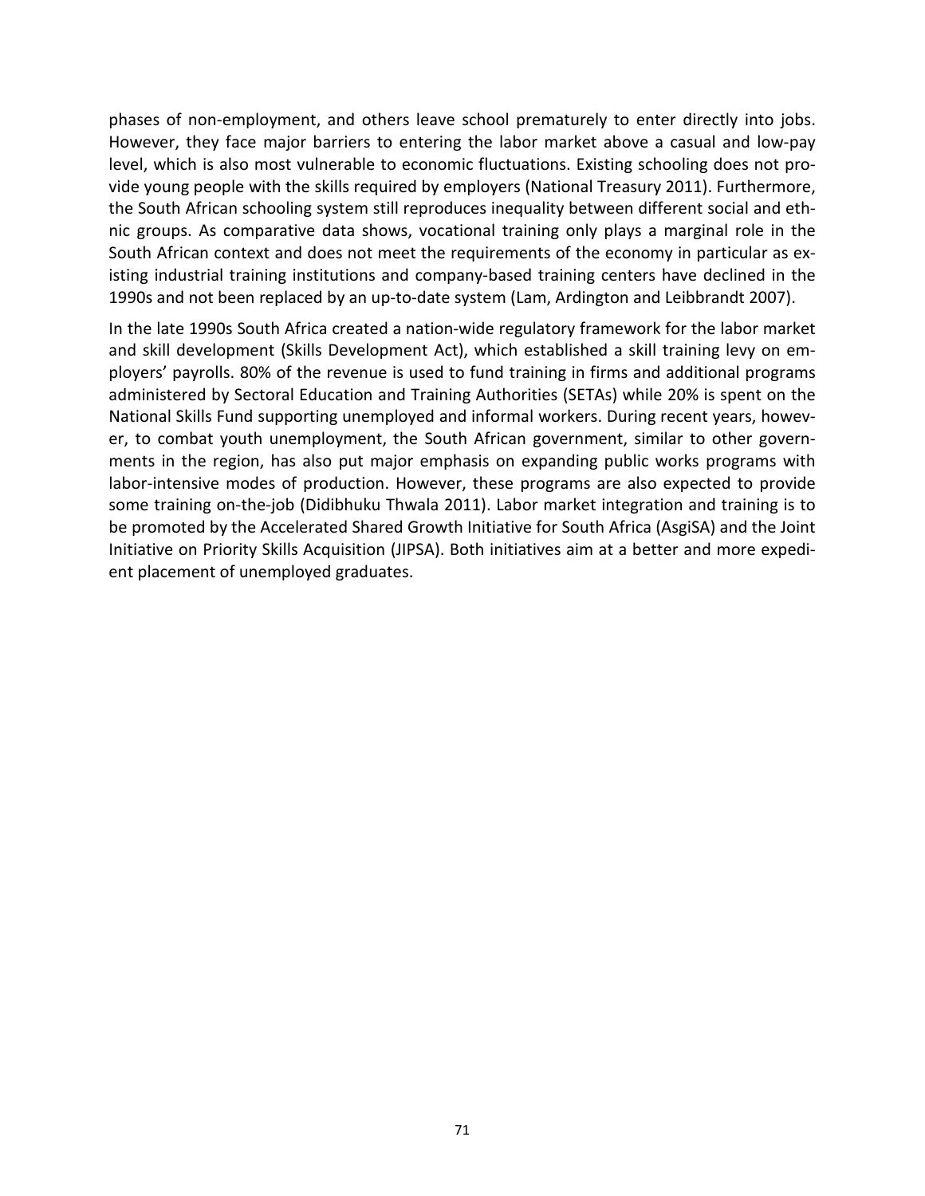phases of non-employment, and others leave school prematurely to enter directly into jobs. However, they face major barriers to entering the labor market above a casual and low-pay level, which is also most vulnerable to economic fluctuations. Existing schooling does not provide young people with the skills required by employers (National Treasury 2011). Furthermore, the South African schooling system still reproduces inequality between different social and ethnic groups. As comparative data shows, vocational training only plays a marginal role in the South African context and does not meet the requirements of the economy in particular as existing industrial training institutions and company-based training centers have declined in the 1990s and not been replaced by an up-to-date system (Lam, Ardington and Leibbrandt 2007).

In the late 1990s South Africa created a nation-wide regulatory framework for the labor market and skill development (Skills Development Act), which established a skill training levy on employers' payrolls. 80% of the revenue is used to fund training in firms and additional programs administered by Sectoral Education and Training Authorities (SETAs) while 20% is spent on the National Skills Fund supporting unemployed and informal workers. During recent years, however, to combat youth unemployment, the South African government, similar to other governments in the region, has also put major emphasis on expanding public works programs with labor-intensive modes of production. However, these programs are also expected to provide some training on-the-job (Didibhuku Thwala 2011). Labor market integration and training is to be promoted by the Accelerated Shared Growth Initiative for South Africa (AsgiSA) and the Joint Initiative on Priority Skills Acquisition (JIPSA). Both initiatives aim at a better and more expedient placement of unemployed graduates.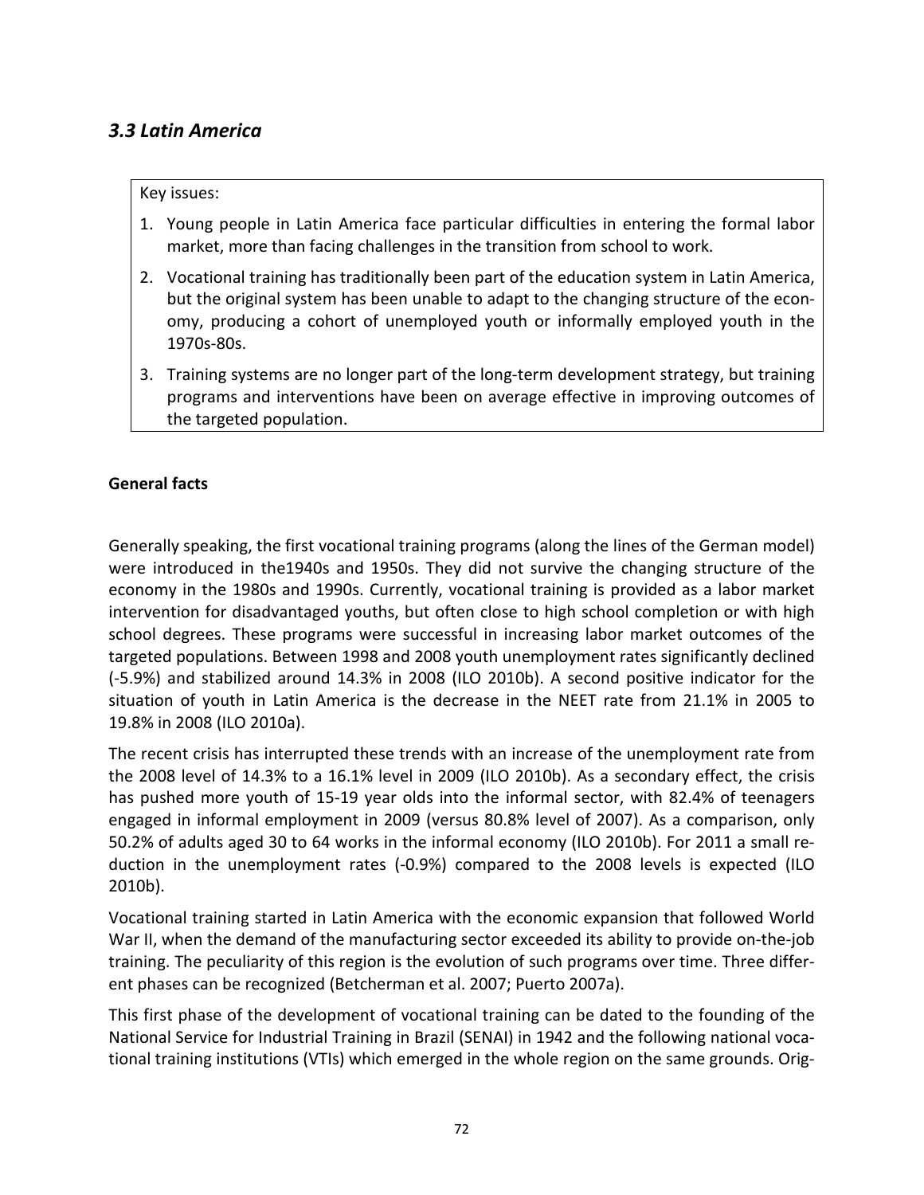### *3.3 Latin America*

Key issues:

1. Young people in Latin America face particular difficulties in entering the formal labor market, more than facing challenges in the transition from school to work.
2. Vocational training has traditionally been part of the education system in Latin America, but the original system has been unable to adapt to the changing structure of the economy, producing a cohort of unemployed youth or informally employed youth in the 1970s-80s.
3. Training systems are no longer part of the long-term development strategy, but training programs and interventions have been on average effective in improving outcomes of the targeted population.

**General facts**

Generally speaking, the first vocational training programs (along the lines of the German model) were introduced in the1940s and 1950s. They did not survive the changing structure of the economy in the 1980s and 1990s. Currently, vocational training is provided as a labor market intervention for disadvantaged youths, but often close to high school completion or with high school degrees. These programs were successful in increasing labor market outcomes of the targeted populations. Between 1998 and 2008 youth unemployment rates significantly declined (-5.9%) and stabilized around 14.3% in 2008 (ILO 2010b). A second positive indicator for the situation of youth in Latin America is the decrease in the NEET rate from 21.1% in 2005 to 19.8% in 2008 (ILO 2010a).

The recent crisis has interrupted these trends with an increase of the unemployment rate from the 2008 level of 14.3% to a 16.1% level in 2009 (ILO 2010b). As a secondary effect, the crisis has pushed more youth of 15-19 year olds into the informal sector, with 82.4% of teenagers engaged in informal employment in 2009 (versus 80.8% level of 2007). As a comparison, only 50.2% of adults aged 30 to 64 works in the informal economy (ILO 2010b). For 2011 a small reduction in the unemployment rates (-0.9%) compared to the 2008 levels is expected (ILO 2010b).

Vocational training started in Latin America with the economic expansion that followed World War II, when the demand of the manufacturing sector exceeded its ability to provide on-the-job training. The peculiarity of this region is the evolution of such programs over time. Three different phases can be recognized (Betcherman et al. 2007; Puerto 2007a).

This first phase of the development of vocational training can be dated to the founding of the National Service for Industrial Training in Brazil (SENAI) in 1942 and the following national vocational training institutions (VTIs) which emerged in the whole region on the same grounds. Orig-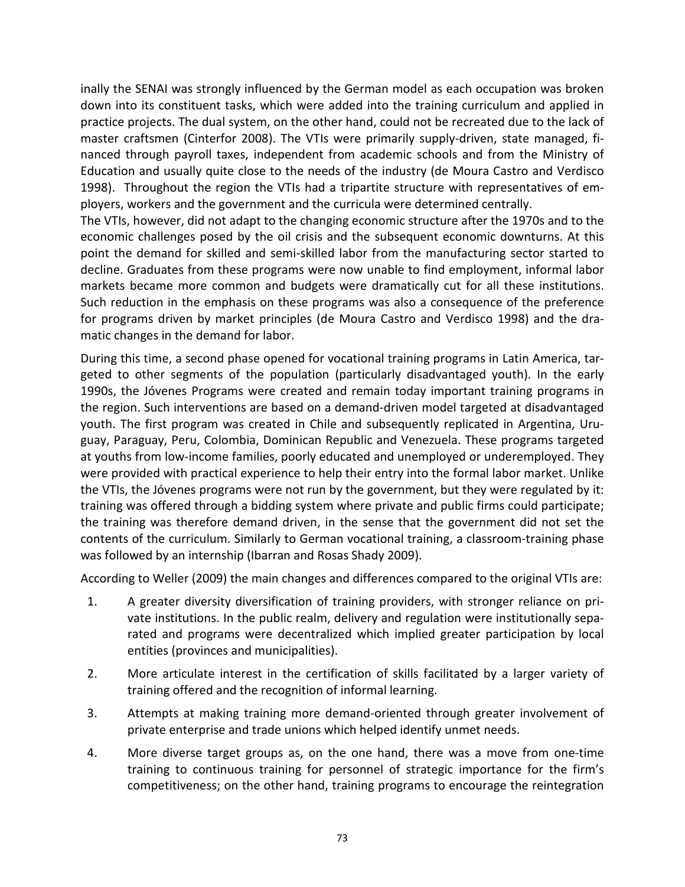inally the SENAI was strongly influenced by the German model as each occupation was broken down into its constituent tasks, which were added into the training curriculum and applied in practice projects. The dual system, on the other hand, could not be recreated due to the lack of master craftsmen (Cinterfor 2008). The VTIs were primarily supply-driven, state managed, financed through payroll taxes, independent from academic schools and from the Ministry of Education and usually quite close to the needs of the industry (de Moura Castro and Verdisco 1998). Throughout the region the VTIs had a tripartite structure with representatives of employers, workers and the government and the curricula were determined centrally.
The VTIs, however, did not adapt to the changing economic structure after the 1970s and to the economic challenges posed by the oil crisis and the subsequent economic downturns. At this point the demand for skilled and semi-skilled labor from the manufacturing sector started to decline. Graduates from these programs were now unable to find employment, informal labor markets became more common and budgets were dramatically cut for all these institutions. Such reduction in the emphasis on these programs was also a consequence of the preference for programs driven by market principles (de Moura Castro and Verdisco 1998) and the dramatic changes in the demand for labor.

During this time, a second phase opened for vocational training programs in Latin America, targeted to other segments of the population (particularly disadvantaged youth). In the early 1990s, the Jóvenes Programs were created and remain today important training programs in the region. Such interventions are based on a demand-driven model targeted at disadvantaged youth. The first program was created in Chile and subsequently replicated in Argentina, Uruguay, Paraguay, Peru, Colombia, Dominican Republic and Venezuela. These programs targeted at youths from low-income families, poorly educated and unemployed or underemployed. They were provided with practical experience to help their entry into the formal labor market. Unlike the VTIs, the Jóvenes programs were not run by the government, but they were regulated by it: training was offered through a bidding system where private and public firms could participate; the training was therefore demand driven, in the sense that the government did not set the contents of the curriculum. Similarly to German vocational training, a classroom-training phase was followed by an internship (Ibarran and Rosas Shady 2009).

According to Weller (2009) the main changes and differences compared to the original VTIs are:

1. A greater diversity diversification of training providers, with stronger reliance on private institutions. In the public realm, delivery and regulation were institutionally separated and programs were decentralized which implied greater participation by local entities (provinces and municipalities).
2. More articulate interest in the certification of skills facilitated by a larger variety of training offered and the recognition of informal learning.
3. Attempts at making training more demand-oriented through greater involvement of private enterprise and trade unions which helped identify unmet needs.
4. More diverse target groups as, on the one hand, there was a move from one-time training to continuous training for personnel of strategic importance for the firm's competitiveness; on the other hand, training programs to encourage the reintegration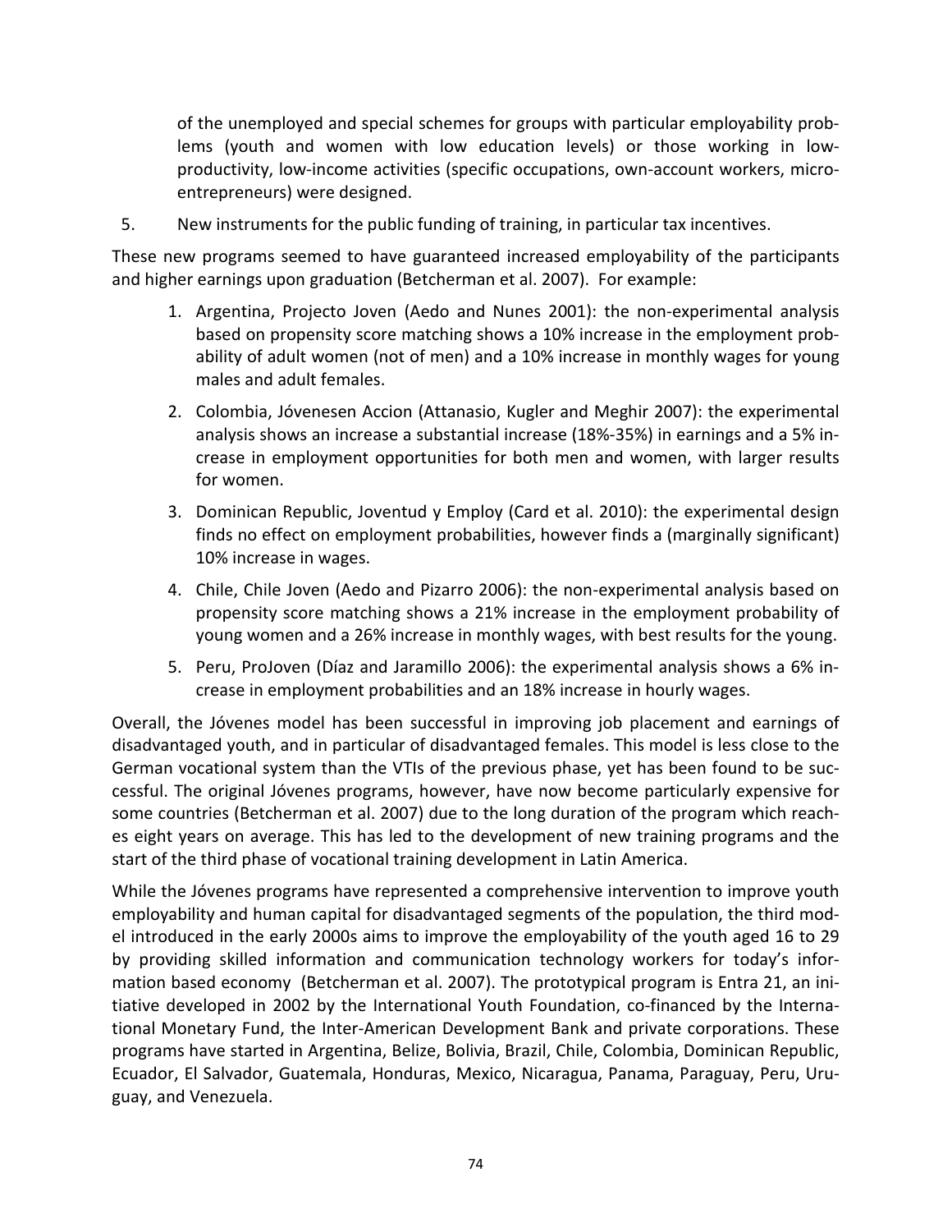of the unemployed and special schemes for groups with particular employability problems (youth and women with low education levels) or those working in low-productivity, low-income activities (specific occupations, own-account workers, micro-entrepreneurs) were designed.

5. New instruments for the public funding of training, in particular tax incentives.

These new programs seemed to have guaranteed increased employability of the participants and higher earnings upon graduation (Betcherman et al. 2007). For example:

1. Argentina, Projecto Joven (Aedo and Nunes 2001): the non-experimental analysis based on propensity score matching shows a 10% increase in the employment probability of adult women (not of men) and a 10% increase in monthly wages for young males and adult females.
2. Colombia, Jóvenesen Accion (Attanasio, Kugler and Meghir 2007): the experimental analysis shows an increase a substantial increase (18%-35%) in earnings and a 5% increase in employment opportunities for both men and women, with larger results for women.
3. Dominican Republic, Joventud y Employ (Card et al. 2010): the experimental design finds no effect on employment probabilities, however finds a (marginally significant) 10% increase in wages.
4. Chile, Chile Joven (Aedo and Pizarro 2006): the non-experimental analysis based on propensity score matching shows a 21% increase in the employment probability of young women and a 26% increase in monthly wages, with best results for the young.
5. Peru, ProJoven (Díaz and Jaramillo 2006): the experimental analysis shows a 6% increase in employment probabilities and an 18% increase in hourly wages.

Overall, the Jóvenes model has been successful in improving job placement and earnings of disadvantaged youth, and in particular of disadvantaged females. This model is less close to the German vocational system than the VTIs of the previous phase, yet has been found to be successful. The original Jóvenes programs, however, have now become particularly expensive for some countries (Betcherman et al. 2007) due to the long duration of the program which reaches eight years on average. This has led to the development of new training programs and the start of the third phase of vocational training development in Latin America.

While the Jóvenes programs have represented a comprehensive intervention to improve youth employability and human capital for disadvantaged segments of the population, the third model introduced in the early 2000s aims to improve the employability of the youth aged 16 to 29 by providing skilled information and communication technology workers for today's information based economy (Betcherman et al. 2007). The prototypical program is Entra 21, an initiative developed in 2002 by the International Youth Foundation, co-financed by the International Monetary Fund, the Inter-American Development Bank and private corporations. These programs have started in Argentina, Belize, Bolivia, Brazil, Chile, Colombia, Dominican Republic, Ecuador, El Salvador, Guatemala, Honduras, Mexico, Nicaragua, Panama, Paraguay, Peru, Uruguay, and Venezuela.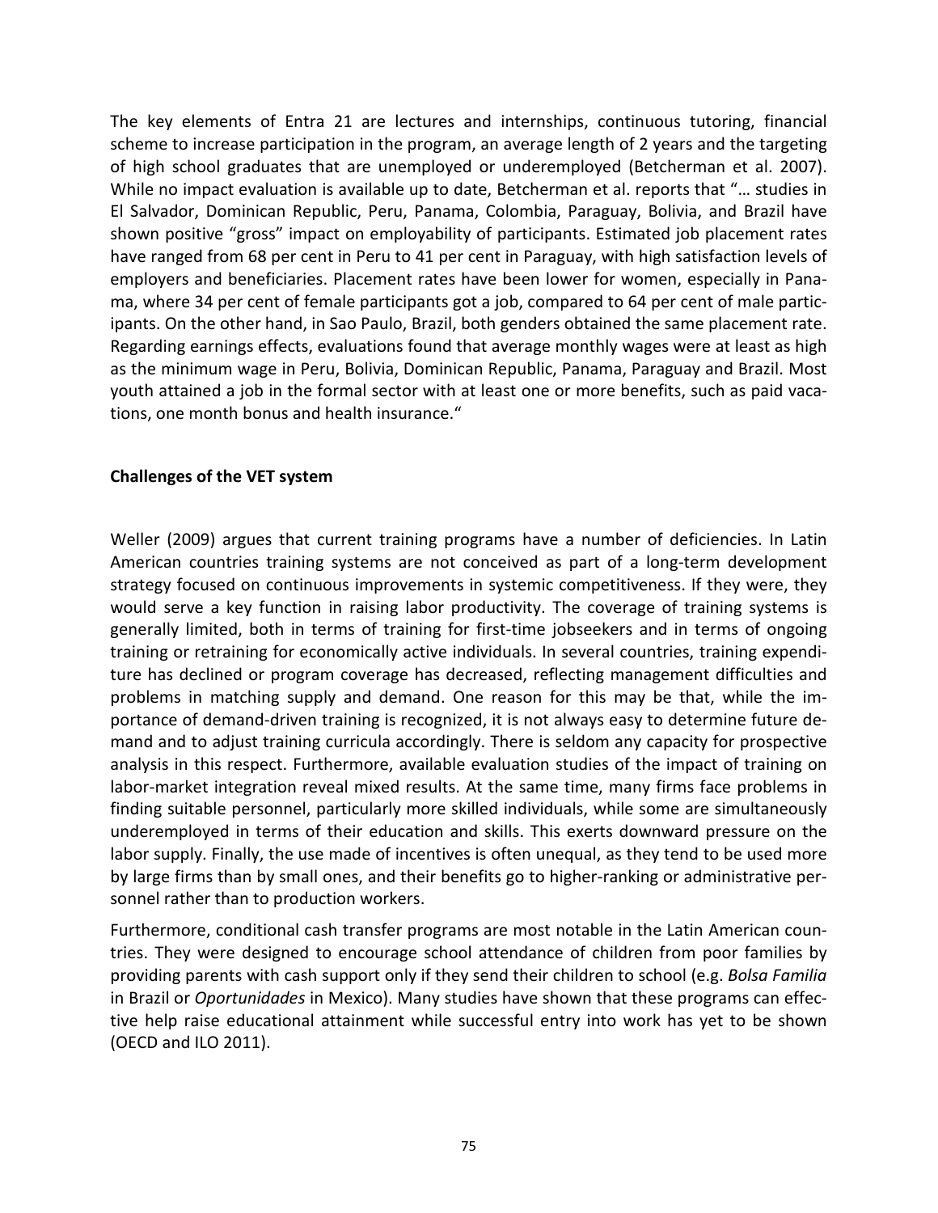The key elements of Entra 21 are lectures and internships, continuous tutoring, financial scheme to increase participation in the program, an average length of 2 years and the targeting of high school graduates that are unemployed or underemployed (Betcherman et al. 2007). While no impact evaluation is available up to date, Betcherman et al. reports that "… studies in El Salvador, Dominican Republic, Peru, Panama, Colombia, Paraguay, Bolivia, and Brazil have shown positive "gross" impact on employability of participants. Estimated job placement rates have ranged from 68 per cent in Peru to 41 per cent in Paraguay, with high satisfaction levels of employers and beneficiaries. Placement rates have been lower for women, especially in Panama, where 34 per cent of female participants got a job, compared to 64 per cent of male participants. On the other hand, in Sao Paulo, Brazil, both genders obtained the same placement rate. Regarding earnings effects, evaluations found that average monthly wages were at least as high as the minimum wage in Peru, Bolivia, Dominican Republic, Panama, Paraguay and Brazil. Most youth attained a job in the formal sector with at least one or more benefits, such as paid vacations, one month bonus and health insurance."

**Challenges of the VET system**

Weller (2009) argues that current training programs have a number of deficiencies. In Latin American countries training systems are not conceived as part of a long-term development strategy focused on continuous improvements in systemic competitiveness. If they were, they would serve a key function in raising labor productivity. The coverage of training systems is generally limited, both in terms of training for first-time jobseekers and in terms of ongoing training or retraining for economically active individuals. In several countries, training expenditure has declined or program coverage has decreased, reflecting management difficulties and problems in matching supply and demand. One reason for this may be that, while the importance of demand-driven training is recognized, it is not always easy to determine future demand and to adjust training curricula accordingly. There is seldom any capacity for prospective analysis in this respect. Furthermore, available evaluation studies of the impact of training on labor-market integration reveal mixed results. At the same time, many firms face problems in finding suitable personnel, particularly more skilled individuals, while some are simultaneously underemployed in terms of their education and skills. This exerts downward pressure on the labor supply. Finally, the use made of incentives is often unequal, as they tend to be used more by large firms than by small ones, and their benefits go to higher-ranking or administrative personnel rather than to production workers.

Furthermore, conditional cash transfer programs are most notable in the Latin American countries. They were designed to encourage school attendance of children from poor families by providing parents with cash support only if they send their children to school (e.g. *Bolsa Familia* in Brazil or *Oportunidades* in Mexico). Many studies have shown that these programs can effective help raise educational attainment while successful entry into work has yet to be shown (OECD and ILO 2011).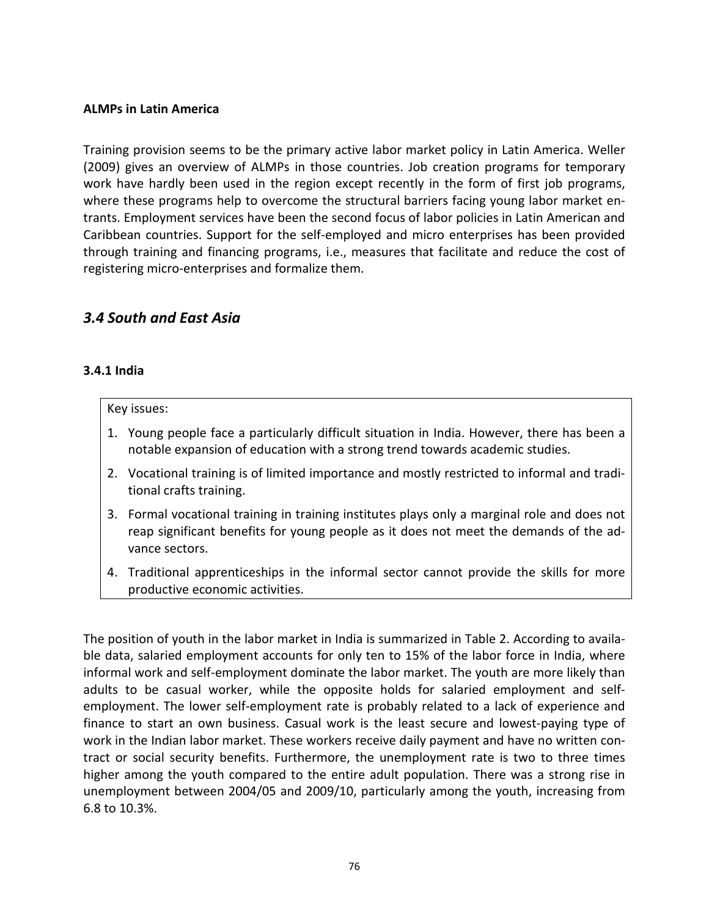**ALMPs in Latin America**

Training provision seems to be the primary active labor market policy in Latin America. Weller (2009) gives an overview of ALMPs in those countries. Job creation programs for temporary work have hardly been used in the region except recently in the form of first job programs, where these programs help to overcome the structural barriers facing young labor market entrants. Employment services have been the second focus of labor policies in Latin American and Caribbean countries. Support for the self-employed and micro enterprises has been provided through training and financing programs, i.e., measures that facilitate and reduce the cost of registering micro-enterprises and formalize them.

## *3.4 South and East Asia*

### 3.4.1 India

> Key issues:
>
> 1. Young people face a particularly difficult situation in India. However, there has been a notable expansion of education with a strong trend towards academic studies.
> 2. Vocational training is of limited importance and mostly restricted to informal and traditional crafts training.
> 3. Formal vocational training in training institutes plays only a marginal role and does not reap significant benefits for young people as it does not meet the demands of the advance sectors.
> 4. Traditional apprenticeships in the informal sector cannot provide the skills for more productive economic activities.

The position of youth in the labor market in India is summarized in Table 2. According to available data, salaried employment accounts for only ten to 15% of the labor force in India, where informal work and self-employment dominate the labor market. The youth are more likely than adults to be casual worker, while the opposite holds for salaried employment and self-employment. The lower self-employment rate is probably related to a lack of experience and finance to start an own business. Casual work is the least secure and lowest-paying type of work in the Indian labor market. These workers receive daily payment and have no written contract or social security benefits. Furthermore, the unemployment rate is two to three times higher among the youth compared to the entire adult population. There was a strong rise in unemployment between 2004/05 and 2009/10, particularly among the youth, increasing from 6.8 to 10.3%.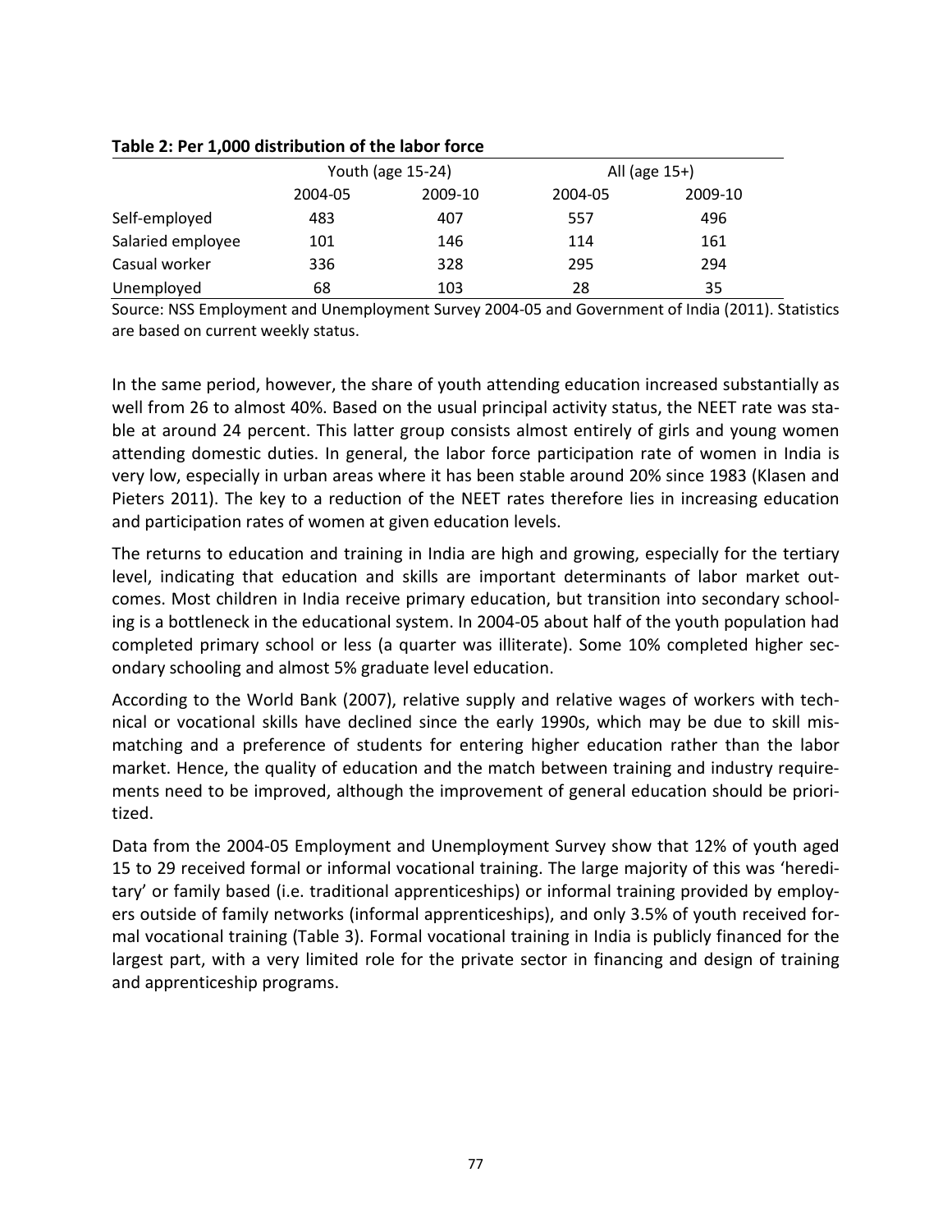**Table 2: Per 1,000 distribution of the labor force**

| | Youth (age 15-24) | | All (age 15+) | |
|---|---|---|---|---|
| | 2004-05 | 2009-10 | 2004-05 | 2009-10 |
| Self-employed | 483 | 407 | 557 | 496 |
| Salaried employee | 101 | 146 | 114 | 161 |
| Casual worker | 336 | 328 | 295 | 294 |
| Unemployed | 68 | 103 | 28 | 35 |

Source: NSS Employment and Unemployment Survey 2004-05 and Government of India (2011). Statistics are based on current weekly status.

In the same period, however, the share of youth attending education increased substantially as well from 26 to almost 40%. Based on the usual principal activity status, the NEET rate was stable at around 24 percent. This latter group consists almost entirely of girls and young women attending domestic duties. In general, the labor force participation rate of women in India is very low, especially in urban areas where it has been stable around 20% since 1983 (Klasen and Pieters 2011). The key to a reduction of the NEET rates therefore lies in increasing education and participation rates of women at given education levels.

The returns to education and training in India are high and growing, especially for the tertiary level, indicating that education and skills are important determinants of labor market outcomes. Most children in India receive primary education, but transition into secondary schooling is a bottleneck in the educational system. In 2004-05 about half of the youth population had completed primary school or less (a quarter was illiterate). Some 10% completed higher secondary schooling and almost 5% graduate level education.

According to the World Bank (2007), relative supply and relative wages of workers with technical or vocational skills have declined since the early 1990s, which may be due to skill mismatching and a preference of students for entering higher education rather than the labor market. Hence, the quality of education and the match between training and industry requirements need to be improved, although the improvement of general education should be prioritized.

Data from the 2004-05 Employment and Unemployment Survey show that 12% of youth aged 15 to 29 received formal or informal vocational training. The large majority of this was 'hereditary' or family based (i.e. traditional apprenticeships) or informal training provided by employers outside of family networks (informal apprenticeships), and only 3.5% of youth received formal vocational training (Table 3). Formal vocational training in India is publicly financed for the largest part, with a very limited role for the private sector in financing and design of training and apprenticeship programs.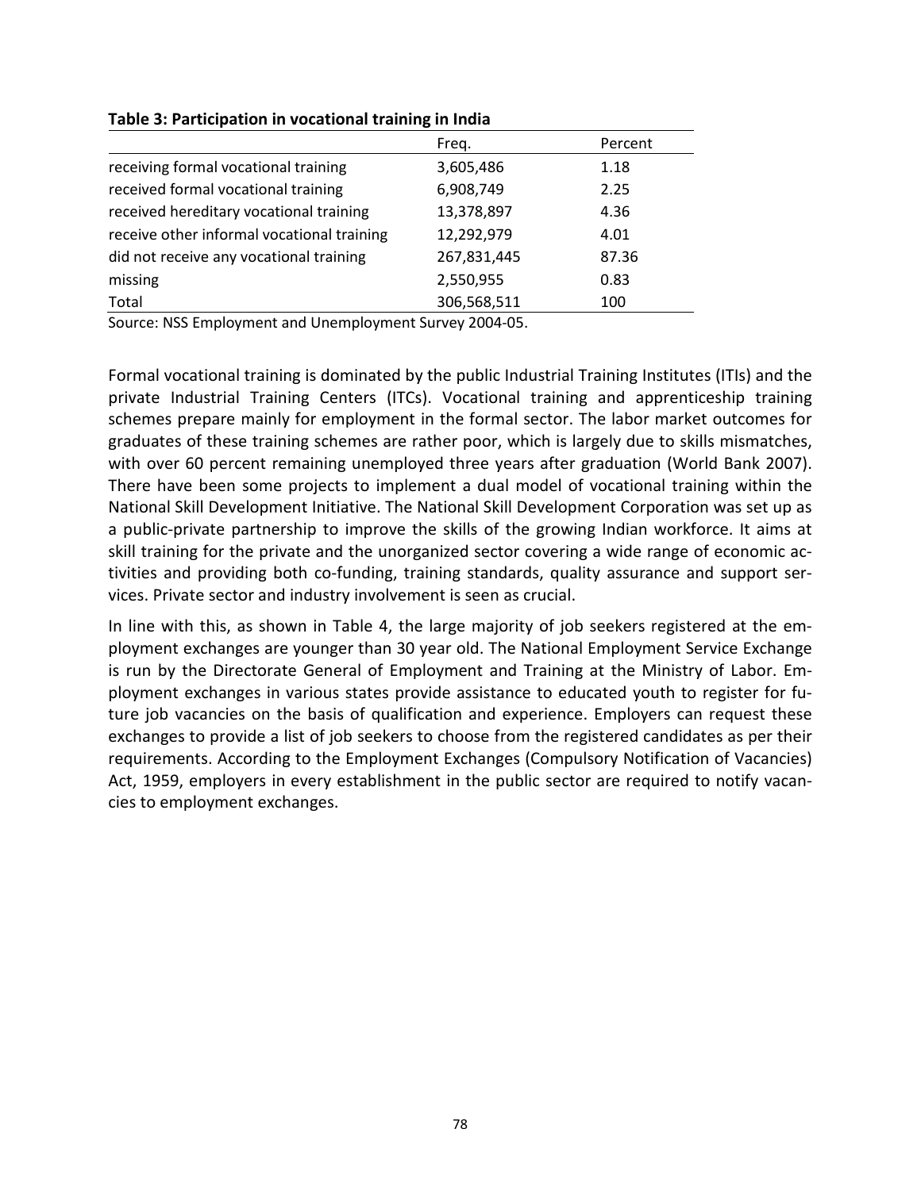**Table 3: Participation in vocational training in India**

| | Freq. | Percent |
|---|---|---|
| receiving formal vocational training | 3,605,486 | 1.18 |
| received formal vocational training | 6,908,749 | 2.25 |
| received hereditary vocational training | 13,378,897 | 4.36 |
| receive other informal vocational training | 12,292,979 | 4.01 |
| did not receive any vocational training | 267,831,445 | 87.36 |
| missing | 2,550,955 | 0.83 |
| Total | 306,568,511 | 100 |

Source: NSS Employment and Unemployment Survey 2004-05.

Formal vocational training is dominated by the public Industrial Training Institutes (ITIs) and the private Industrial Training Centers (ITCs). Vocational training and apprenticeship training schemes prepare mainly for employment in the formal sector. The labor market outcomes for graduates of these training schemes are rather poor, which is largely due to skills mismatches, with over 60 percent remaining unemployed three years after graduation (World Bank 2007). There have been some projects to implement a dual model of vocational training within the National Skill Development Initiative. The National Skill Development Corporation was set up as a public-private partnership to improve the skills of the growing Indian workforce. It aims at skill training for the private and the unorganized sector covering a wide range of economic activities and providing both co-funding, training standards, quality assurance and support services. Private sector and industry involvement is seen as crucial.

In line with this, as shown in Table 4, the large majority of job seekers registered at the employment exchanges are younger than 30 year old. The National Employment Service Exchange is run by the Directorate General of Employment and Training at the Ministry of Labor. Employment exchanges in various states provide assistance to educated youth to register for future job vacancies on the basis of qualification and experience. Employers can request these exchanges to provide a list of job seekers to choose from the registered candidates as per their requirements. According to the Employment Exchanges (Compulsory Notification of Vacancies) Act, 1959, employers in every establishment in the public sector are required to notify vacancies to employment exchanges.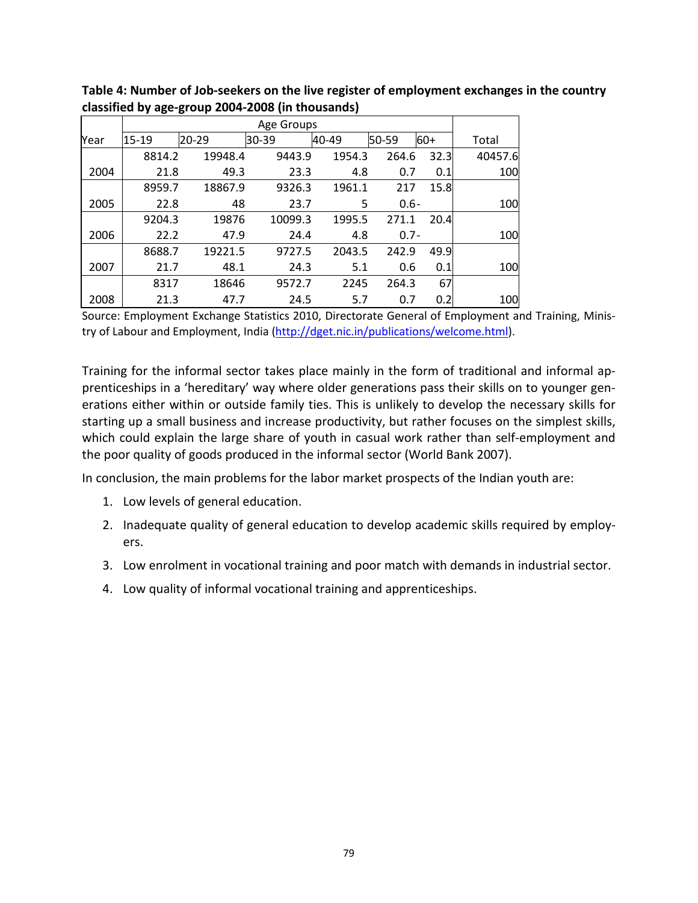**Table 4: Number of Job-seekers on the live register of employment exchanges in the country classified by age-group 2004-2008 (in thousands)**

| Year | Age Groups | | | | | | Total |
|---|---|---|---|---|---|---|---|
| | 15-19 | 20-29 | 30-39 | 40-49 | 50-59 | 60+ | |
| | 8814.2 | 19948.4 | 9443.9 | 1954.3 | 264.6 | 32.3 | 40457.6 |
| 2004 | 21.8 | 49.3 | 23.3 | 4.8 | 0.7 | 0.1 | 100 |
| | 8959.7 | 18867.9 | 9326.3 | 1961.1 | 217 | 15.8 | |
| 2005 | 22.8 | 48 | 23.7 | 5 | 0.6- | | 100 |
| | 9204.3 | 19876 | 10099.3 | 1995.5 | 271.1 | 20.4 | |
| 2006 | 22.2 | 47.9 | 24.4 | 4.8 | 0.7- | | 100 |
| | 8688.7 | 19221.5 | 9727.5 | 2043.5 | 242.9 | 49.9 | |
| 2007 | 21.7 | 48.1 | 24.3 | 5.1 | 0.6 | 0.1 | 100 |
| | 8317 | 18646 | 9572.7 | 2245 | 264.3 | 67 | |
| 2008 | 21.3 | 47.7 | 24.5 | 5.7 | 0.7 | 0.2 | 100 |

Source: Employment Exchange Statistics 2010, Directorate General of Employment and Training, Ministry of Labour and Employment, India (http://dget.nic.in/publications/welcome.html).

Training for the informal sector takes place mainly in the form of traditional and informal apprenticeships in a 'hereditary' way where older generations pass their skills on to younger generations either within or outside family ties. This is unlikely to develop the necessary skills for starting up a small business and increase productivity, but rather focuses on the simplest skills, which could explain the large share of youth in casual work rather than self-employment and the poor quality of goods produced in the informal sector (World Bank 2007).

In conclusion, the main problems for the labor market prospects of the Indian youth are:

1. Low levels of general education.
2. Inadequate quality of general education to develop academic skills required by employers.
3. Low enrolment in vocational training and poor match with demands in industrial sector.
4. Low quality of informal vocational training and apprenticeships.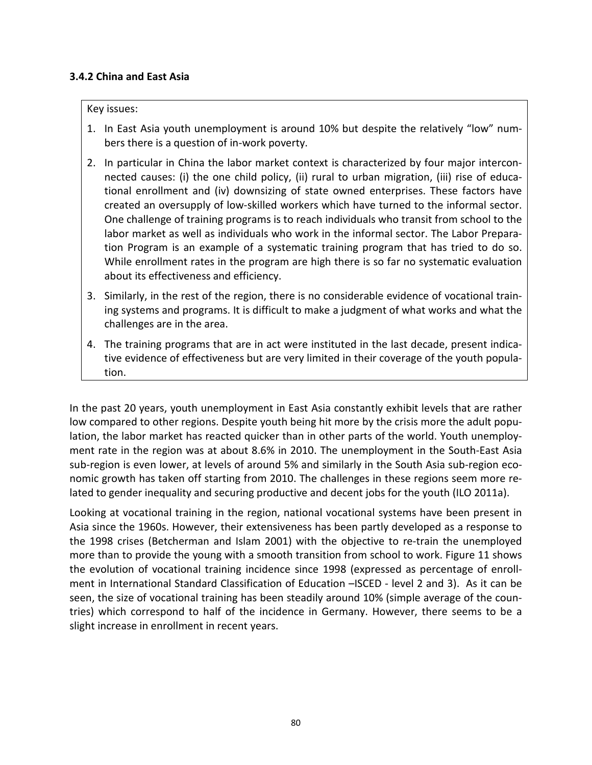### 3.4.2 China and East Asia

Key issues:

1. In East Asia youth unemployment is around 10% but despite the relatively "low" numbers there is a question of in-work poverty.
2. In particular in China the labor market context is characterized by four major interconnected causes: (i) the one child policy, (ii) rural to urban migration, (iii) rise of educational enrollment and (iv) downsizing of state owned enterprises. These factors have created an oversupply of low-skilled workers which have turned to the informal sector. One challenge of training programs is to reach individuals who transit from school to the labor market as well as individuals who work in the informal sector. The Labor Preparation Program is an example of a systematic training program that has tried to do so. While enrollment rates in the program are high there is so far no systematic evaluation about its effectiveness and efficiency.
3. Similarly, in the rest of the region, there is no considerable evidence of vocational training systems and programs. It is difficult to make a judgment of what works and what the challenges are in the area.
4. The training programs that are in act were instituted in the last decade, present indicative evidence of effectiveness but are very limited in their coverage of the youth population.

In the past 20 years, youth unemployment in East Asia constantly exhibit levels that are rather low compared to other regions. Despite youth being hit more by the crisis more the adult population, the labor market has reacted quicker than in other parts of the world. Youth unemployment rate in the region was at about 8.6% in 2010. The unemployment in the South-East Asia sub-region is even lower, at levels of around 5% and similarly in the South Asia sub-region economic growth has taken off starting from 2010. The challenges in these regions seem more related to gender inequality and securing productive and decent jobs for the youth (ILO 2011a).

Looking at vocational training in the region, national vocational systems have been present in Asia since the 1960s. However, their extensiveness has been partly developed as a response to the 1998 crises (Betcherman and Islam 2001) with the objective to re-train the unemployed more than to provide the young with a smooth transition from school to work. Figure 11 shows the evolution of vocational training incidence since 1998 (expressed as percentage of enrollment in International Standard Classification of Education –ISCED - level 2 and 3). As it can be seen, the size of vocational training has been steadily around 10% (simple average of the countries) which correspond to half of the incidence in Germany. However, there seems to be a slight increase in enrollment in recent years.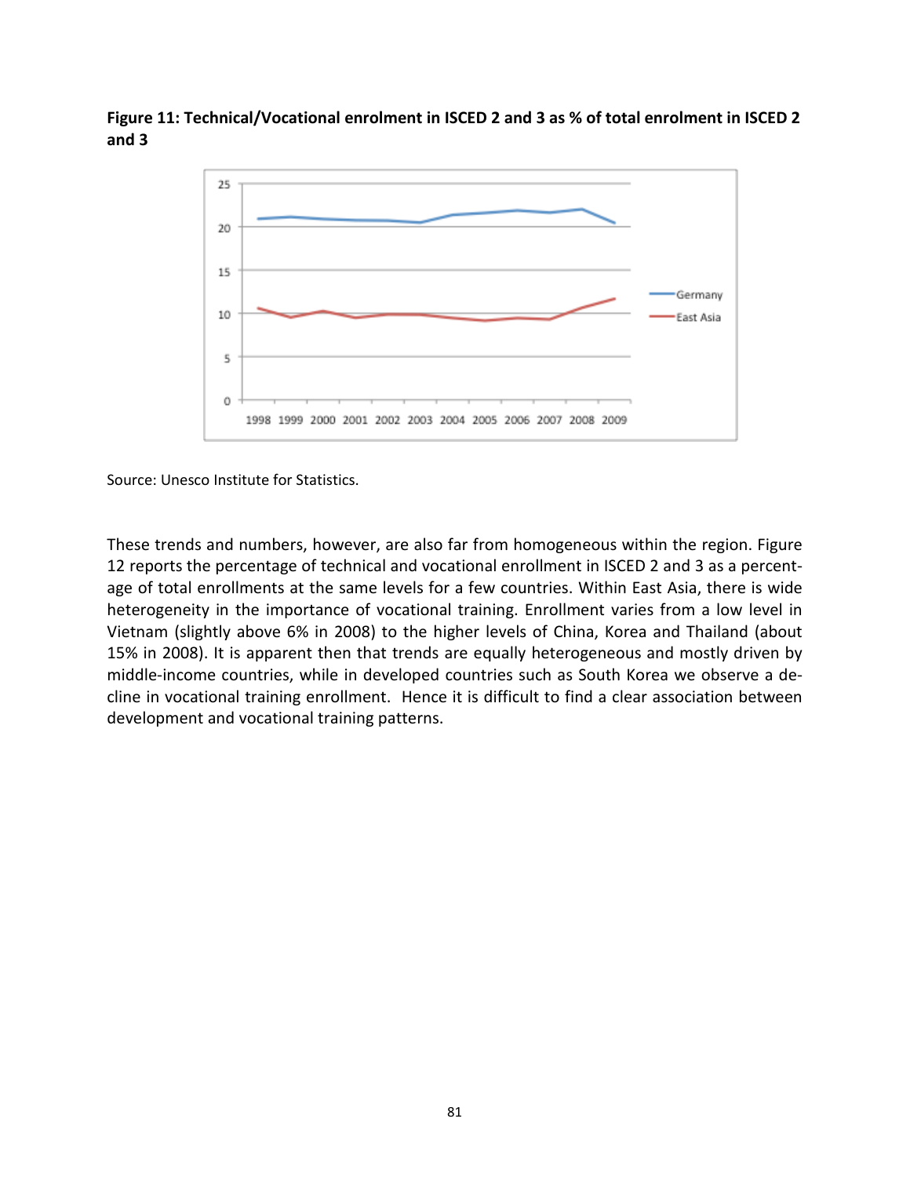**Figure 11: Technical/Vocational enrolment in ISCED 2 and 3 as % of total enrolment in ISCED 2 and 3**

Source: Unesco Institute for Statistics.

These trends and numbers, however, are also far from homogeneous within the region. Figure 12 reports the percentage of technical and vocational enrollment in ISCED 2 and 3 as a percentage of total enrollments at the same levels for a few countries. Within East Asia, there is wide heterogeneity in the importance of vocational training. Enrollment varies from a low level in Vietnam (slightly above 6% in 2008) to the higher levels of China, Korea and Thailand (about 15% in 2008). It is apparent then that trends are equally heterogeneous and mostly driven by middle-income countries, while in developed countries such as South Korea we observe a decline in vocational training enrollment. Hence it is difficult to find a clear association between development and vocational training patterns.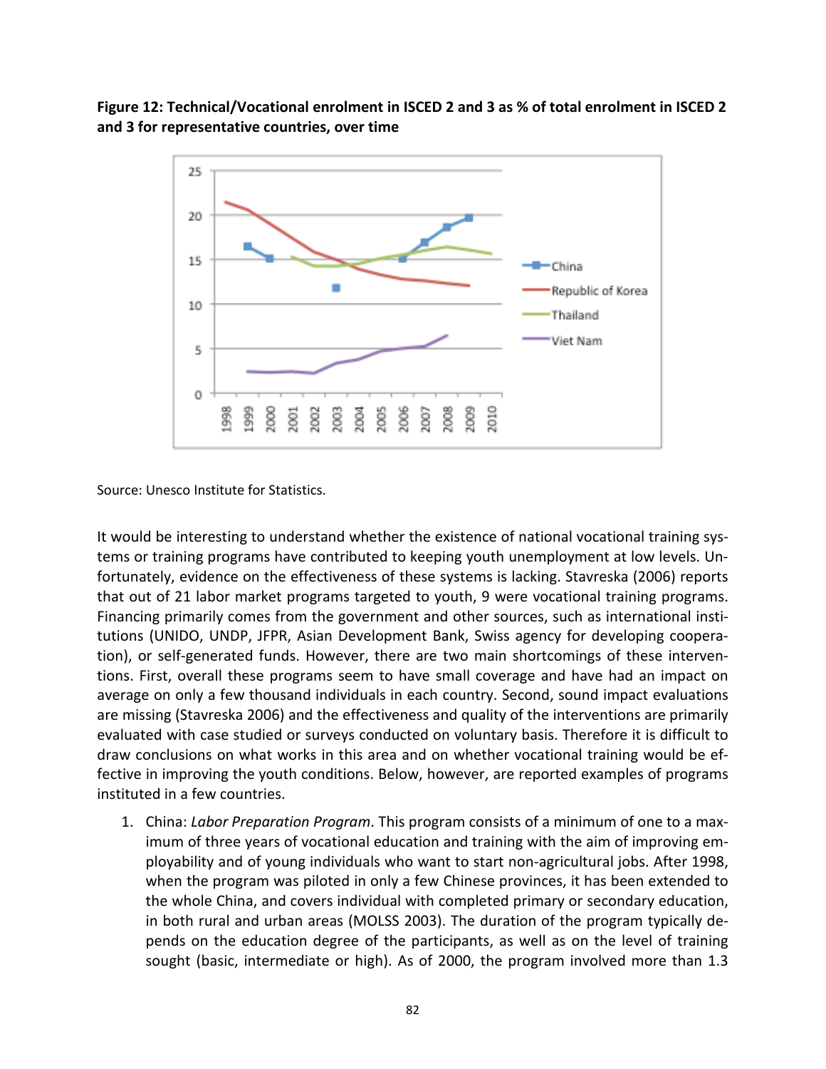**Figure 12: Technical/Vocational enrolment in ISCED 2 and 3 as % of total enrolment in ISCED 2 and 3 for representative countries, over time**

Source: Unesco Institute for Statistics.

It would be interesting to understand whether the existence of national vocational training systems or training programs have contributed to keeping youth unemployment at low levels. Unfortunately, evidence on the effectiveness of these systems is lacking. Stavreska (2006) reports that out of 21 labor market programs targeted to youth, 9 were vocational training programs. Financing primarily comes from the government and other sources, such as international institutions (UNIDO, UNDP, JFPR, Asian Development Bank, Swiss agency for developing cooperation), or self-generated funds. However, there are two main shortcomings of these interventions. First, overall these programs seem to have small coverage and have had an impact on average on only a few thousand individuals in each country. Second, sound impact evaluations are missing (Stavreska 2006) and the effectiveness and quality of the interventions are primarily evaluated with case studied or surveys conducted on voluntary basis. Therefore it is difficult to draw conclusions on what works in this area and on whether vocational training would be effective in improving the youth conditions. Below, however, are reported examples of programs instituted in a few countries.

1. China: *Labor Preparation Program*. This program consists of a minimum of one to a maximum of three years of vocational education and training with the aim of improving employability and of young individuals who want to start non-agricultural jobs. After 1998, when the program was piloted in only a few Chinese provinces, it has been extended to the whole China, and covers individual with completed primary or secondary education, in both rural and urban areas (MOLSS 2003). The duration of the program typically depends on the education degree of the participants, as well as on the level of training sought (basic, intermediate or high). As of 2000, the program involved more than 1.3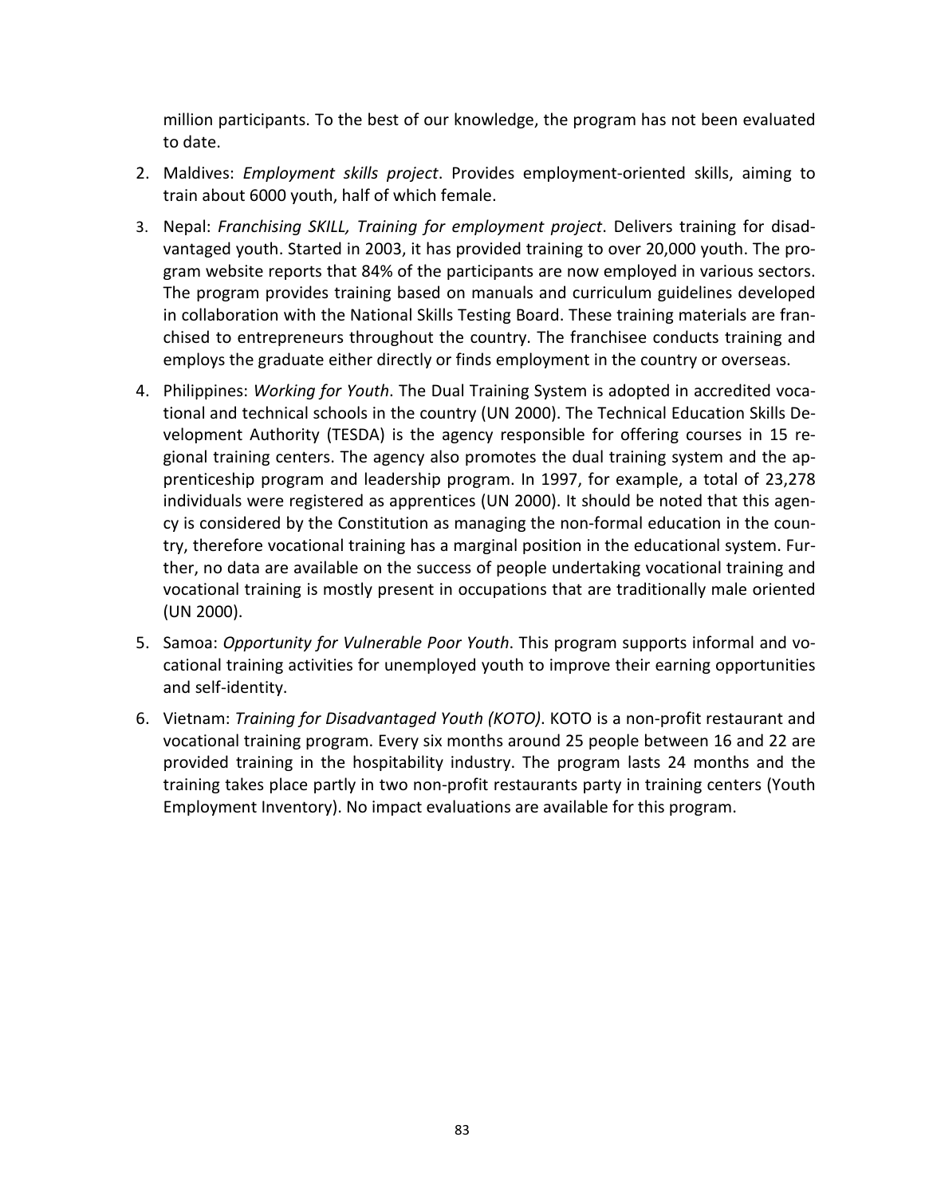million participants. To the best of our knowledge, the program has not been evaluated to date.

2. Maldives: *Employment skills project*. Provides employment-oriented skills, aiming to train about 6000 youth, half of which female.
3. Nepal: *Franchising SKILL, Training for employment project*. Delivers training for disadvantaged youth. Started in 2003, it has provided training to over 20,000 youth. The program website reports that 84% of the participants are now employed in various sectors. The program provides training based on manuals and curriculum guidelines developed in collaboration with the National Skills Testing Board. These training materials are franchised to entrepreneurs throughout the country. The franchisee conducts training and employs the graduate either directly or finds employment in the country or overseas.
4. Philippines: *Working for Youth*. The Dual Training System is adopted in accredited vocational and technical schools in the country (UN 2000). The Technical Education Skills Development Authority (TESDA) is the agency responsible for offering courses in 15 regional training centers. The agency also promotes the dual training system and the apprenticeship program and leadership program. In 1997, for example, a total of 23,278 individuals were registered as apprentices (UN 2000). It should be noted that this agency is considered by the Constitution as managing the non-formal education in the country, therefore vocational training has a marginal position in the educational system. Further, no data are available on the success of people undertaking vocational training and vocational training is mostly present in occupations that are traditionally male oriented (UN 2000).
5. Samoa: *Opportunity for Vulnerable Poor Youth*. This program supports informal and vocational training activities for unemployed youth to improve their earning opportunities and self-identity.
6. Vietnam: *Training for Disadvantaged Youth (KOTO)*. KOTO is a non-profit restaurant and vocational training program. Every six months around 25 people between 16 and 22 are provided training in the hospitability industry. The program lasts 24 months and the training takes place partly in two non-profit restaurants party in training centers (Youth Employment Inventory). No impact evaluations are available for this program.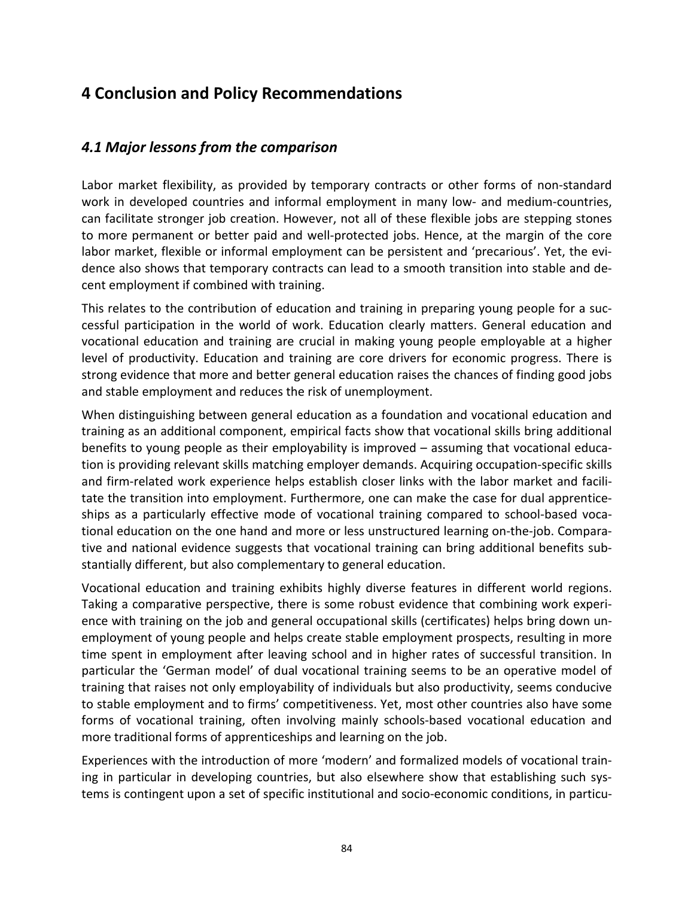# 4 Conclusion and Policy Recommendations

## *4.1 Major lessons from the comparison*

Labor market flexibility, as provided by temporary contracts or other forms of non-standard work in developed countries and informal employment in many low- and medium-countries, can facilitate stronger job creation. However, not all of these flexible jobs are stepping stones to more permanent or better paid and well-protected jobs. Hence, at the margin of the core labor market, flexible or informal employment can be persistent and 'precarious'. Yet, the evidence also shows that temporary contracts can lead to a smooth transition into stable and decent employment if combined with training.

This relates to the contribution of education and training in preparing young people for a successful participation in the world of work. Education clearly matters. General education and vocational education and training are crucial in making young people employable at a higher level of productivity. Education and training are core drivers for economic progress. There is strong evidence that more and better general education raises the chances of finding good jobs and stable employment and reduces the risk of unemployment.

When distinguishing between general education as a foundation and vocational education and training as an additional component, empirical facts show that vocational skills bring additional benefits to young people as their employability is improved – assuming that vocational education is providing relevant skills matching employer demands. Acquiring occupation-specific skills and firm-related work experience helps establish closer links with the labor market and facilitate the transition into employment. Furthermore, one can make the case for dual apprenticeships as a particularly effective mode of vocational training compared to school-based vocational education on the one hand and more or less unstructured learning on-the-job. Comparative and national evidence suggests that vocational training can bring additional benefits substantially different, but also complementary to general education.

Vocational education and training exhibits highly diverse features in different world regions. Taking a comparative perspective, there is some robust evidence that combining work experience with training on the job and general occupational skills (certificates) helps bring down unemployment of young people and helps create stable employment prospects, resulting in more time spent in employment after leaving school and in higher rates of successful transition. In particular the 'German model' of dual vocational training seems to be an operative model of training that raises not only employability of individuals but also productivity, seems conducive to stable employment and to firms' competitiveness. Yet, most other countries also have some forms of vocational training, often involving mainly schools-based vocational education and more traditional forms of apprenticeships and learning on the job.

Experiences with the introduction of more 'modern' and formalized models of vocational training in particular in developing countries, but also elsewhere show that establishing such systems is contingent upon a set of specific institutional and socio-economic conditions, in particu-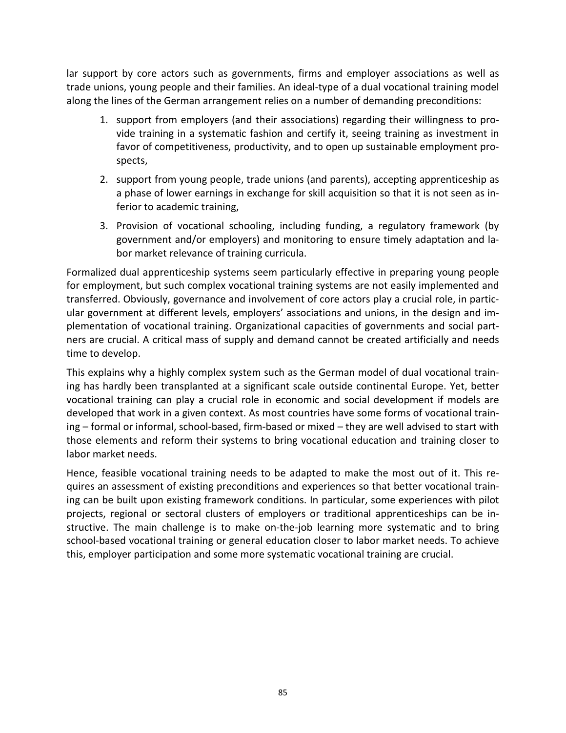lar support by core actors such as governments, firms and employer associations as well as trade unions, young people and their families. An ideal-type of a dual vocational training model along the lines of the German arrangement relies on a number of demanding preconditions:

1. support from employers (and their associations) regarding their willingness to provide training in a systematic fashion and certify it, seeing training as investment in favor of competitiveness, productivity, and to open up sustainable employment prospects,
2. support from young people, trade unions (and parents), accepting apprenticeship as a phase of lower earnings in exchange for skill acquisition so that it is not seen as inferior to academic training,
3. Provision of vocational schooling, including funding, a regulatory framework (by government and/or employers) and monitoring to ensure timely adaptation and labor market relevance of training curricula.

Formalized dual apprenticeship systems seem particularly effective in preparing young people for employment, but such complex vocational training systems are not easily implemented and transferred. Obviously, governance and involvement of core actors play a crucial role, in particular government at different levels, employers' associations and unions, in the design and implementation of vocational training. Organizational capacities of governments and social partners are crucial. A critical mass of supply and demand cannot be created artificially and needs time to develop.

This explains why a highly complex system such as the German model of dual vocational training has hardly been transplanted at a significant scale outside continental Europe. Yet, better vocational training can play a crucial role in economic and social development if models are developed that work in a given context. As most countries have some forms of vocational training – formal or informal, school-based, firm-based or mixed – they are well advised to start with those elements and reform their systems to bring vocational education and training closer to labor market needs.

Hence, feasible vocational training needs to be adapted to make the most out of it. This requires an assessment of existing preconditions and experiences so that better vocational training can be built upon existing framework conditions. In particular, some experiences with pilot projects, regional or sectoral clusters of employers or traditional apprenticeships can be instructive. The main challenge is to make on-the-job learning more systematic and to bring school-based vocational training or general education closer to labor market needs. To achieve this, employer participation and some more systematic vocational training are crucial.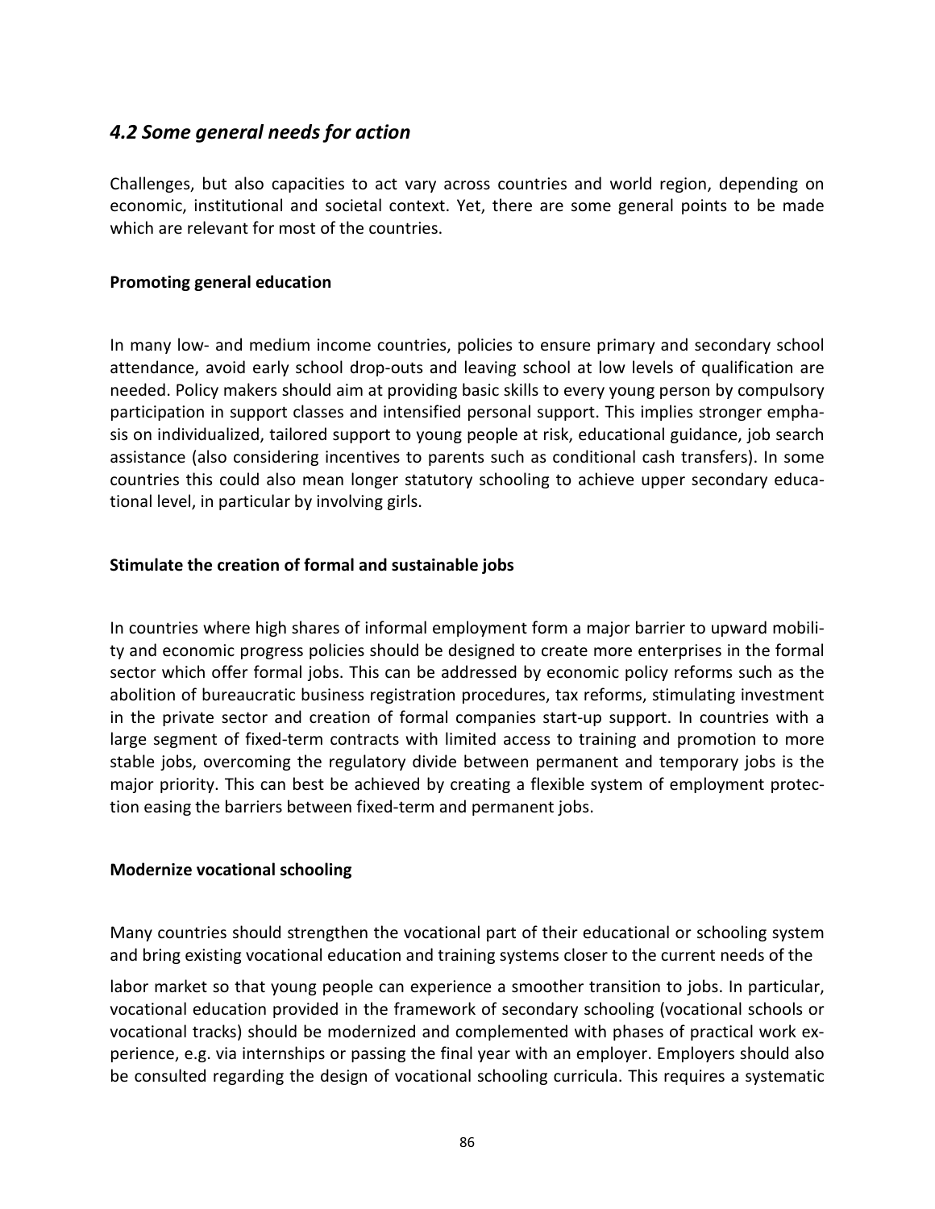## *4.2 Some general needs for action*

Challenges, but also capacities to act vary across countries and world region, depending on economic, institutional and societal context. Yet, there are some general points to be made which are relevant for most of the countries.

**Promoting general education**

In many low- and medium income countries, policies to ensure primary and secondary school attendance, avoid early school drop-outs and leaving school at low levels of qualification are needed. Policy makers should aim at providing basic skills to every young person by compulsory participation in support classes and intensified personal support. This implies stronger emphasis on individualized, tailored support to young people at risk, educational guidance, job search assistance (also considering incentives to parents such as conditional cash transfers). In some countries this could also mean longer statutory schooling to achieve upper secondary educational level, in particular by involving girls.

**Stimulate the creation of formal and sustainable jobs**

In countries where high shares of informal employment form a major barrier to upward mobility and economic progress policies should be designed to create more enterprises in the formal sector which offer formal jobs. This can be addressed by economic policy reforms such as the abolition of bureaucratic business registration procedures, tax reforms, stimulating investment in the private sector and creation of formal companies start-up support. In countries with a large segment of fixed-term contracts with limited access to training and promotion to more stable jobs, overcoming the regulatory divide between permanent and temporary jobs is the major priority. This can best be achieved by creating a flexible system of employment protection easing the barriers between fixed-term and permanent jobs.

**Modernize vocational schooling**

Many countries should strengthen the vocational part of their educational or schooling system and bring existing vocational education and training systems closer to the current needs of the labor market so that young people can experience a smoother transition to jobs. In particular, vocational education provided in the framework of secondary schooling (vocational schools or vocational tracks) should be modernized and complemented with phases of practical work experience, e.g. via internships or passing the final year with an employer. Employers should also be consulted regarding the design of vocational schooling curricula. This requires a systematic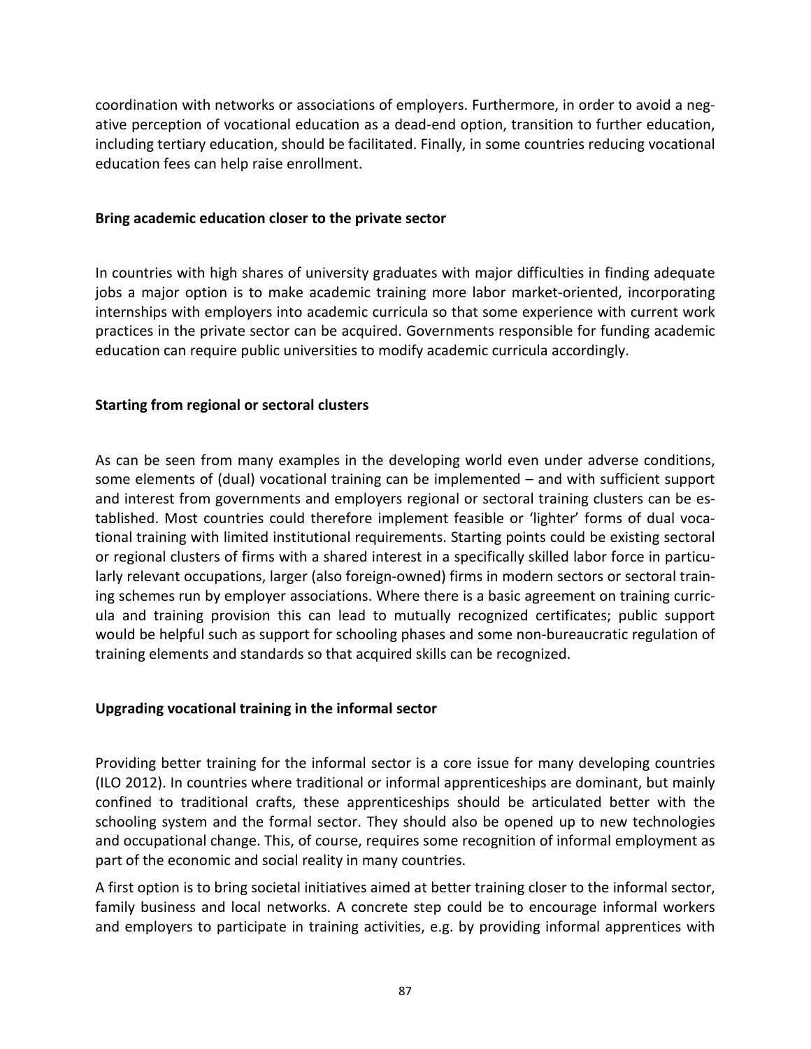coordination with networks or associations of employers. Furthermore, in order to avoid a negative perception of vocational education as a dead-end option, transition to further education, including tertiary education, should be facilitated. Finally, in some countries reducing vocational education fees can help raise enrollment.

### Bring academic education closer to the private sector

In countries with high shares of university graduates with major difficulties in finding adequate jobs a major option is to make academic training more labor market-oriented, incorporating internships with employers into academic curricula so that some experience with current work practices in the private sector can be acquired. Governments responsible for funding academic education can require public universities to modify academic curricula accordingly.

### Starting from regional or sectoral clusters

As can be seen from many examples in the developing world even under adverse conditions, some elements of (dual) vocational training can be implemented – and with sufficient support and interest from governments and employers regional or sectoral training clusters can be established. Most countries could therefore implement feasible or 'lighter' forms of dual vocational training with limited institutional requirements. Starting points could be existing sectoral or regional clusters of firms with a shared interest in a specifically skilled labor force in particularly relevant occupations, larger (also foreign-owned) firms in modern sectors or sectoral training schemes run by employer associations. Where there is a basic agreement on training curricula and training provision this can lead to mutually recognized certificates; public support would be helpful such as support for schooling phases and some non-bureaucratic regulation of training elements and standards so that acquired skills can be recognized.

### Upgrading vocational training in the informal sector

Providing better training for the informal sector is a core issue for many developing countries (ILO 2012). In countries where traditional or informal apprenticeships are dominant, but mainly confined to traditional crafts, these apprenticeships should be articulated better with the schooling system and the formal sector. They should also be opened up to new technologies and occupational change. This, of course, requires some recognition of informal employment as part of the economic and social reality in many countries.

A first option is to bring societal initiatives aimed at better training closer to the informal sector, family business and local networks. A concrete step could be to encourage informal workers and employers to participate in training activities, e.g. by providing informal apprentices with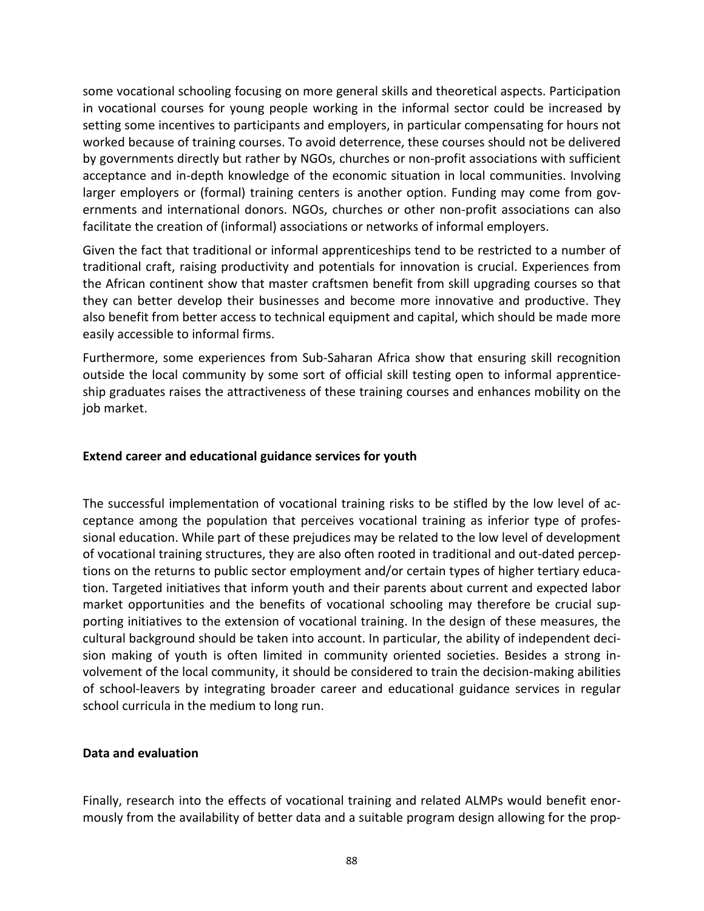some vocational schooling focusing on more general skills and theoretical aspects. Participation in vocational courses for young people working in the informal sector could be increased by setting some incentives to participants and employers, in particular compensating for hours not worked because of training courses. To avoid deterrence, these courses should not be delivered by governments directly but rather by NGOs, churches or non-profit associations with sufficient acceptance and in-depth knowledge of the economic situation in local communities. Involving larger employers or (formal) training centers is another option. Funding may come from governments and international donors. NGOs, churches or other non-profit associations can also facilitate the creation of (informal) associations or networks of informal employers.

Given the fact that traditional or informal apprenticeships tend to be restricted to a number of traditional craft, raising productivity and potentials for innovation is crucial. Experiences from the African continent show that master craftsmen benefit from skill upgrading courses so that they can better develop their businesses and become more innovative and productive. They also benefit from better access to technical equipment and capital, which should be made more easily accessible to informal firms.

Furthermore, some experiences from Sub-Saharan Africa show that ensuring skill recognition outside the local community by some sort of official skill testing open to informal apprenticeship graduates raises the attractiveness of these training courses and enhances mobility on the job market.

**Extend career and educational guidance services for youth**

The successful implementation of vocational training risks to be stifled by the low level of acceptance among the population that perceives vocational training as inferior type of professional education. While part of these prejudices may be related to the low level of development of vocational training structures, they are also often rooted in traditional and out-dated perceptions on the returns to public sector employment and/or certain types of higher tertiary education. Targeted initiatives that inform youth and their parents about current and expected labor market opportunities and the benefits of vocational schooling may therefore be crucial supporting initiatives to the extension of vocational training. In the design of these measures, the cultural background should be taken into account. In particular, the ability of independent decision making of youth is often limited in community oriented societies. Besides a strong involvement of the local community, it should be considered to train the decision-making abilities of school-leavers by integrating broader career and educational guidance services in regular school curricula in the medium to long run.

**Data and evaluation**

Finally, research into the effects of vocational training and related ALMPs would benefit enormously from the availability of better data and a suitable program design allowing for the prop-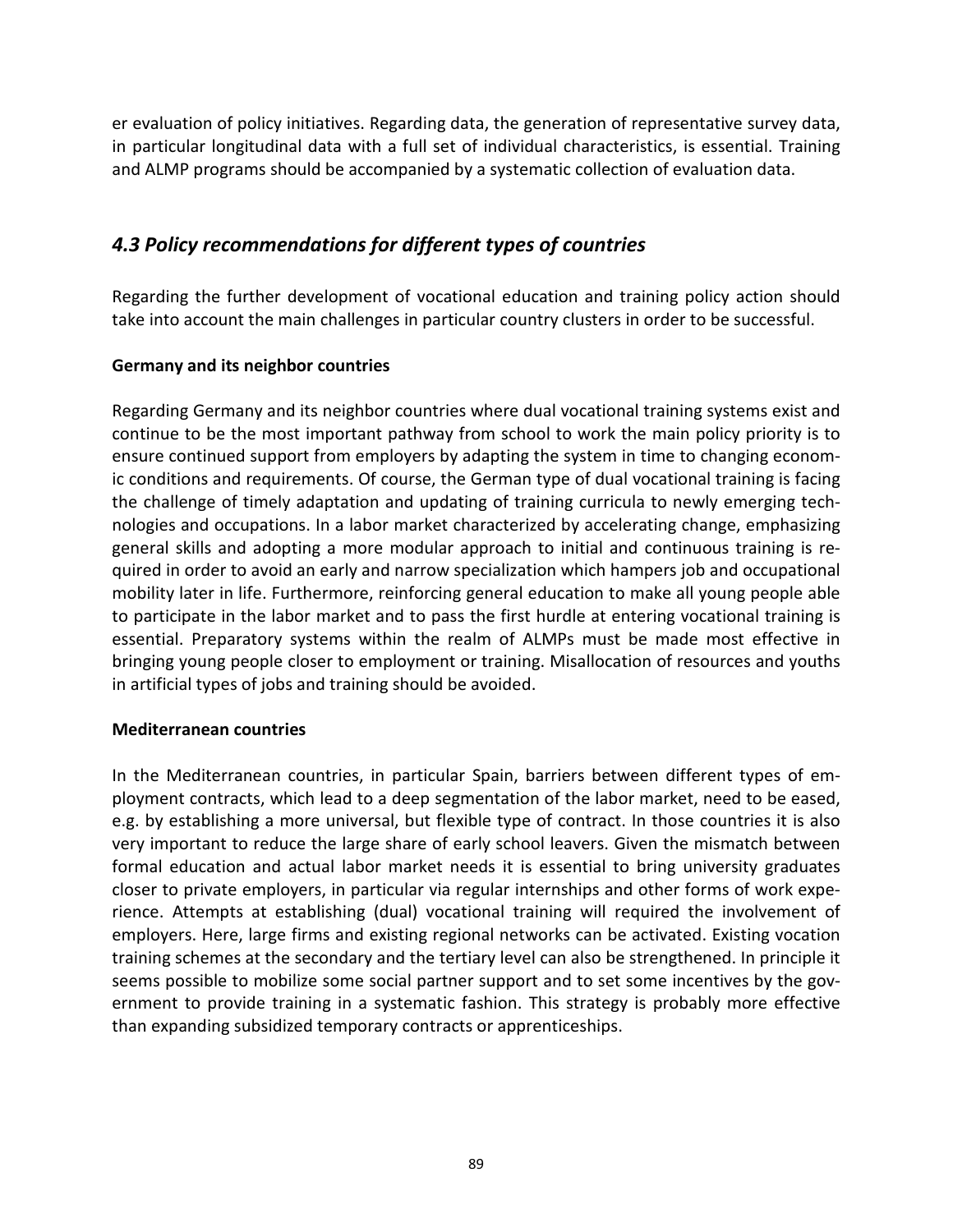er evaluation of policy initiatives. Regarding data, the generation of representative survey data, in particular longitudinal data with a full set of individual characteristics, is essential. Training and ALMP programs should be accompanied by a systematic collection of evaluation data.

## *4.3 Policy recommendations for different types of countries*

Regarding the further development of vocational education and training policy action should take into account the main challenges in particular country clusters in order to be successful.

**Germany and its neighbor countries**

Regarding Germany and its neighbor countries where dual vocational training systems exist and continue to be the most important pathway from school to work the main policy priority is to ensure continued support from employers by adapting the system in time to changing economic conditions and requirements. Of course, the German type of dual vocational training is facing the challenge of timely adaptation and updating of training curricula to newly emerging technologies and occupations. In a labor market characterized by accelerating change, emphasizing general skills and adopting a more modular approach to initial and continuous training is required in order to avoid an early and narrow specialization which hampers job and occupational mobility later in life. Furthermore, reinforcing general education to make all young people able to participate in the labor market and to pass the first hurdle at entering vocational training is essential. Preparatory systems within the realm of ALMPs must be made most effective in bringing young people closer to employment or training. Misallocation of resources and youths in artificial types of jobs and training should be avoided.

**Mediterranean countries**

In the Mediterranean countries, in particular Spain, barriers between different types of employment contracts, which lead to a deep segmentation of the labor market, need to be eased, e.g. by establishing a more universal, but flexible type of contract. In those countries it is also very important to reduce the large share of early school leavers. Given the mismatch between formal education and actual labor market needs it is essential to bring university graduates closer to private employers, in particular via regular internships and other forms of work experience. Attempts at establishing (dual) vocational training will required the involvement of employers. Here, large firms and existing regional networks can be activated. Existing vocation training schemes at the secondary and the tertiary level can also be strengthened. In principle it seems possible to mobilize some social partner support and to set some incentives by the government to provide training in a systematic fashion. This strategy is probably more effective than expanding subsidized temporary contracts or apprenticeships.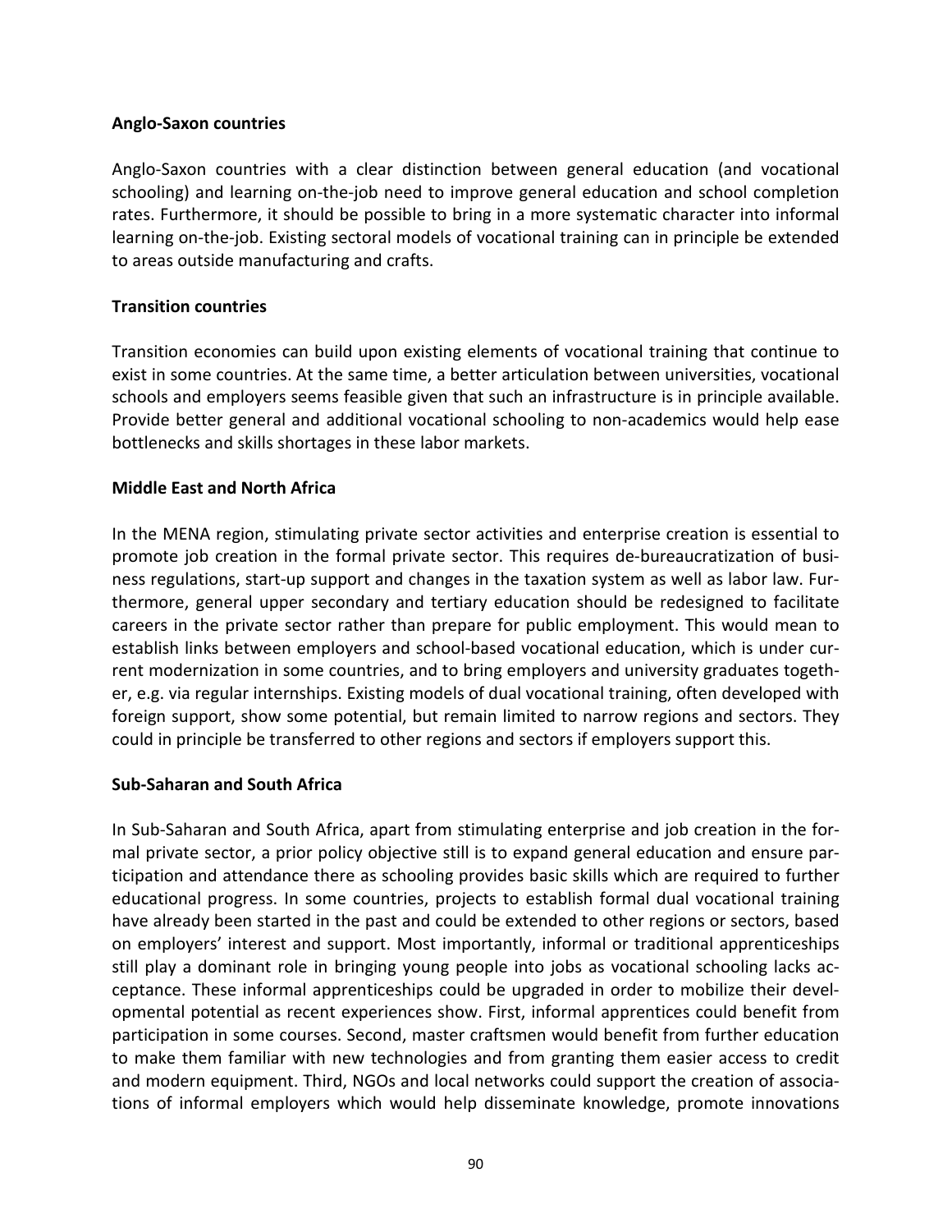**Anglo-Saxon countries**

Anglo-Saxon countries with a clear distinction between general education (and vocational schooling) and learning on-the-job need to improve general education and school completion rates. Furthermore, it should be possible to bring in a more systematic character into informal learning on-the-job. Existing sectoral models of vocational training can in principle be extended to areas outside manufacturing and crafts.

**Transition countries**

Transition economies can build upon existing elements of vocational training that continue to exist in some countries. At the same time, a better articulation between universities, vocational schools and employers seems feasible given that such an infrastructure is in principle available. Provide better general and additional vocational schooling to non-academics would help ease bottlenecks and skills shortages in these labor markets.

**Middle East and North Africa**

In the MENA region, stimulating private sector activities and enterprise creation is essential to promote job creation in the formal private sector. This requires de-bureaucratization of business regulations, start-up support and changes in the taxation system as well as labor law. Furthermore, general upper secondary and tertiary education should be redesigned to facilitate careers in the private sector rather than prepare for public employment. This would mean to establish links between employers and school-based vocational education, which is under current modernization in some countries, and to bring employers and university graduates together, e.g. via regular internships. Existing models of dual vocational training, often developed with foreign support, show some potential, but remain limited to narrow regions and sectors. They could in principle be transferred to other regions and sectors if employers support this.

**Sub-Saharan and South Africa**

In Sub-Saharan and South Africa, apart from stimulating enterprise and job creation in the formal private sector, a prior policy objective still is to expand general education and ensure participation and attendance there as schooling provides basic skills which are required to further educational progress. In some countries, projects to establish formal dual vocational training have already been started in the past and could be extended to other regions or sectors, based on employers' interest and support. Most importantly, informal or traditional apprenticeships still play a dominant role in bringing young people into jobs as vocational schooling lacks acceptance. These informal apprenticeships could be upgraded in order to mobilize their developmental potential as recent experiences show. First, informal apprentices could benefit from participation in some courses. Second, master craftsmen would benefit from further education to make them familiar with new technologies and from granting them easier access to credit and modern equipment. Third, NGOs and local networks could support the creation of associations of informal employers which would help disseminate knowledge, promote innovations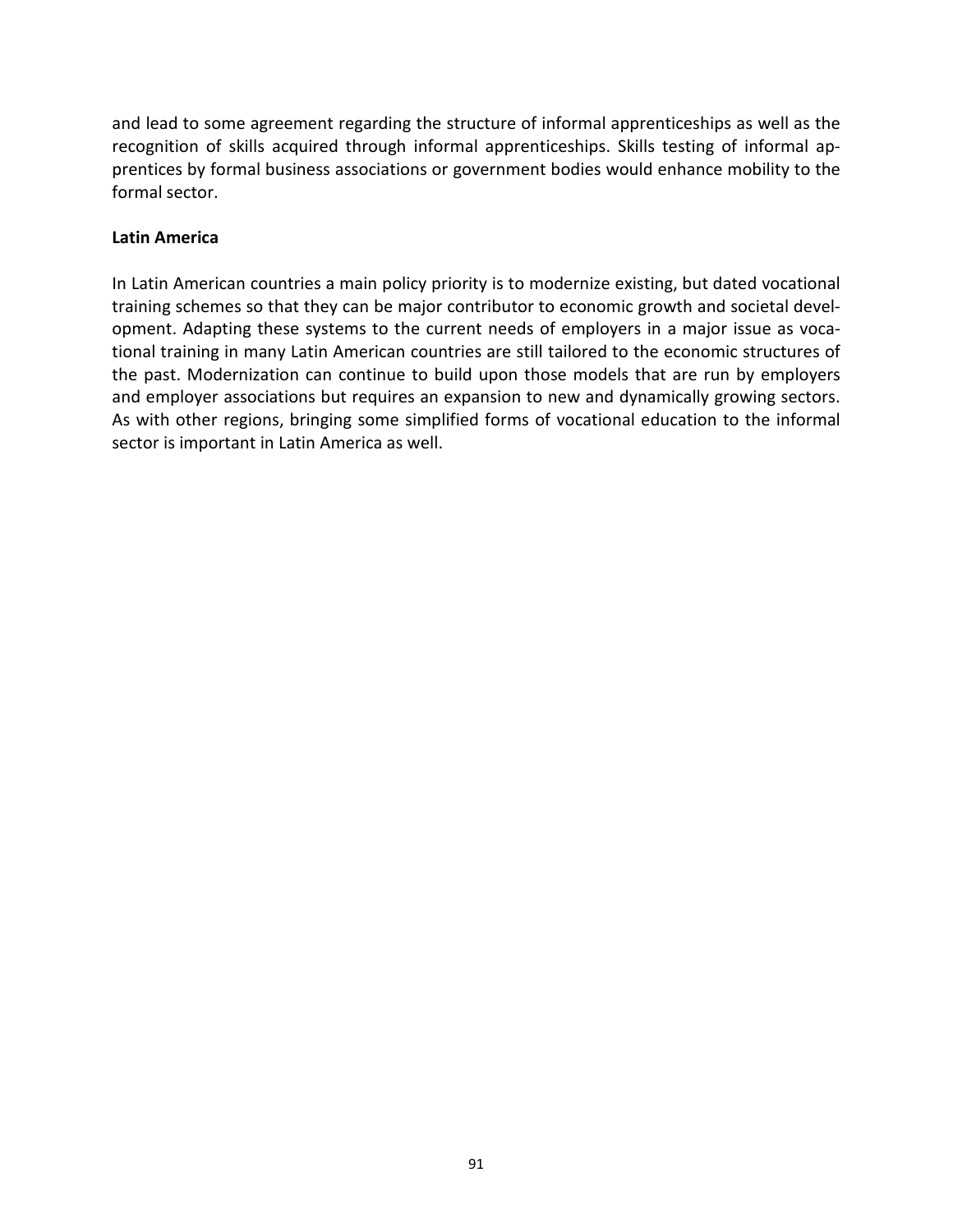and lead to some agreement regarding the structure of informal apprenticeships as well as the recognition of skills acquired through informal apprenticeships. Skills testing of informal apprentices by formal business associations or government bodies would enhance mobility to the formal sector.

**Latin America**

In Latin American countries a main policy priority is to modernize existing, but dated vocational training schemes so that they can be major contributor to economic growth and societal development. Adapting these systems to the current needs of employers in a major issue as vocational training in many Latin American countries are still tailored to the economic structures of the past. Modernization can continue to build upon those models that are run by employers and employer associations but requires an expansion to new and dynamically growing sectors. As with other regions, bringing some simplified forms of vocational education to the informal sector is important in Latin America as well.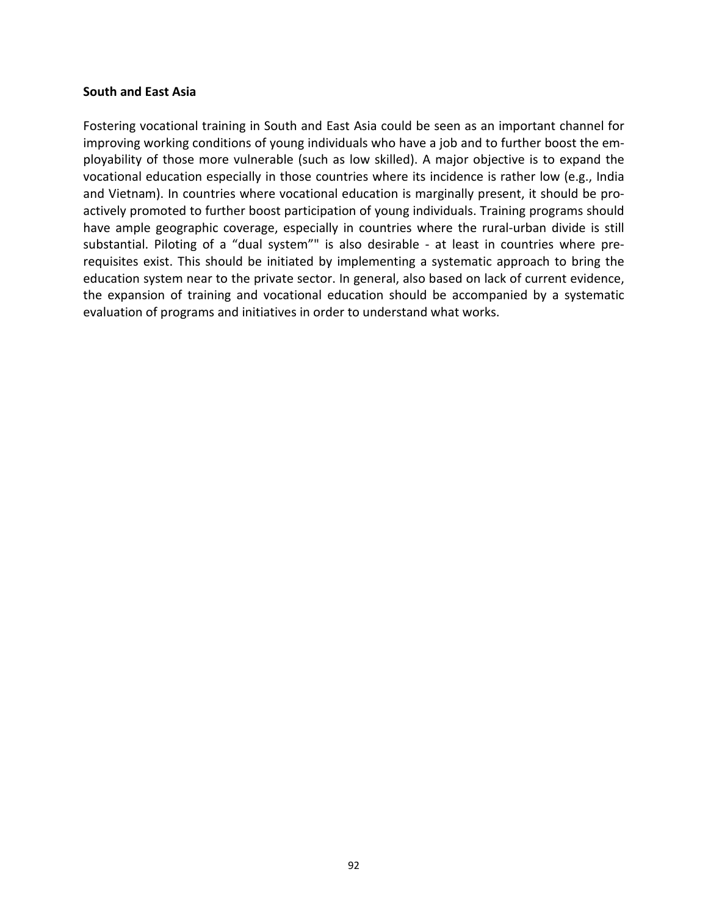**South and East Asia**

Fostering vocational training in South and East Asia could be seen as an important channel for improving working conditions of young individuals who have a job and to further boost the employability of those more vulnerable (such as low skilled). A major objective is to expand the vocational education especially in those countries where its incidence is rather low (e.g., India and Vietnam). In countries where vocational education is marginally present, it should be proactively promoted to further boost participation of young individuals. Training programs should have ample geographic coverage, especially in countries where the rural-urban divide is still substantial. Piloting of a "dual system"" is also desirable - at least in countries where prerequisites exist. This should be initiated by implementing a systematic approach to bring the education system near to the private sector. In general, also based on lack of current evidence, the expansion of training and vocational education should be accompanied by a systematic evaluation of programs and initiatives in order to understand what works.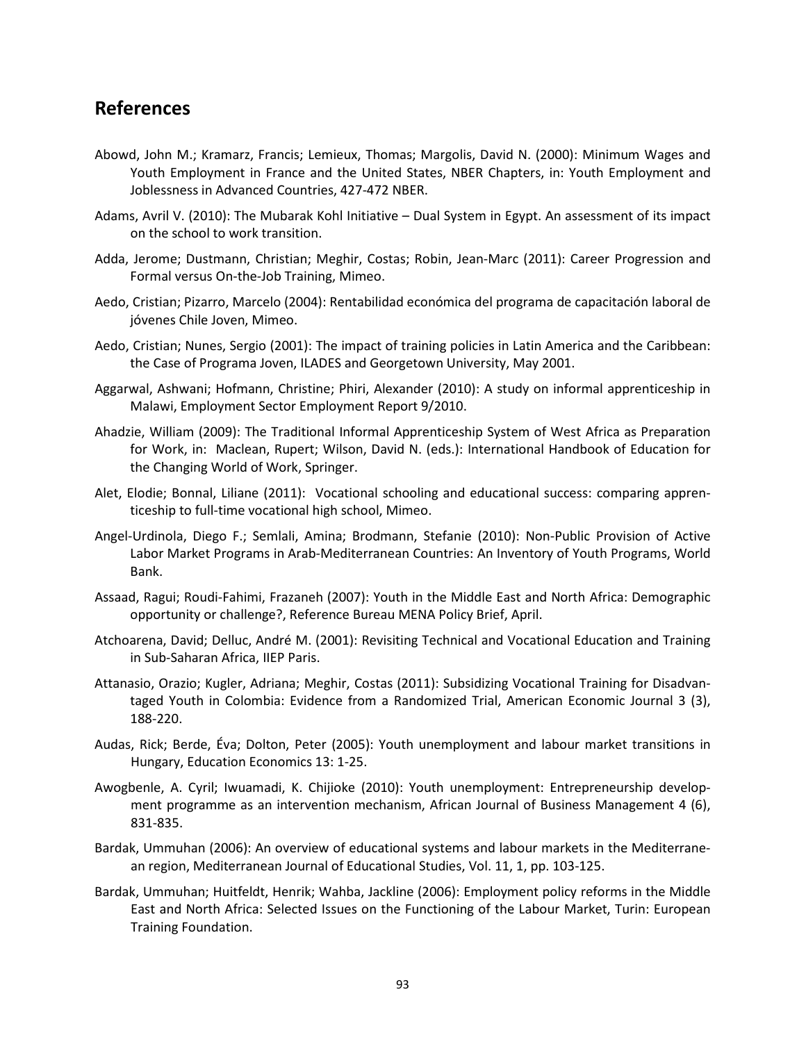## References

Abowd, John M.; Kramarz, Francis; Lemieux, Thomas; Margolis, David N. (2000): Minimum Wages and Youth Employment in France and the United States, NBER Chapters, in: Youth Employment and Joblessness in Advanced Countries, 427-472 NBER.

Adams, Avril V. (2010): The Mubarak Kohl Initiative – Dual System in Egypt. An assessment of its impact on the school to work transition.

Adda, Jerome; Dustmann, Christian; Meghir, Costas; Robin, Jean-Marc (2011): Career Progression and Formal versus On-the-Job Training, Mimeo.

Aedo, Cristian; Pizarro, Marcelo (2004): Rentabilidad económica del programa de capacitación laboral de jóvenes Chile Joven, Mimeo.

Aedo, Cristian; Nunes, Sergio (2001): The impact of training policies in Latin America and the Caribbean: the Case of Programa Joven, ILADES and Georgetown University, May 2001.

Aggarwal, Ashwani; Hofmann, Christine; Phiri, Alexander (2010): A study on informal apprenticeship in Malawi, Employment Sector Employment Report 9/2010.

Ahadzie, William (2009): The Traditional Informal Apprenticeship System of West Africa as Preparation for Work, in: Maclean, Rupert; Wilson, David N. (eds.): International Handbook of Education for the Changing World of Work, Springer.

Alet, Elodie; Bonnal, Liliane (2011): Vocational schooling and educational success: comparing apprenticeship to full-time vocational high school, Mimeo.

Angel-Urdinola, Diego F.; Semlali, Amina; Brodmann, Stefanie (2010): Non-Public Provision of Active Labor Market Programs in Arab-Mediterranean Countries: An Inventory of Youth Programs, World Bank.

Assaad, Ragui; Roudi-Fahimi, Frazaneh (2007): Youth in the Middle East and North Africa: Demographic opportunity or challenge?, Reference Bureau MENA Policy Brief, April.

Atchoarena, David; Delluc, André M. (2001): Revisiting Technical and Vocational Education and Training in Sub-Saharan Africa, IIEP Paris.

Attanasio, Orazio; Kugler, Adriana; Meghir, Costas (2011): Subsidizing Vocational Training for Disadvantaged Youth in Colombia: Evidence from a Randomized Trial, American Economic Journal 3 (3), 188-220.

Audas, Rick; Berde, Éva; Dolton, Peter (2005): Youth unemployment and labour market transitions in Hungary, Education Economics 13: 1-25.

Awogbenle, A. Cyril; Iwuamadi, K. Chijioke (2010): Youth unemployment: Entrepreneurship development programme as an intervention mechanism, African Journal of Business Management 4 (6), 831-835.

Bardak, Ummuhan (2006): An overview of educational systems and labour markets in the Mediterranean region, Mediterranean Journal of Educational Studies, Vol. 11, 1, pp. 103-125.

Bardak, Ummuhan; Huitfeldt, Henrik; Wahba, Jackline (2006): Employment policy reforms in the Middle East and North Africa: Selected Issues on the Functioning of the Labour Market, Turin: European Training Foundation.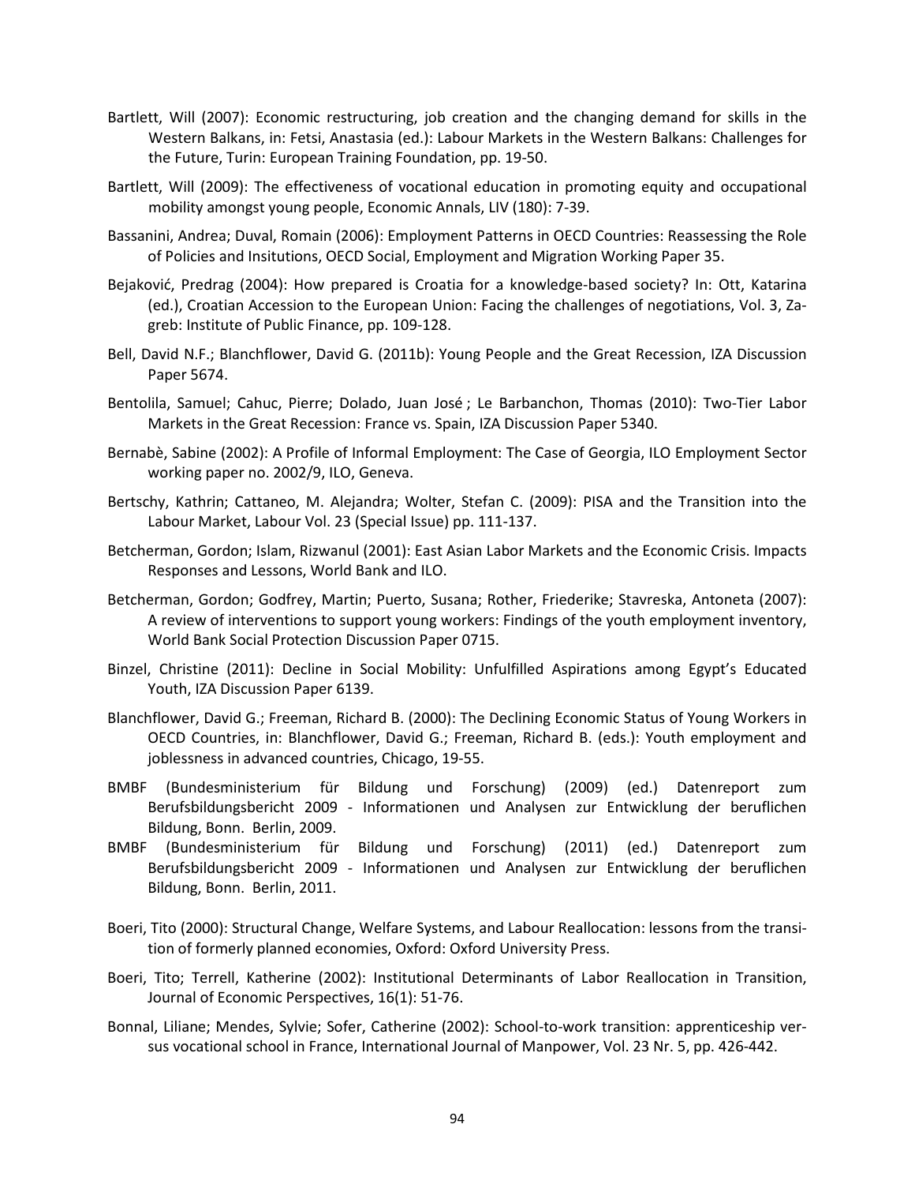Bartlett, Will (2007): Economic restructuring, job creation and the changing demand for skills in the Western Balkans, in: Fetsi, Anastasia (ed.): Labour Markets in the Western Balkans: Challenges for the Future, Turin: European Training Foundation, pp. 19-50.

Bartlett, Will (2009): The effectiveness of vocational education in promoting equity and occupational mobility amongst young people, Economic Annals, LIV (180): 7-39.

Bassanini, Andrea; Duval, Romain (2006): Employment Patterns in OECD Countries: Reassessing the Role of Policies and Insitutions, OECD Social, Employment and Migration Working Paper 35.

Bejaković, Predrag (2004): How prepared is Croatia for a knowledge-based society? In: Ott, Katarina (ed.), Croatian Accession to the European Union: Facing the challenges of negotiations, Vol. 3, Zagreb: Institute of Public Finance, pp. 109-128.

Bell, David N.F.; Blanchflower, David G. (2011b): Young People and the Great Recession, IZA Discussion Paper 5674.

Bentolila, Samuel; Cahuc, Pierre; Dolado, Juan José ; Le Barbanchon, Thomas (2010): Two-Tier Labor Markets in the Great Recession: France vs. Spain, IZA Discussion Paper 5340.

Bernabè, Sabine (2002): A Profile of Informal Employment: The Case of Georgia, ILO Employment Sector working paper no. 2002/9, ILO, Geneva.

Bertschy, Kathrin; Cattaneo, M. Alejandra; Wolter, Stefan C. (2009): PISA and the Transition into the Labour Market, Labour Vol. 23 (Special Issue) pp. 111-137.

Betcherman, Gordon; Islam, Rizwanul (2001): East Asian Labor Markets and the Economic Crisis. Impacts Responses and Lessons, World Bank and ILO.

Betcherman, Gordon; Godfrey, Martin; Puerto, Susana; Rother, Friederike; Stavreska, Antoneta (2007): A review of interventions to support young workers: Findings of the youth employment inventory, World Bank Social Protection Discussion Paper 0715.

Binzel, Christine (2011): Decline in Social Mobility: Unfulfilled Aspirations among Egypt's Educated Youth, IZA Discussion Paper 6139.

Blanchflower, David G.; Freeman, Richard B. (2000): The Declining Economic Status of Young Workers in OECD Countries, in: Blanchflower, David G.; Freeman, Richard B. (eds.): Youth employment and joblessness in advanced countries, Chicago, 19-55.

BMBF (Bundesministerium für Bildung und Forschung) (2009) (ed.) Datenreport zum Berufsbildungsbericht 2009 - Informationen und Analysen zur Entwicklung der beruflichen Bildung, Bonn. Berlin, 2009.

BMBF (Bundesministerium für Bildung und Forschung) (2011) (ed.) Datenreport zum Berufsbildungsbericht 2009 - Informationen und Analysen zur Entwicklung der beruflichen Bildung, Bonn. Berlin, 2011.

Boeri, Tito (2000): Structural Change, Welfare Systems, and Labour Reallocation: lessons from the transition of formerly planned economies, Oxford: Oxford University Press.

Boeri, Tito; Terrell, Katherine (2002): Institutional Determinants of Labor Reallocation in Transition, Journal of Economic Perspectives, 16(1): 51-76.

Bonnal, Liliane; Mendes, Sylvie; Sofer, Catherine (2002): School-to-work transition: apprenticeship versus vocational school in France, International Journal of Manpower, Vol. 23 Nr. 5, pp. 426-442.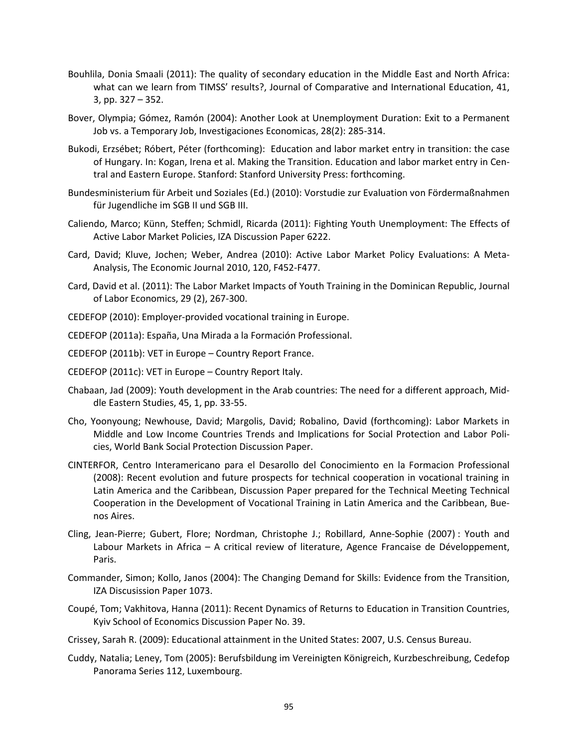Bouhlila, Donia Smaali (2011): The quality of secondary education in the Middle East and North Africa: what can we learn from TIMSS' results?, Journal of Comparative and International Education, 41, 3, pp. 327 – 352.

Bover, Olympia; Gómez, Ramón (2004): Another Look at Unemployment Duration: Exit to a Permanent Job vs. a Temporary Job, Investigaciones Economicas, 28(2): 285-314.

Bukodi, Erzsébet; Róbert, Péter (forthcoming): Education and labor market entry in transition: the case of Hungary. In: Kogan, Irena et al. Making the Transition. Education and labor market entry in Central and Eastern Europe. Stanford: Stanford University Press: forthcoming.

Bundesministerium für Arbeit und Soziales (Ed.) (2010): Vorstudie zur Evaluation von Fördermaßnahmen für Jugendliche im SGB II und SGB III.

Caliendo, Marco; Künn, Steffen; Schmidl, Ricarda (2011): Fighting Youth Unemployment: The Effects of Active Labor Market Policies, IZA Discussion Paper 6222.

Card, David; Kluve, Jochen; Weber, Andrea (2010): Active Labor Market Policy Evaluations: A Meta-Analysis, The Economic Journal 2010, 120, F452-F477.

Card, David et al. (2011): The Labor Market Impacts of Youth Training in the Dominican Republic, Journal of Labor Economics, 29 (2), 267-300.

CEDEFOP (2010): Employer-provided vocational training in Europe.

CEDEFOP (2011a): España, Una Mirada a la Formación Professional.

CEDEFOP (2011b): VET in Europe – Country Report France.

CEDEFOP (2011c): VET in Europe – Country Report Italy.

Chabaan, Jad (2009): Youth development in the Arab countries: The need for a different approach, Middle Eastern Studies, 45, 1, pp. 33-55.

Cho, Yoonyoung; Newhouse, David; Margolis, David; Robalino, David (forthcoming): Labor Markets in Middle and Low Income Countries Trends and Implications for Social Protection and Labor Policies, World Bank Social Protection Discussion Paper.

CINTERFOR, Centro Interamericano para el Desarollo del Conocimiento en la Formacion Professional (2008): Recent evolution and future prospects for technical cooperation in vocational training in Latin America and the Caribbean, Discussion Paper prepared for the Technical Meeting Technical Cooperation in the Development of Vocational Training in Latin America and the Caribbean, Buenos Aires.

Cling, Jean-Pierre; Gubert, Flore; Nordman, Christophe J.; Robillard, Anne-Sophie (2007) : Youth and Labour Markets in Africa – A critical review of literature, Agence Francaise de Développement, Paris.

Commander, Simon; Kollo, Janos (2004): The Changing Demand for Skills: Evidence from the Transition, IZA Discusission Paper 1073.

Coupé, Tom; Vakhitova, Hanna (2011): Recent Dynamics of Returns to Education in Transition Countries, Kyiv School of Economics Discussion Paper No. 39.

Crissey, Sarah R. (2009): Educational attainment in the United States: 2007, U.S. Census Bureau.

Cuddy, Natalia; Leney, Tom (2005): Berufsbildung im Vereinigten Königreich, Kurzbeschreibung, Cedefop Panorama Series 112, Luxembourg.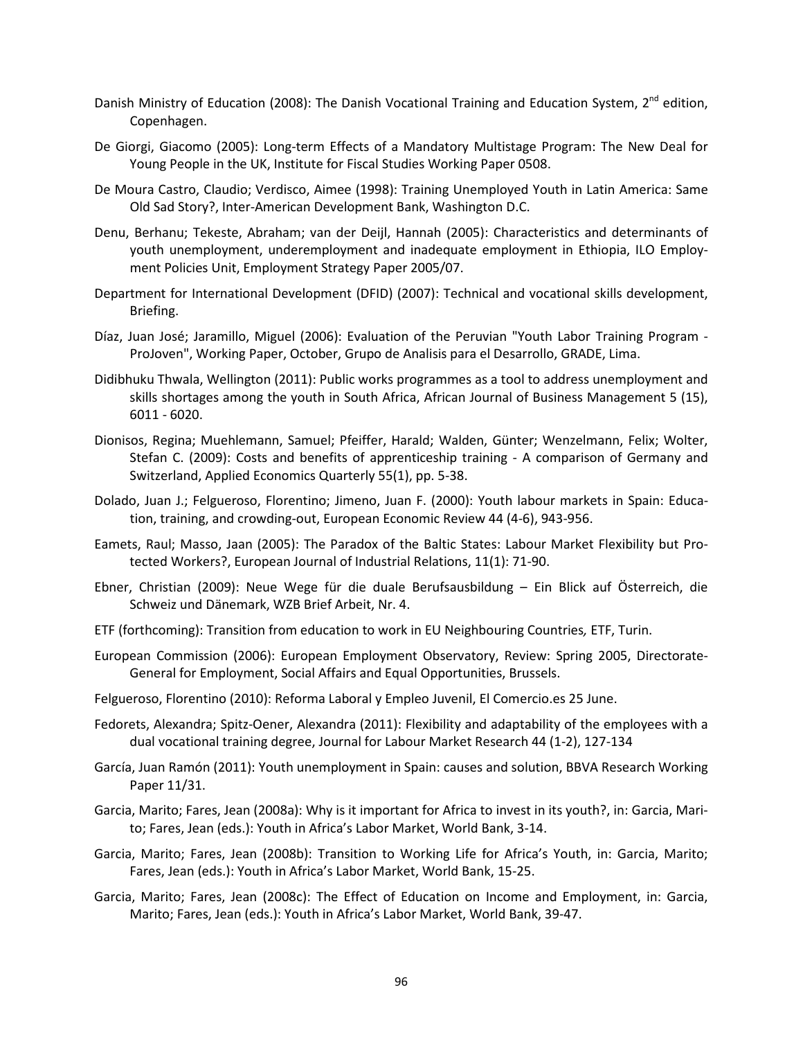Danish Ministry of Education (2008): The Danish Vocational Training and Education System, 2nd edition, Copenhagen.

De Giorgi, Giacomo (2005): Long-term Effects of a Mandatory Multistage Program: The New Deal for Young People in the UK, Institute for Fiscal Studies Working Paper 0508.

De Moura Castro, Claudio; Verdisco, Aimee (1998): Training Unemployed Youth in Latin America: Same Old Sad Story?, Inter-American Development Bank, Washington D.C.

Denu, Berhanu; Tekeste, Abraham; van der Deijl, Hannah (2005): Characteristics and determinants of youth unemployment, underemployment and inadequate employment in Ethiopia, ILO Employment Policies Unit, Employment Strategy Paper 2005/07.

Department for International Development (DFID) (2007): Technical and vocational skills development, Briefing.

Díaz, Juan José; Jaramillo, Miguel (2006): Evaluation of the Peruvian "Youth Labor Training Program - ProJoven", Working Paper, October, Grupo de Analisis para el Desarrollo, GRADE, Lima.

Didibhuku Thwala, Wellington (2011): Public works programmes as a tool to address unemployment and skills shortages among the youth in South Africa, African Journal of Business Management 5 (15), 6011 - 6020.

Dionisos, Regina; Muehlemann, Samuel; Pfeiffer, Harald; Walden, Günter; Wenzelmann, Felix; Wolter, Stefan C. (2009): Costs and benefits of apprenticeship training - A comparison of Germany and Switzerland, Applied Economics Quarterly 55(1), pp. 5-38.

Dolado, Juan J.; Felgueroso, Florentino; Jimeno, Juan F. (2000): Youth labour markets in Spain: Education, training, and crowding-out, European Economic Review 44 (4-6), 943-956.

Eamets, Raul; Masso, Jaan (2005): The Paradox of the Baltic States: Labour Market Flexibility but Protected Workers?, European Journal of Industrial Relations, 11(1): 71-90.

Ebner, Christian (2009): Neue Wege für die duale Berufsausbildung – Ein Blick auf Österreich, die Schweiz und Dänemark, WZB Brief Arbeit, Nr. 4.

ETF (forthcoming): Transition from education to work in EU Neighbouring Countries*,* ETF, Turin.

European Commission (2006): European Employment Observatory, Review: Spring 2005, Directorate-General for Employment, Social Affairs and Equal Opportunities, Brussels.

Felgueroso, Florentino (2010): Reforma Laboral y Empleo Juvenil, El Comercio.es 25 June.

Fedorets, Alexandra; Spitz-Oener, Alexandra (2011): Flexibility and adaptability of the employees with a dual vocational training degree, Journal for Labour Market Research 44 (1-2), 127-134

García, Juan Ramón (2011): Youth unemployment in Spain: causes and solution, BBVA Research Working Paper 11/31.

Garcia, Marito; Fares, Jean (2008a): Why is it important for Africa to invest in its youth?, in: Garcia, Marito; Fares, Jean (eds.): Youth in Africa's Labor Market, World Bank, 3-14.

Garcia, Marito; Fares, Jean (2008b): Transition to Working Life for Africa's Youth, in: Garcia, Marito; Fares, Jean (eds.): Youth in Africa's Labor Market, World Bank, 15-25.

Garcia, Marito; Fares, Jean (2008c): The Effect of Education on Income and Employment, in: Garcia, Marito; Fares, Jean (eds.): Youth in Africa's Labor Market, World Bank, 39-47.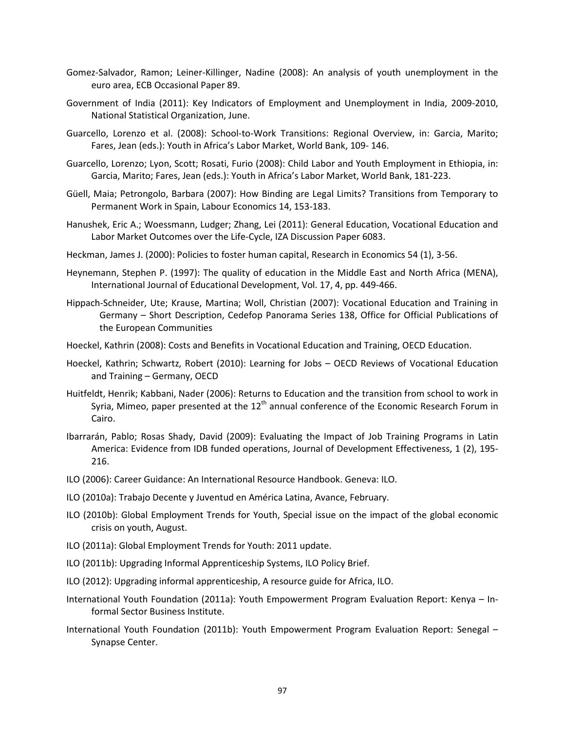Gomez-Salvador, Ramon; Leiner-Killinger, Nadine (2008): An analysis of youth unemployment in the euro area, ECB Occasional Paper 89.

Government of India (2011): Key Indicators of Employment and Unemployment in India, 2009-2010, National Statistical Organization, June.

Guarcello, Lorenzo et al. (2008): School-to-Work Transitions: Regional Overview, in: Garcia, Marito; Fares, Jean (eds.): Youth in Africa's Labor Market, World Bank, 109- 146.

Guarcello, Lorenzo; Lyon, Scott; Rosati, Furio (2008): Child Labor and Youth Employment in Ethiopia, in: Garcia, Marito; Fares, Jean (eds.): Youth in Africa's Labor Market, World Bank, 181-223.

Güell, Maia; Petrongolo, Barbara (2007): How Binding are Legal Limits? Transitions from Temporary to Permanent Work in Spain, Labour Economics 14, 153-183.

Hanushek, Eric A.; Woessmann, Ludger; Zhang, Lei (2011): General Education, Vocational Education and Labor Market Outcomes over the Life-Cycle, IZA Discussion Paper 6083.

Heckman, James J. (2000): Policies to foster human capital, Research in Economics 54 (1), 3-56.

Heynemann, Stephen P. (1997): The quality of education in the Middle East and North Africa (MENA), International Journal of Educational Development, Vol. 17, 4, pp. 449-466.

Hippach-Schneider, Ute; Krause, Martina; Woll, Christian (2007): Vocational Education and Training in Germany – Short Description, Cedefop Panorama Series 138, Office for Official Publications of the European Communities

Hoeckel, Kathrin (2008): Costs and Benefits in Vocational Education and Training, OECD Education.

Hoeckel, Kathrin; Schwartz, Robert (2010): Learning for Jobs – OECD Reviews of Vocational Education and Training – Germany, OECD

Huitfeldt, Henrik; Kabbani, Nader (2006): Returns to Education and the transition from school to work in Syria, Mimeo, paper presented at the 12th annual conference of the Economic Research Forum in Cairo.

Ibarrarán, Pablo; Rosas Shady, David (2009): Evaluating the Impact of Job Training Programs in Latin America: Evidence from IDB funded operations, Journal of Development Effectiveness, 1 (2), 195-216.

ILO (2006): Career Guidance: An International Resource Handbook. Geneva: ILO.

ILO (2010a): Trabajo Decente y Juventud en América Latina, Avance, February.

ILO (2010b): Global Employment Trends for Youth, Special issue on the impact of the global economic crisis on youth, August.

ILO (2011a): Global Employment Trends for Youth: 2011 update.

ILO (2011b): Upgrading Informal Apprenticeship Systems, ILO Policy Brief.

ILO (2012): Upgrading informal apprenticeship, A resource guide for Africa, ILO.

International Youth Foundation (2011a): Youth Empowerment Program Evaluation Report: Kenya – Informal Sector Business Institute.

International Youth Foundation (2011b): Youth Empowerment Program Evaluation Report: Senegal – Synapse Center.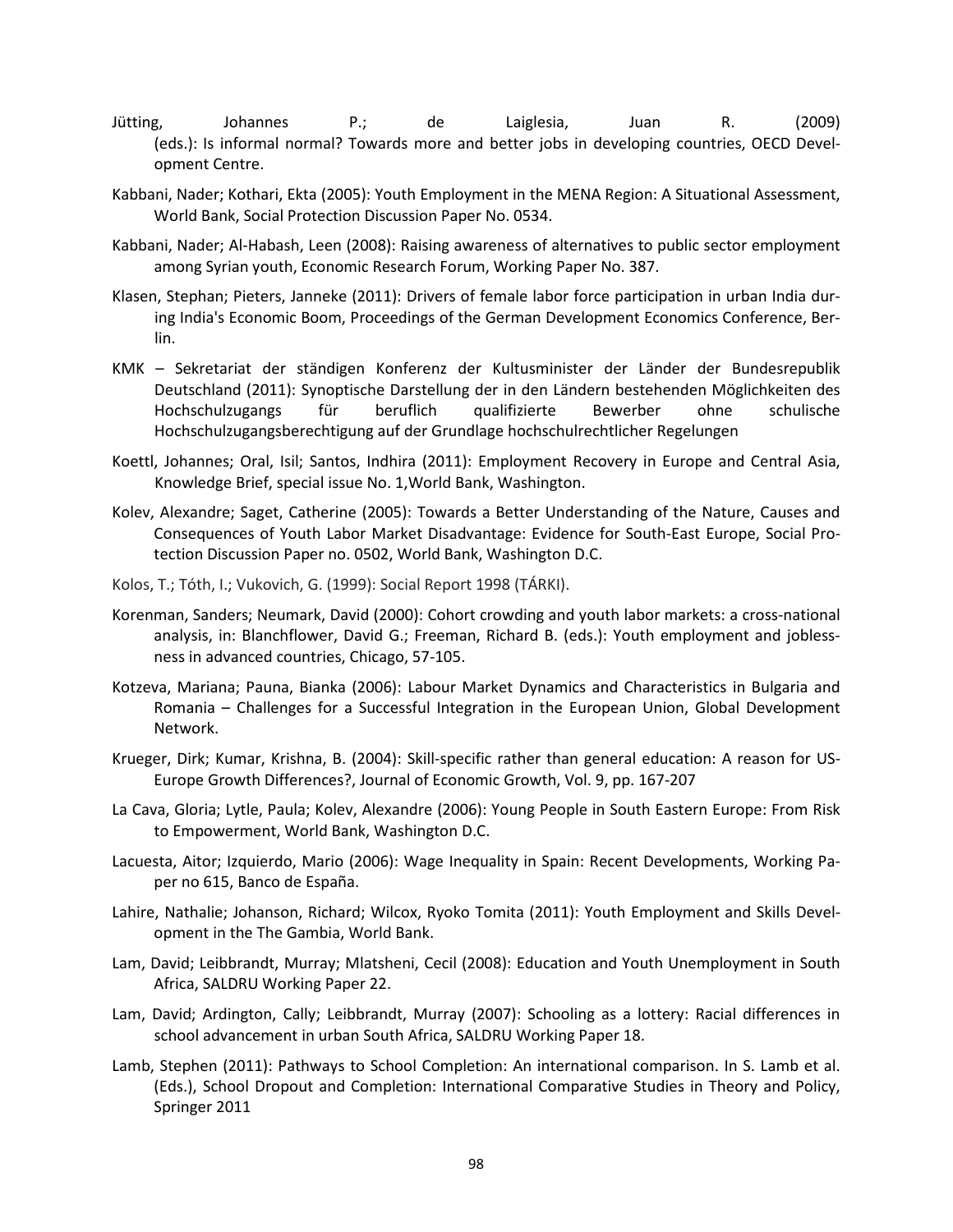Jütting, Johannes P.; de Laiglesia, Juan R. (2009) (eds.): Is informal normal? Towards more and better jobs in developing countries, OECD Development Centre.

Kabbani, Nader; Kothari, Ekta (2005): Youth Employment in the MENA Region: A Situational Assessment, World Bank, Social Protection Discussion Paper No. 0534.

Kabbani, Nader; Al-Habash, Leen (2008): Raising awareness of alternatives to public sector employment among Syrian youth, Economic Research Forum, Working Paper No. 387.

Klasen, Stephan; Pieters, Janneke (2011): Drivers of female labor force participation in urban India during India's Economic Boom, Proceedings of the German Development Economics Conference, Berlin.

KMK – Sekretariat der ständigen Konferenz der Kultusminister der Länder der Bundesrepublik Deutschland (2011): Synoptische Darstellung der in den Ländern bestehenden Möglichkeiten des Hochschulzugangs für beruflich qualifizierte Bewerber ohne schulische Hochschulzugangsberechtigung auf der Grundlage hochschulrechtlicher Regelungen

Koettl, Johannes; Oral, Isil; Santos, Indhira (2011): Employment Recovery in Europe and Central Asia, Knowledge Brief, special issue No. 1,World Bank, Washington.

Kolev, Alexandre; Saget, Catherine (2005): Towards a Better Understanding of the Nature, Causes and Consequences of Youth Labor Market Disadvantage: Evidence for South-East Europe, Social Protection Discussion Paper no. 0502, World Bank, Washington D.C.

Kolos, T.; Tóth, I.; Vukovich, G. (1999): Social Report 1998 (TÁRKI).

Korenman, Sanders; Neumark, David (2000): Cohort crowding and youth labor markets: a cross-national analysis, in: Blanchflower, David G.; Freeman, Richard B. (eds.): Youth employment and joblessness in advanced countries, Chicago, 57-105.

Kotzeva, Mariana; Pauna, Bianka (2006): Labour Market Dynamics and Characteristics in Bulgaria and Romania – Challenges for a Successful Integration in the European Union, Global Development Network.

Krueger, Dirk; Kumar, Krishna, B. (2004): Skill-specific rather than general education: A reason for US-Europe Growth Differences?, Journal of Economic Growth, Vol. 9, pp. 167-207

La Cava, Gloria; Lytle, Paula; Kolev, Alexandre (2006): Young People in South Eastern Europe: From Risk to Empowerment, World Bank, Washington D.C.

Lacuesta, Aitor; Izquierdo, Mario (2006): Wage Inequality in Spain: Recent Developments, Working Paper no 615, Banco de España.

Lahire, Nathalie; Johanson, Richard; Wilcox, Ryoko Tomita (2011): Youth Employment and Skills Development in the The Gambia, World Bank.

Lam, David; Leibbrandt, Murray; Mlatsheni, Cecil (2008): Education and Youth Unemployment in South Africa, SALDRU Working Paper 22.

Lam, David; Ardington, Cally; Leibbrandt, Murray (2007): Schooling as a lottery: Racial differences in school advancement in urban South Africa, SALDRU Working Paper 18.

Lamb, Stephen (2011): Pathways to School Completion: An international comparison. In S. Lamb et al. (Eds.), School Dropout and Completion: International Comparative Studies in Theory and Policy, Springer 2011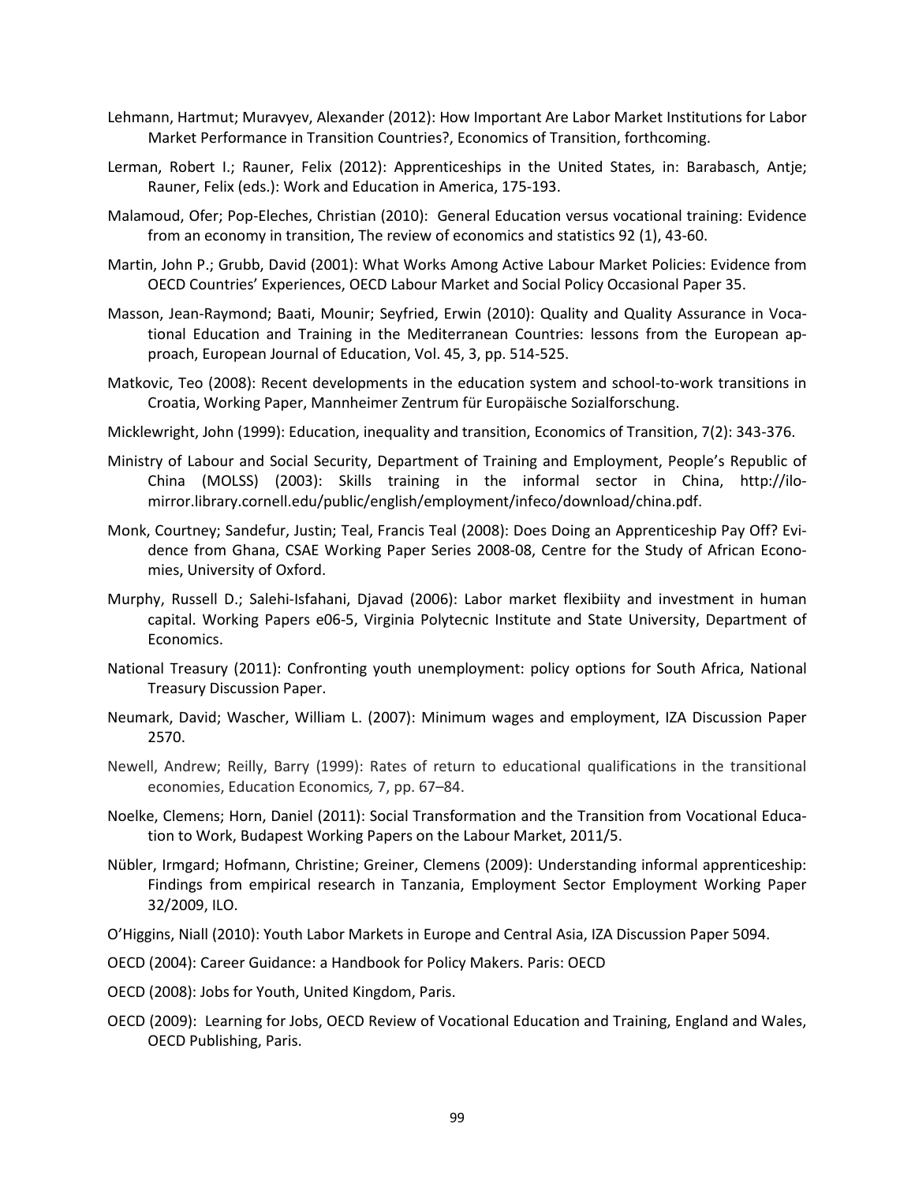Lehmann, Hartmut; Muravyev, Alexander (2012): How Important Are Labor Market Institutions for Labor Market Performance in Transition Countries?, Economics of Transition, forthcoming.

Lerman, Robert I.; Rauner, Felix (2012): Apprenticeships in the United States, in: Barabasch, Antje; Rauner, Felix (eds.): Work and Education in America, 175-193.

Malamoud, Ofer; Pop-Eleches, Christian (2010): General Education versus vocational training: Evidence from an economy in transition, The review of economics and statistics 92 (1), 43-60.

Martin, John P.; Grubb, David (2001): What Works Among Active Labour Market Policies: Evidence from OECD Countries' Experiences, OECD Labour Market and Social Policy Occasional Paper 35.

Masson, Jean-Raymond; Baati, Mounir; Seyfried, Erwin (2010): Quality and Quality Assurance in Vocational Education and Training in the Mediterranean Countries: lessons from the European approach, European Journal of Education, Vol. 45, 3, pp. 514-525.

Matkovic, Teo (2008): Recent developments in the education system and school-to-work transitions in Croatia, Working Paper, Mannheimer Zentrum für Europäische Sozialforschung.

Micklewright, John (1999): Education, inequality and transition, Economics of Transition, 7(2): 343-376.

Ministry of Labour and Social Security, Department of Training and Employment, People's Republic of China (MOLSS) (2003): Skills training in the informal sector in China, http://ilo-mirror.library.cornell.edu/public/english/employment/infeco/download/china.pdf.

Monk, Courtney; Sandefur, Justin; Teal, Francis Teal (2008): Does Doing an Apprenticeship Pay Off? Evidence from Ghana, CSAE Working Paper Series 2008-08, Centre for the Study of African Economies, University of Oxford.

Murphy, Russell D.; Salehi-Isfahani, Djavad (2006): Labor market flexibiity and investment in human capital. Working Papers e06-5, Virginia Polytecnic Institute and State University, Department of Economics.

National Treasury (2011): Confronting youth unemployment: policy options for South Africa, National Treasury Discussion Paper.

Neumark, David; Wascher, William L. (2007): Minimum wages and employment, IZA Discussion Paper 2570.

Newell, Andrew; Reilly, Barry (1999): Rates of return to educational qualifications in the transitional economies, Education Economics*,* 7, pp. 67–84.

Noelke, Clemens; Horn, Daniel (2011): Social Transformation and the Transition from Vocational Education to Work, Budapest Working Papers on the Labour Market, 2011/5.

Nübler, Irmgard; Hofmann, Christine; Greiner, Clemens (2009): Understanding informal apprenticeship: Findings from empirical research in Tanzania, Employment Sector Employment Working Paper 32/2009, ILO.

O'Higgins, Niall (2010): Youth Labor Markets in Europe and Central Asia, IZA Discussion Paper 5094.

OECD (2004): Career Guidance: a Handbook for Policy Makers. Paris: OECD

OECD (2008): Jobs for Youth, United Kingdom, Paris.

OECD (2009): Learning for Jobs, OECD Review of Vocational Education and Training, England and Wales, OECD Publishing, Paris.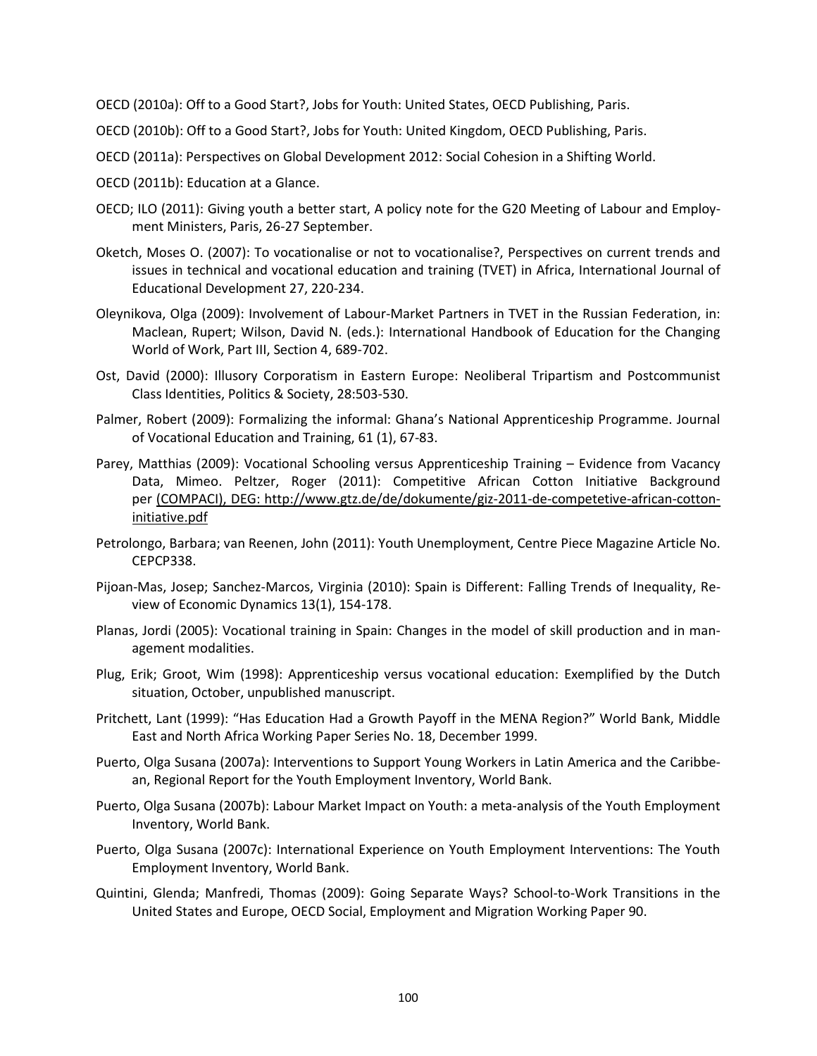OECD (2010a): Off to a Good Start?, Jobs for Youth: United States, OECD Publishing, Paris.

OECD (2010b): Off to a Good Start?, Jobs for Youth: United Kingdom, OECD Publishing, Paris.

OECD (2011a): Perspectives on Global Development 2012: Social Cohesion in a Shifting World.

OECD (2011b): Education at a Glance.

OECD; ILO (2011): Giving youth a better start, A policy note for the G20 Meeting of Labour and Employment Ministers, Paris, 26-27 September.

Oketch, Moses O. (2007): To vocationalise or not to vocationalise?, Perspectives on current trends and issues in technical and vocational education and training (TVET) in Africa, International Journal of Educational Development 27, 220-234.

Oleynikova, Olga (2009): Involvement of Labour-Market Partners in TVET in the Russian Federation, in: Maclean, Rupert; Wilson, David N. (eds.): International Handbook of Education for the Changing World of Work, Part III, Section 4, 689-702.

Ost, David (2000): Illusory Corporatism in Eastern Europe: Neoliberal Tripartism and Postcommunist Class Identities, Politics & Society, 28:503-530.

Palmer, Robert (2009): Formalizing the informal: Ghana's National Apprenticeship Programme. Journal of Vocational Education and Training, 61 (1), 67-83.

Parey, Matthias (2009): Vocational Schooling versus Apprenticeship Training – Evidence from Vacancy Data, Mimeo. Peltzer, Roger (2011): Competitive African Cotton Initiative Background per (COMPACI), DEG: http://www.gtz.de/de/dokumente/giz-2011-de-competetive-african-cotton-initiative.pdf

Petrolongo, Barbara; van Reenen, John (2011): Youth Unemployment, Centre Piece Magazine Article No. CEPCP338.

Pijoan-Mas, Josep; Sanchez-Marcos, Virginia (2010): Spain is Different: Falling Trends of Inequality, Review of Economic Dynamics 13(1), 154-178.

Planas, Jordi (2005): Vocational training in Spain: Changes in the model of skill production and in management modalities.

Plug, Erik; Groot, Wim (1998): Apprenticeship versus vocational education: Exemplified by the Dutch situation, October, unpublished manuscript.

Pritchett, Lant (1999): "Has Education Had a Growth Payoff in the MENA Region?" World Bank, Middle East and North Africa Working Paper Series No. 18, December 1999.

Puerto, Olga Susana (2007a): Interventions to Support Young Workers in Latin America and the Caribbean, Regional Report for the Youth Employment Inventory, World Bank.

Puerto, Olga Susana (2007b): Labour Market Impact on Youth: a meta-analysis of the Youth Employment Inventory, World Bank.

Puerto, Olga Susana (2007c): International Experience on Youth Employment Interventions: The Youth Employment Inventory, World Bank.

Quintini, Glenda; Manfredi, Thomas (2009): Going Separate Ways? School-to-Work Transitions in the United States and Europe, OECD Social, Employment and Migration Working Paper 90.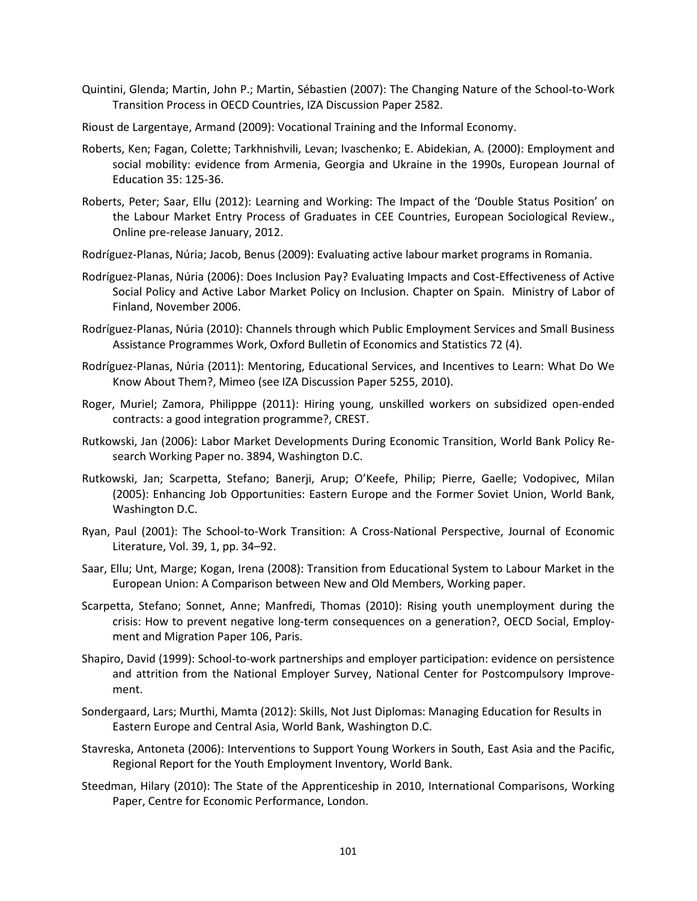Quintini, Glenda; Martin, John P.; Martin, Sébastien (2007): The Changing Nature of the School-to-Work Transition Process in OECD Countries, IZA Discussion Paper 2582.

Rioust de Largentaye, Armand (2009): Vocational Training and the Informal Economy.

Roberts, Ken; Fagan, Colette; Tarkhnishvili, Levan; Ivaschenko; E. Abidekian, A. (2000): Employment and social mobility: evidence from Armenia, Georgia and Ukraine in the 1990s, European Journal of Education 35: 125-36.

Roberts, Peter; Saar, Ellu (2012): Learning and Working: The Impact of the 'Double Status Position' on the Labour Market Entry Process of Graduates in CEE Countries, European Sociological Review., Online pre-release January, 2012.

Rodríguez-Planas, Núria; Jacob, Benus (2009): Evaluating active labour market programs in Romania.

Rodríguez-Planas, Núria (2006): Does Inclusion Pay? Evaluating Impacts and Cost-Effectiveness of Active Social Policy and Active Labor Market Policy on Inclusion. Chapter on Spain. Ministry of Labor of Finland, November 2006.

Rodríguez-Planas, Núria (2010): Channels through which Public Employment Services and Small Business Assistance Programmes Work, Oxford Bulletin of Economics and Statistics 72 (4).

Rodríguez-Planas, Núria (2011): Mentoring, Educational Services, and Incentives to Learn: What Do We Know About Them?, Mimeo (see IZA Discussion Paper 5255, 2010).

Roger, Muriel; Zamora, Philipppe (2011): Hiring young, unskilled workers on subsidized open-ended contracts: a good integration programme?, CREST.

Rutkowski, Jan (2006): Labor Market Developments During Economic Transition, World Bank Policy Research Working Paper no. 3894, Washington D.C.

Rutkowski, Jan; Scarpetta, Stefano; Banerji, Arup; O'Keefe, Philip; Pierre, Gaelle; Vodopivec, Milan (2005): Enhancing Job Opportunities: Eastern Europe and the Former Soviet Union, World Bank, Washington D.C.

Ryan, Paul (2001): The School-to-Work Transition: A Cross-National Perspective, Journal of Economic Literature, Vol. 39, 1, pp. 34–92.

Saar, Ellu; Unt, Marge; Kogan, Irena (2008): Transition from Educational System to Labour Market in the European Union: A Comparison between New and Old Members, Working paper.

Scarpetta, Stefano; Sonnet, Anne; Manfredi, Thomas (2010): Rising youth unemployment during the crisis: How to prevent negative long-term consequences on a generation?, OECD Social, Employment and Migration Paper 106, Paris.

Shapiro, David (1999): School-to-work partnerships and employer participation: evidence on persistence and attrition from the National Employer Survey, National Center for Postcompulsory Improvement.

Sondergaard, Lars; Murthi, Mamta (2012): Skills, Not Just Diplomas: Managing Education for Results in Eastern Europe and Central Asia, World Bank, Washington D.C.

Stavreska, Antoneta (2006): Interventions to Support Young Workers in South, East Asia and the Pacific, Regional Report for the Youth Employment Inventory, World Bank.

Steedman, Hilary (2010): The State of the Apprenticeship in 2010, International Comparisons, Working Paper, Centre for Economic Performance, London.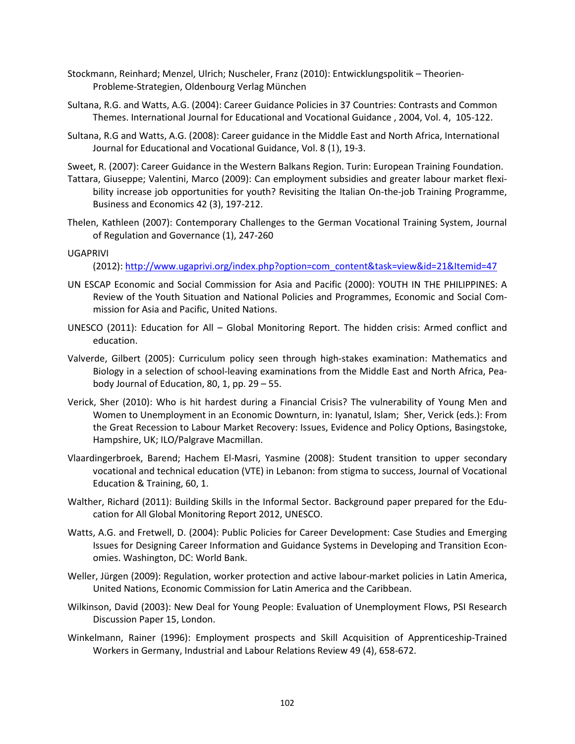Stockmann, Reinhard; Menzel, Ulrich; Nuscheler, Franz (2010): Entwicklungspolitik – Theorien-Probleme-Strategien, Oldenbourg Verlag München

Sultana, R.G. and Watts, A.G. (2004): Career Guidance Policies in 37 Countries: Contrasts and Common Themes. International Journal for Educational and Vocational Guidance , 2004, Vol. 4, 105-122.

Sultana, R.G and Watts, A.G. (2008): Career guidance in the Middle East and North Africa, International Journal for Educational and Vocational Guidance, Vol. 8 (1), 19-3.

Sweet, R. (2007): Career Guidance in the Western Balkans Region. Turin: European Training Foundation.

Tattara, Giuseppe; Valentini, Marco (2009): Can employment subsidies and greater labour market flexibility increase job opportunities for youth? Revisiting the Italian On-the-job Training Programme, Business and Economics 42 (3), 197-212.

Thelen, Kathleen (2007): Contemporary Challenges to the German Vocational Training System, Journal of Regulation and Governance (1), 247-260

UGAPRIVI (2012): http://www.ugaprivi.org/index.php?option=com_content&task=view&id=21&Itemid=47

UN ESCAP Economic and Social Commission for Asia and Pacific (2000): YOUTH IN THE PHILIPPINES: A Review of the Youth Situation and National Policies and Programmes, Economic and Social Commission for Asia and Pacific, United Nations.

UNESCO (2011): Education for All – Global Monitoring Report. The hidden crisis: Armed conflict and education.

Valverde, Gilbert (2005): Curriculum policy seen through high-stakes examination: Mathematics and Biology in a selection of school-leaving examinations from the Middle East and North Africa, Peabody Journal of Education, 80, 1, pp. 29 – 55.

Verick, Sher (2010): Who is hit hardest during a Financial Crisis? The vulnerability of Young Men and Women to Unemployment in an Economic Downturn, in: Iyanatul, Islam; Sher, Verick (eds.): From the Great Recession to Labour Market Recovery: Issues, Evidence and Policy Options, Basingstoke, Hampshire, UK; ILO/Palgrave Macmillan.

Vlaardingerbroek, Barend; Hachem El-Masri, Yasmine (2008): Student transition to upper secondary vocational and technical education (VTE) in Lebanon: from stigma to success, Journal of Vocational Education & Training, 60, 1.

Walther, Richard (2011): Building Skills in the Informal Sector. Background paper prepared for the Education for All Global Monitoring Report 2012, UNESCO.

Watts, A.G. and Fretwell, D. (2004): Public Policies for Career Development: Case Studies and Emerging Issues for Designing Career Information and Guidance Systems in Developing and Transition Economies. Washington, DC: World Bank.

Weller, Jürgen (2009): Regulation, worker protection and active labour-market policies in Latin America, United Nations, Economic Commission for Latin America and the Caribbean.

Wilkinson, David (2003): New Deal for Young People: Evaluation of Unemployment Flows, PSI Research Discussion Paper 15, London.

Winkelmann, Rainer (1996): Employment prospects and Skill Acquisition of Apprenticeship-Trained Workers in Germany, Industrial and Labour Relations Review 49 (4), 658-672.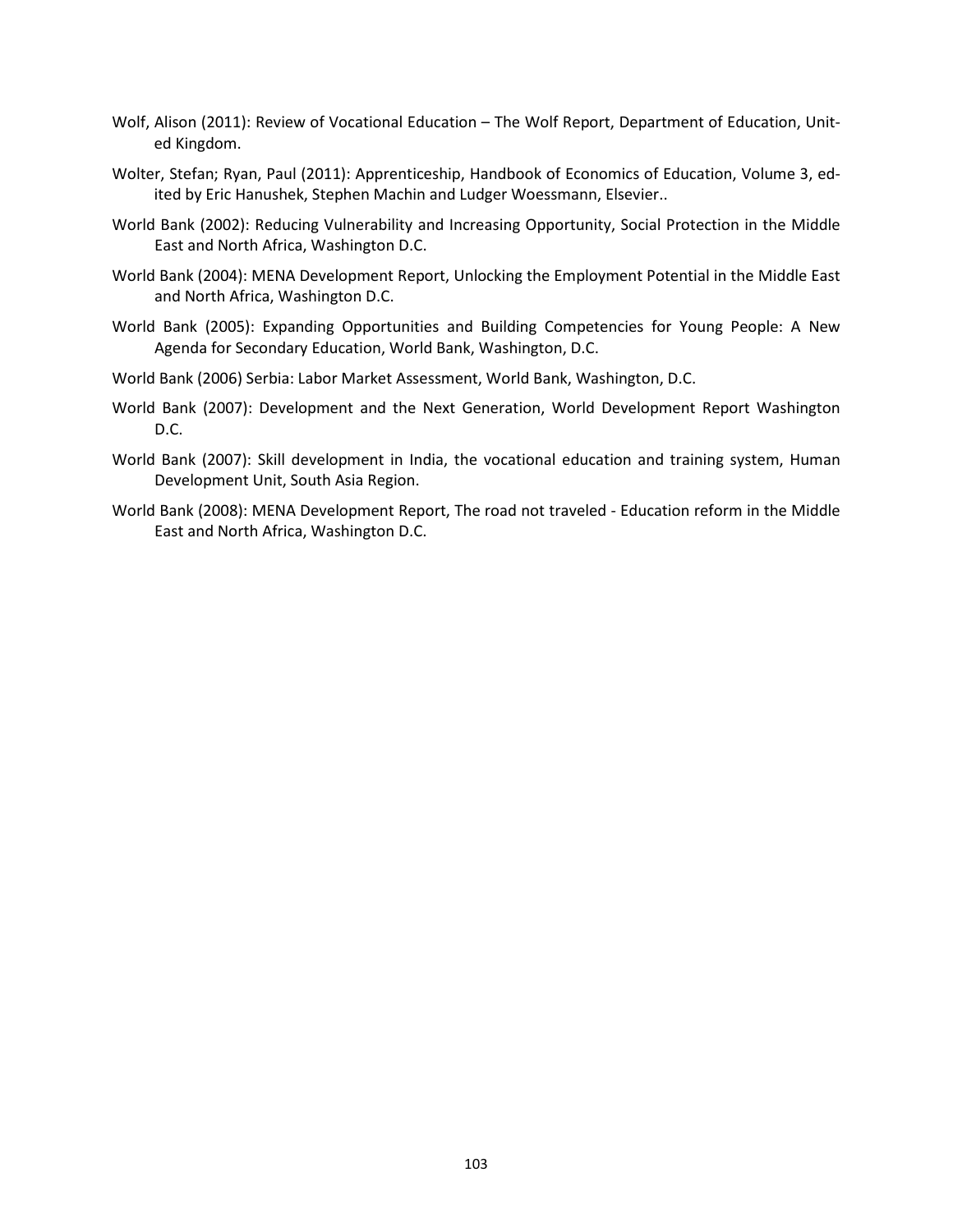Wolf, Alison (2011): Review of Vocational Education – The Wolf Report, Department of Education, United Kingdom.

Wolter, Stefan; Ryan, Paul (2011): Apprenticeship, Handbook of Economics of Education, Volume 3, edited by Eric Hanushek, Stephen Machin and Ludger Woessmann, Elsevier..

World Bank (2002): Reducing Vulnerability and Increasing Opportunity, Social Protection in the Middle East and North Africa, Washington D.C.

World Bank (2004): MENA Development Report, Unlocking the Employment Potential in the Middle East and North Africa, Washington D.C.

World Bank (2005): Expanding Opportunities and Building Competencies for Young People: A New Agenda for Secondary Education, World Bank, Washington, D.C.

World Bank (2006) Serbia: Labor Market Assessment, World Bank, Washington, D.C.

World Bank (2007): Development and the Next Generation, World Development Report Washington D.C.

World Bank (2007): Skill development in India, the vocational education and training system, Human Development Unit, South Asia Region.

World Bank (2008): MENA Development Report, The road not traveled - Education reform in the Middle East and North Africa, Washington D.C.